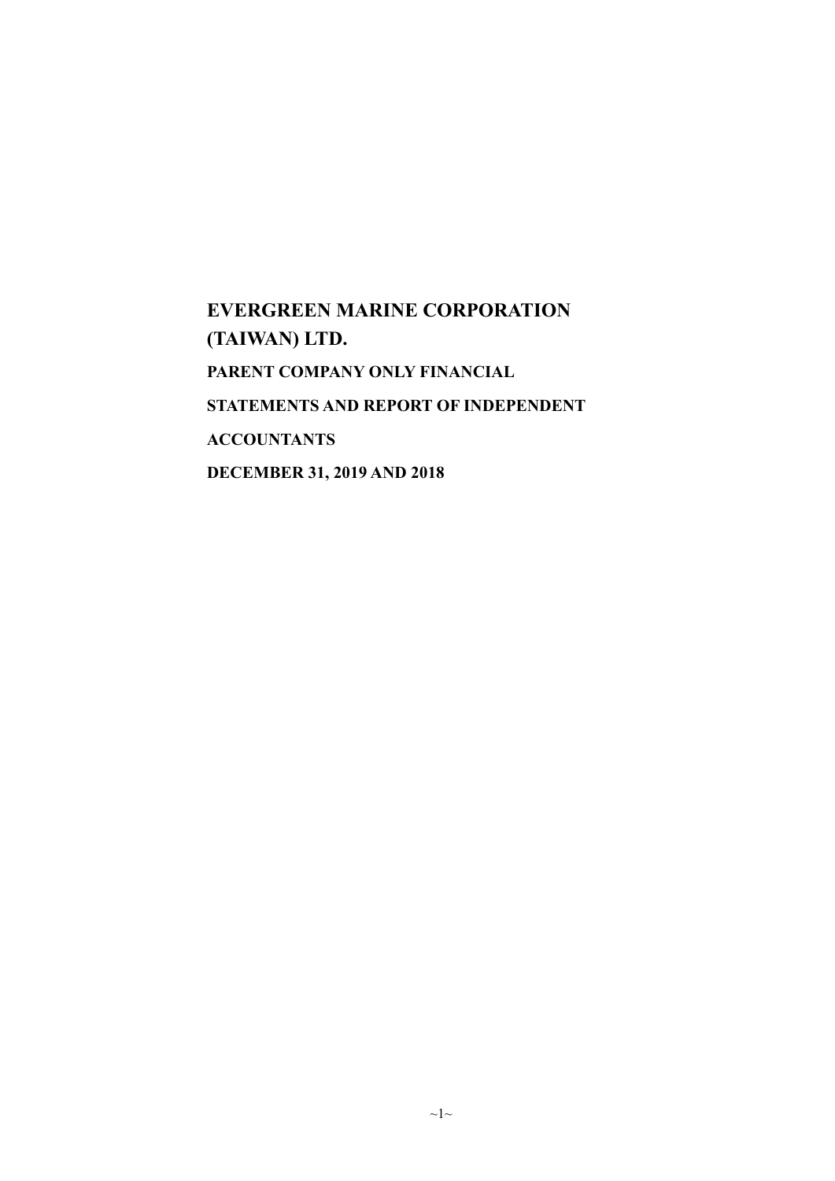# EVERGREEN MARINE CORPORATION (TAIWAN) LTD.

**PARENT COMPANY ONLY FINANCIAL STATEMENTS AND REPORT OF INDEPENDENT ACCOUNTANTS**

**DECEMBER 31, 2019 AND 2018**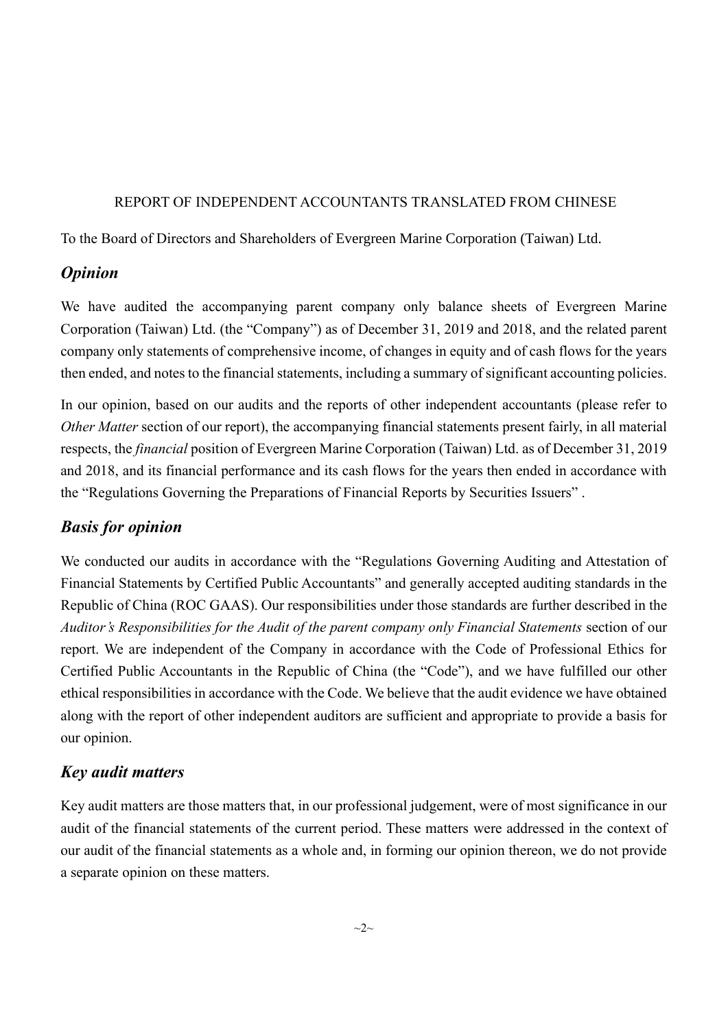REPORT OF INDEPENDENT ACCOUNTANTS TRANSLATED FROM CHINESE

To the Board of Directors and Shareholders of Evergreen Marine Corporation (Taiwan) Ltd.

## *Opinion*

We have audited the accompanying parent company only balance sheets of Evergreen Marine Corporation (Taiwan) Ltd. (the "Company") as of December 31, 2019 and 2018, and the related parent company only statements of comprehensive income, of changes in equity and of cash flows for the years then ended, and notes to the financial statements, including a summary of significant accounting policies.

In our opinion, based on our audits and the reports of other independent accountants (please refer to *Other Matter* section of our report), the accompanying financial statements present fairly, in all material respects, the *financial* position of Evergreen Marine Corporation (Taiwan) Ltd. as of December 31, 2019 and 2018, and its financial performance and its cash flows for the years then ended in accordance with the "Regulations Governing the Preparations of Financial Reports by Securities Issuers" .

## *Basis for opinion*

We conducted our audits in accordance with the "Regulations Governing Auditing and Attestation of Financial Statements by Certified Public Accountants" and generally accepted auditing standards in the Republic of China (ROC GAAS). Our responsibilities under those standards are further described in the *Auditor's Responsibilities for the Audit of the parent company only Financial Statements* section of our report. We are independent of the Company in accordance with the Code of Professional Ethics for Certified Public Accountants in the Republic of China (the "Code"), and we have fulfilled our other ethical responsibilities in accordance with the Code. We believe that the audit evidence we have obtained along with the report of other independent auditors are sufficient and appropriate to provide a basis for our opinion.

## *Key audit matters*

Key audit matters are those matters that, in our professional judgement, were of most significance in our audit of the financial statements of the current period. These matters were addressed in the context of our audit of the financial statements as a whole and, in forming our opinion thereon, we do not provide a separate opinion on these matters.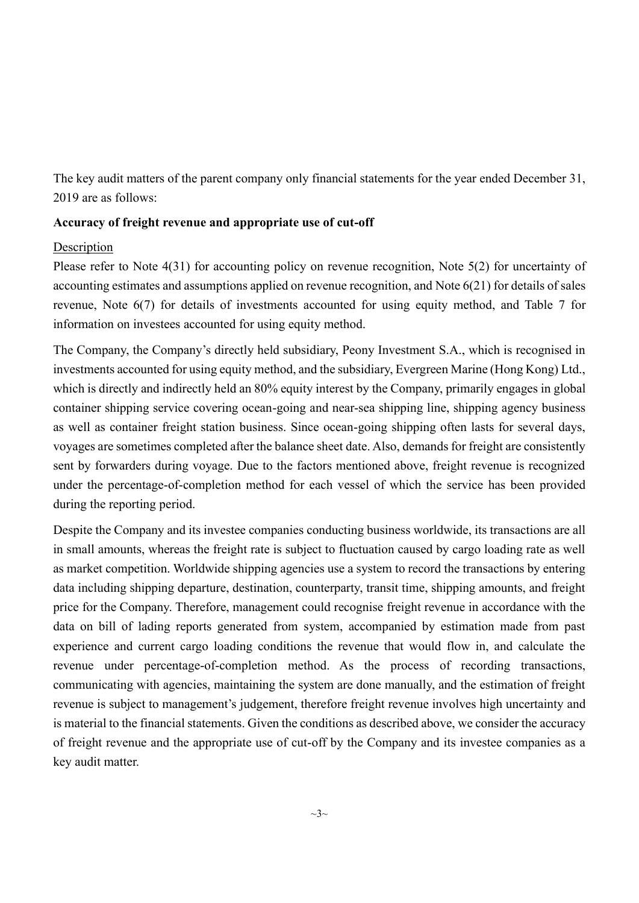The key audit matters of the parent company only financial statements for the year ended December 31, 2019 are as follows:

**Accuracy of freight revenue and appropriate use of cut-off**

Description

Please refer to Note 4(31) for accounting policy on revenue recognition, Note 5(2) for uncertainty of accounting estimates and assumptions applied on revenue recognition, and Note 6(21) for details of sales revenue, Note 6(7) for details of investments accounted for using equity method, and Table 7 for information on investees accounted for using equity method.

The Company, the Company's directly held subsidiary, Peony Investment S.A., which is recognised in investments accounted for using equity method, and the subsidiary, Evergreen Marine (Hong Kong) Ltd., which is directly and indirectly held an 80% equity interest by the Company, primarily engages in global container shipping service covering ocean-going and near-sea shipping line, shipping agency business as well as container freight station business. Since ocean-going shipping often lasts for several days, voyages are sometimes completed after the balance sheet date. Also, demands for freight are consistently sent by forwarders during voyage. Due to the factors mentioned above, freight revenue is recognized under the percentage-of-completion method for each vessel of which the service has been provided during the reporting period.

Despite the Company and its investee companies conducting business worldwide, its transactions are all in small amounts, whereas the freight rate is subject to fluctuation caused by cargo loading rate as well as market competition. Worldwide shipping agencies use a system to record the transactions by entering data including shipping departure, destination, counterparty, transit time, shipping amounts, and freight price for the Company. Therefore, management could recognise freight revenue in accordance with the data on bill of lading reports generated from system, accompanied by estimation made from past experience and current cargo loading conditions the revenue that would flow in, and calculate the revenue under percentage-of-completion method. As the process of recording transactions, communicating with agencies, maintaining the system are done manually, and the estimation of freight revenue is subject to management's judgement, therefore freight revenue involves high uncertainty and is material to the financial statements. Given the conditions as described above, we consider the accuracy of freight revenue and the appropriate use of cut-off by the Company and its investee companies as a key audit matter.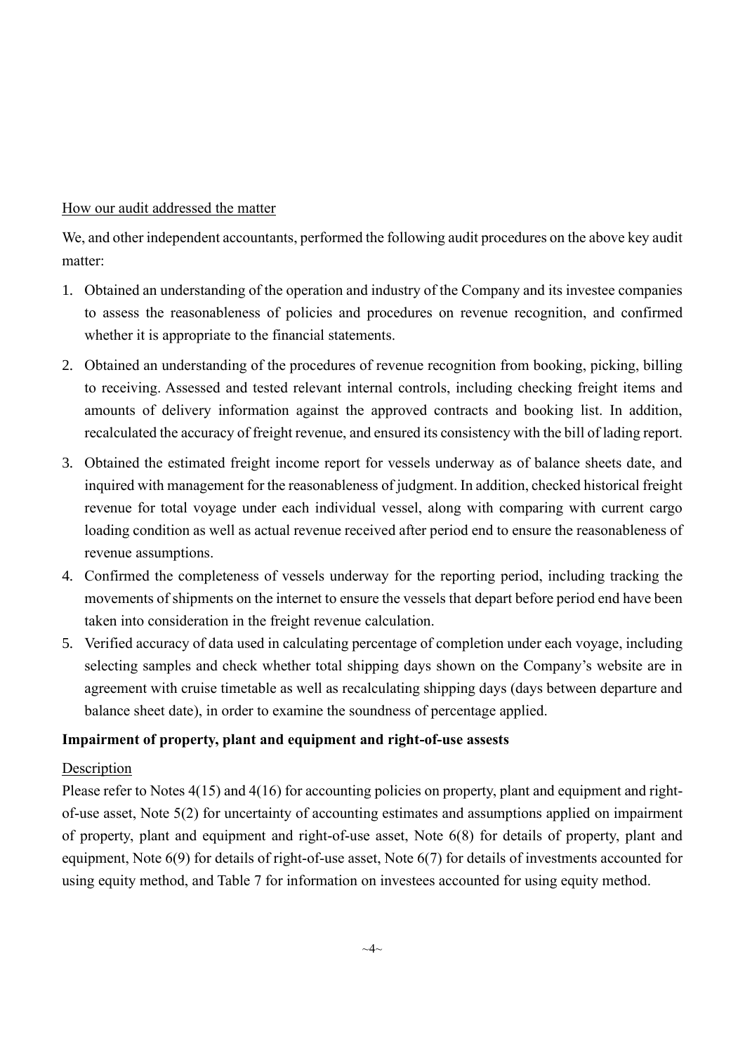How our audit addressed the matter

We, and other independent accountants, performed the following audit procedures on the above key audit matter:

1. Obtained an understanding of the operation and industry of the Company and its investee companies to assess the reasonableness of policies and procedures on revenue recognition, and confirmed whether it is appropriate to the financial statements.
2. Obtained an understanding of the procedures of revenue recognition from booking, picking, billing to receiving. Assessed and tested relevant internal controls, including checking freight items and amounts of delivery information against the approved contracts and booking list. In addition, recalculated the accuracy of freight revenue, and ensured its consistency with the bill of lading report.
3. Obtained the estimated freight income report for vessels underway as of balance sheets date, and inquired with management for the reasonableness of judgment. In addition, checked historical freight revenue for total voyage under each individual vessel, along with comparing with current cargo loading condition as well as actual revenue received after period end to ensure the reasonableness of revenue assumptions.
4. Confirmed the completeness of vessels underway for the reporting period, including tracking the movements of shipments on the internet to ensure the vessels that depart before period end have been taken into consideration in the freight revenue calculation.
5. Verified accuracy of data used in calculating percentage of completion under each voyage, including selecting samples and check whether total shipping days shown on the Company's website are in agreement with cruise timetable as well as recalculating shipping days (days between departure and balance sheet date), in order to examine the soundness of percentage applied.

**Impairment of property, plant and equipment and right-of-use assests**

Description

Please refer to Notes 4(15) and 4(16) for accounting policies on property, plant and equipment and right-of-use asset, Note 5(2) for uncertainty of accounting estimates and assumptions applied on impairment of property, plant and equipment and right-of-use asset, Note 6(8) for details of property, plant and equipment, Note 6(9) for details of right-of-use asset, Note 6(7) for details of investments accounted for using equity method, and Table 7 for information on investees accounted for using equity method.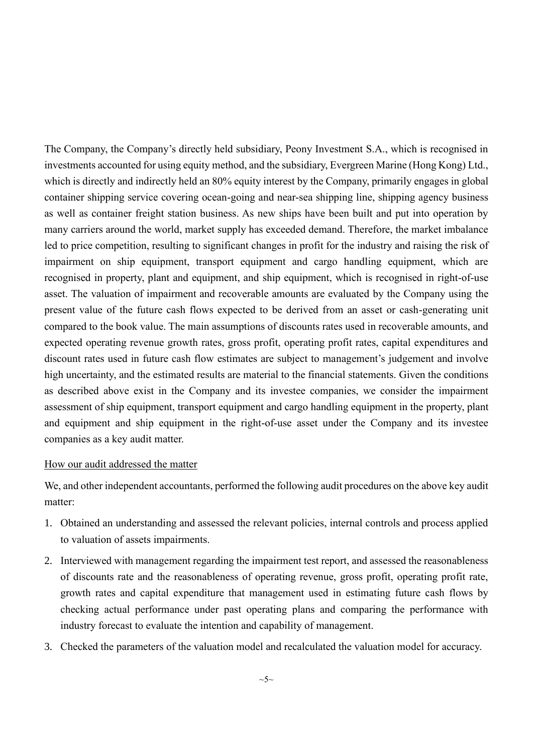The Company, the Company's directly held subsidiary, Peony Investment S.A., which is recognised in investments accounted for using equity method, and the subsidiary, Evergreen Marine (Hong Kong) Ltd., which is directly and indirectly held an 80% equity interest by the Company, primarily engages in global container shipping service covering ocean-going and near-sea shipping line, shipping agency business as well as container freight station business. As new ships have been built and put into operation by many carriers around the world, market supply has exceeded demand. Therefore, the market imbalance led to price competition, resulting to significant changes in profit for the industry and raising the risk of impairment on ship equipment, transport equipment and cargo handling equipment, which are recognised in property, plant and equipment, and ship equipment, which is recognised in right-of-use asset. The valuation of impairment and recoverable amounts are evaluated by the Company using the present value of the future cash flows expected to be derived from an asset or cash-generating unit compared to the book value. The main assumptions of discounts rates used in recoverable amounts, and expected operating revenue growth rates, gross profit, operating profit rates, capital expenditures and discount rates used in future cash flow estimates are subject to management's judgement and involve high uncertainty, and the estimated results are material to the financial statements. Given the conditions as described above exist in the Company and its investee companies, we consider the impairment assessment of ship equipment, transport equipment and cargo handling equipment in the property, plant and equipment and ship equipment in the right-of-use asset under the Company and its investee companies as a key audit matter.

How our audit addressed the matter

We, and other independent accountants, performed the following audit procedures on the above key audit matter:

1. Obtained an understanding and assessed the relevant policies, internal controls and process applied to valuation of assets impairments.
2. Interviewed with management regarding the impairment test report, and assessed the reasonableness of discounts rate and the reasonableness of operating revenue, gross profit, operating profit rate, growth rates and capital expenditure that management used in estimating future cash flows by checking actual performance under past operating plans and comparing the performance with industry forecast to evaluate the intention and capability of management.
3. Checked the parameters of the valuation model and recalculated the valuation model for accuracy.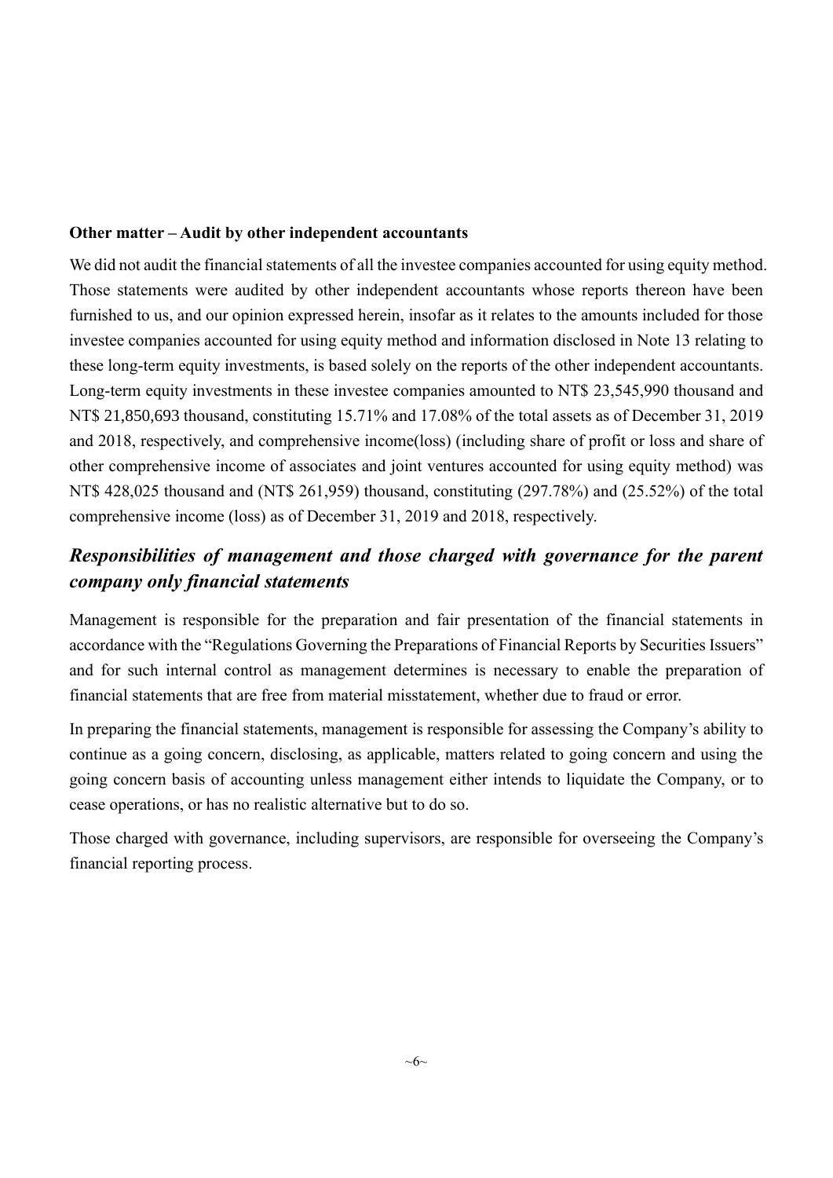**Other matter – Audit by other independent accountants**

We did not audit the financial statements of all the investee companies accounted for using equity method. Those statements were audited by other independent accountants whose reports thereon have been furnished to us, and our opinion expressed herein, insofar as it relates to the amounts included for those investee companies accounted for using equity method and information disclosed in Note 13 relating to these long-term equity investments, is based solely on the reports of the other independent accountants. Long-term equity investments in these investee companies amounted to NT$ 23,545,990 thousand and NT$ 21,850,693 thousand, constituting 15.71% and 17.08% of the total assets as of December 31, 2019 and 2018, respectively, and comprehensive income(loss) (including share of profit or loss and share of other comprehensive income of associates and joint ventures accounted for using equity method) was NT$ 428,025 thousand and (NT$ 261,959) thousand, constituting (297.78%) and (25.52%) of the total comprehensive income (loss) as of December 31, 2019 and 2018, respectively.

## *Responsibilities of management and those charged with governance for the parent company only financial statements*

Management is responsible for the preparation and fair presentation of the financial statements in accordance with the "Regulations Governing the Preparations of Financial Reports by Securities Issuers" and for such internal control as management determines is necessary to enable the preparation of financial statements that are free from material misstatement, whether due to fraud or error.

In preparing the financial statements, management is responsible for assessing the Company's ability to continue as a going concern, disclosing, as applicable, matters related to going concern and using the going concern basis of accounting unless management either intends to liquidate the Company, or to cease operations, or has no realistic alternative but to do so.

Those charged with governance, including supervisors, are responsible for overseeing the Company's financial reporting process.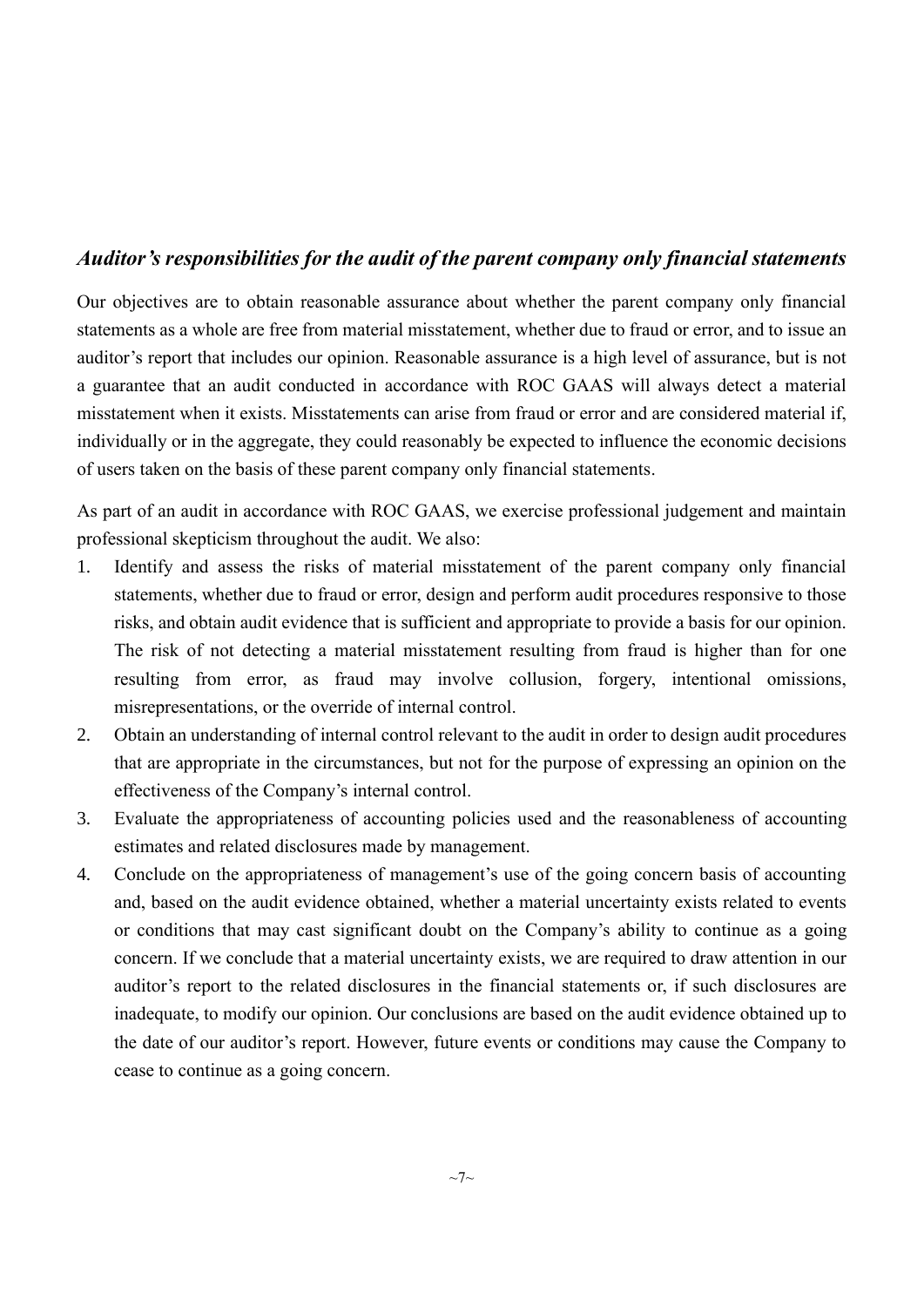### *Auditor's responsibilities for the audit of the parent company only financial statements*

Our objectives are to obtain reasonable assurance about whether the parent company only financial statements as a whole are free from material misstatement, whether due to fraud or error, and to issue an auditor's report that includes our opinion. Reasonable assurance is a high level of assurance, but is not a guarantee that an audit conducted in accordance with ROC GAAS will always detect a material misstatement when it exists. Misstatements can arise from fraud or error and are considered material if, individually or in the aggregate, they could reasonably be expected to influence the economic decisions of users taken on the basis of these parent company only financial statements.

As part of an audit in accordance with ROC GAAS, we exercise professional judgement and maintain professional skepticism throughout the audit. We also:

1. Identify and assess the risks of material misstatement of the parent company only financial statements, whether due to fraud or error, design and perform audit procedures responsive to those risks, and obtain audit evidence that is sufficient and appropriate to provide a basis for our opinion. The risk of not detecting a material misstatement resulting from fraud is higher than for one resulting from error, as fraud may involve collusion, forgery, intentional omissions, misrepresentations, or the override of internal control.
2. Obtain an understanding of internal control relevant to the audit in order to design audit procedures that are appropriate in the circumstances, but not for the purpose of expressing an opinion on the effectiveness of the Company's internal control.
3. Evaluate the appropriateness of accounting policies used and the reasonableness of accounting estimates and related disclosures made by management.
4. Conclude on the appropriateness of management's use of the going concern basis of accounting and, based on the audit evidence obtained, whether a material uncertainty exists related to events or conditions that may cast significant doubt on the Company's ability to continue as a going concern. If we conclude that a material uncertainty exists, we are required to draw attention in our auditor's report to the related disclosures in the financial statements or, if such disclosures are inadequate, to modify our opinion. Our conclusions are based on the audit evidence obtained up to the date of our auditor's report. However, future events or conditions may cause the Company to cease to continue as a going concern.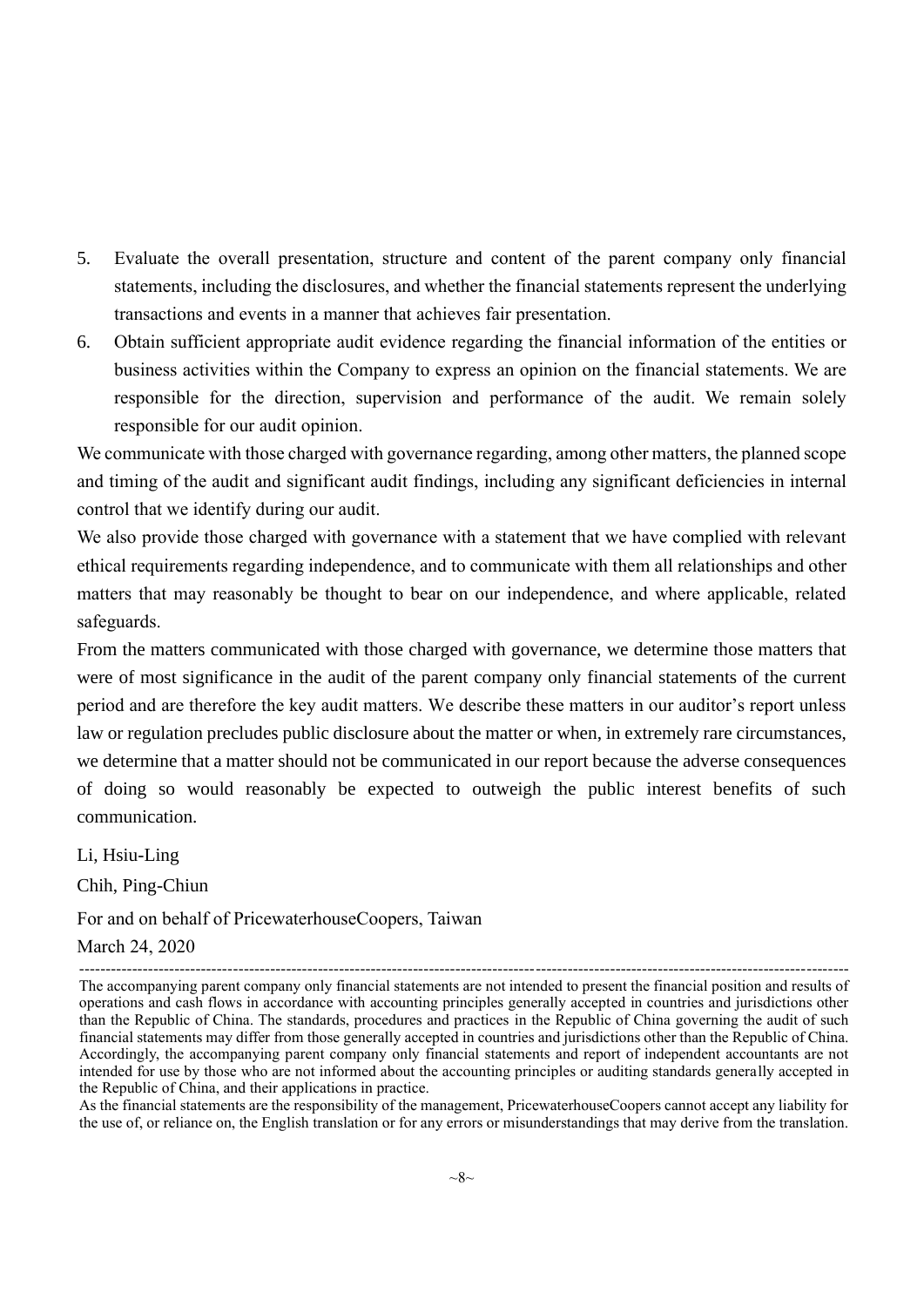5. Evaluate the overall presentation, structure and content of the parent company only financial statements, including the disclosures, and whether the financial statements represent the underlying transactions and events in a manner that achieves fair presentation.
6. Obtain sufficient appropriate audit evidence regarding the financial information of the entities or business activities within the Company to express an opinion on the financial statements. We are responsible for the direction, supervision and performance of the audit. We remain solely responsible for our audit opinion.

We communicate with those charged with governance regarding, among other matters, the planned scope and timing of the audit and significant audit findings, including any significant deficiencies in internal control that we identify during our audit.

We also provide those charged with governance with a statement that we have complied with relevant ethical requirements regarding independence, and to communicate with them all relationships and other matters that may reasonably be thought to bear on our independence, and where applicable, related safeguards.

From the matters communicated with those charged with governance, we determine those matters that were of most significance in the audit of the parent company only financial statements of the current period and are therefore the key audit matters. We describe these matters in our auditor's report unless law or regulation precludes public disclosure about the matter or when, in extremely rare circumstances, we determine that a matter should not be communicated in our report because the adverse consequences of doing so would reasonably be expected to outweigh the public interest benefits of such communication.

Li, Hsiu-Ling

Chih, Ping-Chiun

For and on behalf of PricewaterhouseCoopers, Taiwan

March 24, 2020

---

The accompanying parent company only financial statements are not intended to present the financial position and results of operations and cash flows in accordance with accounting principles generally accepted in countries and jurisdictions other than the Republic of China. The standards, procedures and practices in the Republic of China governing the audit of such financial statements may differ from those generally accepted in countries and jurisdictions other than the Republic of China. Accordingly, the accompanying parent company only financial statements and report of independent accountants are not intended for use by those who are not informed about the accounting principles or auditing standards generally accepted in the Republic of China, and their applications in practice.

As the financial statements are the responsibility of the management, PricewaterhouseCoopers cannot accept any liability for the use of, or reliance on, the English translation or for any errors or misunderstandings that may derive from the translation.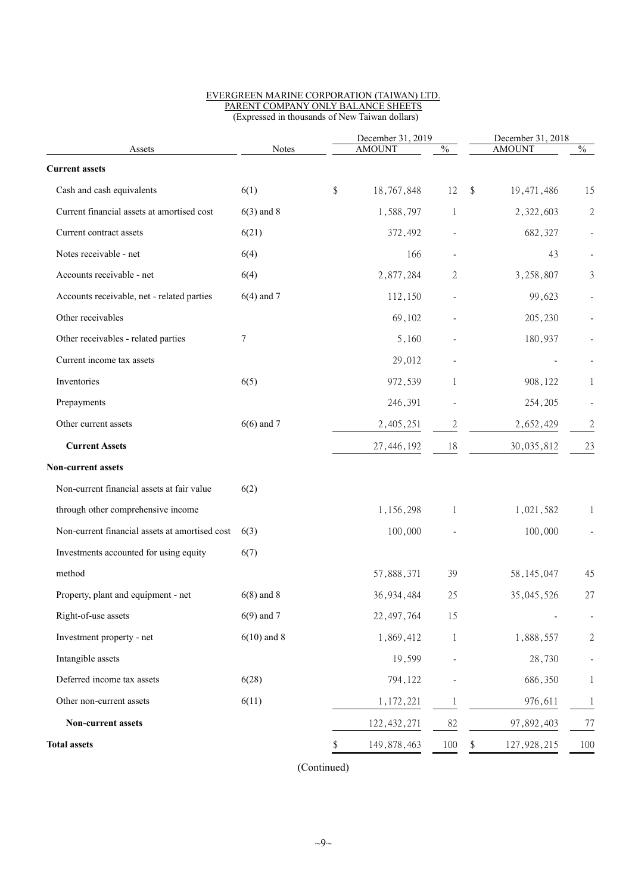EVERGREEN MARINE CORPORATION (TAIWAN) LTD.
PARENT COMPANY ONLY BALANCE SHEETS
(Expressed in thousands of New Taiwan dollars)

| Assets | Notes | December 31, 2019 AMOUNT | % | December 31, 2018 AMOUNT | % |
|---|---|---|---|---|---|
| **Current assets** | | | | | |
| Cash and cash equivalents | 6(1) | $ 18,767,848 | 12 | $ 19,471,486 | 15 |
| Current financial assets at amortised cost | 6(3) and 8 | 1,588,797 | 1 | 2,322,603 | 2 |
| Current contract assets | 6(21) | 372,492 | - | 682,327 | - |
| Notes receivable - net | 6(4) | 166 | - | 43 | - |
| Accounts receivable - net | 6(4) | 2,877,284 | 2 | 3,258,807 | 3 |
| Accounts receivable, net - related parties | 6(4) and 7 | 112,150 | - | 99,623 | - |
| Other receivables | | 69,102 | - | 205,230 | - |
| Other receivables - related parties | 7 | 5,160 | - | 180,937 | - |
| Current income tax assets | | 29,012 | - | - | - |
| Inventories | 6(5) | 972,539 | 1 | 908,122 | 1 |
| Prepayments | | 246,391 | - | 254,205 | - |
| Other current assets | 6(6) and 7 | 2,405,251 | 2 | 2,652,429 | 2 |
| **Current Assets** | | 27,446,192 | 18 | 30,035,812 | 23 |
| **Non-current assets** | | | | | |
| Non-current financial assets at fair value through other comprehensive income | 6(2) | 1,156,298 | 1 | 1,021,582 | 1 |
| Non-current financial assets at amortised cost | 6(3) | 100,000 | - | 100,000 | - |
| Investments accounted for using equity method | 6(7) | 57,888,371 | 39 | 58,145,047 | 45 |
| Property, plant and equipment - net | 6(8) and 8 | 36,934,484 | 25 | 35,045,526 | 27 |
| Right-of-use assets | 6(9) and 7 | 22,497,764 | 15 | - | - |
| Investment property - net | 6(10) and 8 | 1,869,412 | 1 | 1,888,557 | 2 |
| Intangible assets | | 19,599 | - | 28,730 | - |
| Deferred income tax assets | 6(28) | 794,122 | - | 686,350 | 1 |
| Other non-current assets | 6(11) | 1,172,221 | 1 | 976,611 | 1 |
| **Non-current assets** | | 122,432,271 | 82 | 97,892,403 | 77 |
| **Total assets** | | $ 149,878,463 | 100 | $ 127,928,215 | 100 |

(Continued)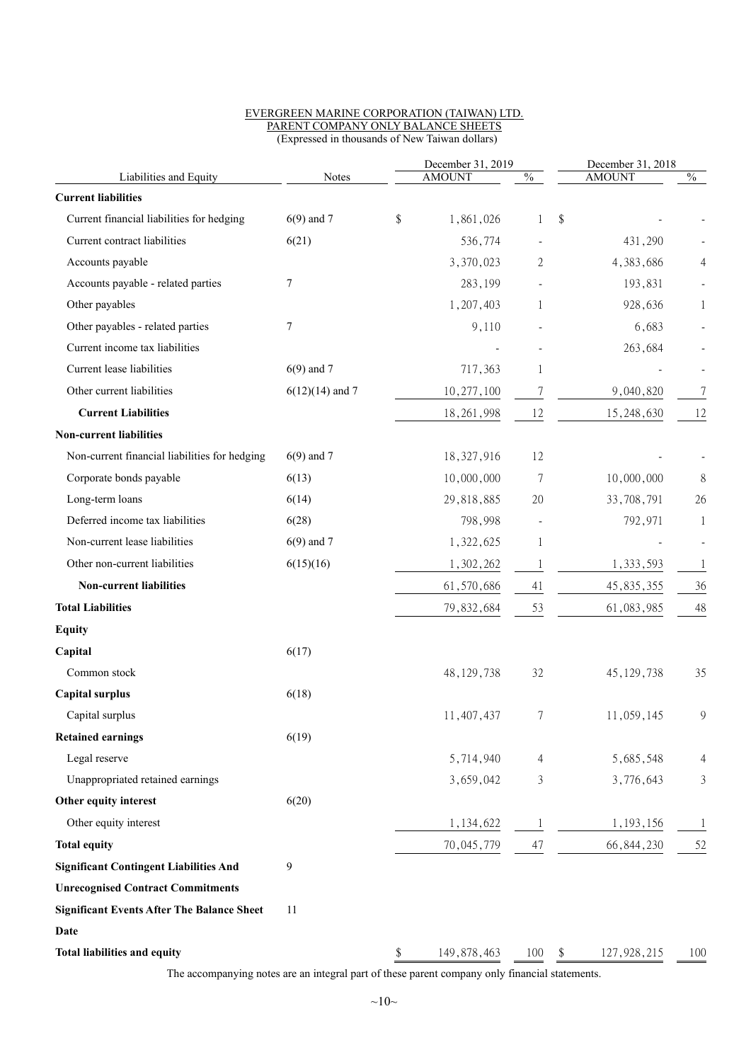EVERGREEN MARINE CORPORATION (TAIWAN) LTD.
PARENT COMPANY ONLY BALANCE SHEETS
(Expressed in thousands of New Taiwan dollars)

| Liabilities and Equity | Notes | December 31, 2019 AMOUNT | % | December 31, 2018 AMOUNT | % |
|---|---|---|---|---|---|
| **Current liabilities** | | | | | |
| Current financial liabilities for hedging | 6(9) and 7 | $ 1,861,026 | 1 | $ - | - |
| Current contract liabilities | 6(21) | 536,774 | - | 431,290 | - |
| Accounts payable | | 3,370,023 | 2 | 4,383,686 | 4 |
| Accounts payable - related parties | 7 | 283,199 | - | 193,831 | - |
| Other payables | | 1,207,403 | 1 | 928,636 | 1 |
| Other payables - related parties | 7 | 9,110 | - | 6,683 | - |
| Current income tax liabilities | | - | - | 263,684 | - |
| Current lease liabilities | 6(9) and 7 | 717,363 | 1 | - | - |
| Other current liabilities | 6(12)(14) and 7 | 10,277,100 | 7 | 9,040,820 | 7 |
| **Current Liabilities** | | 18,261,998 | 12 | 15,248,630 | 12 |
| **Non-current liabilities** | | | | | |
| Non-current financial liabilities for hedging | 6(9) and 7 | 18,327,916 | 12 | - | - |
| Corporate bonds payable | 6(13) | 10,000,000 | 7 | 10,000,000 | 8 |
| Long-term loans | 6(14) | 29,818,885 | 20 | 33,708,791 | 26 |
| Deferred income tax liabilities | 6(28) | 798,998 | - | 792,971 | 1 |
| Non-current lease liabilities | 6(9) and 7 | 1,322,625 | 1 | - | - |
| Other non-current liabilities | 6(15)(16) | 1,302,262 | 1 | 1,333,593 | 1 |
| **Non-current liabilities** | | 61,570,686 | 41 | 45,835,355 | 36 |
| **Total Liabilities** | | 79,832,684 | 53 | 61,083,985 | 48 |
| **Equity** | | | | | |
| **Capital** | 6(17) | | | | |
| Common stock | | 48,129,738 | 32 | 45,129,738 | 35 |
| **Capital surplus** | 6(18) | | | | |
| Capital surplus | | 11,407,437 | 7 | 11,059,145 | 9 |
| **Retained earnings** | 6(19) | | | | |
| Legal reserve | | 5,714,940 | 4 | 5,685,548 | 4 |
| Unappropriated retained earnings | | 3,659,042 | 3 | 3,776,643 | 3 |
| **Other equity interest** | 6(20) | | | | |
| Other equity interest | | 1,134,622 | 1 | 1,193,156 | 1 |
| **Total equity** | | 70,045,779 | 47 | 66,844,230 | 52 |
| **Significant Contingent Liabilities And Unrecognised Contract Commitments** | 9 | | | | |
| **Significant Events After The Balance Sheet Date** | 11 | | | | |
| **Total liabilities and equity** | | $ 149,878,463 | 100 | $ 127,928,215 | 100 |

The accompanying notes are an integral part of these parent company only financial statements.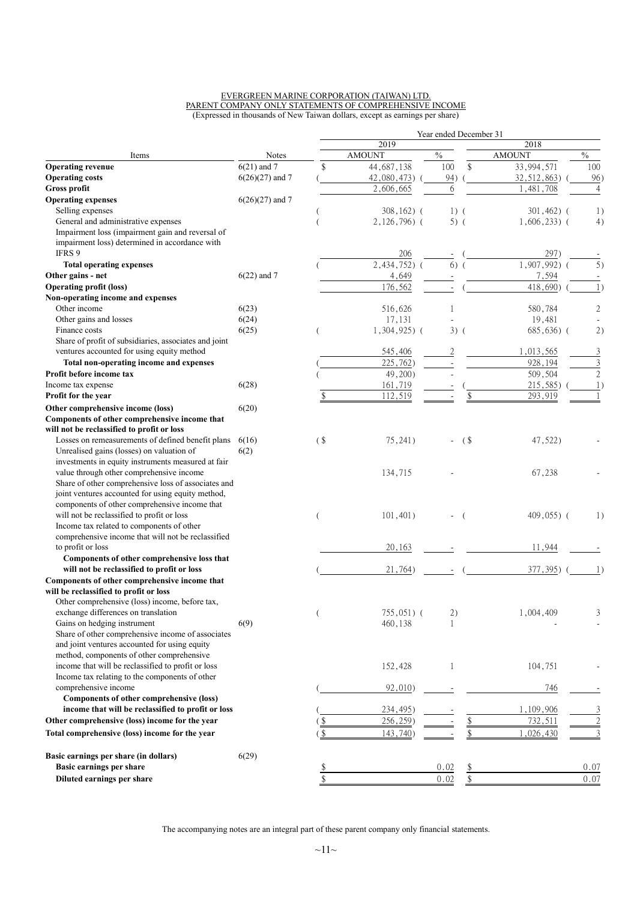EVERGREEN MARINE CORPORATION (TAIWAN) LTD.
PARENT COMPANY ONLY STATEMENTS OF COMPREHENSIVE INCOME
(Expressed in thousands of New Taiwan dollars, except as earnings per share)

| Items | Notes | 2019 AMOUNT | % | 2018 AMOUNT | % |
|---|---|---|---|---|---|
| **Operating revenue** | 6(21) and 7 | $ 44,687,138 | 100 | $ 33,994,571 | 100 |
| **Operating costs** | 6(26)(27) and 7 | ( 42,080,473) | ( 94) | ( 32,512,863) | ( 96) |
| **Gross profit** | | 2,606,665 | 6 | 1,481,708 | 4 |
| **Operating expenses** | 6(26)(27) and 7 | | | | |
| Selling expenses | | ( 308,162) | ( 1) | ( 301,462) | ( 1) |
| General and administrative expenses | | ( 2,126,796) | ( 5) | ( 1,606,233) | ( 4) |
| Impairment loss (impairment gain and reversal of impairment loss) determined in accordance with IFRS 9 | | 206 | - | ( 297) | - |
| **Total operating expenses** | | ( 2,434,752) | ( 6) | ( 1,907,992) | ( 5) |
| **Other gains - net** | 6(22) and 7 | 4,649 | - | 7,594 | - |
| **Operating profit (loss)** | | 176,562 | - | ( 418,690) | ( 1) |
| **Non-operating income and expenses** | | | | | |
| Other income | 6(23) | 516,626 | 1 | 580,784 | 2 |
| Other gains and losses | 6(24) | 17,131 | - | 19,481 | - |
| Finance costs | 6(25) | ( 1,304,925) | ( 3) | ( 685,636) | ( 2) |
| Share of profit of subsidiaries, associates and joint ventures accounted for using equity method | | 545,406 | 2 | 1,013,565 | 3 |
| **Total non-operating income and expenses** | | ( 225,762) | - | 928,194 | 3 |
| **Profit before income tax** | | ( 49,200) | - | 509,504 | 2 |
| Income tax expense | 6(28) | 161,719 | - | ( 215,585) | ( 1) |
| **Profit for the year** | | $ 112,519 | - | $ 293,919 | 1 |
| **Other comprehensive income (loss)** | 6(20) | | | | |
| **Components of other comprehensive income that will not be reclassified to profit or loss** | | | | | |
| Losses on remeasurements of defined benefit plans | 6(16) | ($ 75,241) | - | ($ 47,522) | - |
| Unrealised gains (losses) on valuation of investments in equity instruments measured at fair value through other comprehensive income | 6(2) | 134,715 | - | 67,238 | - |
| Share of other comprehensive loss of associates and joint ventures accounted for using equity method, components of other comprehensive income that will not be reclassified to profit or loss | | ( 101,401) | - | ( 409,055) | ( 1) |
| Income tax related to components of other comprehensive income that will not be reclassified to profit or loss | | 20,163 | - | 11,944 | - |
| **Components of other comprehensive loss that will not be reclassified to profit or loss** | | ( 21,764) | - | ( 377,395) | ( 1) |
| **Components of other comprehensive income that will be reclassified to profit or loss** | | | | | |
| Other comprehensive (loss) income, before tax, exchange differences on translation | | ( 755,051) | ( 2) | 1,004,409 | 3 |
| Gains on hedging instrument | 6(9) | 460,138 | 1 | - | - |
| Share of other comprehensive income of associates and joint ventures accounted for using equity method, components of other comprehensive income that will be reclassified to profit or loss | | 152,428 | 1 | 104,751 | - |
| Income tax relating to the components of other comprehensive income | | ( 92,010) | - | 746 | - |
| **Components of other comprehensive (loss) income that will be reclassified to profit or loss** | | ( 234,495) | - | 1,109,906 | 3 |
| **Other comprehensive (loss) income for the year** | | ($ 256,259) | - | $ 732,511 | 2 |
| **Total comprehensive (loss) income for the year** | | ($ 143,740) | - | $ 1,026,430 | 3 |
| **Basic earnings per share (in dollars)** | 6(29) | | | | |
| **Basic earnings per share** | | $ | 0.02 | $ | 0.07 |
| **Diluted earnings per share** | | $ | 0.02 | $ | 0.07 |

The accompanying notes are an integral part of these parent company only financial statements.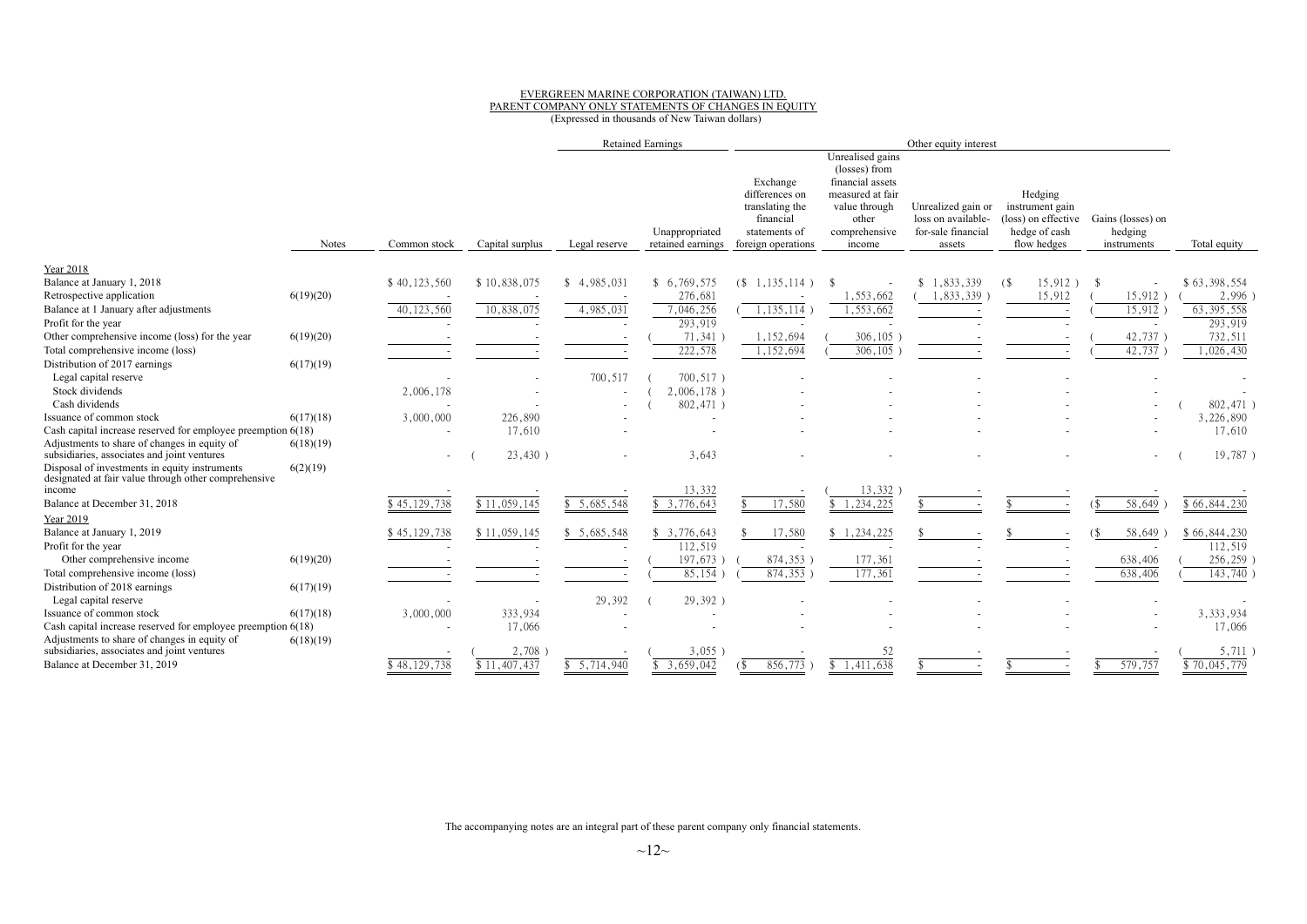EVERGREEN MARINE CORPORATION (TAIWAN) LTD.
PARENT COMPANY ONLY STATEMENTS OF CHANGES IN EQUITY
(Expressed in thousands of New Taiwan dollars)

| | Notes | Common stock | Capital surplus | Retained Earnings | | Other equity interest | | | | | Total equity |
|---|---|---|---|---|---|---|---|---|---|---|---|
| | | | | Legal reserve | Unappropriated retained earnings | Exchange differences on translating the financial statements of foreign operations | Unrealised gains (losses) from financial assets measured at fair value through other comprehensive income | Unrealized gain or loss on available-for-sale financial assets | Hedging instrument gain (loss) on effective hedge of cash flow hedges | Gains (losses) on hedging instruments | |
| **Year 2018** | | | | | | | | | | | |
| Balance at January 1, 2018 | | $ 40,123,560 | $ 10,838,075 | $ 4,985,031 | $ 6,769,575 | ($ 1,135,114 ) | $ - | $ 1,833,339 | ($ 15,912 ) | $ - | $ 63,398,554 |
| Retrospective application | 6(19)(20) | - | - | - | 276,681 | - | 1,553,662 | ( 1,833,339 ) | 15,912 | ( 15,912 ) | ( 2,996 ) |
| Balance at 1 January after adjustments | | 40,123,560 | 10,838,075 | 4,985,031 | 7,046,256 | ( 1,135,114 ) | 1,553,662 | - | - | ( 15,912 ) | 63,395,558 |
| Profit for the year | | - | - | - | 293,919 | - | - | - | - | - | 293,919 |
| Other comprehensive income (loss) for the year | 6(19)(20) | - | - | - | ( 71,341 ) | 1,152,694 | ( 306,105 ) | - | - | ( 42,737 ) | 732,511 |
| Total comprehensive income (loss) | | - | - | - | 222,578 | 1,152,694 | ( 306,105 ) | - | - | ( 42,737 ) | 1,026,430 |
| Distribution of 2017 earnings | 6(17)(19) | | | | | | | | | | |
| Legal capital reserve | | - | - | 700,517 | ( 700,517 ) | - | - | - | - | - | - |
| Stock dividends | | 2,006,178 | - | - | ( 2,006,178 ) | - | - | - | - | - | - |
| Cash dividends | | - | - | - | ( 802,471 ) | - | - | - | - | - | ( 802,471 ) |
| Issuance of common stock | 6(17)(18) | 3,000,000 | 226,890 | - | - | - | - | - | - | - | 3,226,890 |
| Cash capital increase reserved for employee preemption | 6(18) | - | 17,610 | - | - | - | - | - | - | - | 17,610 |
| Adjustments to share of changes in equity of subsidiaries, associates and joint ventures | 6(18)(19) | - | ( 23,430 ) | - | 3,643 | - | - | - | - | - | ( 19,787 ) |
| Disposal of investments in equity instruments designated at fair value through other comprehensive income | 6(2)(19) | - | - | - | 13,332 | - | ( 13,332 ) | - | - | - | - |
| Balance at December 31, 2018 | | $ 45,129,738 | $ 11,059,145 | $ 5,685,548 | $ 3,776,643 | $ 17,580 | $ 1,234,225 | $ - | $ - | ($ 58,649 ) | $ 66,844,230 |
| **Year 2019** | | | | | | | | | | | |
| Balance at January 1, 2019 | | $ 45,129,738 | $ 11,059,145 | $ 5,685,548 | $ 3,776,643 | $ 17,580 | $ 1,234,225 | $ - | $ - | ($ 58,649 ) | $ 66,844,230 |
| Profit for the year | | - | - | - | 112,519 | - | - | - | - | - | 112,519 |
| Other comprehensive income | 6(19)(20) | - | - | - | ( 197,673 ) | ( 874,353 ) | 177,361 | - | - | 638,406 | ( 256,259 ) |
| Total comprehensive income (loss) | | - | - | - | ( 85,154 ) | ( 874,353 ) | 177,361 | - | - | 638,406 | ( 143,740 ) |
| Distribution of 2018 earnings | 6(17)(19) | | | | | | | | | | |
| Legal capital reserve | | - | - | 29,392 | ( 29,392 ) | - | - | - | - | - | - |
| Issuance of common stock | 6(17)(18) | 3,000,000 | 333,934 | - | - | - | - | - | - | - | 3,333,934 |
| Cash capital increase reserved for employee preemption | 6(18) | - | 17,066 | - | - | - | - | - | - | - | 17,066 |
| Adjustments to share of changes in equity of subsidiaries, associates and joint ventures | 6(18)(19) | - | ( 2,708 ) | - | ( 3,055 ) | - | 52 | - | - | - | ( 5,711 ) |
| Balance at December 31, 2019 | | $ 48,129,738 | $ 11,407,437 | $ 5,714,940 | $ 3,659,042 | ($ 856,773 ) | $ 1,411,638 | $ - | $ - | $ 579,757 | $ 70,045,779 |

The accompanying notes are an integral part of these parent company only financial statements.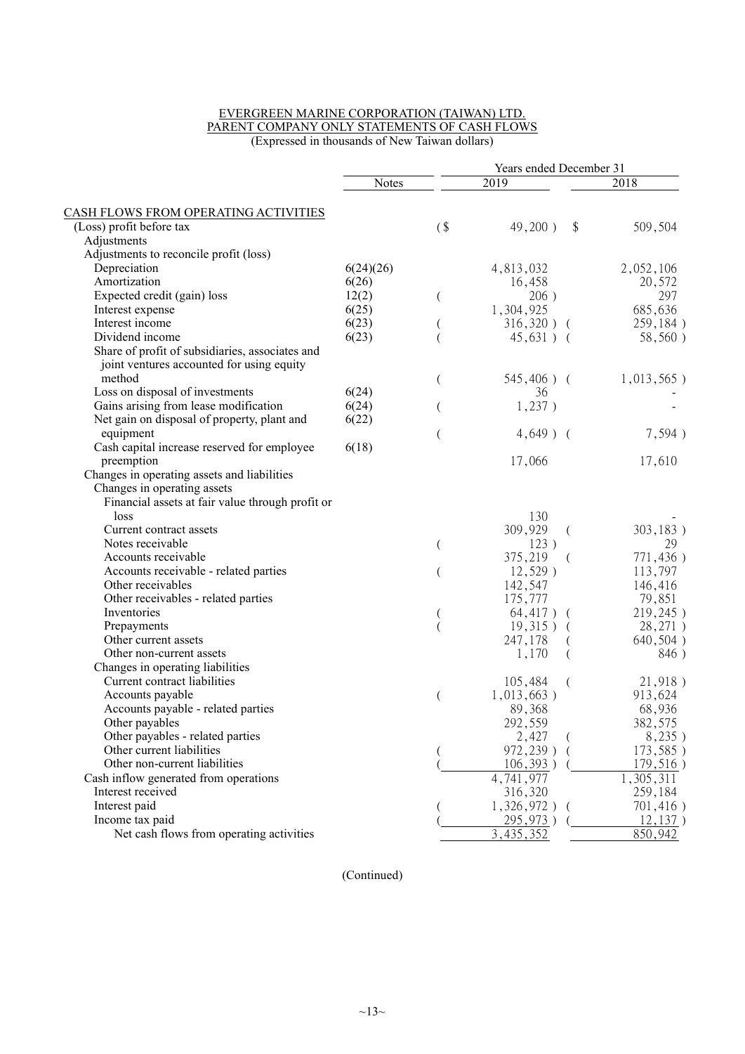# EVERGREEN MARINE CORPORATION (TAIWAN) LTD.
## PARENT COMPANY ONLY STATEMENTS OF CASH FLOWS
(Expressed in thousands of New Taiwan dollars)

| | Notes | Years ended December 31 2019 | 2018 |
|---|---|---|---|
| CASH FLOWS FROM OPERATING ACTIVITIES | | | |
| (Loss) profit before tax | | ($ 49,200 ) | $ 509,504 |
| Adjustments | | | |
| Adjustments to reconcile profit (loss) | | | |
| Depreciation | 6(24)(26) | 4,813,032 | 2,052,106 |
| Amortization | 6(26) | 16,458 | 20,572 |
| Expected credit (gain) loss | 12(2) | ( 206 ) | 297 |
| Interest expense | 6(25) | 1,304,925 | 685,636 |
| Interest income | 6(23) | ( 316,320 ) | ( 259,184 ) |
| Dividend income | 6(23) | ( 45,631 ) | ( 58,560 ) |
| Share of profit of subsidiaries, associates and joint ventures accounted for using equity method | | ( 545,406 ) | ( 1,013,565 ) |
| Loss on disposal of investments | 6(24) | 36 | - |
| Gains arising from lease modification | 6(24) | ( 1,237 ) | - |
| Net gain on disposal of property, plant and equipment | 6(22) | ( 4,649 ) | ( 7,594 ) |
| Cash capital increase reserved for employee preemption | 6(18) | 17,066 | 17,610 |
| Changes in operating assets and liabilities | | | |
| Changes in operating assets | | | |
| Financial assets at fair value through profit or loss | | 130 | - |
| Current contract assets | | 309,929 | ( 303,183 ) |
| Notes receivable | | ( 123 ) | 29 |
| Accounts receivable | | 375,219 | ( 771,436 ) |
| Accounts receivable - related parties | | ( 12,529 ) | 113,797 |
| Other receivables | | 142,547 | 146,416 |
| Other receivables - related parties | | 175,777 | 79,851 |
| Inventories | | ( 64,417 ) | ( 219,245 ) |
| Prepayments | | ( 19,315 ) | ( 28,271 ) |
| Other current assets | | 247,178 | ( 640,504 ) |
| Other non-current assets | | 1,170 | ( 846 ) |
| Changes in operating liabilities | | | |
| Current contract liabilities | | 105,484 | ( 21,918 ) |
| Accounts payable | | ( 1,013,663 ) | 913,624 |
| Accounts payable - related parties | | 89,368 | 68,936 |
| Other payables | | 292,559 | 382,575 |
| Other payables - related parties | | 2,427 | ( 8,235 ) |
| Other current liabilities | | ( 972,239 ) | ( 173,585 ) |
| Other non-current liabilities | | ( 106,393 ) | ( 179,516 ) |
| Cash inflow generated from operations | | 4,741,977 | 1,305,311 |
| Interest received | | 316,320 | 259,184 |
| Interest paid | | ( 1,326,972 ) | ( 701,416 ) |
| Income tax paid | | ( 295,973 ) | ( 12,137 ) |
| Net cash flows from operating activities | | 3,435,352 | 850,942 |

(Continued)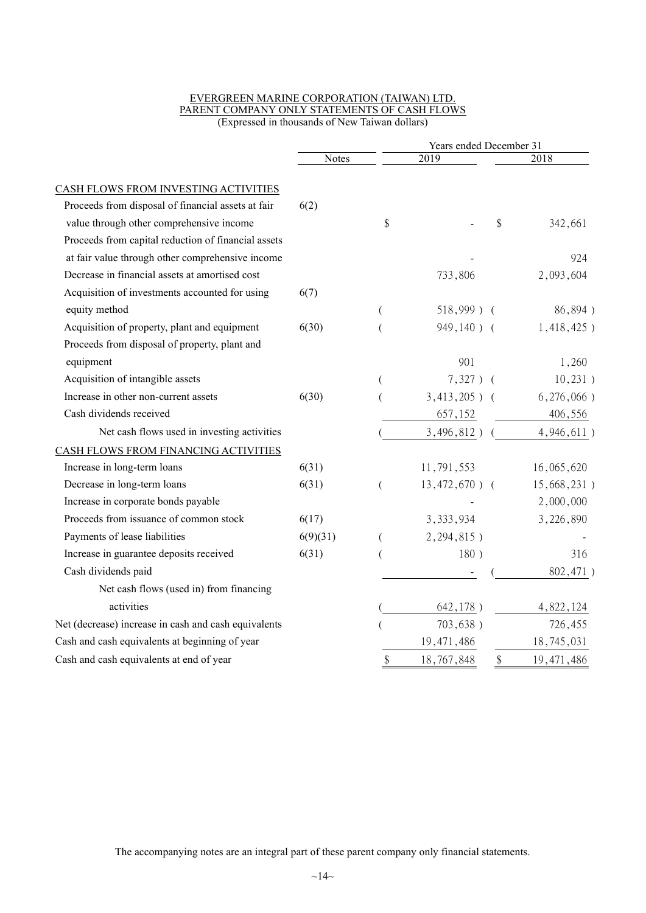EVERGREEN MARINE CORPORATION (TAIWAN) LTD.
PARENT COMPANY ONLY STATEMENTS OF CASH FLOWS
(Expressed in thousands of New Taiwan dollars)

| | Notes | Years ended December 31 2019 | 2018 |
|---|---|---|---|
| CASH FLOWS FROM INVESTING ACTIVITIES | | | |
| Proceeds from disposal of financial assets at fair value through other comprehensive income | 6(2) | $ - | $ 342,661 |
| Proceeds from capital reduction of financial assets at fair value through other comprehensive income | | - | 924 |
| Decrease in financial assets at amortised cost | | 733,806 | 2,093,604 |
| Acquisition of investments accounted for using equity method | 6(7) | ( 518,999 ) | ( 86,894 ) |
| Acquisition of property, plant and equipment | 6(30) | ( 949,140 ) | ( 1,418,425 ) |
| Proceeds from disposal of property, plant and equipment | | 901 | 1,260 |
| Acquisition of intangible assets | | ( 7,327 ) | ( 10,231 ) |
| Increase in other non-current assets | 6(30) | ( 3,413,205 ) | ( 6,276,066 ) |
| Cash dividends received | | 657,152 | 406,556 |
| Net cash flows used in investing activities | | ( 3,496,812 ) | ( 4,946,611 ) |
| CASH FLOWS FROM FINANCING ACTIVITIES | | | |
| Increase in long-term loans | 6(31) | 11,791,553 | 16,065,620 |
| Decrease in long-term loans | 6(31) | ( 13,472,670 ) | ( 15,668,231 ) |
| Increase in corporate bonds payable | | - | 2,000,000 |
| Proceeds from issuance of common stock | 6(17) | 3,333,934 | 3,226,890 |
| Payments of lease liabilities | 6(9)(31) | ( 2,294,815 ) | - |
| Increase in guarantee deposits received | 6(31) | ( 180 ) | 316 |
| Cash dividends paid | | - | ( 802,471 ) |
| Net cash flows (used in) from financing activities | | ( 642,178 ) | 4,822,124 |
| Net (decrease) increase in cash and cash equivalents | | ( 703,638 ) | 726,455 |
| Cash and cash equivalents at beginning of year | | 19,471,486 | 18,745,031 |
| Cash and cash equivalents at end of year | | $ 18,767,848 | $ 19,471,486 |

The accompanying notes are an integral part of these parent company only financial statements.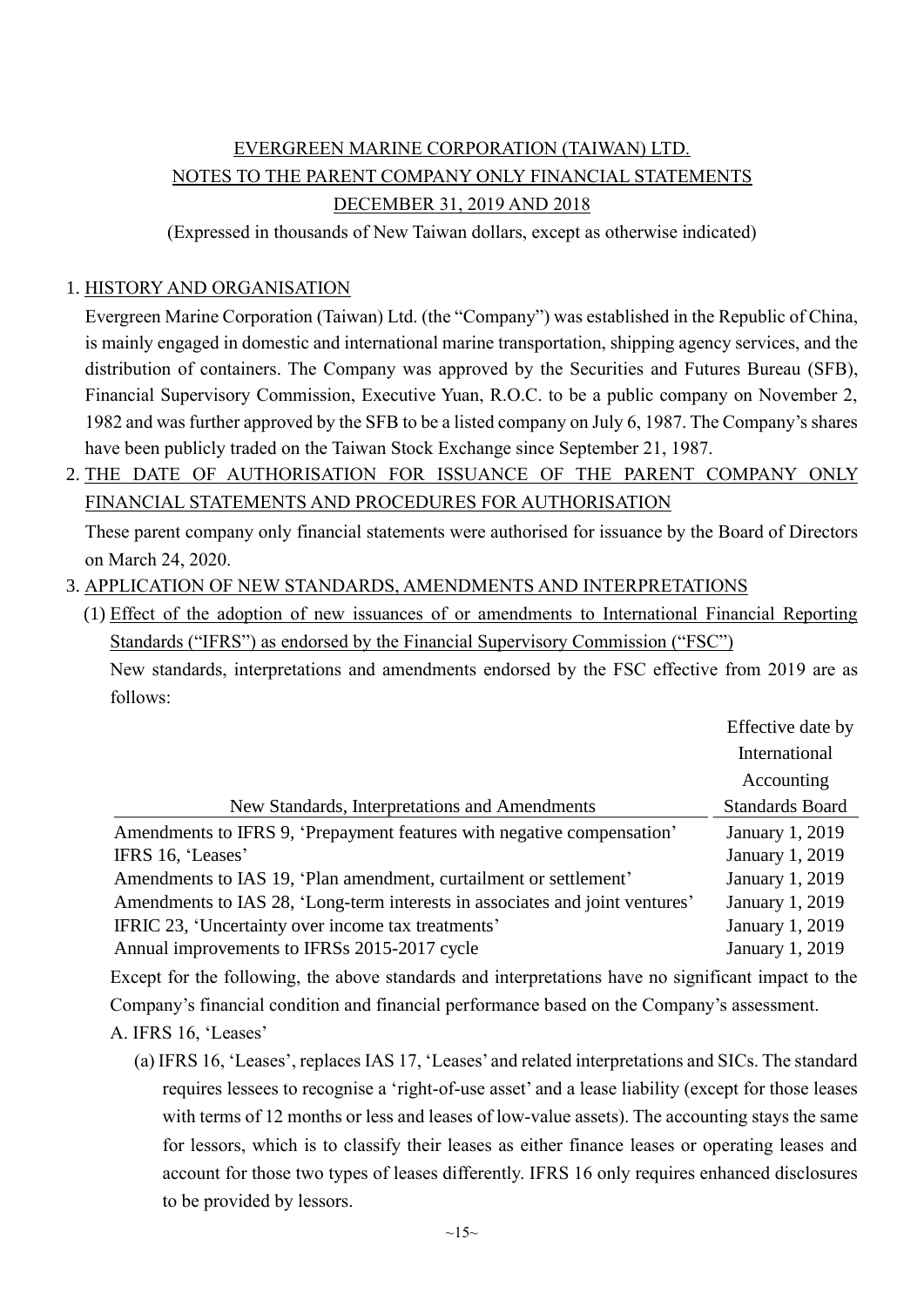EVERGREEN MARINE CORPORATION (TAIWAN) LTD.
NOTES TO THE PARENT COMPANY ONLY FINANCIAL STATEMENTS
DECEMBER 31, 2019 AND 2018

(Expressed in thousands of New Taiwan dollars, except as otherwise indicated)

1. HISTORY AND ORGANISATION

Evergreen Marine Corporation (Taiwan) Ltd. (the "Company") was established in the Republic of China, is mainly engaged in domestic and international marine transportation, shipping agency services, and the distribution of containers. The Company was approved by the Securities and Futures Bureau (SFB), Financial Supervisory Commission, Executive Yuan, R.O.C. to be a public company on November 2, 1982 and was further approved by the SFB to be a listed company on July 6, 1987. The Company's shares have been publicly traded on the Taiwan Stock Exchange since September 21, 1987.

2. THE DATE OF AUTHORISATION FOR ISSUANCE OF THE PARENT COMPANY ONLY FINANCIAL STATEMENTS AND PROCEDURES FOR AUTHORISATION

These parent company only financial statements were authorised for issuance by the Board of Directors on March 24, 2020.

3. APPLICATION OF NEW STANDARDS, AMENDMENTS AND INTERPRETATIONS

(1) Effect of the adoption of new issuances of or amendments to International Financial Reporting Standards ("IFRS") as endorsed by the Financial Supervisory Commission ("FSC")

New standards, interpretations and amendments endorsed by the FSC effective from 2019 are as follows:

| New Standards, Interpretations and Amendments | Effective date by International Accounting Standards Board |
|---|---|
| Amendments to IFRS 9, 'Prepayment features with negative compensation' | January 1, 2019 |
| IFRS 16, 'Leases' | January 1, 2019 |
| Amendments to IAS 19, 'Plan amendment, curtailment or settlement' | January 1, 2019 |
| Amendments to IAS 28, 'Long-term interests in associates and joint ventures' | January 1, 2019 |
| IFRIC 23, 'Uncertainty over income tax treatments' | January 1, 2019 |
| Annual improvements to IFRSs 2015-2017 cycle | January 1, 2019 |

Except for the following, the above standards and interpretations have no significant impact to the Company's financial condition and financial performance based on the Company's assessment.

A. IFRS 16, 'Leases'

(a) IFRS 16, 'Leases', replaces IAS 17, 'Leases' and related interpretations and SICs. The standard requires lessees to recognise a 'right-of-use asset' and a lease liability (except for those leases with terms of 12 months or less and leases of low-value assets). The accounting stays the same for lessors, which is to classify their leases as either finance leases or operating leases and account for those two types of leases differently. IFRS 16 only requires enhanced disclosures to be provided by lessors.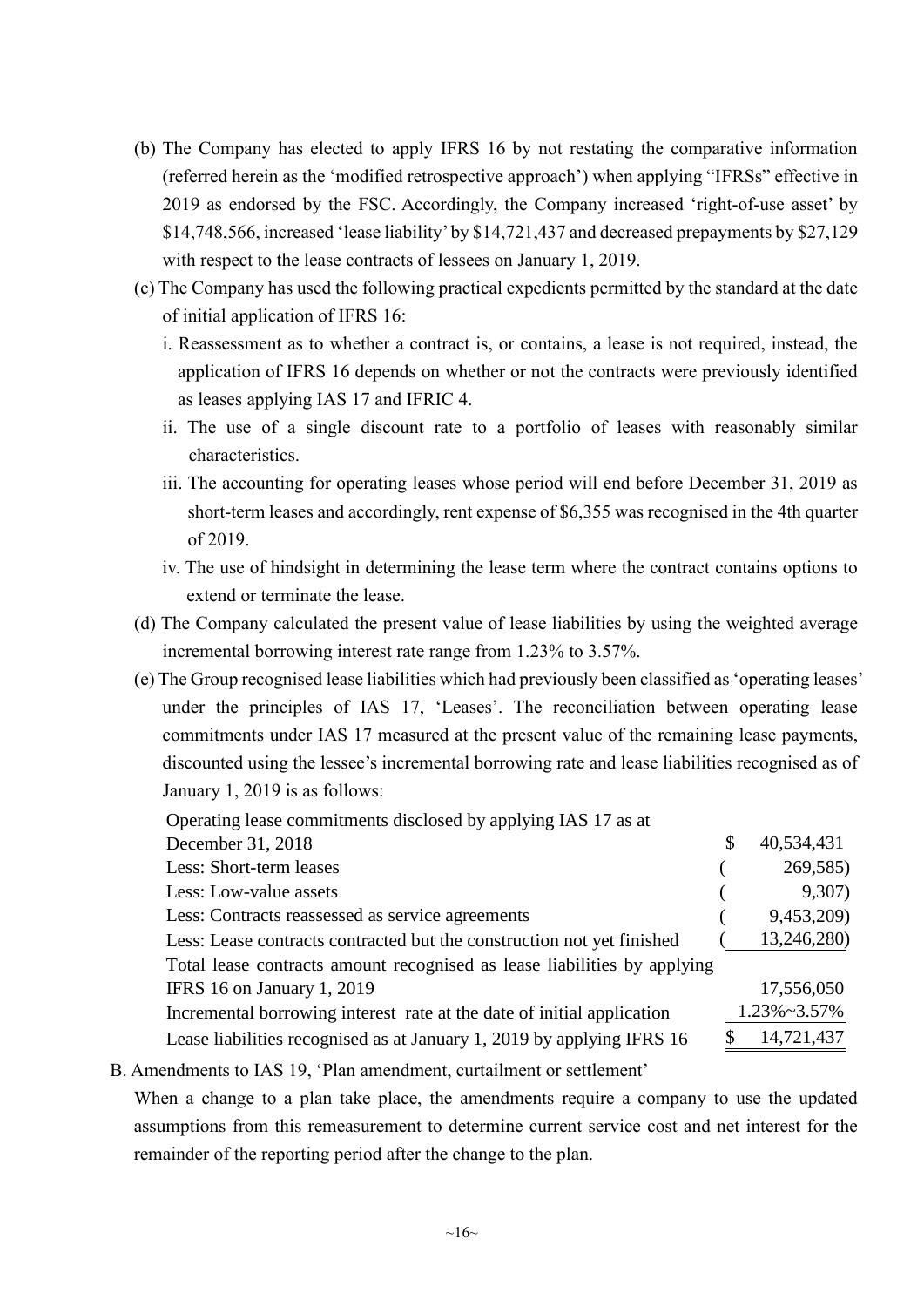(b) The Company has elected to apply IFRS 16 by not restating the comparative information (referred herein as the 'modified retrospective approach') when applying "IFRSs" effective in 2019 as endorsed by the FSC. Accordingly, the Company increased 'right-of-use asset' by \$14,748,566, increased 'lease liability' by \$14,721,437 and decreased prepayments by \$27,129 with respect to the lease contracts of lessees on January 1, 2019.

(c) The Company has used the following practical expedients permitted by the standard at the date of initial application of IFRS 16:

i. Reassessment as to whether a contract is, or contains, a lease is not required, instead, the application of IFRS 16 depends on whether or not the contracts were previously identified as leases applying IAS 17 and IFRIC 4.

ii. The use of a single discount rate to a portfolio of leases with reasonably similar characteristics.

iii. The accounting for operating leases whose period will end before December 31, 2019 as short-term leases and accordingly, rent expense of \$6,355 was recognised in the 4th quarter of 2019.

iv. The use of hindsight in determining the lease term where the contract contains options to extend or terminate the lease.

(d) The Company calculated the present value of lease liabilities by using the weighted average incremental borrowing interest rate range from 1.23% to 3.57%.

(e) The Group recognised lease liabilities which had previously been classified as 'operating leases' under the principles of IAS 17, 'Leases'. The reconciliation between operating lease commitments under IAS 17 measured at the present value of the remaining lease payments, discounted using the lessee's incremental borrowing rate and lease liabilities recognised as of January 1, 2019 is as follows:

| | |
|---|---|
| Operating lease commitments disclosed by applying IAS 17 as at December 31, 2018 | $ 40,534,431 |
| Less: Short-term leases | ( 269,585) |
| Less: Low-value assets | ( 9,307) |
| Less: Contracts reassessed as service agreements | ( 9,453,209) |
| Less: Lease contracts contracted but the construction not yet finished | ( 13,246,280) |
| Total lease contracts amount recognised as lease liabilities by applying IFRS 16 on January 1, 2019 | 17,556,050 |
| Incremental borrowing interest rate at the date of initial application | 1.23%~3.57% |
| Lease liabilities recognised as at January 1, 2019 by applying IFRS 16 | $ 14,721,437 |

B. Amendments to IAS 19, 'Plan amendment, curtailment or settlement'

When a change to a plan take place, the amendments require a company to use the updated assumptions from this remeasurement to determine current service cost and net interest for the remainder of the reporting period after the change to the plan.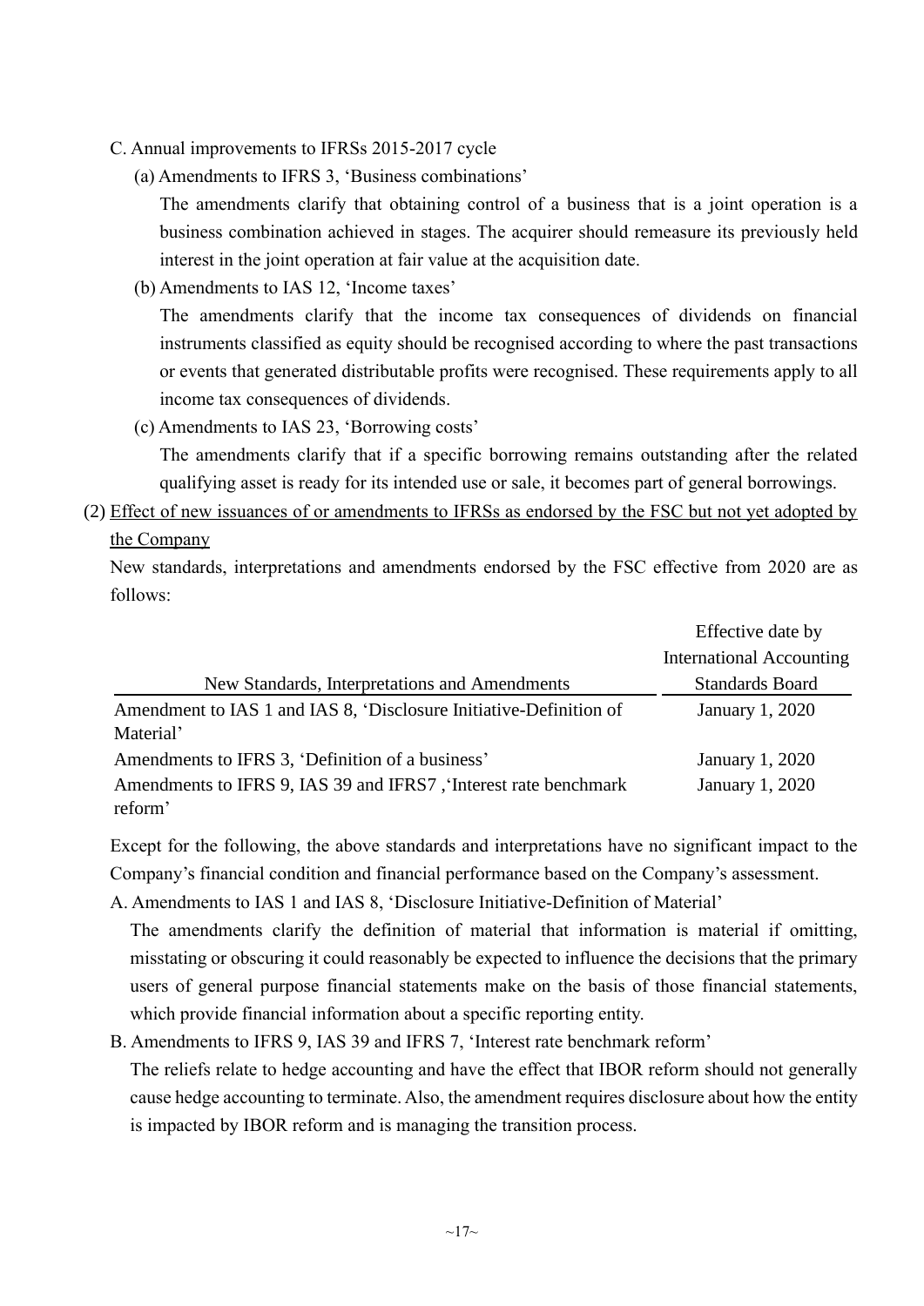C. Annual improvements to IFRSs 2015-2017 cycle

(a) Amendments to IFRS 3, 'Business combinations'

The amendments clarify that obtaining control of a business that is a joint operation is a business combination achieved in stages. The acquirer should remeasure its previously held interest in the joint operation at fair value at the acquisition date.

(b) Amendments to IAS 12, 'Income taxes'

The amendments clarify that the income tax consequences of dividends on financial instruments classified as equity should be recognised according to where the past transactions or events that generated distributable profits were recognised. These requirements apply to all income tax consequences of dividends.

(c) Amendments to IAS 23, 'Borrowing costs'

The amendments clarify that if a specific borrowing remains outstanding after the related qualifying asset is ready for its intended use or sale, it becomes part of general borrowings.

(2) Effect of new issuances of or amendments to IFRSs as endorsed by the FSC but not yet adopted by the Company

New standards, interpretations and amendments endorsed by the FSC effective from 2020 are as follows:

| New Standards, Interpretations and Amendments | Effective date by International Accounting Standards Board |
|---|---|
| Amendment to IAS 1 and IAS 8, 'Disclosure Initiative-Definition of Material' | January 1, 2020 |
| Amendments to IFRS 3, 'Definition of a business' | January 1, 2020 |
| Amendments to IFRS 9, IAS 39 and IFRS7 ,'Interest rate benchmark reform' | January 1, 2020 |

Except for the following, the above standards and interpretations have no significant impact to the Company's financial condition and financial performance based on the Company's assessment.

A. Amendments to IAS 1 and IAS 8, 'Disclosure Initiative-Definition of Material'

The amendments clarify the definition of material that information is material if omitting, misstating or obscuring it could reasonably be expected to influence the decisions that the primary users of general purpose financial statements make on the basis of those financial statements, which provide financial information about a specific reporting entity.

B. Amendments to IFRS 9, IAS 39 and IFRS 7, 'Interest rate benchmark reform'

The reliefs relate to hedge accounting and have the effect that IBOR reform should not generally cause hedge accounting to terminate. Also, the amendment requires disclosure about how the entity is impacted by IBOR reform and is managing the transition process.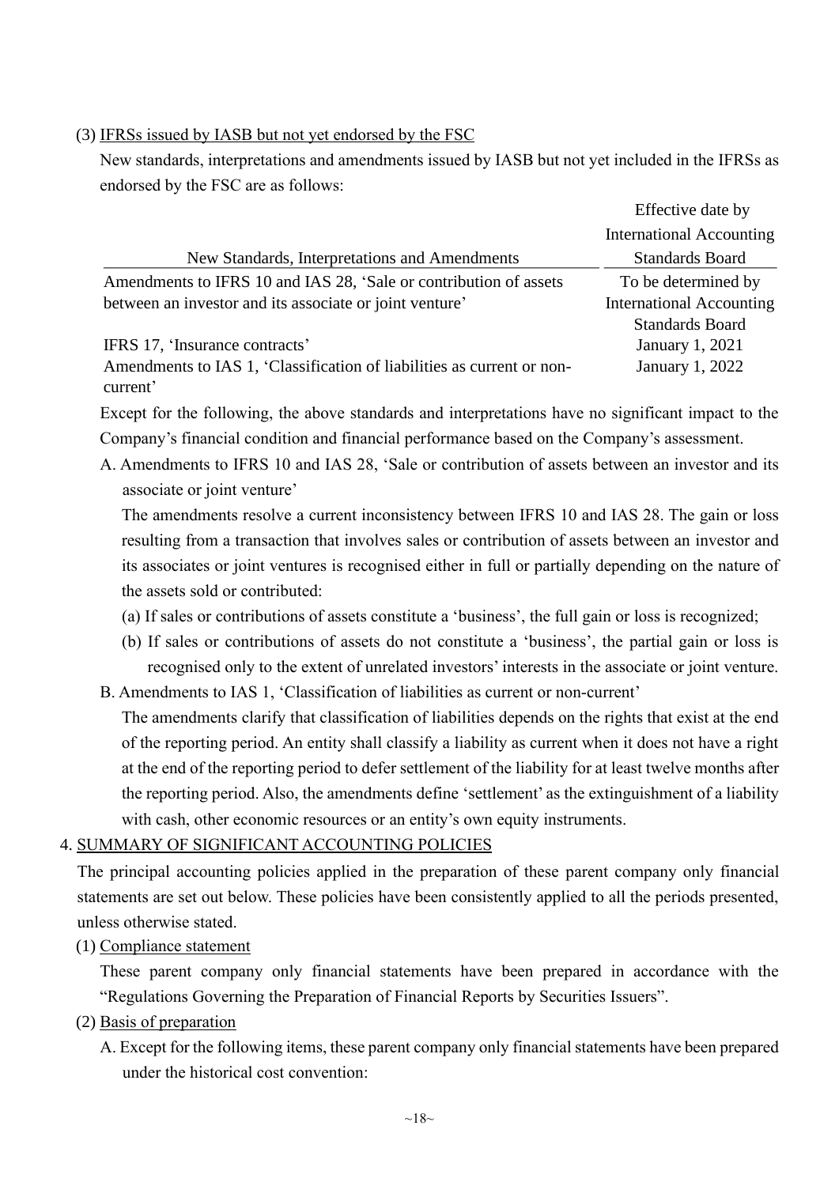(3) IFRSs issued by IASB but not yet endorsed by the FSC

New standards, interpretations and amendments issued by IASB but not yet included in the IFRSs as endorsed by the FSC are as follows:

| New Standards, Interpretations and Amendments | Effective date by International Accounting Standards Board |
|---|---|
| Amendments to IFRS 10 and IAS 28, 'Sale or contribution of assets between an investor and its associate or joint venture' | To be determined by International Accounting Standards Board |
| IFRS 17, 'Insurance contracts' | January 1, 2021 |
| Amendments to IAS 1, 'Classification of liabilities as current or non-current' | January 1, 2022 |

Except for the following, the above standards and interpretations have no significant impact to the Company's financial condition and financial performance based on the Company's assessment.

A. Amendments to IFRS 10 and IAS 28, 'Sale or contribution of assets between an investor and its associate or joint venture'

The amendments resolve a current inconsistency between IFRS 10 and IAS 28. The gain or loss resulting from a transaction that involves sales or contribution of assets between an investor and its associates or joint ventures is recognised either in full or partially depending on the nature of the assets sold or contributed:

(a) If sales or contributions of assets constitute a 'business', the full gain or loss is recognized;

(b) If sales or contributions of assets do not constitute a 'business', the partial gain or loss is recognised only to the extent of unrelated investors' interests in the associate or joint venture.

B. Amendments to IAS 1, 'Classification of liabilities as current or non-current'

The amendments clarify that classification of liabilities depends on the rights that exist at the end of the reporting period. An entity shall classify a liability as current when it does not have a right at the end of the reporting period to defer settlement of the liability for at least twelve months after the reporting period. Also, the amendments define 'settlement' as the extinguishment of a liability with cash, other economic resources or an entity's own equity instruments.

## 4. SUMMARY OF SIGNIFICANT ACCOUNTING POLICIES

The principal accounting policies applied in the preparation of these parent company only financial statements are set out below. These policies have been consistently applied to all the periods presented, unless otherwise stated.

(1) Compliance statement

These parent company only financial statements have been prepared in accordance with the "Regulations Governing the Preparation of Financial Reports by Securities Issuers".

(2) Basis of preparation

A. Except for the following items, these parent company only financial statements have been prepared under the historical cost convention: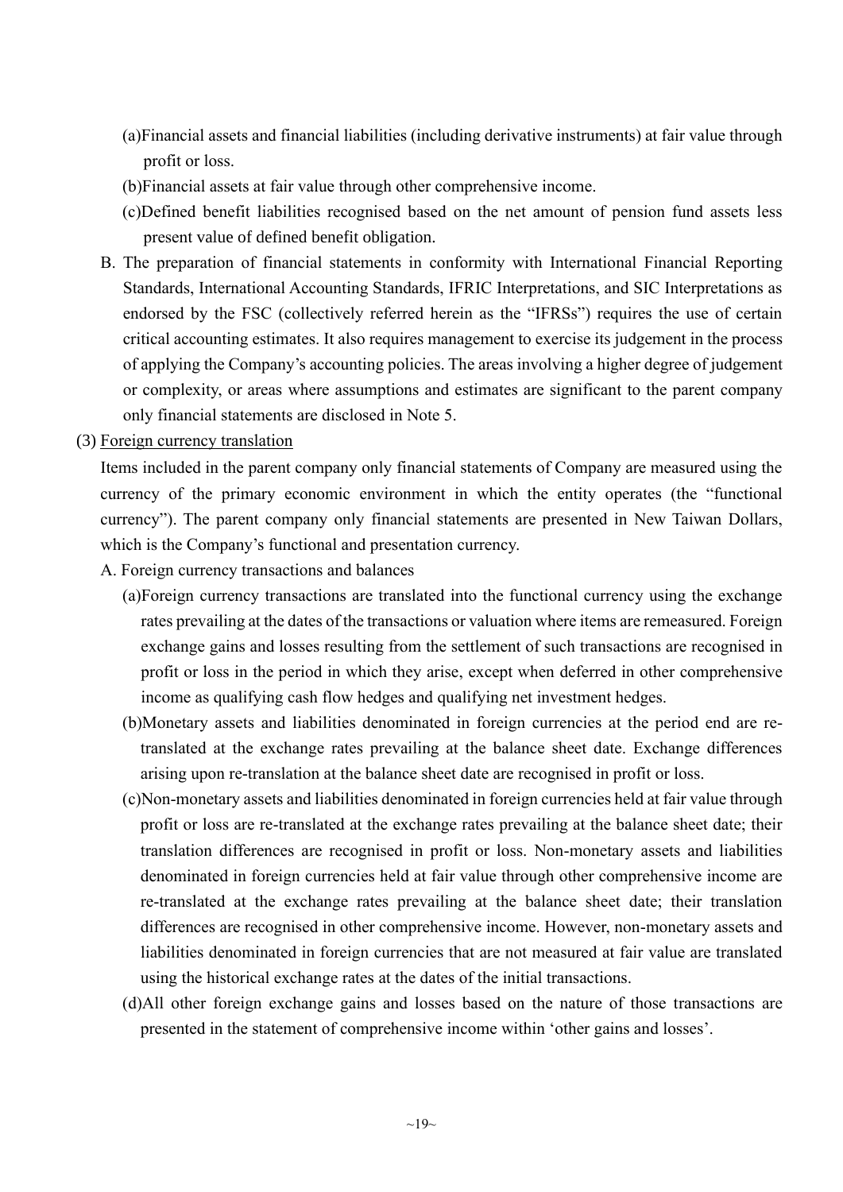(a)Financial assets and financial liabilities (including derivative instruments) at fair value through profit or loss.

(b)Financial assets at fair value through other comprehensive income.

(c)Defined benefit liabilities recognised based on the net amount of pension fund assets less present value of defined benefit obligation.

B. The preparation of financial statements in conformity with International Financial Reporting Standards, International Accounting Standards, IFRIC Interpretations, and SIC Interpretations as endorsed by the FSC (collectively referred herein as the "IFRSs") requires the use of certain critical accounting estimates. It also requires management to exercise its judgement in the process of applying the Company's accounting policies. The areas involving a higher degree of judgement or complexity, or areas where assumptions and estimates are significant to the parent company only financial statements are disclosed in Note 5.

(3) Foreign currency translation

Items included in the parent company only financial statements of Company are measured using the currency of the primary economic environment in which the entity operates (the "functional currency"). The parent company only financial statements are presented in New Taiwan Dollars, which is the Company's functional and presentation currency.

A. Foreign currency transactions and balances

(a)Foreign currency transactions are translated into the functional currency using the exchange rates prevailing at the dates of the transactions or valuation where items are remeasured. Foreign exchange gains and losses resulting from the settlement of such transactions are recognised in profit or loss in the period in which they arise, except when deferred in other comprehensive income as qualifying cash flow hedges and qualifying net investment hedges.

(b)Monetary assets and liabilities denominated in foreign currencies at the period end are re-translated at the exchange rates prevailing at the balance sheet date. Exchange differences arising upon re-translation at the balance sheet date are recognised in profit or loss.

(c)Non-monetary assets and liabilities denominated in foreign currencies held at fair value through profit or loss are re-translated at the exchange rates prevailing at the balance sheet date; their translation differences are recognised in profit or loss. Non-monetary assets and liabilities denominated in foreign currencies held at fair value through other comprehensive income are re-translated at the exchange rates prevailing at the balance sheet date; their translation differences are recognised in other comprehensive income. However, non-monetary assets and liabilities denominated in foreign currencies that are not measured at fair value are translated using the historical exchange rates at the dates of the initial transactions.

(d)All other foreign exchange gains and losses based on the nature of those transactions are presented in the statement of comprehensive income within 'other gains and losses'.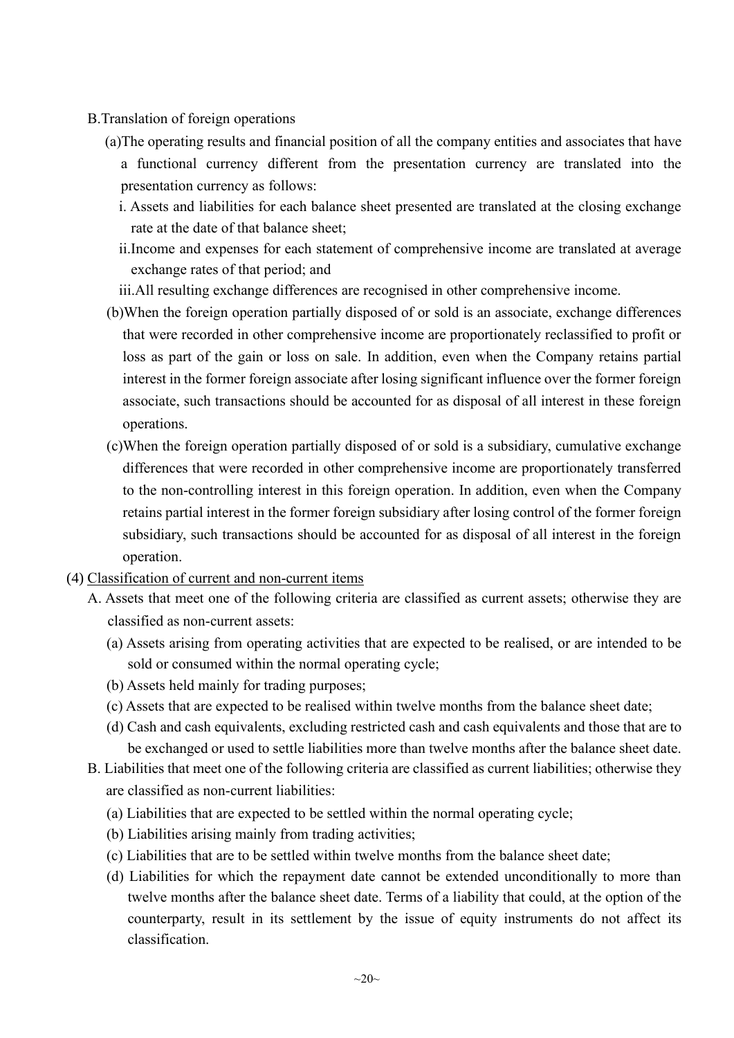B.Translation of foreign operations

(a)The operating results and financial position of all the company entities and associates that have a functional currency different from the presentation currency are translated into the presentation currency as follows:

i. Assets and liabilities for each balance sheet presented are translated at the closing exchange rate at the date of that balance sheet;

ii.Income and expenses for each statement of comprehensive income are translated at average exchange rates of that period; and

iii.All resulting exchange differences are recognised in other comprehensive income.

(b)When the foreign operation partially disposed of or sold is an associate, exchange differences that were recorded in other comprehensive income are proportionately reclassified to profit or loss as part of the gain or loss on sale. In addition, even when the Company retains partial interest in the former foreign associate after losing significant influence over the former foreign associate, such transactions should be accounted for as disposal of all interest in these foreign operations.

(c)When the foreign operation partially disposed of or sold is a subsidiary, cumulative exchange differences that were recorded in other comprehensive income are proportionately transferred to the non-controlling interest in this foreign operation. In addition, even when the Company retains partial interest in the former foreign subsidiary after losing control of the former foreign subsidiary, such transactions should be accounted for as disposal of all interest in the foreign operation.

(4) Classification of current and non-current items

A. Assets that meet one of the following criteria are classified as current assets; otherwise they are classified as non-current assets:

(a) Assets arising from operating activities that are expected to be realised, or are intended to be sold or consumed within the normal operating cycle;

(b) Assets held mainly for trading purposes;

(c) Assets that are expected to be realised within twelve months from the balance sheet date;

(d) Cash and cash equivalents, excluding restricted cash and cash equivalents and those that are to be exchanged or used to settle liabilities more than twelve months after the balance sheet date.

B. Liabilities that meet one of the following criteria are classified as current liabilities; otherwise they are classified as non-current liabilities:

(a) Liabilities that are expected to be settled within the normal operating cycle;

(b) Liabilities arising mainly from trading activities;

(c) Liabilities that are to be settled within twelve months from the balance sheet date;

(d) Liabilities for which the repayment date cannot be extended unconditionally to more than twelve months after the balance sheet date. Terms of a liability that could, at the option of the counterparty, result in its settlement by the issue of equity instruments do not affect its classification.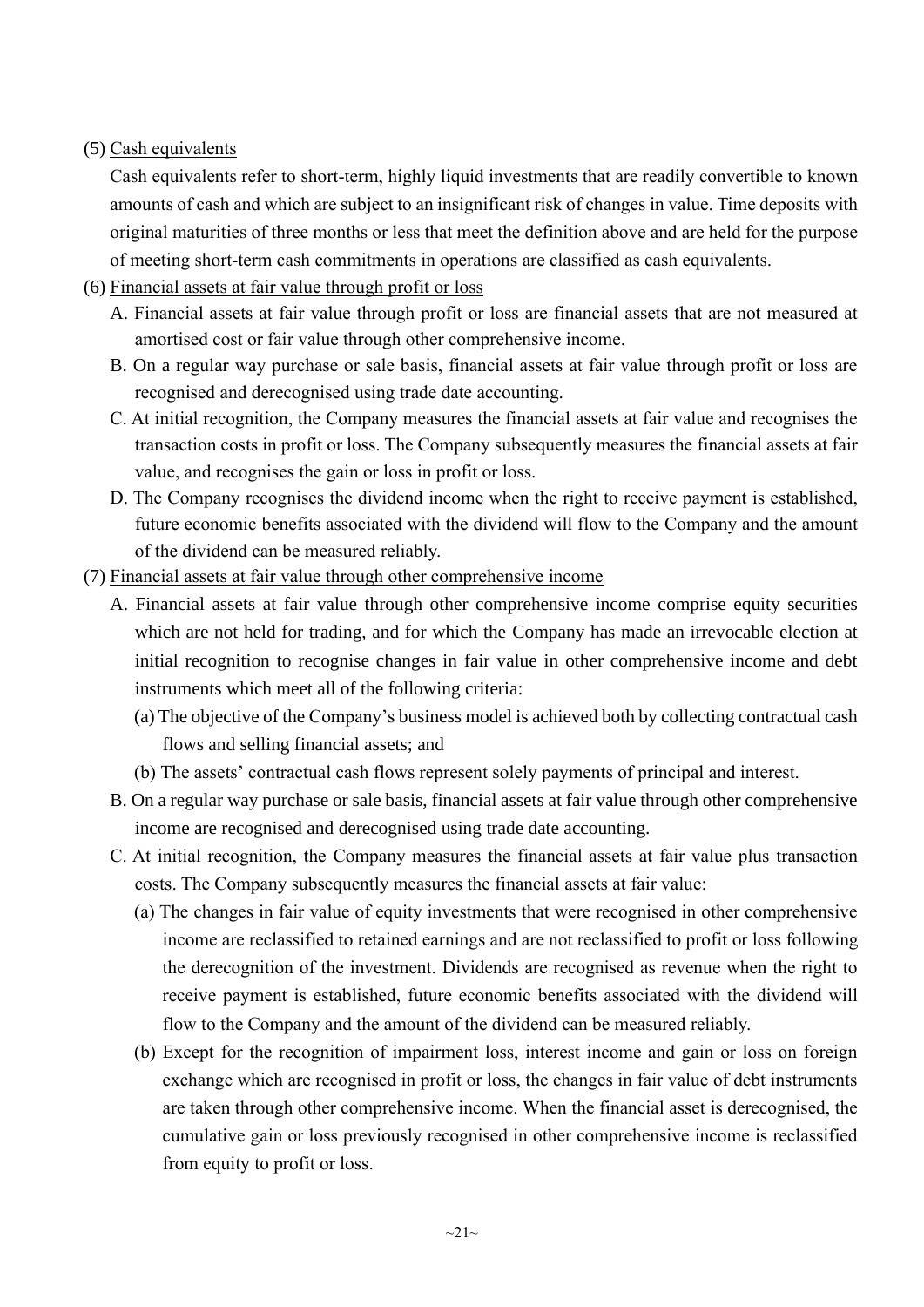(5) Cash equivalents

Cash equivalents refer to short-term, highly liquid investments that are readily convertible to known amounts of cash and which are subject to an insignificant risk of changes in value. Time deposits with original maturities of three months or less that meet the definition above and are held for the purpose of meeting short-term cash commitments in operations are classified as cash equivalents.

(6) Financial assets at fair value through profit or loss

A. Financial assets at fair value through profit or loss are financial assets that are not measured at amortised cost or fair value through other comprehensive income.

B. On a regular way purchase or sale basis, financial assets at fair value through profit or loss are recognised and derecognised using trade date accounting.

C. At initial recognition, the Company measures the financial assets at fair value and recognises the transaction costs in profit or loss. The Company subsequently measures the financial assets at fair value, and recognises the gain or loss in profit or loss.

D. The Company recognises the dividend income when the right to receive payment is established, future economic benefits associated with the dividend will flow to the Company and the amount of the dividend can be measured reliably.

(7) Financial assets at fair value through other comprehensive income

A. Financial assets at fair value through other comprehensive income comprise equity securities which are not held for trading, and for which the Company has made an irrevocable election at initial recognition to recognise changes in fair value in other comprehensive income and debt instruments which meet all of the following criteria:

(a) The objective of the Company's business model is achieved both by collecting contractual cash flows and selling financial assets; and

(b) The assets' contractual cash flows represent solely payments of principal and interest.

B. On a regular way purchase or sale basis, financial assets at fair value through other comprehensive income are recognised and derecognised using trade date accounting.

C. At initial recognition, the Company measures the financial assets at fair value plus transaction costs. The Company subsequently measures the financial assets at fair value:

(a) The changes in fair value of equity investments that were recognised in other comprehensive income are reclassified to retained earnings and are not reclassified to profit or loss following the derecognition of the investment. Dividends are recognised as revenue when the right to receive payment is established, future economic benefits associated with the dividend will flow to the Company and the amount of the dividend can be measured reliably.

(b) Except for the recognition of impairment loss, interest income and gain or loss on foreign exchange which are recognised in profit or loss, the changes in fair value of debt instruments are taken through other comprehensive income. When the financial asset is derecognised, the cumulative gain or loss previously recognised in other comprehensive income is reclassified from equity to profit or loss.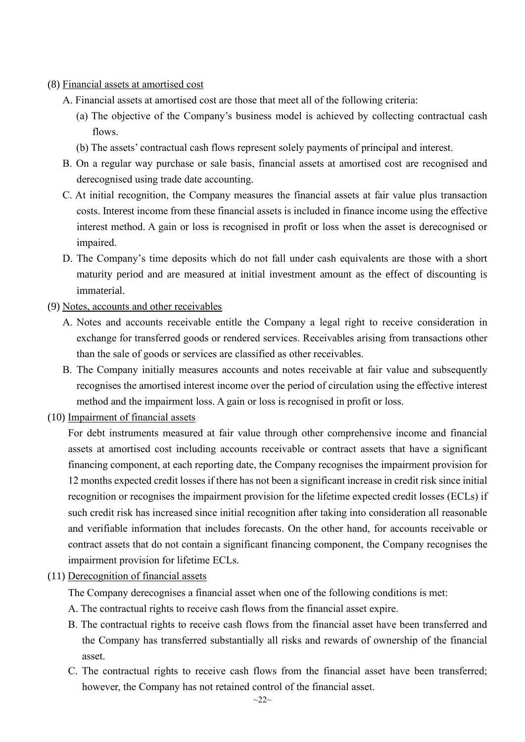(8) Financial assets at amortised cost

A. Financial assets at amortised cost are those that meet all of the following criteria:

(a) The objective of the Company's business model is achieved by collecting contractual cash flows.

(b) The assets' contractual cash flows represent solely payments of principal and interest.

B. On a regular way purchase or sale basis, financial assets at amortised cost are recognised and derecognised using trade date accounting.

C. At initial recognition, the Company measures the financial assets at fair value plus transaction costs. Interest income from these financial assets is included in finance income using the effective interest method. A gain or loss is recognised in profit or loss when the asset is derecognised or impaired.

D. The Company's time deposits which do not fall under cash equivalents are those with a short maturity period and are measured at initial investment amount as the effect of discounting is immaterial.

(9) Notes, accounts and other receivables

A. Notes and accounts receivable entitle the Company a legal right to receive consideration in exchange for transferred goods or rendered services. Receivables arising from transactions other than the sale of goods or services are classified as other receivables.

B. The Company initially measures accounts and notes receivable at fair value and subsequently recognises the amortised interest income over the period of circulation using the effective interest method and the impairment loss. A gain or loss is recognised in profit or loss.

(10) Impairment of financial assets

For debt instruments measured at fair value through other comprehensive income and financial assets at amortised cost including accounts receivable or contract assets that have a significant financing component, at each reporting date, the Company recognises the impairment provision for 12 months expected credit losses if there has not been a significant increase in credit risk since initial recognition or recognises the impairment provision for the lifetime expected credit losses (ECLs) if such credit risk has increased since initial recognition after taking into consideration all reasonable and verifiable information that includes forecasts. On the other hand, for accounts receivable or contract assets that do not contain a significant financing component, the Company recognises the impairment provision for lifetime ECLs.

(11) Derecognition of financial assets

The Company derecognises a financial asset when one of the following conditions is met:

A. The contractual rights to receive cash flows from the financial asset expire.

B. The contractual rights to receive cash flows from the financial asset have been transferred and the Company has transferred substantially all risks and rewards of ownership of the financial asset.

C. The contractual rights to receive cash flows from the financial asset have been transferred; however, the Company has not retained control of the financial asset.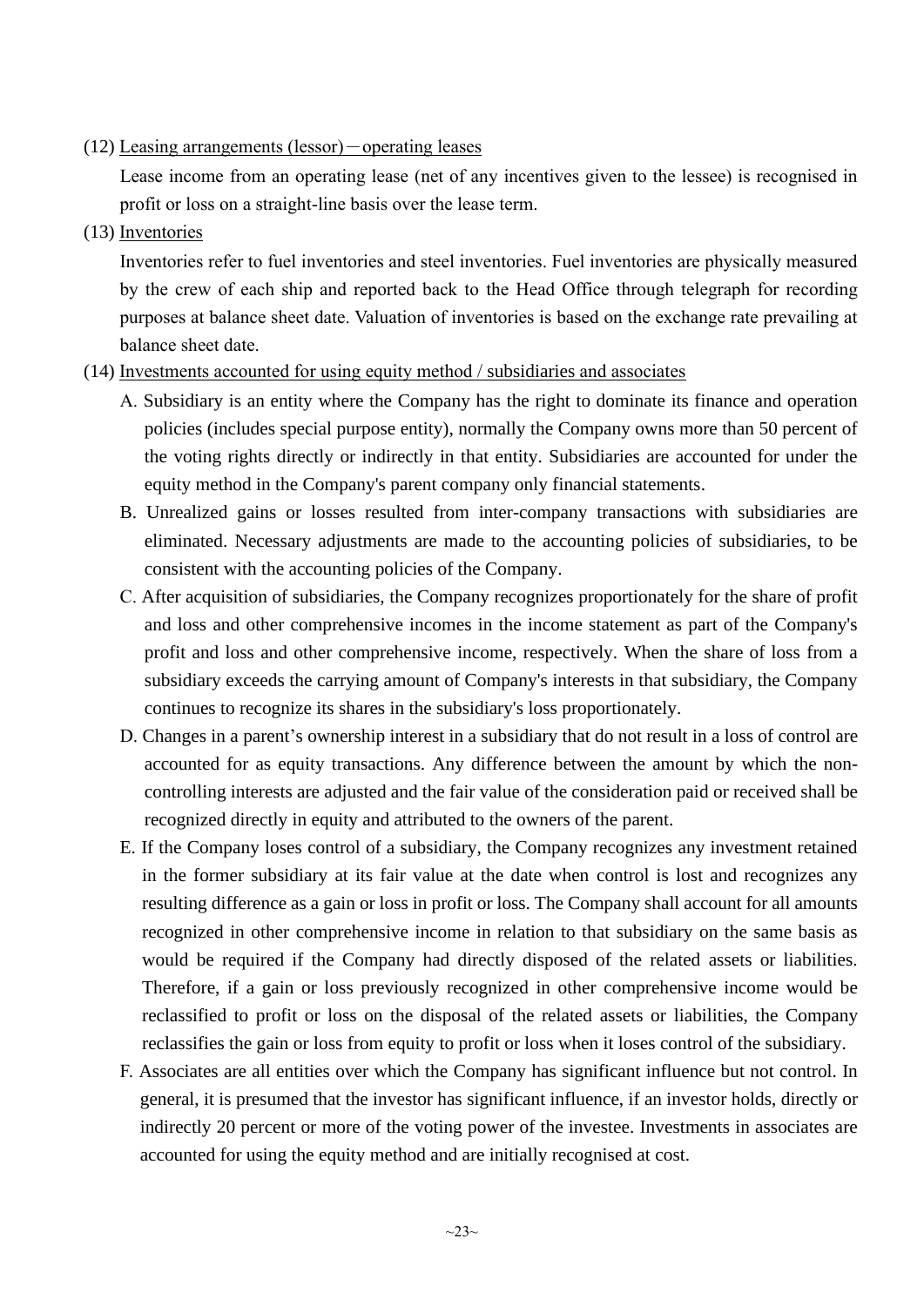(12) Leasing arrangements (lessor)－operating leases

Lease income from an operating lease (net of any incentives given to the lessee) is recognised in profit or loss on a straight-line basis over the lease term.

(13) Inventories

Inventories refer to fuel inventories and steel inventories. Fuel inventories are physically measured by the crew of each ship and reported back to the Head Office through telegraph for recording purposes at balance sheet date. Valuation of inventories is based on the exchange rate prevailing at balance sheet date.

(14) Investments accounted for using equity method / subsidiaries and associates

A. Subsidiary is an entity where the Company has the right to dominate its finance and operation policies (includes special purpose entity), normally the Company owns more than 50 percent of the voting rights directly or indirectly in that entity. Subsidiaries are accounted for under the equity method in the Company's parent company only financial statements.

B. Unrealized gains or losses resulted from inter-company transactions with subsidiaries are eliminated. Necessary adjustments are made to the accounting policies of subsidiaries, to be consistent with the accounting policies of the Company.

C. After acquisition of subsidiaries, the Company recognizes proportionately for the share of profit and loss and other comprehensive incomes in the income statement as part of the Company's profit and loss and other comprehensive income, respectively. When the share of loss from a subsidiary exceeds the carrying amount of Company's interests in that subsidiary, the Company continues to recognize its shares in the subsidiary's loss proportionately.

D. Changes in a parent's ownership interest in a subsidiary that do not result in a loss of control are accounted for as equity transactions. Any difference between the amount by which the non-controlling interests are adjusted and the fair value of the consideration paid or received shall be recognized directly in equity and attributed to the owners of the parent.

E. If the Company loses control of a subsidiary, the Company recognizes any investment retained in the former subsidiary at its fair value at the date when control is lost and recognizes any resulting difference as a gain or loss in profit or loss. The Company shall account for all amounts recognized in other comprehensive income in relation to that subsidiary on the same basis as would be required if the Company had directly disposed of the related assets or liabilities. Therefore, if a gain or loss previously recognized in other comprehensive income would be reclassified to profit or loss on the disposal of the related assets or liabilities, the Company reclassifies the gain or loss from equity to profit or loss when it loses control of the subsidiary.

F. Associates are all entities over which the Company has significant influence but not control. In general, it is presumed that the investor has significant influence, if an investor holds, directly or indirectly 20 percent or more of the voting power of the investee. Investments in associates are accounted for using the equity method and are initially recognised at cost.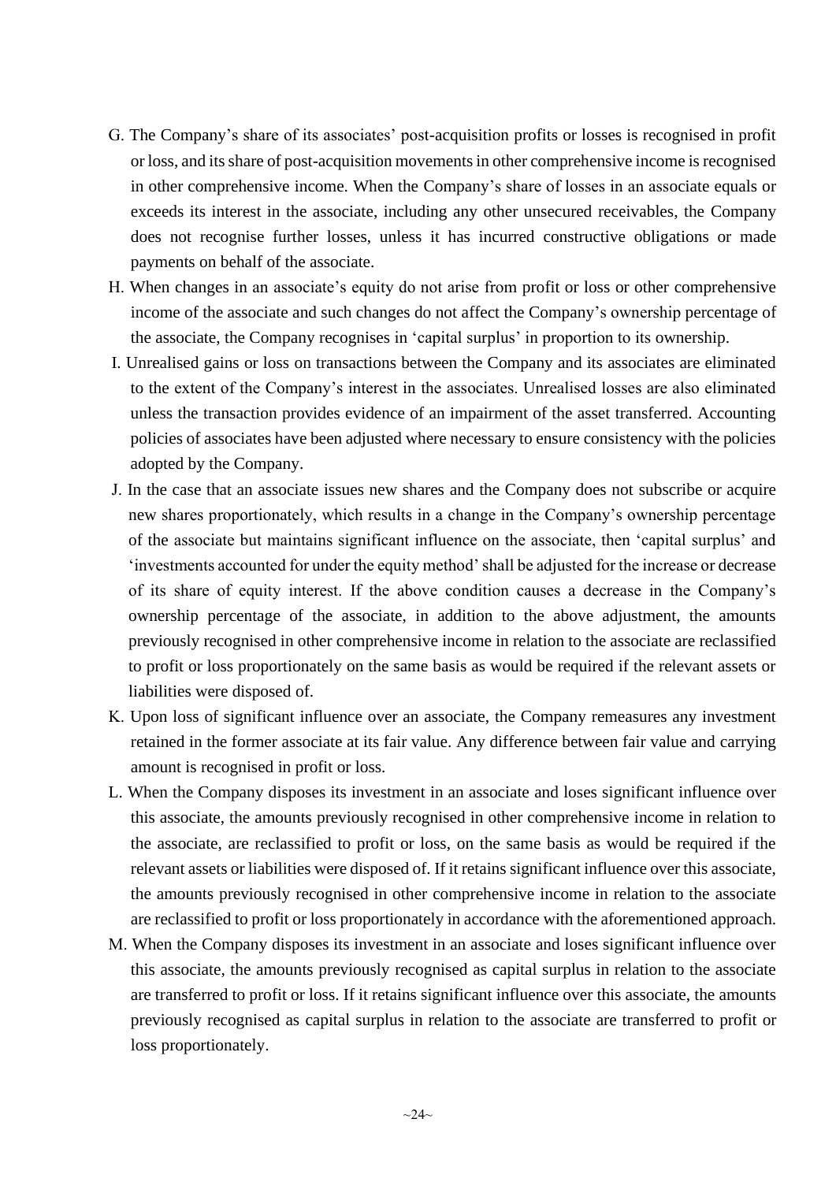G. The Company's share of its associates' post-acquisition profits or losses is recognised in profit or loss, and its share of post-acquisition movements in other comprehensive income is recognised in other comprehensive income. When the Company's share of losses in an associate equals or exceeds its interest in the associate, including any other unsecured receivables, the Company does not recognise further losses, unless it has incurred constructive obligations or made payments on behalf of the associate.

H. When changes in an associate's equity do not arise from profit or loss or other comprehensive income of the associate and such changes do not affect the Company's ownership percentage of the associate, the Company recognises in 'capital surplus' in proportion to its ownership.

I. Unrealised gains or loss on transactions between the Company and its associates are eliminated to the extent of the Company's interest in the associates. Unrealised losses are also eliminated unless the transaction provides evidence of an impairment of the asset transferred. Accounting policies of associates have been adjusted where necessary to ensure consistency with the policies adopted by the Company.

J. In the case that an associate issues new shares and the Company does not subscribe or acquire new shares proportionately, which results in a change in the Company's ownership percentage of the associate but maintains significant influence on the associate, then 'capital surplus' and 'investments accounted for under the equity method' shall be adjusted for the increase or decrease of its share of equity interest. If the above condition causes a decrease in the Company's ownership percentage of the associate, in addition to the above adjustment, the amounts previously recognised in other comprehensive income in relation to the associate are reclassified to profit or loss proportionately on the same basis as would be required if the relevant assets or liabilities were disposed of.

K. Upon loss of significant influence over an associate, the Company remeasures any investment retained in the former associate at its fair value. Any difference between fair value and carrying amount is recognised in profit or loss.

L. When the Company disposes its investment in an associate and loses significant influence over this associate, the amounts previously recognised in other comprehensive income in relation to the associate, are reclassified to profit or loss, on the same basis as would be required if the relevant assets or liabilities were disposed of. If it retains significant influence over this associate, the amounts previously recognised in other comprehensive income in relation to the associate are reclassified to profit or loss proportionately in accordance with the aforementioned approach.

M. When the Company disposes its investment in an associate and loses significant influence over this associate, the amounts previously recognised as capital surplus in relation to the associate are transferred to profit or loss. If it retains significant influence over this associate, the amounts previously recognised as capital surplus in relation to the associate are transferred to profit or loss proportionately.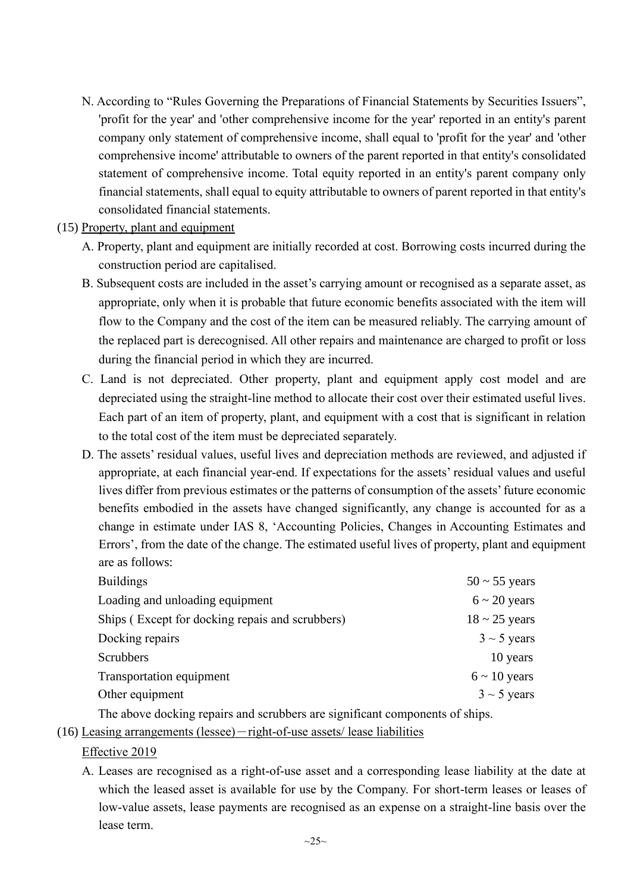N. According to “Rules Governing the Preparations of Financial Statements by Securities Issuers”, 'profit for the year' and 'other comprehensive income for the year' reported in an entity's parent company only statement of comprehensive income, shall equal to 'profit for the year' and 'other comprehensive income' attributable to owners of the parent reported in that entity's consolidated statement of comprehensive income. Total equity reported in an entity's parent company only financial statements, shall equal to equity attributable to owners of parent reported in that entity's consolidated financial statements.

(15) Property, plant and equipment

A. Property, plant and equipment are initially recorded at cost. Borrowing costs incurred during the construction period are capitalised.

B. Subsequent costs are included in the asset’s carrying amount or recognised as a separate asset, as appropriate, only when it is probable that future economic benefits associated with the item will flow to the Company and the cost of the item can be measured reliably. The carrying amount of the replaced part is derecognised. All other repairs and maintenance are charged to profit or loss during the financial period in which they are incurred.

C. Land is not depreciated. Other property, plant and equipment apply cost model and are depreciated using the straight-line method to allocate their cost over their estimated useful lives. Each part of an item of property, plant, and equipment with a cost that is significant in relation to the total cost of the item must be depreciated separately.

D. The assets’ residual values, useful lives and depreciation methods are reviewed, and adjusted if appropriate, at each financial year-end. If expectations for the assets’ residual values and useful lives differ from previous estimates or the patterns of consumption of the assets’ future economic benefits embodied in the assets have changed significantly, any change is accounted for as a change in estimate under IAS 8, ‘Accounting Policies, Changes in Accounting Estimates and Errors’, from the date of the change. The estimated useful lives of property, plant and equipment are as follows:

| | |
|---|---|
| Buildings | 50 ~ 55 years |
| Loading and unloading equipment | 6 ~ 20 years |
| Ships ( Except for docking repais and scrubbers) | 18 ~ 25 years |
| Docking repairs | 3 ~ 5 years |
| Scrubbers | 10 years |
| Transportation equipment | 6 ~ 10 years |
| Other equipment | 3 ~ 5 years |

The above docking repairs and scrubbers are significant components of ships.

(16) Leasing arrangements (lessee)－right-of-use assets/ lease liabilities

Effective 2019

A. Leases are recognised as a right-of-use asset and a corresponding lease liability at the date at which the leased asset is available for use by the Company. For short-term leases or leases of low-value assets, lease payments are recognised as an expense on a straight-line basis over the lease term.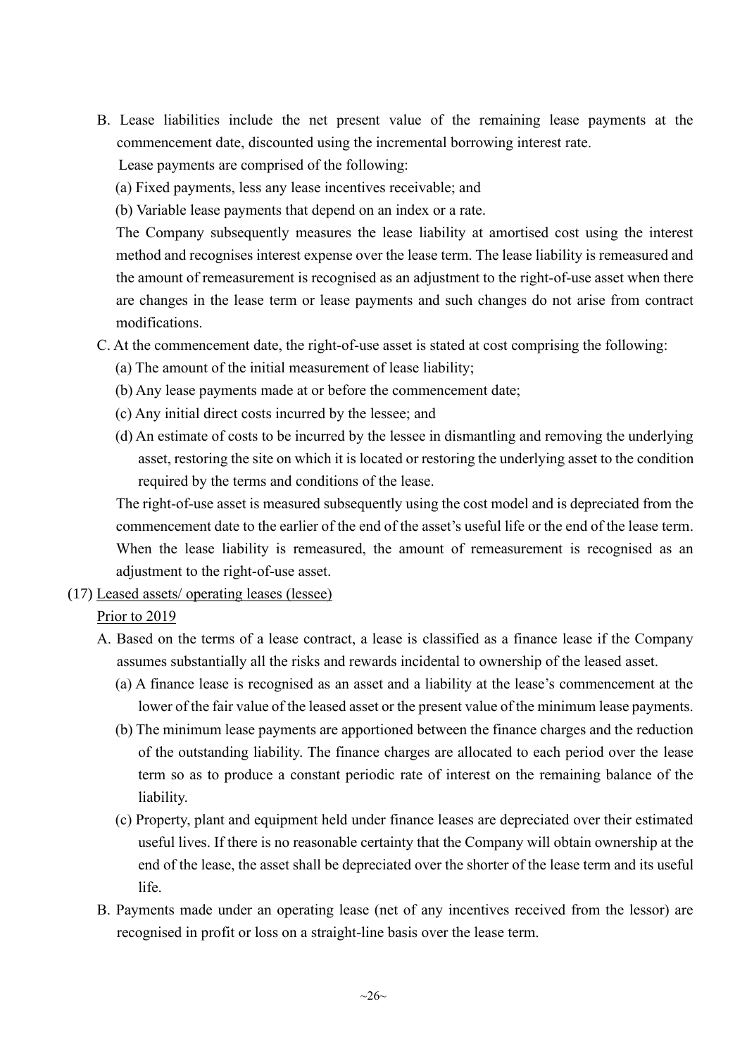B. Lease liabilities include the net present value of the remaining lease payments at the commencement date, discounted using the incremental borrowing interest rate.

Lease payments are comprised of the following:

(a) Fixed payments, less any lease incentives receivable; and

(b) Variable lease payments that depend on an index or a rate.

The Company subsequently measures the lease liability at amortised cost using the interest method and recognises interest expense over the lease term. The lease liability is remeasured and the amount of remeasurement is recognised as an adjustment to the right-of-use asset when there are changes in the lease term or lease payments and such changes do not arise from contract modifications.

C. At the commencement date, the right-of-use asset is stated at cost comprising the following:

(a) The amount of the initial measurement of lease liability;

(b) Any lease payments made at or before the commencement date;

(c) Any initial direct costs incurred by the lessee; and

(d) An estimate of costs to be incurred by the lessee in dismantling and removing the underlying asset, restoring the site on which it is located or restoring the underlying asset to the condition required by the terms and conditions of the lease.

The right-of-use asset is measured subsequently using the cost model and is depreciated from the commencement date to the earlier of the end of the asset's useful life or the end of the lease term. When the lease liability is remeasured, the amount of remeasurement is recognised as an adjustment to the right-of-use asset.

(17) Leased assets/ operating leases (lessee)

Prior to 2019

A. Based on the terms of a lease contract, a lease is classified as a finance lease if the Company assumes substantially all the risks and rewards incidental to ownership of the leased asset.

(a) A finance lease is recognised as an asset and a liability at the lease's commencement at the lower of the fair value of the leased asset or the present value of the minimum lease payments.

(b) The minimum lease payments are apportioned between the finance charges and the reduction of the outstanding liability. The finance charges are allocated to each period over the lease term so as to produce a constant periodic rate of interest on the remaining balance of the liability.

(c) Property, plant and equipment held under finance leases are depreciated over their estimated useful lives. If there is no reasonable certainty that the Company will obtain ownership at the end of the lease, the asset shall be depreciated over the shorter of the lease term and its useful life.

B. Payments made under an operating lease (net of any incentives received from the lessor) are recognised in profit or loss on a straight-line basis over the lease term.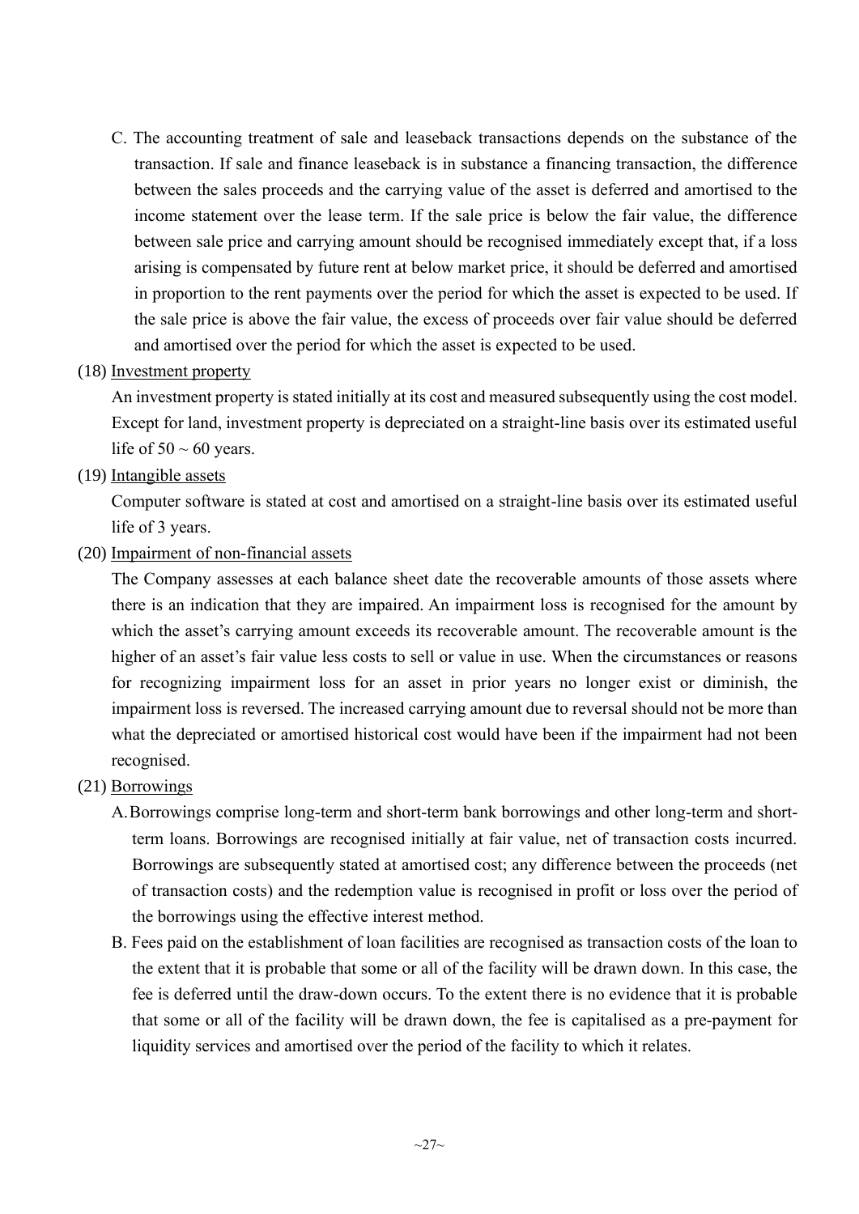C. The accounting treatment of sale and leaseback transactions depends on the substance of the transaction. If sale and finance leaseback is in substance a financing transaction, the difference between the sales proceeds and the carrying value of the asset is deferred and amortised to the income statement over the lease term. If the sale price is below the fair value, the difference between sale price and carrying amount should be recognised immediately except that, if a loss arising is compensated by future rent at below market price, it should be deferred and amortised in proportion to the rent payments over the period for which the asset is expected to be used. If the sale price is above the fair value, the excess of proceeds over fair value should be deferred and amortised over the period for which the asset is expected to be used.

(18) Investment property

An investment property is stated initially at its cost and measured subsequently using the cost model. Except for land, investment property is depreciated on a straight-line basis over its estimated useful life of 50 ~ 60 years.

(19) Intangible assets

Computer software is stated at cost and amortised on a straight-line basis over its estimated useful life of 3 years.

(20) Impairment of non-financial assets

The Company assesses at each balance sheet date the recoverable amounts of those assets where there is an indication that they are impaired. An impairment loss is recognised for the amount by which the asset's carrying amount exceeds its recoverable amount. The recoverable amount is the higher of an asset's fair value less costs to sell or value in use. When the circumstances or reasons for recognizing impairment loss for an asset in prior years no longer exist or diminish, the impairment loss is reversed. The increased carrying amount due to reversal should not be more than what the depreciated or amortised historical cost would have been if the impairment had not been recognised.

(21) Borrowings

A. Borrowings comprise long-term and short-term bank borrowings and other long-term and short-term loans. Borrowings are recognised initially at fair value, net of transaction costs incurred. Borrowings are subsequently stated at amortised cost; any difference between the proceeds (net of transaction costs) and the redemption value is recognised in profit or loss over the period of the borrowings using the effective interest method.

B. Fees paid on the establishment of loan facilities are recognised as transaction costs of the loan to the extent that it is probable that some or all of the facility will be drawn down. In this case, the fee is deferred until the draw-down occurs. To the extent there is no evidence that it is probable that some or all of the facility will be drawn down, the fee is capitalised as a pre-payment for liquidity services and amortised over the period of the facility to which it relates.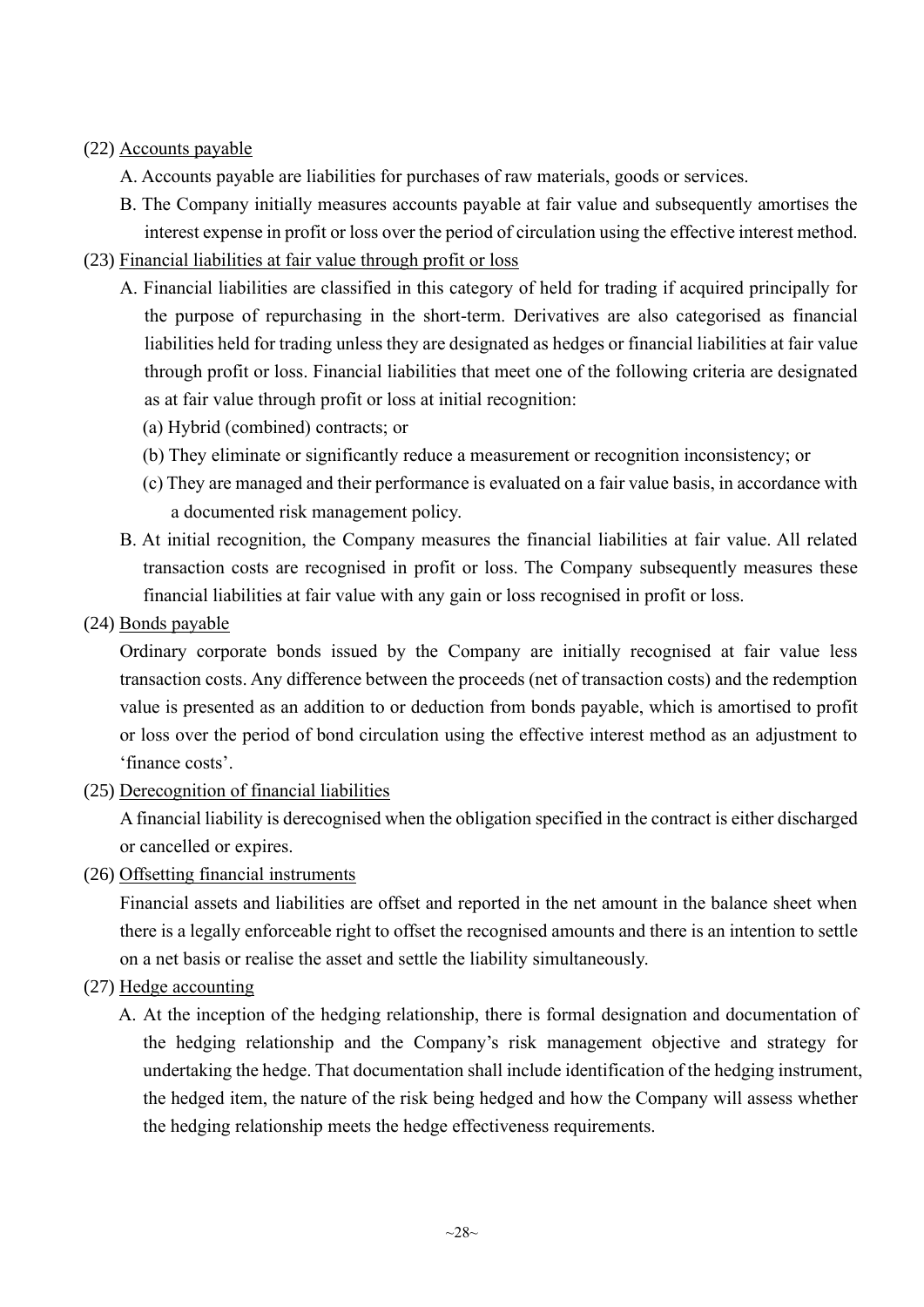(22) Accounts payable

A. Accounts payable are liabilities for purchases of raw materials, goods or services.

B. The Company initially measures accounts payable at fair value and subsequently amortises the interest expense in profit or loss over the period of circulation using the effective interest method.

(23) Financial liabilities at fair value through profit or loss

A. Financial liabilities are classified in this category of held for trading if acquired principally for the purpose of repurchasing in the short-term. Derivatives are also categorised as financial liabilities held for trading unless they are designated as hedges or financial liabilities at fair value through profit or loss. Financial liabilities that meet one of the following criteria are designated as at fair value through profit or loss at initial recognition:

(a) Hybrid (combined) contracts; or

(b) They eliminate or significantly reduce a measurement or recognition inconsistency; or

(c) They are managed and their performance is evaluated on a fair value basis, in accordance with a documented risk management policy.

B. At initial recognition, the Company measures the financial liabilities at fair value. All related transaction costs are recognised in profit or loss. The Company subsequently measures these financial liabilities at fair value with any gain or loss recognised in profit or loss.

(24) Bonds payable

Ordinary corporate bonds issued by the Company are initially recognised at fair value less transaction costs. Any difference between the proceeds (net of transaction costs) and the redemption value is presented as an addition to or deduction from bonds payable, which is amortised to profit or loss over the period of bond circulation using the effective interest method as an adjustment to 'finance costs'.

(25) Derecognition of financial liabilities

A financial liability is derecognised when the obligation specified in the contract is either discharged or cancelled or expires.

(26) Offsetting financial instruments

Financial assets and liabilities are offset and reported in the net amount in the balance sheet when there is a legally enforceable right to offset the recognised amounts and there is an intention to settle on a net basis or realise the asset and settle the liability simultaneously.

(27) Hedge accounting

A. At the inception of the hedging relationship, there is formal designation and documentation of the hedging relationship and the Company's risk management objective and strategy for undertaking the hedge. That documentation shall include identification of the hedging instrument, the hedged item, the nature of the risk being hedged and how the Company will assess whether the hedging relationship meets the hedge effectiveness requirements.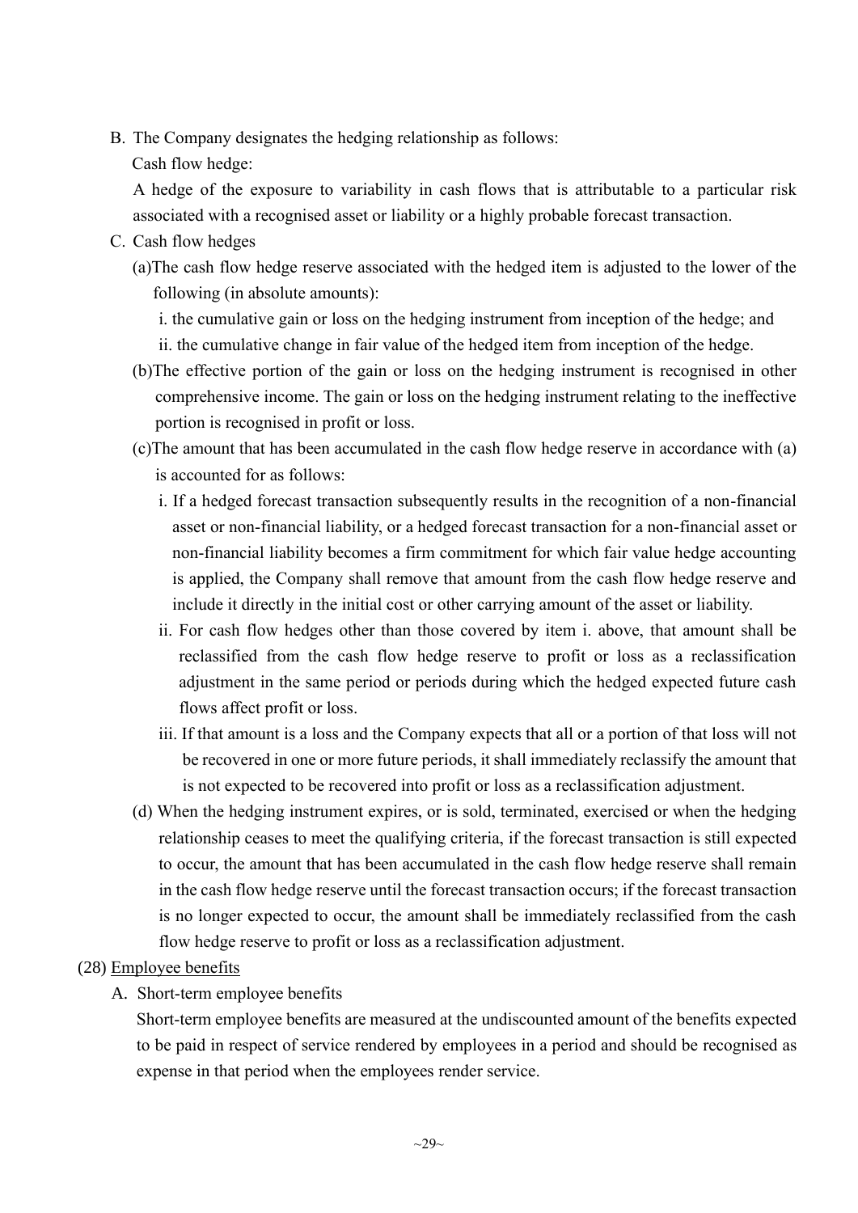B. The Company designates the hedging relationship as follows:

   Cash flow hedge:

   A hedge of the exposure to variability in cash flows that is attributable to a particular risk associated with a recognised asset or liability or a highly probable forecast transaction.

C. Cash flow hedges

   (a)The cash flow hedge reserve associated with the hedged item is adjusted to the lower of the following (in absolute amounts):

      i. the cumulative gain or loss on the hedging instrument from inception of the hedge; and

      ii. the cumulative change in fair value of the hedged item from inception of the hedge.

   (b)The effective portion of the gain or loss on the hedging instrument is recognised in other comprehensive income. The gain or loss on the hedging instrument relating to the ineffective portion is recognised in profit or loss.

   (c)The amount that has been accumulated in the cash flow hedge reserve in accordance with (a) is accounted for as follows:

      i. If a hedged forecast transaction subsequently results in the recognition of a non-financial asset or non-financial liability, or a hedged forecast transaction for a non-financial asset or non-financial liability becomes a firm commitment for which fair value hedge accounting is applied, the Company shall remove that amount from the cash flow hedge reserve and include it directly in the initial cost or other carrying amount of the asset or liability.

      ii. For cash flow hedges other than those covered by item i. above, that amount shall be reclassified from the cash flow hedge reserve to profit or loss as a reclassification adjustment in the same period or periods during which the hedged expected future cash flows affect profit or loss.

      iii. If that amount is a loss and the Company expects that all or a portion of that loss will not be recovered in one or more future periods, it shall immediately reclassify the amount that is not expected to be recovered into profit or loss as a reclassification adjustment.

   (d) When the hedging instrument expires, or is sold, terminated, exercised or when the hedging relationship ceases to meet the qualifying criteria, if the forecast transaction is still expected to occur, the amount that has been accumulated in the cash flow hedge reserve shall remain in the cash flow hedge reserve until the forecast transaction occurs; if the forecast transaction is no longer expected to occur, the amount shall be immediately reclassified from the cash flow hedge reserve to profit or loss as a reclassification adjustment.

(28) <u>Employee benefits</u>

A. Short-term employee benefits

   Short-term employee benefits are measured at the undiscounted amount of the benefits expected to be paid in respect of service rendered by employees in a period and should be recognised as expense in that period when the employees render service.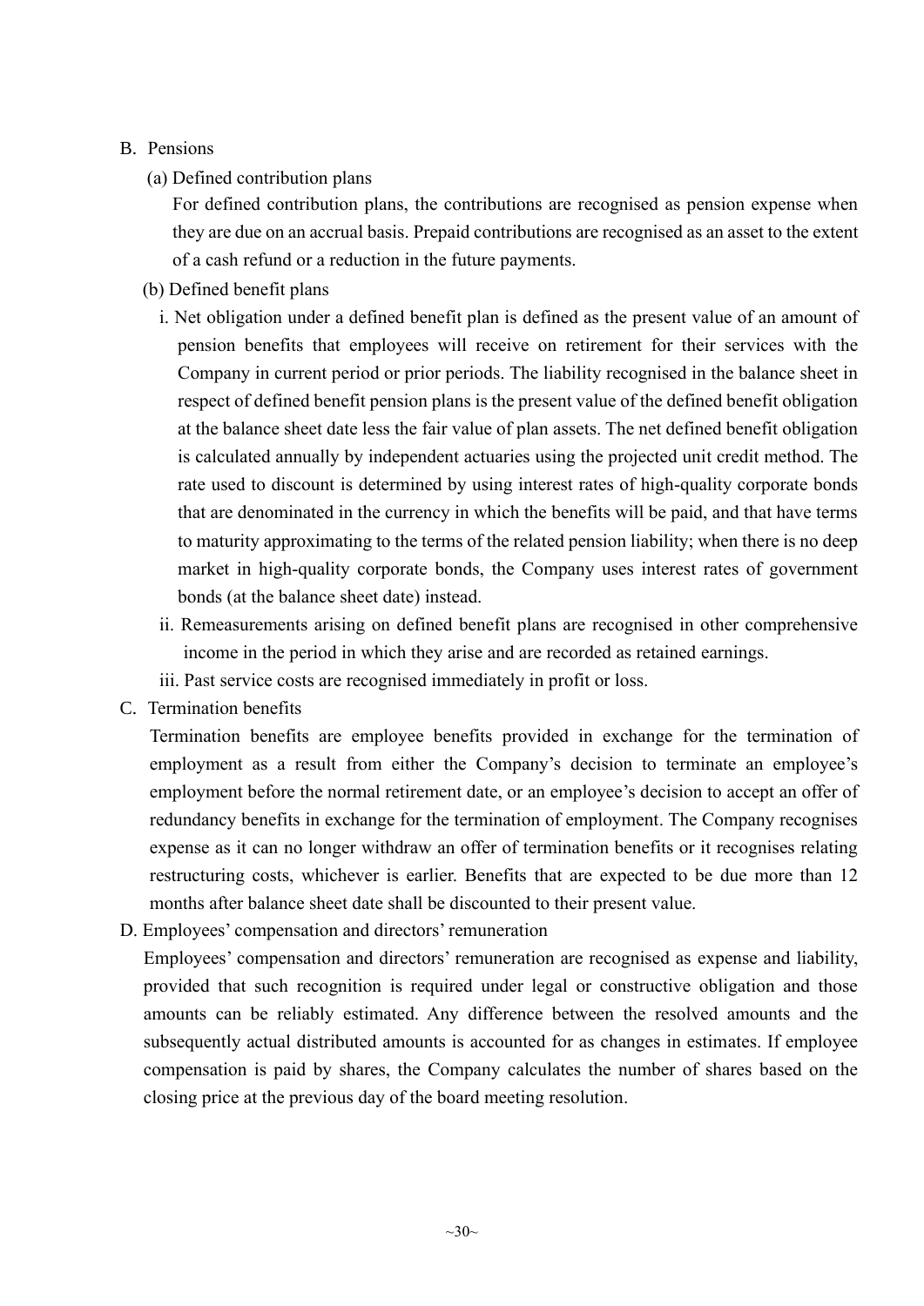B. Pensions

(a) Defined contribution plans

For defined contribution plans, the contributions are recognised as pension expense when they are due on an accrual basis. Prepaid contributions are recognised as an asset to the extent of a cash refund or a reduction in the future payments.

(b) Defined benefit plans

i. Net obligation under a defined benefit plan is defined as the present value of an amount of pension benefits that employees will receive on retirement for their services with the Company in current period or prior periods. The liability recognised in the balance sheet in respect of defined benefit pension plans is the present value of the defined benefit obligation at the balance sheet date less the fair value of plan assets. The net defined benefit obligation is calculated annually by independent actuaries using the projected unit credit method. The rate used to discount is determined by using interest rates of high-quality corporate bonds that are denominated in the currency in which the benefits will be paid, and that have terms to maturity approximating to the terms of the related pension liability; when there is no deep market in high-quality corporate bonds, the Company uses interest rates of government bonds (at the balance sheet date) instead.

ii. Remeasurements arising on defined benefit plans are recognised in other comprehensive income in the period in which they arise and are recorded as retained earnings.

iii. Past service costs are recognised immediately in profit or loss.

C. Termination benefits

Termination benefits are employee benefits provided in exchange for the termination of employment as a result from either the Company's decision to terminate an employee's employment before the normal retirement date, or an employee's decision to accept an offer of redundancy benefits in exchange for the termination of employment. The Company recognises expense as it can no longer withdraw an offer of termination benefits or it recognises relating restructuring costs, whichever is earlier. Benefits that are expected to be due more than 12 months after balance sheet date shall be discounted to their present value.

D. Employees' compensation and directors' remuneration

Employees' compensation and directors' remuneration are recognised as expense and liability, provided that such recognition is required under legal or constructive obligation and those amounts can be reliably estimated. Any difference between the resolved amounts and the subsequently actual distributed amounts is accounted for as changes in estimates. If employee compensation is paid by shares, the Company calculates the number of shares based on the closing price at the previous day of the board meeting resolution.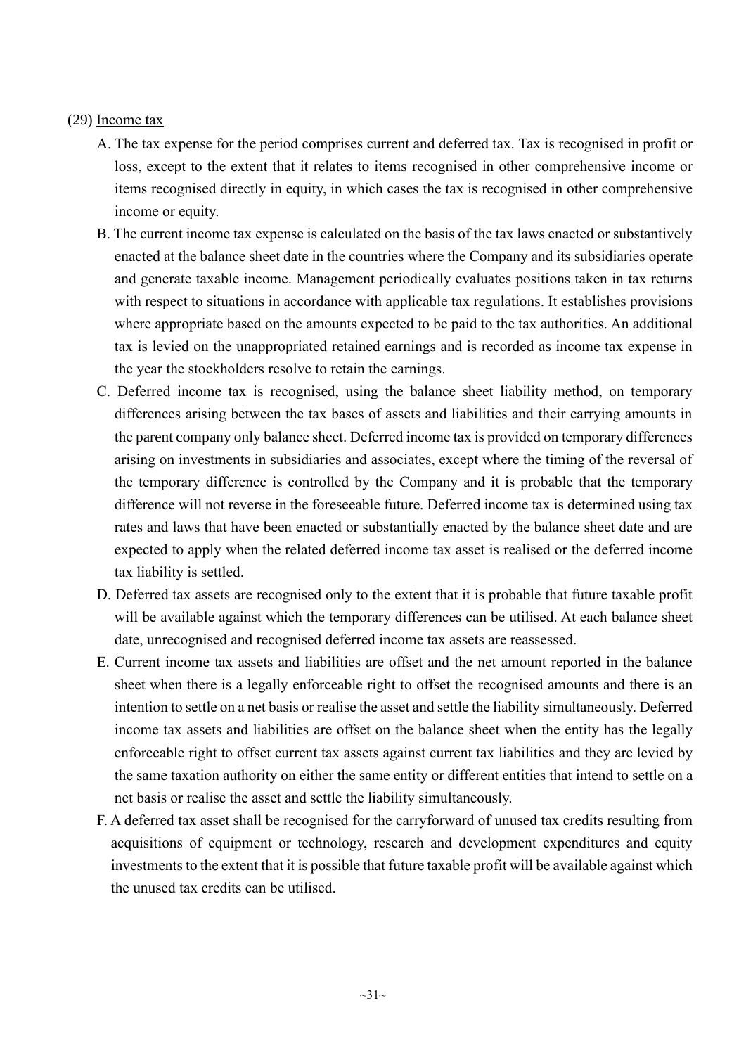(29) Income tax

A. The tax expense for the period comprises current and deferred tax. Tax is recognised in profit or loss, except to the extent that it relates to items recognised in other comprehensive income or items recognised directly in equity, in which cases the tax is recognised in other comprehensive income or equity.

B. The current income tax expense is calculated on the basis of the tax laws enacted or substantively enacted at the balance sheet date in the countries where the Company and its subsidiaries operate and generate taxable income. Management periodically evaluates positions taken in tax returns with respect to situations in accordance with applicable tax regulations. It establishes provisions where appropriate based on the amounts expected to be paid to the tax authorities. An additional tax is levied on the unappropriated retained earnings and is recorded as income tax expense in the year the stockholders resolve to retain the earnings.

C. Deferred income tax is recognised, using the balance sheet liability method, on temporary differences arising between the tax bases of assets and liabilities and their carrying amounts in the parent company only balance sheet. Deferred income tax is provided on temporary differences arising on investments in subsidiaries and associates, except where the timing of the reversal of the temporary difference is controlled by the Company and it is probable that the temporary difference will not reverse in the foreseeable future. Deferred income tax is determined using tax rates and laws that have been enacted or substantially enacted by the balance sheet date and are expected to apply when the related deferred income tax asset is realised or the deferred income tax liability is settled.

D. Deferred tax assets are recognised only to the extent that it is probable that future taxable profit will be available against which the temporary differences can be utilised. At each balance sheet date, unrecognised and recognised deferred income tax assets are reassessed.

E. Current income tax assets and liabilities are offset and the net amount reported in the balance sheet when there is a legally enforceable right to offset the recognised amounts and there is an intention to settle on a net basis or realise the asset and settle the liability simultaneously. Deferred income tax assets and liabilities are offset on the balance sheet when the entity has the legally enforceable right to offset current tax assets against current tax liabilities and they are levied by the same taxation authority on either the same entity or different entities that intend to settle on a net basis or realise the asset and settle the liability simultaneously.

F. A deferred tax asset shall be recognised for the carryforward of unused tax credits resulting from acquisitions of equipment or technology, research and development expenditures and equity investments to the extent that it is possible that future taxable profit will be available against which the unused tax credits can be utilised.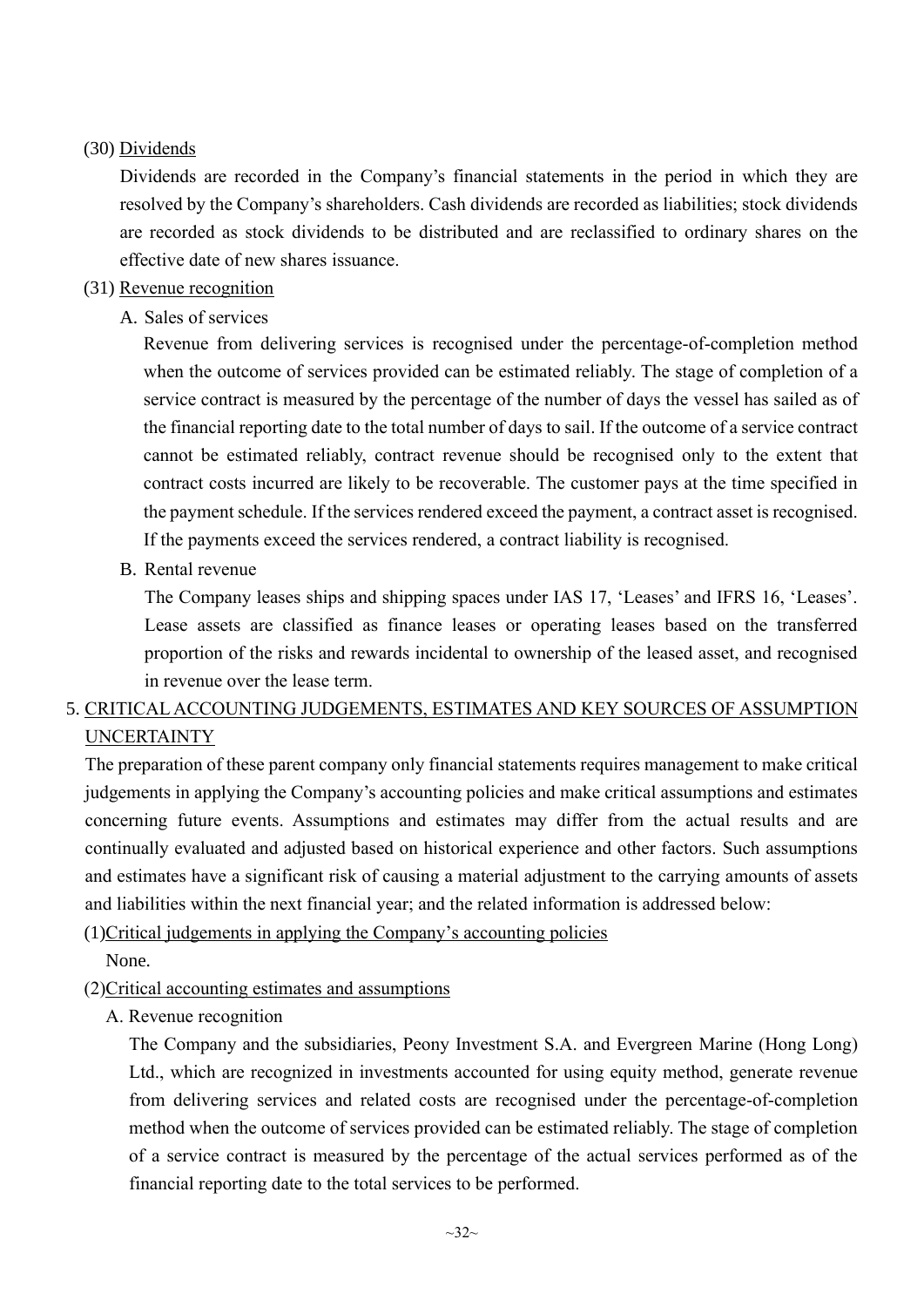(30) <u>Dividends</u>

Dividends are recorded in the Company's financial statements in the period in which they are resolved by the Company's shareholders. Cash dividends are recorded as liabilities; stock dividends are recorded as stock dividends to be distributed and are reclassified to ordinary shares on the effective date of new shares issuance.

(31) <u>Revenue recognition</u>

A. Sales of services

Revenue from delivering services is recognised under the percentage-of-completion method when the outcome of services provided can be estimated reliably. The stage of completion of a service contract is measured by the percentage of the number of days the vessel has sailed as of the financial reporting date to the total number of days to sail. If the outcome of a service contract cannot be estimated reliably, contract revenue should be recognised only to the extent that contract costs incurred are likely to be recoverable. The customer pays at the time specified in the payment schedule. If the services rendered exceed the payment, a contract asset is recognised. If the payments exceed the services rendered, a contract liability is recognised.

B. Rental revenue

The Company leases ships and shipping spaces under IAS 17, 'Leases' and IFRS 16, 'Leases'. Lease assets are classified as finance leases or operating leases based on the transferred proportion of the risks and rewards incidental to ownership of the leased asset, and recognised in revenue over the lease term.

## 5. CRITICAL ACCOUNTING JUDGEMENTS, ESTIMATES AND KEY SOURCES OF ASSUMPTION UNCERTAINTY

The preparation of these parent company only financial statements requires management to make critical judgements in applying the Company's accounting policies and make critical assumptions and estimates concerning future events. Assumptions and estimates may differ from the actual results and are continually evaluated and adjusted based on historical experience and other factors. Such assumptions and estimates have a significant risk of causing a material adjustment to the carrying amounts of assets and liabilities within the next financial year; and the related information is addressed below:

(1)<u>Critical judgements in applying the Company's accounting policies</u>

None.

(2)<u>Critical accounting estimates and assumptions</u>

A. Revenue recognition

The Company and the subsidiaries, Peony Investment S.A. and Evergreen Marine (Hong Long) Ltd., which are recognized in investments accounted for using equity method, generate revenue from delivering services and related costs are recognised under the percentage-of-completion method when the outcome of services provided can be estimated reliably. The stage of completion of a service contract is measured by the percentage of the actual services performed as of the financial reporting date to the total services to be performed.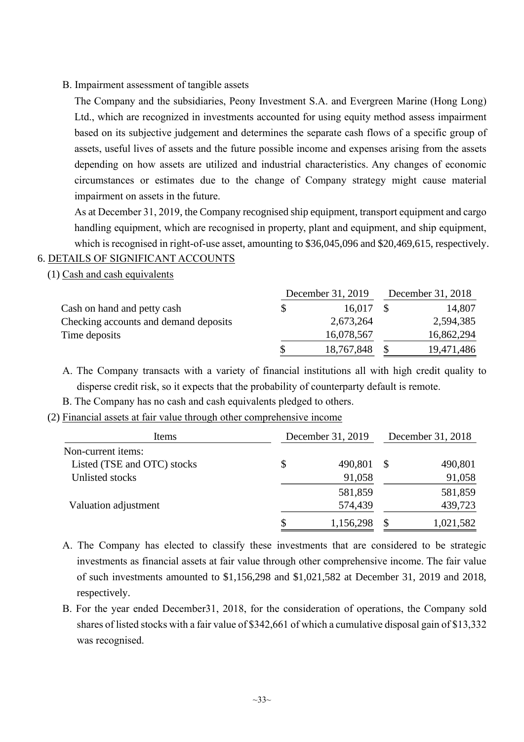B. Impairment assessment of tangible assets

The Company and the subsidiaries, Peony Investment S.A. and Evergreen Marine (Hong Long) Ltd., which are recognized in investments accounted for using equity method assess impairment based on its subjective judgement and determines the separate cash flows of a specific group of assets, useful lives of assets and the future possible income and expenses arising from the assets depending on how assets are utilized and industrial characteristics. Any changes of economic circumstances or estimates due to the change of Company strategy might cause material impairment on assets in the future.

As at December 31, 2019, the Company recognised ship equipment, transport equipment and cargo handling equipment, which are recognised in property, plant and equipment, and ship equipment, which is recognised in right-of-use asset, amounting to $36,045,096 and $20,469,615, respectively.

## 6. DETAILS OF SIGNIFICANT ACCOUNTS

### (1) Cash and cash equivalents

| | December 31, 2019 | December 31, 2018 |
|---|---|---|
| Cash on hand and petty cash | $ 16,017 | $ 14,807 |
| Checking accounts and demand deposits | 2,673,264 | 2,594,385 |
| Time deposits | 16,078,567 | 16,862,294 |
| | $ 18,767,848 | $ 19,471,486 |

A. The Company transacts with a variety of financial institutions all with high credit quality to disperse credit risk, so it expects that the probability of counterparty default is remote.

B. The Company has no cash and cash equivalents pledged to others.

### (2) Financial assets at fair value through other comprehensive income

| Items | December 31, 2019 | December 31, 2018 |
|---|---|---|
| Non-current items: | | |
| Listed (TSE and OTC) stocks | $ 490,801 | $ 490,801 |
| Unlisted stocks | 91,058 | 91,058 |
| | 581,859 | 581,859 |
| Valuation adjustment | 574,439 | 439,723 |
| | $ 1,156,298 | $ 1,021,582 |

A. The Company has elected to classify these investments that are considered to be strategic investments as financial assets at fair value through other comprehensive income. The fair value of such investments amounted to $1,156,298 and $1,021,582 at December 31, 2019 and 2018, respectively.

B. For the year ended December31, 2018, for the consideration of operations, the Company sold shares of listed stocks with a fair value of $342,661 of which a cumulative disposal gain of $13,332 was recognised.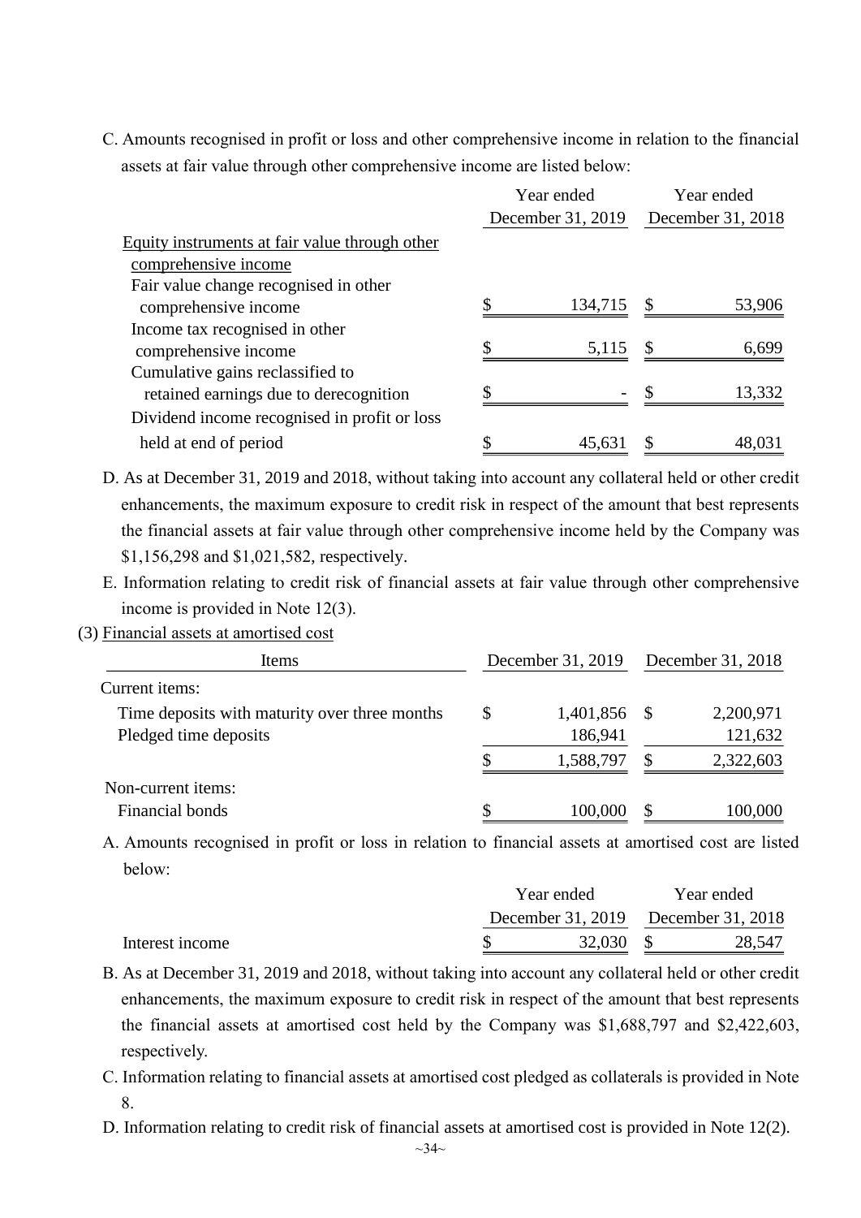C. Amounts recognised in profit or loss and other comprehensive income in relation to the financial assets at fair value through other comprehensive income are listed below:

| | Year ended December 31, 2019 | Year ended December 31, 2018 |
|---|---|---|
| Equity instruments at fair value through other comprehensive income | | |
| Fair value change recognised in other comprehensive income | $ 134,715 | $ 53,906 |
| Income tax recognised in other comprehensive income | $ 5,115 | $ 6,699 |
| Cumulative gains reclassified to retained earnings due to derecognition | $ - | $ 13,332 |
| Dividend income recognised in profit or loss held at end of period | $ 45,631 | $ 48,031 |

D. As at December 31, 2019 and 2018, without taking into account any collateral held or other credit enhancements, the maximum exposure to credit risk in respect of the amount that best represents the financial assets at fair value through other comprehensive income held by the Company was $1,156,298 and $1,021,582, respectively.

E. Information relating to credit risk of financial assets at fair value through other comprehensive income is provided in Note 12(3).

(3) Financial assets at amortised cost

| Items | December 31, 2019 | December 31, 2018 |
|---|---|---|
| Current items: | | |
| Time deposits with maturity over three months | $ 1,401,856 | $ 2,200,971 |
| Pledged time deposits | 186,941 | 121,632 |
| | $ 1,588,797 | $ 2,322,603 |
| Non-current items: | | |
| Financial bonds | $ 100,000 | $ 100,000 |

A. Amounts recognised in profit or loss in relation to financial assets at amortised cost are listed below:

| | Year ended December 31, 2019 | Year ended December 31, 2018 |
|---|---|---|
| Interest income | $ 32,030 | $ 28,547 |

B. As at December 31, 2019 and 2018, without taking into account any collateral held or other credit enhancements, the maximum exposure to credit risk in respect of the amount that best represents the financial assets at amortised cost held by the Company was $1,688,797 and $2,422,603, respectively.

C. Information relating to financial assets at amortised cost pledged as collaterals is provided in Note 8.

D. Information relating to credit risk of financial assets at amortised cost is provided in Note 12(2).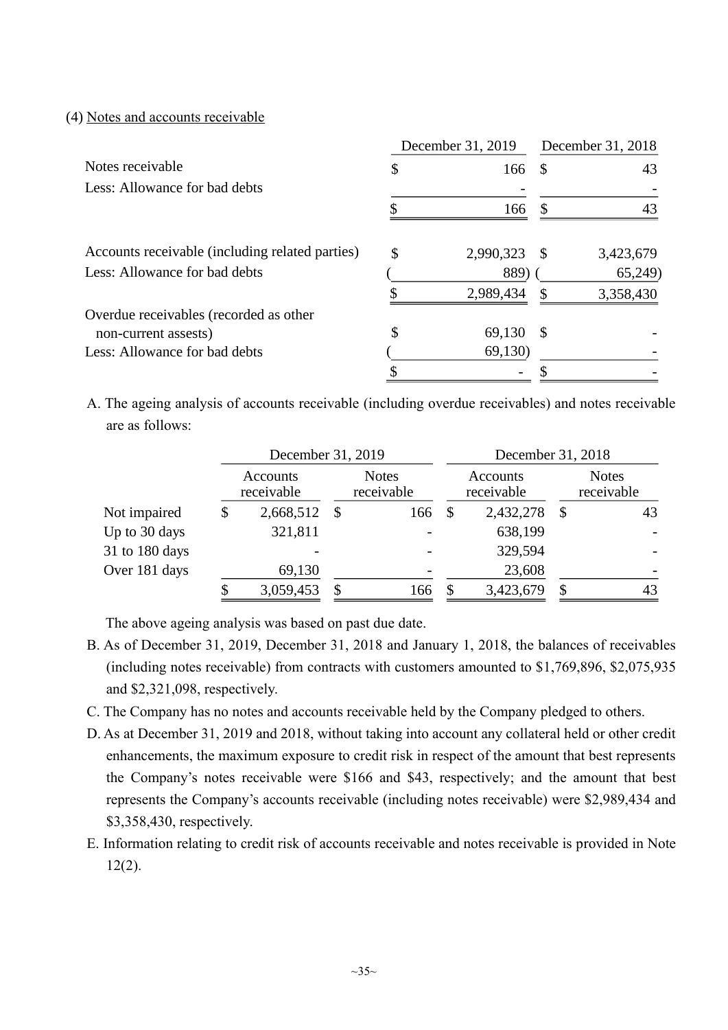(4) Notes and accounts receivable

| | December 31, 2019 | December 31, 2018 |
|---|---|---|
| Notes receivable | $ 166 | $ 43 |
| Less: Allowance for bad debts | - | - |
| | $ 166 | $ 43 |
| | | |
| Accounts receivable (including related parties) | $ 2,990,323 | $ 3,423,679 |
| Less: Allowance for bad debts | ( 889) | ( 65,249) |
| | $ 2,989,434 | $ 3,358,430 |
| Overdue receivables (recorded as other non-current assests) | $ 69,130 | $ - |
| Less: Allowance for bad debts | ( 69,130) | - |
| | $ - | $ - |

A. The ageing analysis of accounts receivable (including overdue receivables) and notes receivable are as follows:

| | December 31, 2019 | | December 31, 2018 | |
|---|---|---|---|---|
| | Accounts receivable | Notes receivable | Accounts receivable | Notes receivable |
| Not impaired | $ 2,668,512 | $ 166 | $ 2,432,278 | $ 43 |
| Up to 30 days | 321,811 | - | 638,199 | - |
| 31 to 180 days | - | - | 329,594 | - |
| Over 181 days | 69,130 | - | 23,608 | - |
| | $ 3,059,453 | $ 166 | $ 3,423,679 | $ 43 |

The above ageing analysis was based on past due date.

B. As of December 31, 2019, December 31, 2018 and January 1, 2018, the balances of receivables (including notes receivable) from contracts with customers amounted to $1,769,896, $2,075,935 and $2,321,098, respectively.

C. The Company has no notes and accounts receivable held by the Company pledged to others.

D. As at December 31, 2019 and 2018, without taking into account any collateral held or other credit enhancements, the maximum exposure to credit risk in respect of the amount that best represents the Company's notes receivable were $166 and $43, respectively; and the amount that best represents the Company's accounts receivable (including notes receivable) were $2,989,434 and $3,358,430, respectively.

E. Information relating to credit risk of accounts receivable and notes receivable is provided in Note 12(2).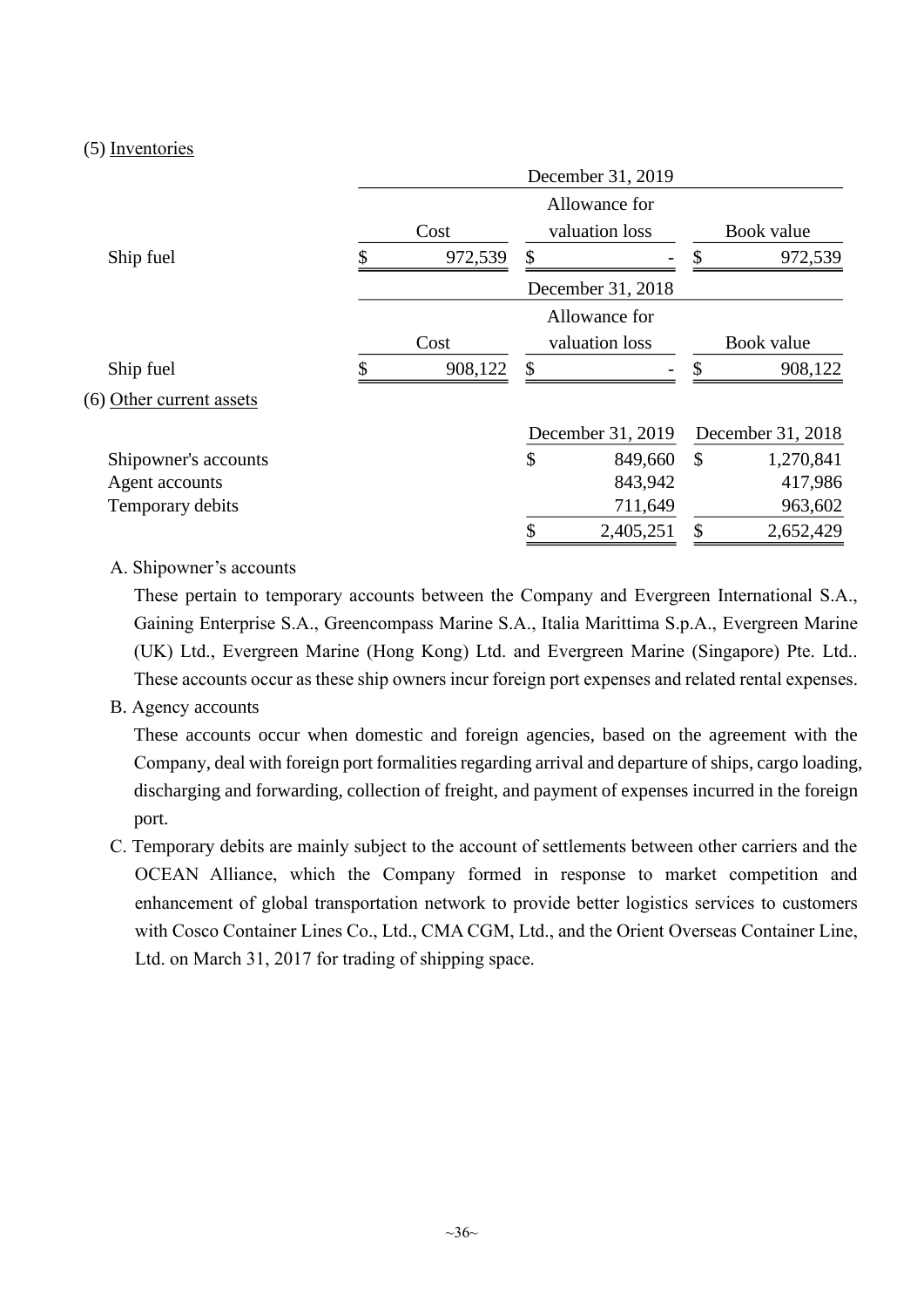(5) Inventories

| | December 31, 2019 | | |
|---|---|---|---|
| | Cost | Allowance for valuation loss | Book value |
| Ship fuel | $ 972,539 | $ - | $ 972,539 |

| | December 31, 2018 | | |
|---|---|---|---|
| | Cost | Allowance for valuation loss | Book value |
| Ship fuel | $ 908,122 | $ - | $ 908,122 |

(6) Other current assets

| | December 31, 2019 | December 31, 2018 |
|---|---|---|
| Shipowner's accounts | $ 849,660 | $ 1,270,841 |
| Agent accounts | 843,942 | 417,986 |
| Temporary debits | 711,649 | 963,602 |
| | $ 2,405,251 | $ 2,652,429 |

A. Shipowner's accounts

These pertain to temporary accounts between the Company and Evergreen International S.A., Gaining Enterprise S.A., Greencompass Marine S.A., Italia Marittima S.p.A., Evergreen Marine (UK) Ltd., Evergreen Marine (Hong Kong) Ltd. and Evergreen Marine (Singapore) Pte. Ltd.. These accounts occur as these ship owners incur foreign port expenses and related rental expenses.

B. Agency accounts

These accounts occur when domestic and foreign agencies, based on the agreement with the Company, deal with foreign port formalities regarding arrival and departure of ships, cargo loading, discharging and forwarding, collection of freight, and payment of expenses incurred in the foreign port.

C. Temporary debits are mainly subject to the account of settlements between other carriers and the OCEAN Alliance, which the Company formed in response to market competition and enhancement of global transportation network to provide better logistics services to customers with Cosco Container Lines Co., Ltd., CMA CGM, Ltd., and the Orient Overseas Container Line, Ltd. on March 31, 2017 for trading of shipping space.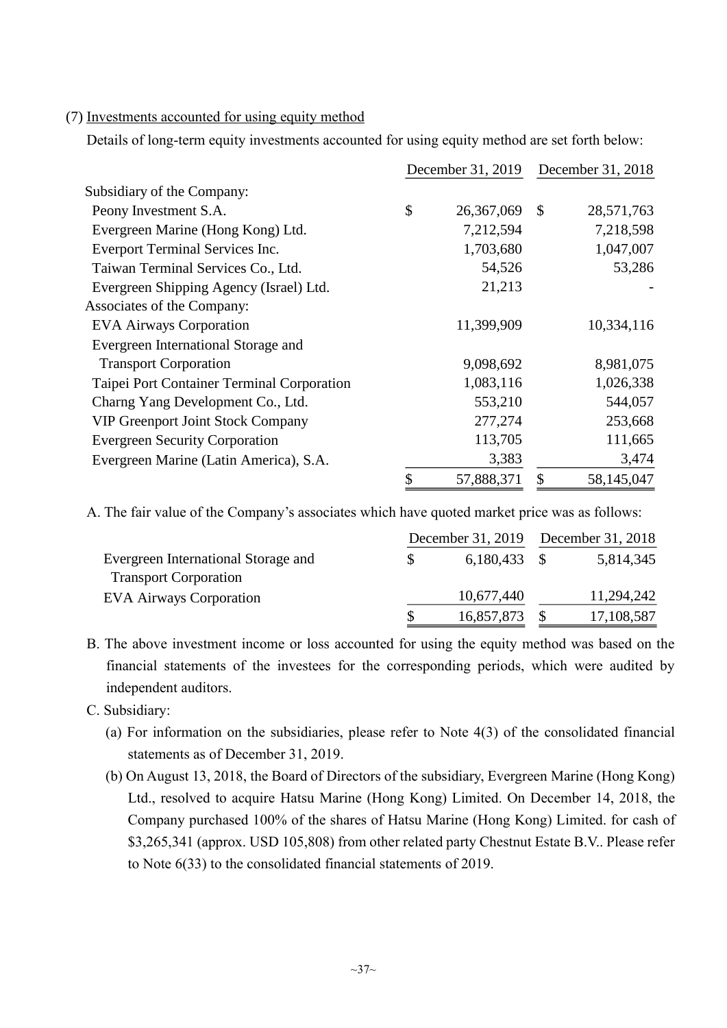(7) Investments accounted for using equity method

Details of long-term equity investments accounted for using equity method are set forth below:

| | December 31, 2019 | December 31, 2018 |
|---|---|---|
| Subsidiary of the Company: | | |
| Peony Investment S.A. | $ 26,367,069 | $ 28,571,763 |
| Evergreen Marine (Hong Kong) Ltd. | 7,212,594 | 7,218,598 |
| Everport Terminal Services Inc. | 1,703,680 | 1,047,007 |
| Taiwan Terminal Services Co., Ltd. | 54,526 | 53,286 |
| Evergreen Shipping Agency (Israel) Ltd. | 21,213 | - |
| Associates of the Company: | | |
| EVA Airways Corporation | 11,399,909 | 10,334,116 |
| Evergreen International Storage and Transport Corporation | 9,098,692 | 8,981,075 |
| Taipei Port Container Terminal Corporation | 1,083,116 | 1,026,338 |
| Charng Yang Development Co., Ltd. | 553,210 | 544,057 |
| VIP Greenport Joint Stock Company | 277,274 | 253,668 |
| Evergreen Security Corporation | 113,705 | 111,665 |
| Evergreen Marine (Latin America), S.A. | 3,383 | 3,474 |
| | $ 57,888,371 | $ 58,145,047 |

A. The fair value of the Company's associates which have quoted market price was as follows:

| | December 31, 2019 | December 31, 2018 |
|---|---|---|
| Evergreen International Storage and Transport Corporation | $ 6,180,433 | $ 5,814,345 |
| EVA Airways Corporation | 10,677,440 | 11,294,242 |
| | $ 16,857,873 | $ 17,108,587 |

B. The above investment income or loss accounted for using the equity method was based on the financial statements of the investees for the corresponding periods, which were audited by independent auditors.

C. Subsidiary:

(a) For information on the subsidiaries, please refer to Note 4(3) of the consolidated financial statements as of December 31, 2019.

(b) On August 13, 2018, the Board of Directors of the subsidiary, Evergreen Marine (Hong Kong) Ltd., resolved to acquire Hatsu Marine (Hong Kong) Limited. On December 14, 2018, the Company purchased 100% of the shares of Hatsu Marine (Hong Kong) Limited. for cash of $3,265,341 (approx. USD 105,808) from other related party Chestnut Estate B.V.. Please refer to Note 6(33) to the consolidated financial statements of 2019.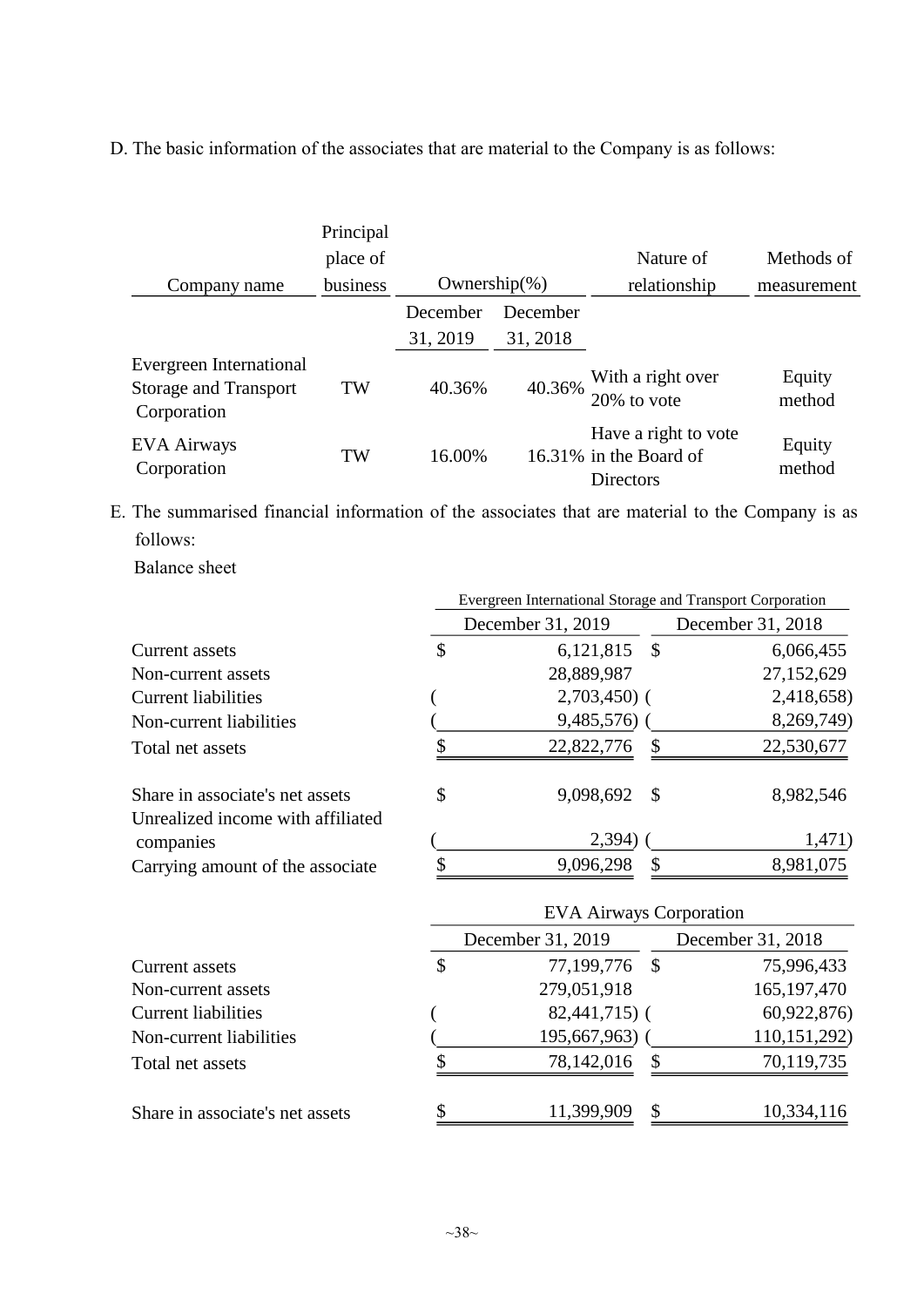D. The basic information of the associates that are material to the Company is as follows:

| Company name | Principal place of business | Ownership(%) December 31, 2019 | Ownership(%) December 31, 2018 | Nature of relationship | Methods of measurement |
|---|---|---|---|---|---|
| Evergreen International Storage and Transport Corporation | TW | 40.36% | 40.36% | With a right over 20% to vote | Equity method |
| EVA Airways Corporation | TW | 16.00% | 16.31% | Have a right to vote in the Board of Directors | Equity method |

E. The summarised financial information of the associates that are material to the Company is as follows:

Balance sheet

| | Evergreen International Storage and Transport Corporation | |
|---|---|---|
| | December 31, 2019 | December 31, 2018 |
| Current assets | $ 6,121,815 | $ 6,066,455 |
| Non-current assets | 28,889,987 | 27,152,629 |
| Current liabilities | ( 2,703,450) | ( 2,418,658) |
| Non-current liabilities | ( 9,485,576) | ( 8,269,749) |
| Total net assets | $ 22,822,776 | $ 22,530,677 |
| Share in associate's net assets | $ 9,098,692 | $ 8,982,546 |
| Unrealized income with affiliated companies | ( 2,394) | ( 1,471) |
| Carrying amount of the associate | $ 9,096,298 | $ 8,981,075 |

| | EVA Airways Corporation | |
|---|---|---|
| | December 31, 2019 | December 31, 2018 |
| Current assets | $ 77,199,776 | $ 75,996,433 |
| Non-current assets | 279,051,918 | 165,197,470 |
| Current liabilities | ( 82,441,715) | ( 60,922,876) |
| Non-current liabilities | ( 195,667,963) | ( 110,151,292) |
| Total net assets | $ 78,142,016 | $ 70,119,735 |
| Share in associate's net assets | $ 11,399,909 | $ 10,334,116 |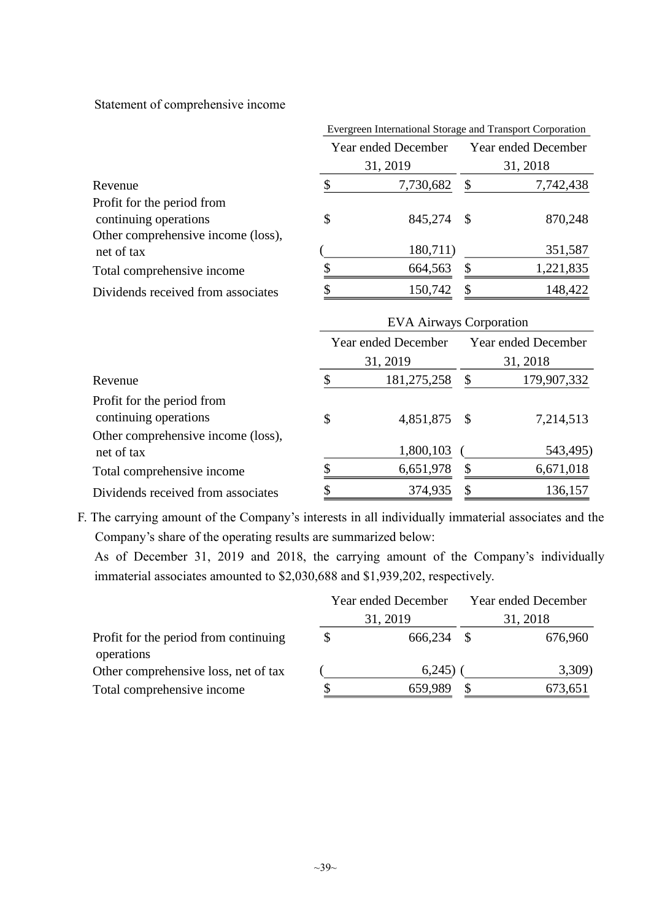Statement of comprehensive income

| | Evergreen International Storage and Transport Corporation | |
|---|---|---|
| | Year ended December 31, 2019 | Year ended December 31, 2018 |
| Revenue | $ 7,730,682 | $ 7,742,438 |
| Profit for the period from continuing operations | $ 845,274 | $ 870,248 |
| Other comprehensive income (loss), net of tax | ( 180,711) | 351,587 |
| Total comprehensive income | $ 664,563 | $ 1,221,835 |
| Dividends received from associates | $ 150,742 | $ 148,422 |

| | EVA Airways Corporation | |
|---|---|---|
| | Year ended December 31, 2019 | Year ended December 31, 2018 |
| Revenue | $ 181,275,258 | $ 179,907,332 |
| Profit for the period from continuing operations | $ 4,851,875 | $ 7,214,513 |
| Other comprehensive income (loss), net of tax | 1,800,103 | ( 543,495) |
| Total comprehensive income | $ 6,651,978 | $ 6,671,018 |
| Dividends received from associates | $ 374,935 | $ 136,157 |

F. The carrying amount of the Company's interests in all individually immaterial associates and the Company's share of the operating results are summarized below:

As of December 31, 2019 and 2018, the carrying amount of the Company's individually immaterial associates amounted to $2,030,688 and $1,939,202, respectively.

| | Year ended December 31, 2019 | Year ended December 31, 2018 |
|---|---|---|
| Profit for the period from continuing operations | $ 666,234 | $ 676,960 |
| Other comprehensive loss, net of tax | ( 6,245) | ( 3,309) |
| Total comprehensive income | $ 659,989 | $ 673,651 |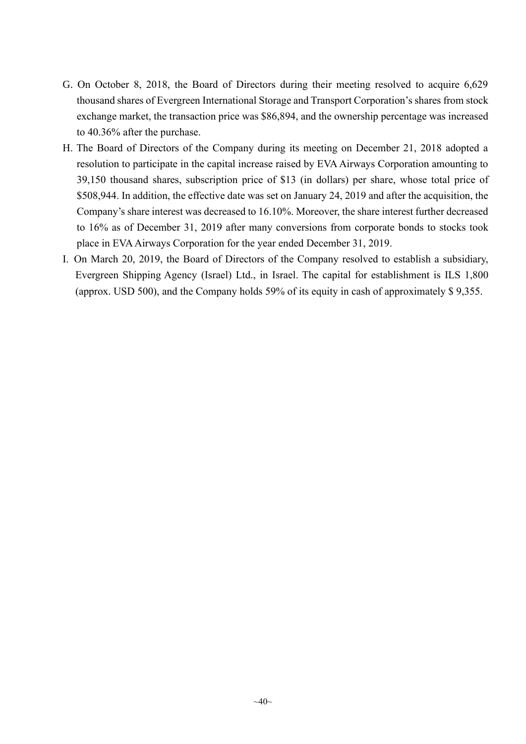G. On October 8, 2018, the Board of Directors during their meeting resolved to acquire 6,629 thousand shares of Evergreen International Storage and Transport Corporation's shares from stock exchange market, the transaction price was $86,894, and the ownership percentage was increased to 40.36% after the purchase.

H. The Board of Directors of the Company during its meeting on December 21, 2018 adopted a resolution to participate in the capital increase raised by EVA Airways Corporation amounting to 39,150 thousand shares, subscription price of $13 (in dollars) per share, whose total price of $508,944. In addition, the effective date was set on January 24, 2019 and after the acquisition, the Company's share interest was decreased to 16.10%. Moreover, the share interest further decreased to 16% as of December 31, 2019 after many conversions from corporate bonds to stocks took place in EVA Airways Corporation for the year ended December 31, 2019.

I. On March 20, 2019, the Board of Directors of the Company resolved to establish a subsidiary, Evergreen Shipping Agency (Israel) Ltd., in Israel. The capital for establishment is ILS 1,800 (approx. USD 500), and the Company holds 59% of its equity in cash of approximately $ 9,355.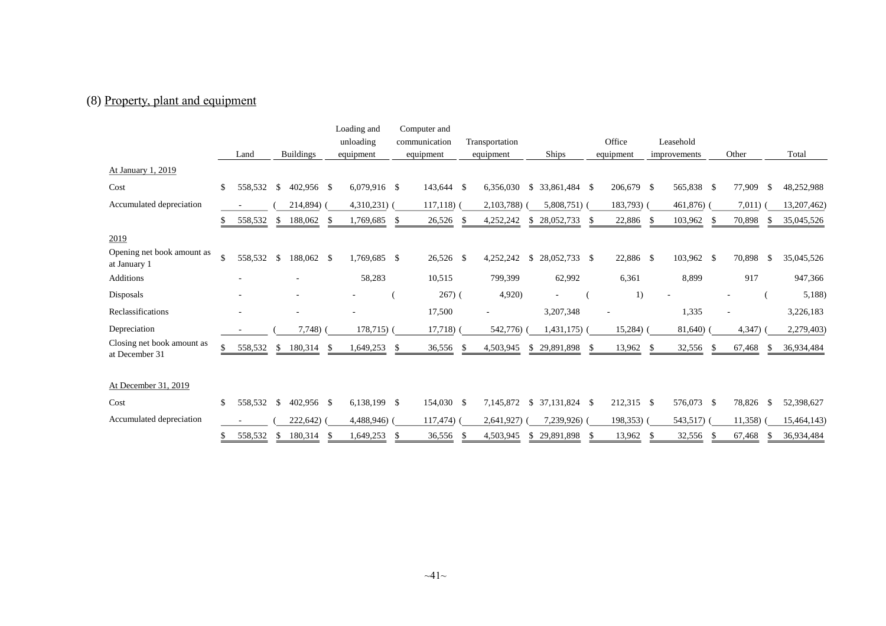## (8) Property, plant and equipment

| | Land | Buildings | Loading and unloading equipment | Computer and communication equipment | Transportation equipment | Ships | Office equipment | Leasehold improvements | Other | Total |
|---|---|---|---|---|---|---|---|---|---|---|
| At January 1, 2019 | | | | | | | | | | |
| Cost | $ 558,532 | $ 402,956 | $ 6,079,916 | $ 143,644 | $ 6,356,030 | $ 33,861,484 | $ 206,679 | $ 565,838 | $ 77,909 | $ 48,252,988 |
| Accumulated depreciation | - | ( 214,894) | ( 4,310,231) | ( 117,118) | ( 2,103,788) | ( 5,808,751) | ( 183,793) | ( 461,876) | ( 7,011) | ( 13,207,462) |
| | $ 558,532 | $ 188,062 | $ 1,769,685 | $ 26,526 | $ 4,252,242 | $ 28,052,733 | $ 22,886 | $ 103,962 | $ 70,898 | $ 35,045,526 |
| 2019 | | | | | | | | | | |
| Opening net book amount as at January 1 | $ 558,532 | $ 188,062 | $ 1,769,685 | $ 26,526 | $ 4,252,242 | $ 28,052,733 | $ 22,886 | $ 103,962 | $ 70,898 | $ 35,045,526 |
| Additions | - | - | 58,283 | 10,515 | 799,399 | 62,992 | 6,361 | 8,899 | 917 | 947,366 |
| Disposals | - | - | - | ( 267) | ( 4,920) | - | ( 1) | - | - | ( 5,188) |
| Reclassifications | - | - | - | 17,500 | - | 3,207,348 | - | 1,335 | - | 3,226,183 |
| Depreciation | - | ( 7,748) | ( 178,715) | ( 17,718) | ( 542,776) | ( 1,431,175) | ( 15,284) | ( 81,640) | ( 4,347) | ( 2,279,403) |
| Closing net book amount as at December 31 | $ 558,532 | $ 180,314 | $ 1,649,253 | $ 36,556 | $ 4,503,945 | $ 29,891,898 | $ 13,962 | $ 32,556 | $ 67,468 | $ 36,934,484 |
| At December 31, 2019 | | | | | | | | | | |
| Cost | $ 558,532 | $ 402,956 | $ 6,138,199 | $ 154,030 | $ 7,145,872 | $ 37,131,824 | $ 212,315 | $ 576,073 | $ 78,826 | $ 52,398,627 |
| Accumulated depreciation | - | ( 222,642) | ( 4,488,946) | ( 117,474) | ( 2,641,927) | ( 7,239,926) | ( 198,353) | ( 543,517) | ( 11,358) | ( 15,464,143) |
| | $ 558,532 | $ 180,314 | $ 1,649,253 | $ 36,556 | $ 4,503,945 | $ 29,891,898 | $ 13,962 | $ 32,556 | $ 67,468 | $ 36,934,484 |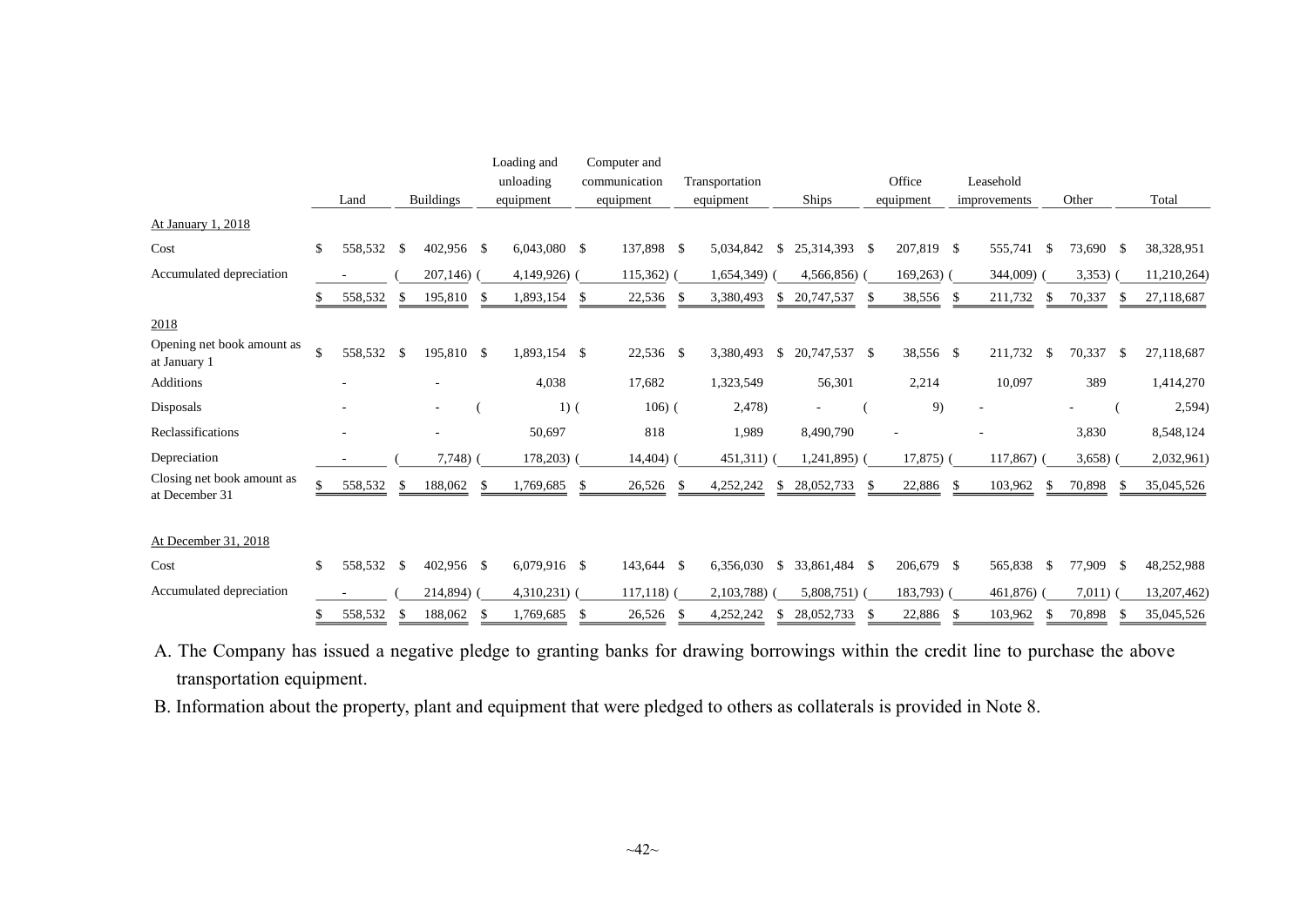| | Land | Buildings | Loading and unloading equipment | Computer and communication equipment | Transportation equipment | Ships | Office equipment | Leasehold improvements | Other | Total |
|---|---|---|---|---|---|---|---|---|---|---|
| At January 1, 2018 | | | | | | | | | | |
| Cost | $ 558,532 | $ 402,956 | $ 6,043,080 | $ 137,898 | $ 5,034,842 | $ 25,314,393 | $ 207,819 | $ 555,741 | $ 73,690 | $ 38,328,951 |
| Accumulated depreciation | - | ( 207,146) | ( 4,149,926) | ( 115,362) | ( 1,654,349) | ( 4,566,856) | ( 169,263) | ( 344,009) | ( 3,353) | ( 11,210,264) |
| | $ 558,532 | $ 195,810 | $ 1,893,154 | $ 22,536 | $ 3,380,493 | $ 20,747,537 | $ 38,556 | $ 211,732 | $ 70,337 | $ 27,118,687 |
| 2018 | | | | | | | | | | |
| Opening net book amount as at January 1 | $ 558,532 | $ 195,810 | $ 1,893,154 | $ 22,536 | $ 3,380,493 | $ 20,747,537 | $ 38,556 | $ 211,732 | $ 70,337 | $ 27,118,687 |
| Additions | - | - | 4,038 | 17,682 | 1,323,549 | 56,301 | 2,214 | 10,097 | 389 | 1,414,270 |
| Disposals | - | - | ( 1) | ( 106) | ( 2,478) | - | ( 9) | - | - | ( 2,594) |
| Reclassifications | - | - | 50,697 | 818 | 1,989 | 8,490,790 | - | - | 3,830 | 8,548,124 |
| Depreciation | - | ( 7,748) | ( 178,203) | ( 14,404) | ( 451,311) | ( 1,241,895) | ( 17,875) | ( 117,867) | ( 3,658) | ( 2,032,961) |
| Closing net book amount as at December 31 | $ 558,532 | $ 188,062 | $ 1,769,685 | $ 26,526 | $ 4,252,242 | $ 28,052,733 | $ 22,886 | $ 103,962 | $ 70,898 | $ 35,045,526 |
| At December 31, 2018 | | | | | | | | | | |
| Cost | $ 558,532 | $ 402,956 | $ 6,079,916 | $ 143,644 | $ 6,356,030 | $ 33,861,484 | $ 206,679 | $ 565,838 | $ 77,909 | $ 48,252,988 |
| Accumulated depreciation | - | ( 214,894) | ( 4,310,231) | ( 117,118) | ( 2,103,788) | ( 5,808,751) | ( 183,793) | ( 461,876) | ( 7,011) | ( 13,207,462) |
| | $ 558,532 | $ 188,062 | $ 1,769,685 | $ 26,526 | $ 4,252,242 | $ 28,052,733 | $ 22,886 | $ 103,962 | $ 70,898 | $ 35,045,526 |

A. The Company has issued a negative pledge to granting banks for drawing borrowings within the credit line to purchase the above transportation equipment.

B. Information about the property, plant and equipment that were pledged to others as collaterals is provided in Note 8.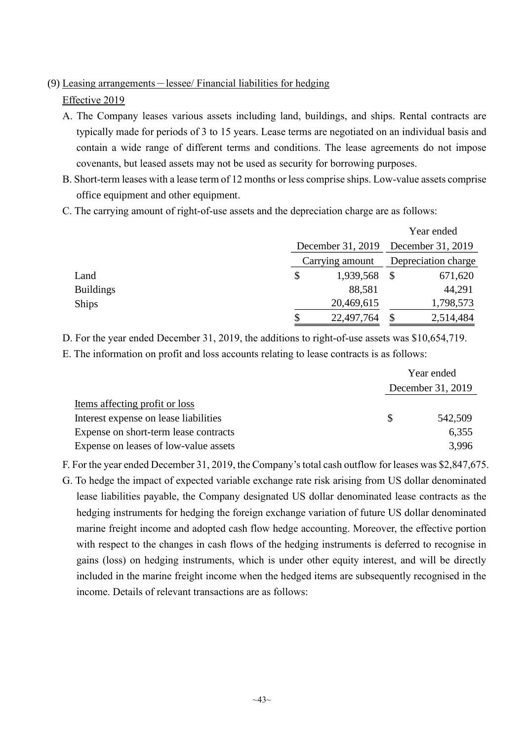(9) Leasing arrangements－lessee/ Financial liabilities for hedging

Effective 2019

A. The Company leases various assets including land, buildings, and ships. Rental contracts are typically made for periods of 3 to 15 years. Lease terms are negotiated on an individual basis and contain a wide range of different terms and conditions. The lease agreements do not impose covenants, but leased assets may not be used as security for borrowing purposes.

B. Short-term leases with a lease term of 12 months or less comprise ships. Low-value assets comprise office equipment and other equipment.

C. The carrying amount of right-of-use assets and the depreciation charge are as follows:

| | December 31, 2019 | Year ended December 31, 2019 |
|---|---|---|
| | Carrying amount | Depreciation charge |
| Land | $ 1,939,568 | $ 671,620 |
| Buildings | 88,581 | 44,291 |
| Ships | 20,469,615 | 1,798,573 |
| | $ 22,497,764 | $ 2,514,484 |

D. For the year ended December 31, 2019, the additions to right-of-use assets was $10,654,719.

E. The information on profit and loss accounts relating to lease contracts is as follows:

| | Year ended December 31, 2019 |
|---|---|
| Items affecting profit or loss | |
| Interest expense on lease liabilities | $ 542,509 |
| Expense on short-term lease contracts | 6,355 |
| Expense on leases of low-value assets | 3,996 |

F. For the year ended December 31, 2019, the Company's total cash outflow for leases was $2,847,675.

G. To hedge the impact of expected variable exchange rate risk arising from US dollar denominated lease liabilities payable, the Company designated US dollar denominated lease contracts as the hedging instruments for hedging the foreign exchange variation of future US dollar denominated marine freight income and adopted cash flow hedge accounting. Moreover, the effective portion with respect to the changes in cash flows of the hedging instruments is deferred to recognise in gains (loss) on hedging instruments, which is under other equity interest, and will be directly included in the marine freight income when the hedged items are subsequently recognised in the income. Details of relevant transactions are as follows: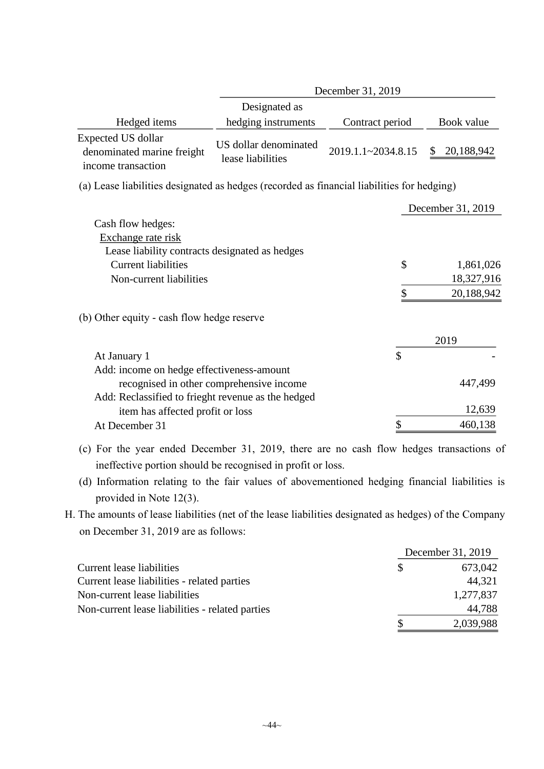| Hedged items | Designated as hedging instruments | Contract period | Book value |
|---|---|---|---|
| | December 31, 2019 | | |
| Expected US dollar denominated marine freight income transaction | US dollar denominated lease liabilities | 2019.1.1~2034.8.15 | $ 20,188,942 |

(a) Lease liabilities designated as hedges (recorded as financial liabilities for hedging)

| | December 31, 2019 |
|---|---|
| Cash flow hedges: | |
| Exchange rate risk | |
| Lease liability contracts designated as hedges | |
| Current liabilities | $ 1,861,026 |
| Non-current liabilities | 18,327,916 |
| | $ 20,188,942 |

(b) Other equity - cash flow hedge reserve

| | 2019 |
|---|---|
| At January 1 | $ - |
| Add: income on hedge effectiveness-amount recognised in other comprehensive income | 447,499 |
| Add: Reclassified to frieght revenue as the hedged item has affected profit or loss | 12,639 |
| At December 31 | $ 460,138 |

(c) For the year ended December 31, 2019, there are no cash flow hedges transactions of ineffective portion should be recognised in profit or loss.

(d) Information relating to the fair values of abovementioned hedging financial liabilities is provided in Note 12(3).

H. The amounts of lease liabilities (net of the lease liabilities designated as hedges) of the Company on December 31, 2019 are as follows:

| | December 31, 2019 |
|---|---|
| Current lease liabilities | $ 673,042 |
| Current lease liabilities - related parties | 44,321 |
| Non-current lease liabilities | 1,277,837 |
| Non-current lease liabilities - related parties | 44,788 |
| | $ 2,039,988 |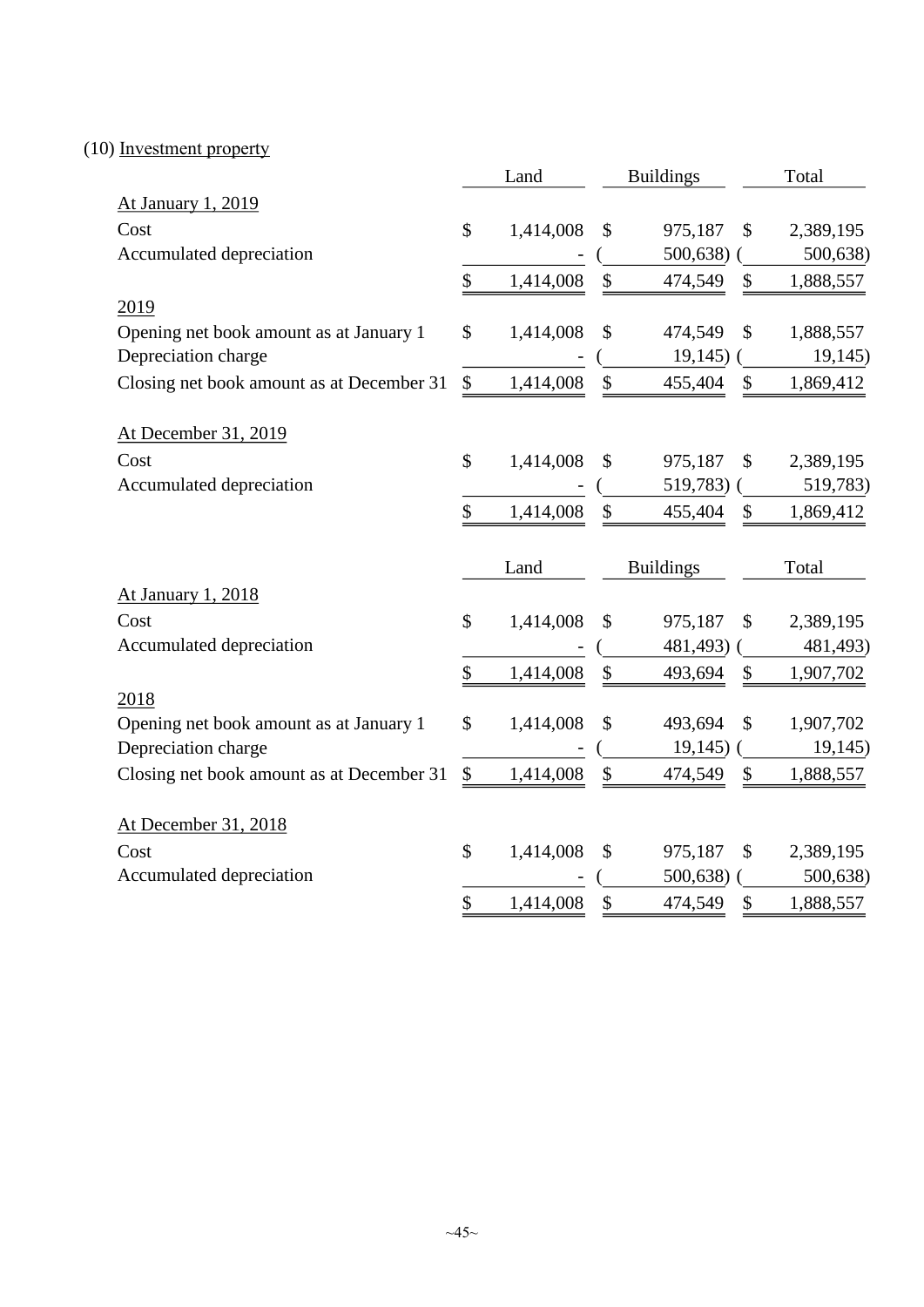(10) Investment property

| | Land | Buildings | Total |
|---|---|---|---|
| At January 1, 2019 | | | |
| Cost | $ 1,414,008 | $ 975,187 | $ 2,389,195 |
| Accumulated depreciation | - | ( 500,638) | ( 500,638) |
| | $ 1,414,008 | $ 474,549 | $ 1,888,557 |
| 2019 | | | |
| Opening net book amount as at January 1 | $ 1,414,008 | $ 474,549 | $ 1,888,557 |
| Depreciation charge | - | ( 19,145) | ( 19,145) |
| Closing net book amount as at December 31 | $ 1,414,008 | $ 455,404 | $ 1,869,412 |
| At December 31, 2019 | | | |
| Cost | $ 1,414,008 | $ 975,187 | $ 2,389,195 |
| Accumulated depreciation | - | ( 519,783) | ( 519,783) |
| | $ 1,414,008 | $ 455,404 | $ 1,869,412 |

| | Land | Buildings | Total |
|---|---|---|---|
| At January 1, 2018 | | | |
| Cost | $ 1,414,008 | $ 975,187 | $ 2,389,195 |
| Accumulated depreciation | - | ( 481,493) | ( 481,493) |
| | $ 1,414,008 | $ 493,694 | $ 1,907,702 |
| 2018 | | | |
| Opening net book amount as at January 1 | $ 1,414,008 | $ 493,694 | $ 1,907,702 |
| Depreciation charge | - | ( 19,145) | ( 19,145) |
| Closing net book amount as at December 31 | $ 1,414,008 | $ 474,549 | $ 1,888,557 |
| At December 31, 2018 | | | |
| Cost | $ 1,414,008 | $ 975,187 | $ 2,389,195 |
| Accumulated depreciation | - | ( 500,638) | ( 500,638) |
| | $ 1,414,008 | $ 474,549 | $ 1,888,557 |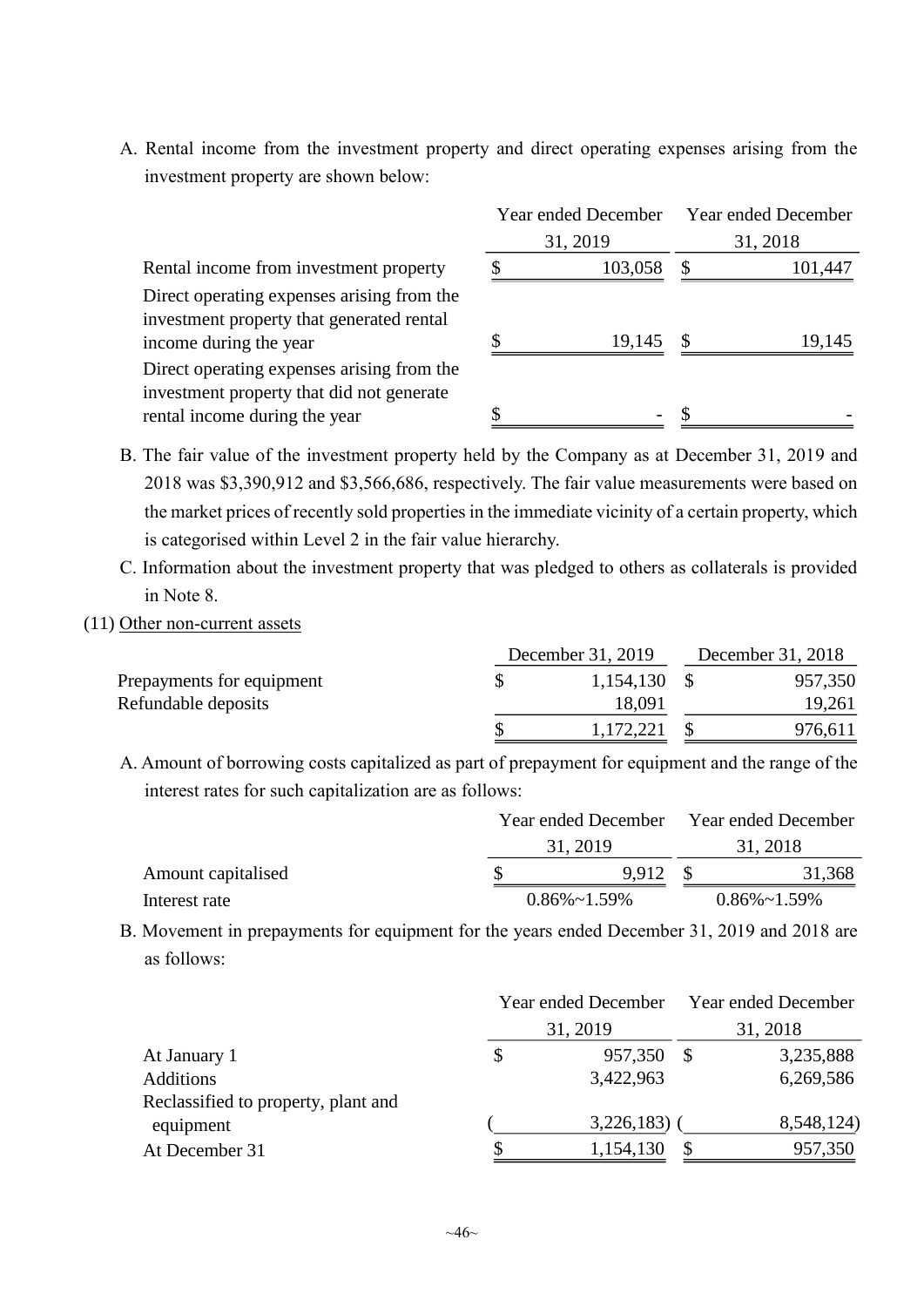A. Rental income from the investment property and direct operating expenses arising from the investment property are shown below:

| | Year ended December 31, 2019 | Year ended December 31, 2018 |
|---|---|---|
| Rental income from investment property | $ 103,058 | $ 101,447 |
| Direct operating expenses arising from the investment property that generated rental income during the year | $ 19,145 | $ 19,145 |
| Direct operating expenses arising from the investment property that did not generate rental income during the year | $ - | $ - |

B. The fair value of the investment property held by the Company as at December 31, 2019 and 2018 was $3,390,912 and $3,566,686, respectively. The fair value measurements were based on the market prices of recently sold properties in the immediate vicinity of a certain property, which is categorised within Level 2 in the fair value hierarchy.

C. Information about the investment property that was pledged to others as collaterals is provided in Note 8.

(11) Other non-current assets

| | December 31, 2019 | December 31, 2018 |
|---|---|---|
| Prepayments for equipment | $ 1,154,130 | $ 957,350 |
| Refundable deposits | 18,091 | 19,261 |
| | $ 1,172,221 | $ 976,611 |

A. Amount of borrowing costs capitalized as part of prepayment for equipment and the range of the interest rates for such capitalization are as follows:

| | Year ended December 31, 2019 | Year ended December 31, 2018 |
|---|---|---|
| Amount capitalised | $ 9,912 | $ 31,368 |
| Interest rate | 0.86%~1.59% | 0.86%~1.59% |

B. Movement in prepayments for equipment for the years ended December 31, 2019 and 2018 are as follows:

| | Year ended December 31, 2019 | Year ended December 31, 2018 |
|---|---|---|
| At January 1 | $ 957,350 | $ 3,235,888 |
| Additions | 3,422,963 | 6,269,586 |
| Reclassified to property, plant and equipment | ( 3,226,183) | ( 8,548,124) |
| At December 31 | $ 1,154,130 | $ 957,350 |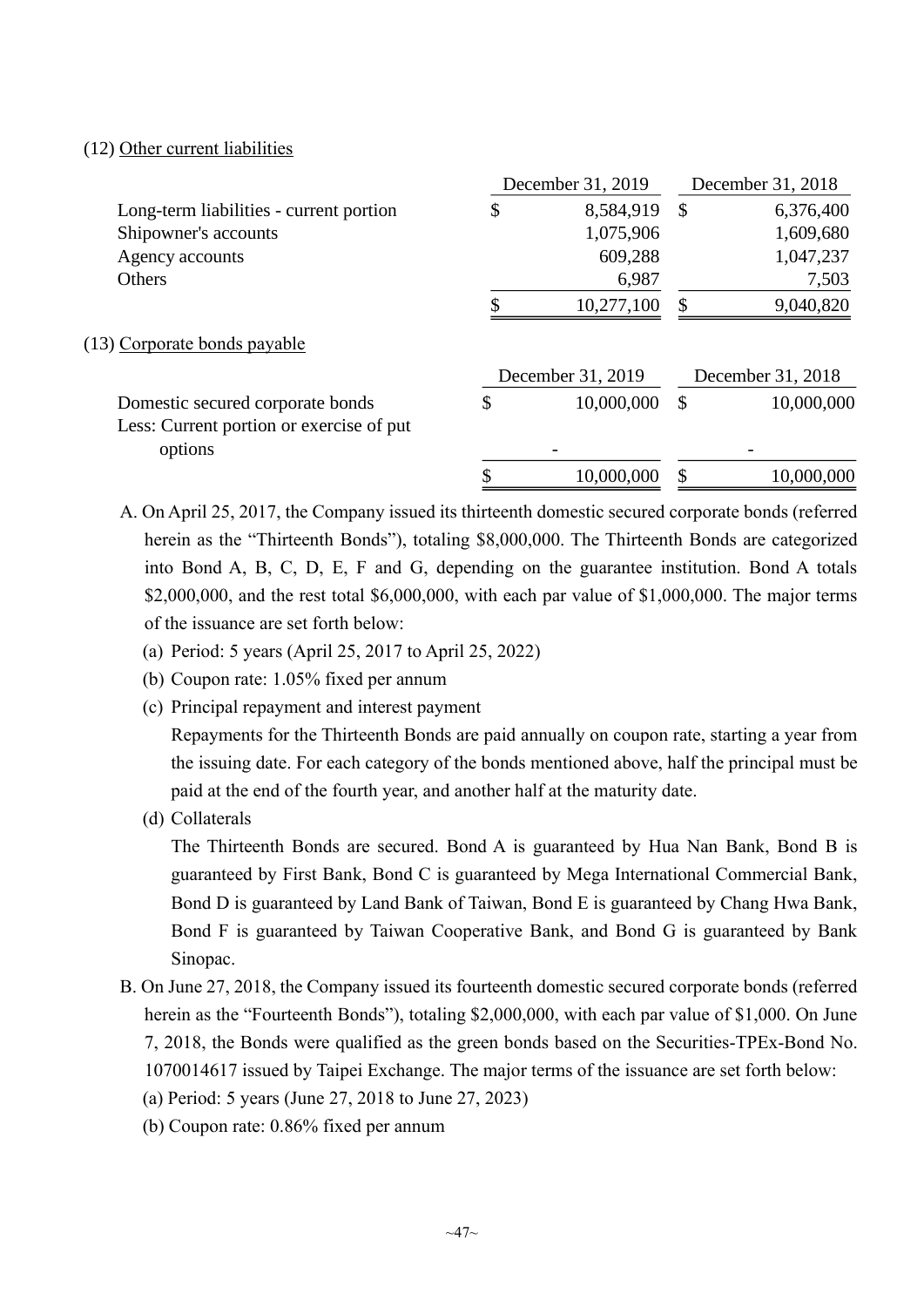(12) Other current liabilities

| | December 31, 2019 | December 31, 2018 |
|---|---|---|
| Long-term liabilities - current portion | $ 8,584,919 | $ 6,376,400 |
| Shipowner's accounts | 1,075,906 | 1,609,680 |
| Agency accounts | 609,288 | 1,047,237 |
| Others | 6,987 | 7,503 |
| | $ 10,277,100 | $ 9,040,820 |

(13) Corporate bonds payable

| | December 31, 2019 | December 31, 2018 |
|---|---|---|
| Domestic secured corporate bonds | $ 10,000,000 | $ 10,000,000 |
| Less: Current portion or exercise of put options | - | - |
| | $ 10,000,000 | $ 10,000,000 |

A. On April 25, 2017, the Company issued its thirteenth domestic secured corporate bonds (referred herein as the "Thirteenth Bonds"), totaling $8,000,000. The Thirteenth Bonds are categorized into Bond A, B, C, D, E, F and G, depending on the guarantee institution. Bond A totals $2,000,000, and the rest total $6,000,000, with each par value of $1,000,000. The major terms of the issuance are set forth below:

(a) Period: 5 years (April 25, 2017 to April 25, 2022)

(b) Coupon rate: 1.05% fixed per annum

(c) Principal repayment and interest payment

Repayments for the Thirteenth Bonds are paid annually on coupon rate, starting a year from the issuing date. For each category of the bonds mentioned above, half the principal must be paid at the end of the fourth year, and another half at the maturity date.

(d) Collaterals

The Thirteenth Bonds are secured. Bond A is guaranteed by Hua Nan Bank, Bond B is guaranteed by First Bank, Bond C is guaranteed by Mega International Commercial Bank, Bond D is guaranteed by Land Bank of Taiwan, Bond E is guaranteed by Chang Hwa Bank, Bond F is guaranteed by Taiwan Cooperative Bank, and Bond G is guaranteed by Bank Sinopac.

B. On June 27, 2018, the Company issued its fourteenth domestic secured corporate bonds (referred herein as the "Fourteenth Bonds"), totaling $2,000,000, with each par value of $1,000. On June 7, 2018, the Bonds were qualified as the green bonds based on the Securities-TPEx-Bond No. 1070014617 issued by Taipei Exchange. The major terms of the issuance are set forth below:

(a) Period: 5 years (June 27, 2018 to June 27, 2023)

(b) Coupon rate: 0.86% fixed per annum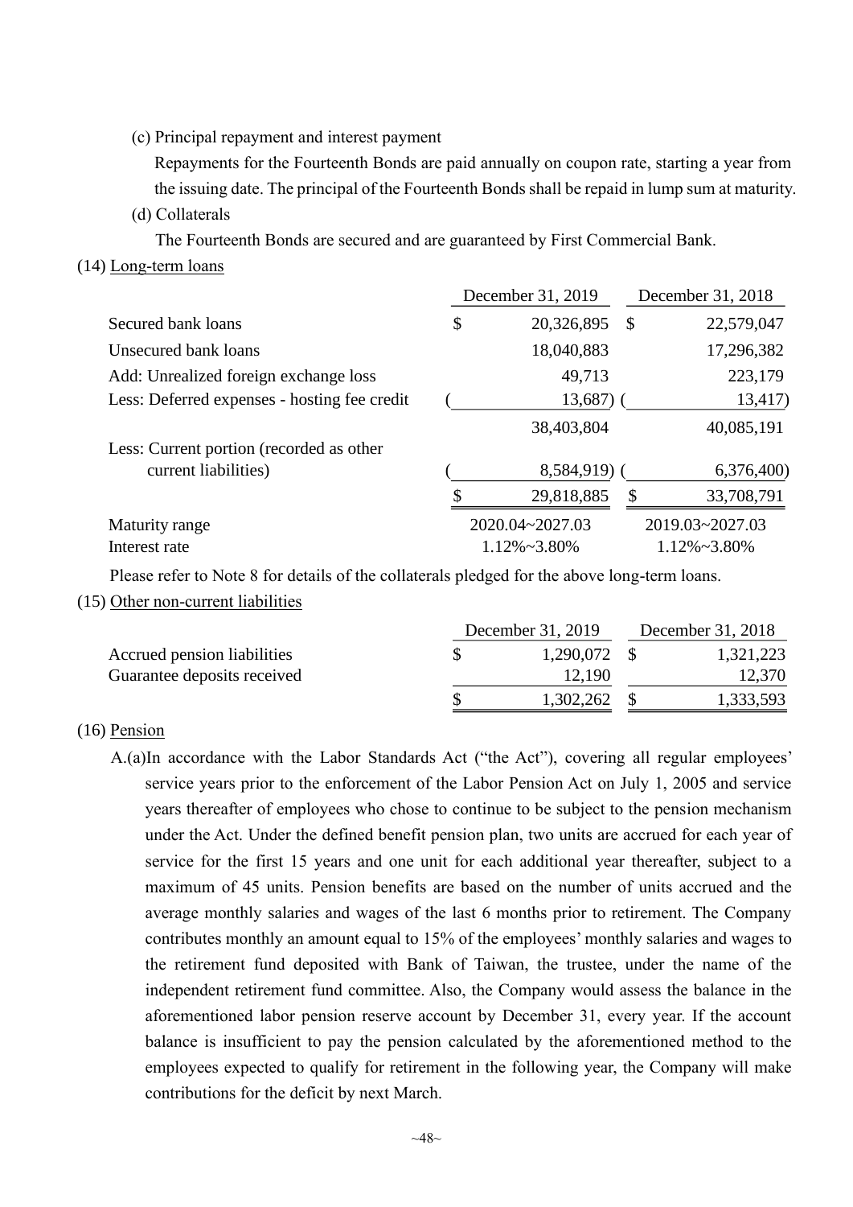(c) Principal repayment and interest payment

Repayments for the Fourteenth Bonds are paid annually on coupon rate, starting a year from the issuing date. The principal of the Fourteenth Bonds shall be repaid in lump sum at maturity.

(d) Collaterals

The Fourteenth Bonds are secured and are guaranteed by First Commercial Bank.

(14) Long-term loans

| | December 31, 2019 | December 31, 2018 |
|---|---|---|
| Secured bank loans | $ 20,326,895 | $ 22,579,047 |
| Unsecured bank loans | 18,040,883 | 17,296,382 |
| Add: Unrealized foreign exchange loss | 49,713 | 223,179 |
| Less: Deferred expenses - hosting fee credit | ( 13,687) | ( 13,417) |
| | 38,403,804 | 40,085,191 |
| Less: Current portion (recorded as other current liabilities) | ( 8,584,919) | ( 6,376,400) |
| | $ 29,818,885 | $ 33,708,791 |
| Maturity range | 2020.04~2027.03 | 2019.03~2027.03 |
| Interest rate | 1.12%~3.80% | 1.12%~3.80% |

Please refer to Note 8 for details of the collaterals pledged for the above long-term loans.

(15) Other non-current liabilities

| | December 31, 2019 | December 31, 2018 |
|---|---|---|
| Accrued pension liabilities | $ 1,290,072 | $ 1,321,223 |
| Guarantee deposits received | 12,190 | 12,370 |
| | $ 1,302,262 | $ 1,333,593 |

(16) Pension

A.(a)In accordance with the Labor Standards Act ("the Act"), covering all regular employees' service years prior to the enforcement of the Labor Pension Act on July 1, 2005 and service years thereafter of employees who chose to continue to be subject to the pension mechanism under the Act. Under the defined benefit pension plan, two units are accrued for each year of service for the first 15 years and one unit for each additional year thereafter, subject to a maximum of 45 units. Pension benefits are based on the number of units accrued and the average monthly salaries and wages of the last 6 months prior to retirement. The Company contributes monthly an amount equal to 15% of the employees' monthly salaries and wages to the retirement fund deposited with Bank of Taiwan, the trustee, under the name of the independent retirement fund committee. Also, the Company would assess the balance in the aforementioned labor pension reserve account by December 31, every year. If the account balance is insufficient to pay the pension calculated by the aforementioned method to the employees expected to qualify for retirement in the following year, the Company will make contributions for the deficit by next March.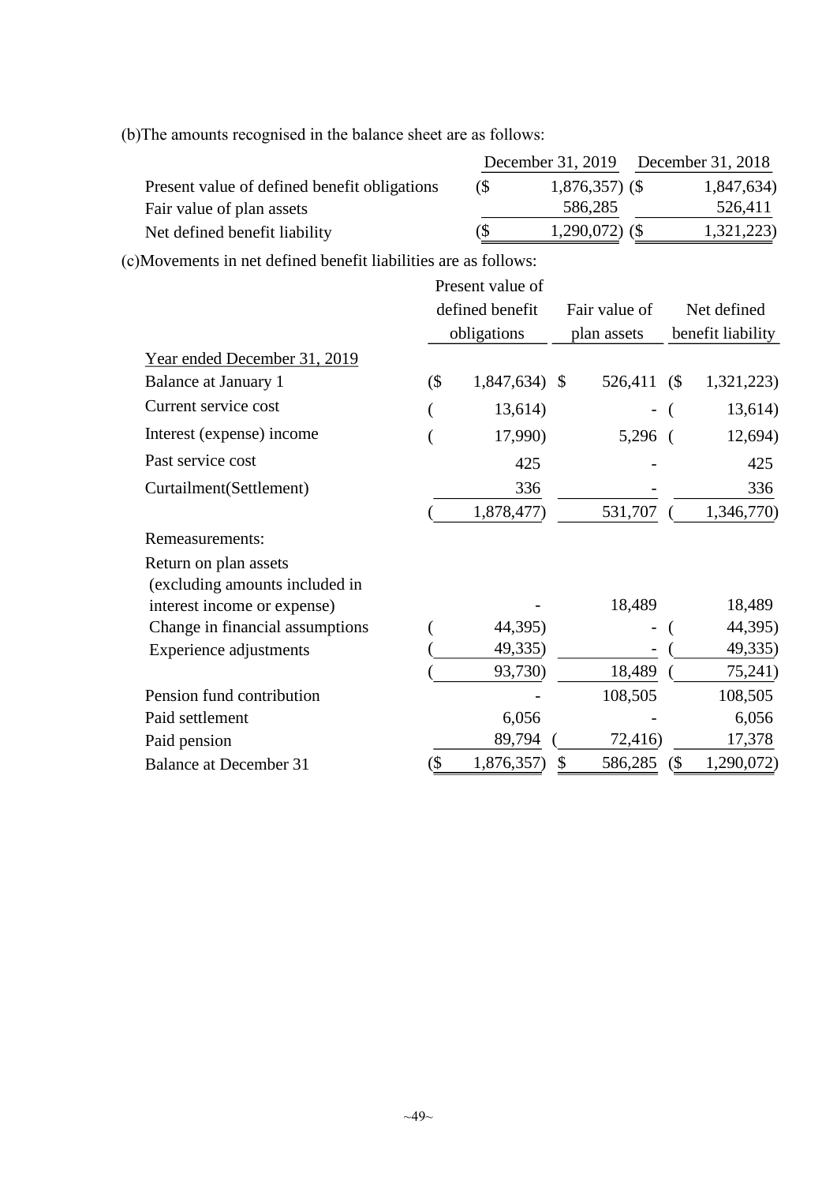(b)The amounts recognised in the balance sheet are as follows:

| | December 31, 2019 | December 31, 2018 |
|---|---|---|
| Present value of defined benefit obligations | ($ 1,876,357) | ($ 1,847,634) |
| Fair value of plan assets | 586,285 | 526,411 |
| Net defined benefit liability | ($ 1,290,072) | ($ 1,321,223) |

(c)Movements in net defined benefit liabilities are as follows:

| | Present value of defined benefit obligations | Fair value of plan assets | Net defined benefit liability |
|---|---|---|---|
| Year ended December 31, 2019 | | | |
| Balance at January 1 | ($ 1,847,634) | $ 526,411 | ($ 1,321,223) |
| Current service cost | ( 13,614) | - | ( 13,614) |
| Interest (expense) income | ( 17,990) | 5,296 | ( 12,694) |
| Past service cost | 425 | - | 425 |
| Curtailment(Settlement) | 336 | - | 336 |
| | ( 1,878,477) | 531,707 | ( 1,346,770) |
| Remeasurements: | | | |
| Return on plan assets (excluding amounts included in interest income or expense) | - | 18,489 | 18,489 |
| Change in financial assumptions | ( 44,395) | - | ( 44,395) |
| Experience adjustments | ( 49,335) | - | ( 49,335) |
| | ( 93,730) | 18,489 | ( 75,241) |
| Pension fund contribution | - | 108,505 | 108,505 |
| Paid settlement | 6,056 | - | 6,056 |
| Paid pension | 89,794 | ( 72,416) | 17,378 |
| Balance at December 31 | ($ 1,876,357) | $ 586,285 | ($ 1,290,072) |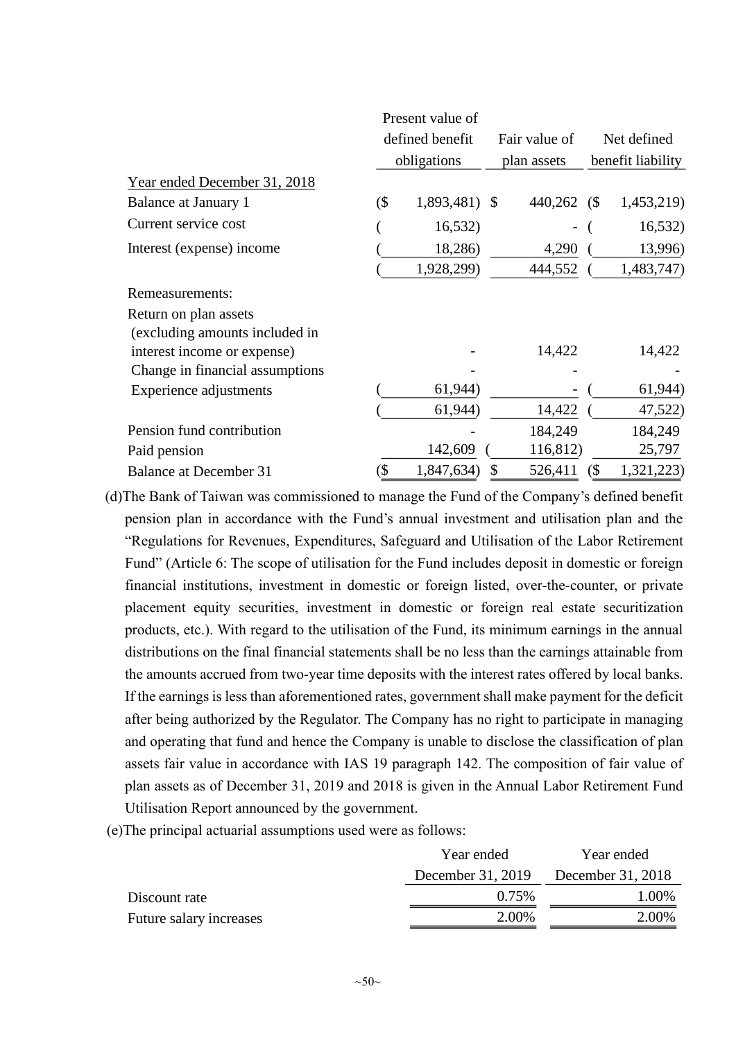|  | Present value of defined benefit obligations | Fair value of plan assets | Net defined benefit liability |
|---|---|---|---|
| Year ended December 31, 2018 |  |  |  |
| Balance at January 1 | ($ 1,893,481) | $ 440,262 | ($ 1,453,219) |
| Current service cost | ( 16,532) | - | ( 16,532) |
| Interest (expense) income | ( 18,286) | 4,290 | ( 13,996) |
|  | ( 1,928,299) | 444,552 | ( 1,483,747) |
| Remeasurements: |  |  |  |
| Return on plan assets (excluding amounts included in interest income or expense) | - | 14,422 | 14,422 |
| Change in financial assumptions | - | - | - |
| Experience adjustments | ( 61,944) | - | ( 61,944) |
|  | ( 61,944) | 14,422 | ( 47,522) |
| Pension fund contribution | - | 184,249 | 184,249 |
| Paid pension | 142,609 | ( 116,812) | 25,797 |
| Balance at December 31 | ($ 1,847,634) | $ 526,411 | ($ 1,321,223) |

(d)The Bank of Taiwan was commissioned to manage the Fund of the Company's defined benefit pension plan in accordance with the Fund's annual investment and utilisation plan and the "Regulations for Revenues, Expenditures, Safeguard and Utilisation of the Labor Retirement Fund" (Article 6: The scope of utilisation for the Fund includes deposit in domestic or foreign financial institutions, investment in domestic or foreign listed, over-the-counter, or private placement equity securities, investment in domestic or foreign real estate securitization products, etc.). With regard to the utilisation of the Fund, its minimum earnings in the annual distributions on the final financial statements shall be no less than the earnings attainable from the amounts accrued from two-year time deposits with the interest rates offered by local banks. If the earnings is less than aforementioned rates, government shall make payment for the deficit after being authorized by the Regulator. The Company has no right to participate in managing and operating that fund and hence the Company is unable to disclose the classification of plan assets fair value in accordance with IAS 19 paragraph 142. The composition of fair value of plan assets as of December 31, 2019 and 2018 is given in the Annual Labor Retirement Fund Utilisation Report announced by the government.

(e)The principal actuarial assumptions used were as follows:

|  | Year ended December 31, 2019 | Year ended December 31, 2018 |
|---|---|---|
| Discount rate | 0.75% | 1.00% |
| Future salary increases | 2.00% | 2.00% |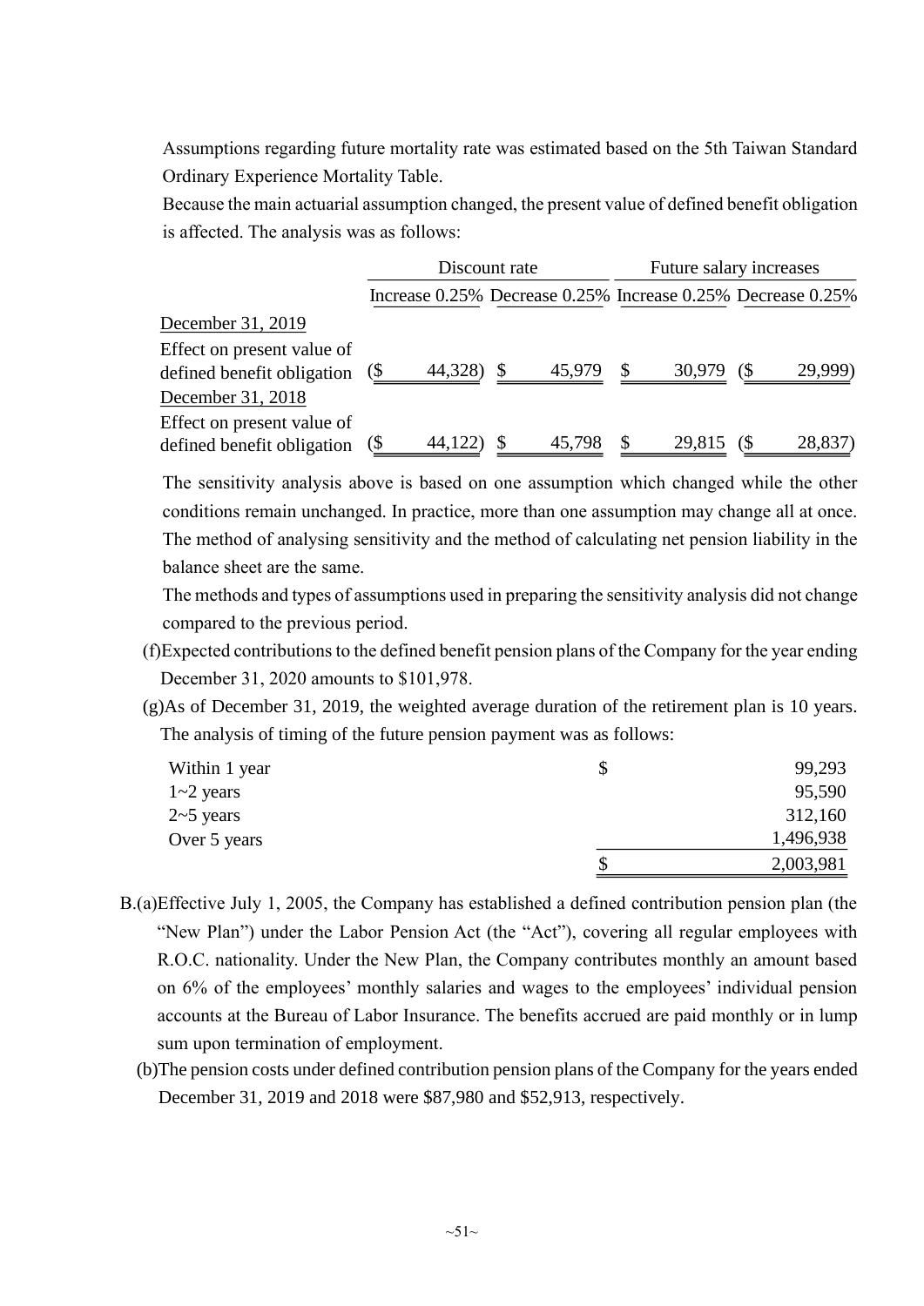Assumptions regarding future mortality rate was estimated based on the 5th Taiwan Standard Ordinary Experience Mortality Table.

Because the main actuarial assumption changed, the present value of defined benefit obligation is affected. The analysis was as follows:

| | Discount rate | | Future salary increases | |
|---|---|---|---|---|
| | Increase 0.25% | Decrease 0.25% | Increase 0.25% | Decrease 0.25% |
| December 31, 2019 | | | | |
| Effect on present value of defined benefit obligation | ($ 44,328) | $ 45,979 | $ 30,979 | ($ 29,999) |
| December 31, 2018 | | | | |
| Effect on present value of defined benefit obligation | ($ 44,122) | $ 45,798 | $ 29,815 | ($ 28,837) |

The sensitivity analysis above is based on one assumption which changed while the other conditions remain unchanged. In practice, more than one assumption may change all at once. The method of analysing sensitivity and the method of calculating net pension liability in the balance sheet are the same.

The methods and types of assumptions used in preparing the sensitivity analysis did not change compared to the previous period.

(f) Expected contributions to the defined benefit pension plans of the Company for the year ending December 31, 2020 amounts to $101,978.

(g) As of December 31, 2019, the weighted average duration of the retirement plan is 10 years. The analysis of timing of the future pension payment was as follows:

| | |
|---|---|
| Within 1 year | $ 99,293 |
| 1~2 years | 95,590 |
| 2~5 years | 312,160 |
| Over 5 years | 1,496,938 |
| | $ 2,003,981 |

B. (a) Effective July 1, 2005, the Company has established a defined contribution pension plan (the "New Plan") under the Labor Pension Act (the "Act"), covering all regular employees with R.O.C. nationality. Under the New Plan, the Company contributes monthly an amount based on 6% of the employees' monthly salaries and wages to the employees' individual pension accounts at the Bureau of Labor Insurance. The benefits accrued are paid monthly or in lump sum upon termination of employment.

(b) The pension costs under defined contribution pension plans of the Company for the years ended December 31, 2019 and 2018 were $87,980 and $52,913, respectively.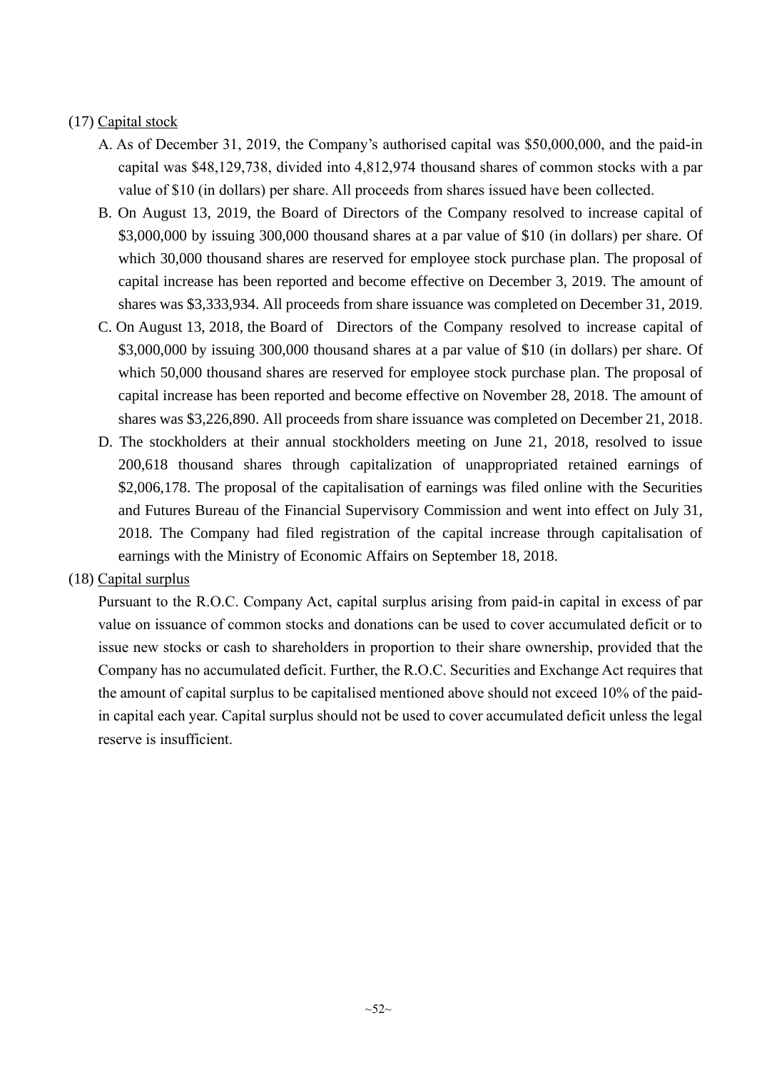(17) Capital stock

A. As of December 31, 2019, the Company's authorised capital was $50,000,000, and the paid-in capital was $48,129,738, divided into 4,812,974 thousand shares of common stocks with a par value of $10 (in dollars) per share. All proceeds from shares issued have been collected.

B. On August 13, 2019, the Board of Directors of the Company resolved to increase capital of $3,000,000 by issuing 300,000 thousand shares at a par value of $10 (in dollars) per share. Of which 30,000 thousand shares are reserved for employee stock purchase plan. The proposal of capital increase has been reported and become effective on December 3, 2019. The amount of shares was $3,333,934. All proceeds from share issuance was completed on December 31, 2019.

C. On August 13, 2018, the Board of Directors of the Company resolved to increase capital of $3,000,000 by issuing 300,000 thousand shares at a par value of $10 (in dollars) per share. Of which 50,000 thousand shares are reserved for employee stock purchase plan. The proposal of capital increase has been reported and become effective on November 28, 2018. The amount of shares was $3,226,890. All proceeds from share issuance was completed on December 21, 2018.

D. The stockholders at their annual stockholders meeting on June 21, 2018, resolved to issue 200,618 thousand shares through capitalization of unappropriated retained earnings of $2,006,178. The proposal of the capitalisation of earnings was filed online with the Securities and Futures Bureau of the Financial Supervisory Commission and went into effect on July 31, 2018. The Company had filed registration of the capital increase through capitalisation of earnings with the Ministry of Economic Affairs on September 18, 2018.

(18) Capital surplus

Pursuant to the R.O.C. Company Act, capital surplus arising from paid-in capital in excess of par value on issuance of common stocks and donations can be used to cover accumulated deficit or to issue new stocks or cash to shareholders in proportion to their share ownership, provided that the Company has no accumulated deficit. Further, the R.O.C. Securities and Exchange Act requires that the amount of capital surplus to be capitalised mentioned above should not exceed 10% of the paid-in capital each year. Capital surplus should not be used to cover accumulated deficit unless the legal reserve is insufficient.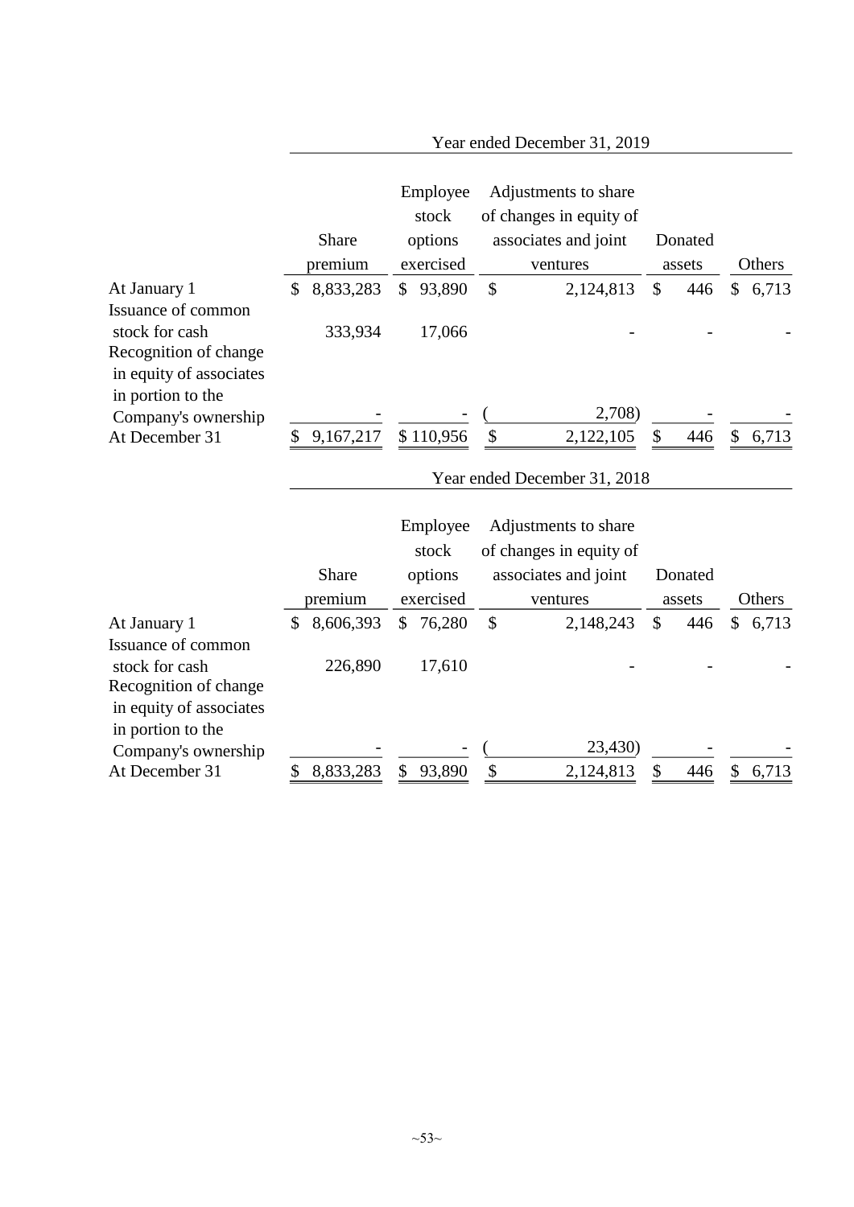| | Year ended December 31, 2019 | | | | |
|---|---|---|---|---|---|
| | Share premium | Employee stock options exercised | Adjustments to share of changes in equity of associates and joint ventures | Donated assets | Others |
| At January 1 | $ 8,833,283 | $ 93,890 | $ 2,124,813 | $ 446 | $ 6,713 |
| Issuance of common stock for cash | 333,934 | 17,066 | - | - | - |
| Recognition of change in equity of associates in portion to the Company's ownership | - | - | ( 2,708) | - | - |
| At December 31 | $ 9,167,217 | $ 110,956 | $ 2,122,105 | $ 446 | $ 6,713 |

| | Year ended December 31, 2018 | | | | |
|---|---|---|---|---|---|
| | Share premium | Employee stock options exercised | Adjustments to share of changes in equity of associates and joint ventures | Donated assets | Others |
| At January 1 | $ 8,606,393 | $ 76,280 | $ 2,148,243 | $ 446 | $ 6,713 |
| Issuance of common stock for cash | 226,890 | 17,610 | - | - | - |
| Recognition of change in equity of associates in portion to the Company's ownership | - | - | ( 23,430) | - | - |
| At December 31 | $ 8,833,283 | $ 93,890 | $ 2,124,813 | $ 446 | $ 6,713 |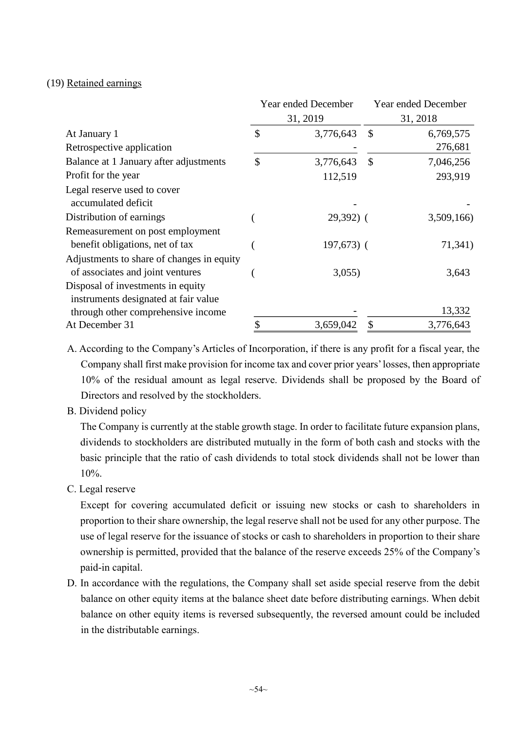(19) Retained earnings

| | Year ended December 31, 2019 | Year ended December 31, 2018 |
|---|---|---|
| At January 1 | $ 3,776,643 | $ 6,769,575 |
| Retrospective application | - | 276,681 |
| Balance at 1 January after adjustments | $ 3,776,643 | $ 7,046,256 |
| Profit for the year | 112,519 | 293,919 |
| Legal reserve used to cover accumulated deficit | - | - |
| Distribution of earnings | ( 29,392) | ( 3,509,166) |
| Remeasurement on post employment benefit obligations, net of tax | ( 197,673) | ( 71,341) |
| Adjustments to share of changes in equity of associates and joint ventures | ( 3,055) | 3,643 |
| Disposal of investments in equity instruments designated at fair value through other comprehensive income | - | 13,332 |
| At December 31 | $ 3,659,042 | $ 3,776,643 |

A. According to the Company's Articles of Incorporation, if there is any profit for a fiscal year, the Company shall first make provision for income tax and cover prior years' losses, then appropriate 10% of the residual amount as legal reserve. Dividends shall be proposed by the Board of Directors and resolved by the stockholders.

B. Dividend policy

The Company is currently at the stable growth stage. In order to facilitate future expansion plans, dividends to stockholders are distributed mutually in the form of both cash and stocks with the basic principle that the ratio of cash dividends to total stock dividends shall not be lower than 10%.

C. Legal reserve

Except for covering accumulated deficit or issuing new stocks or cash to shareholders in proportion to their share ownership, the legal reserve shall not be used for any other purpose. The use of legal reserve for the issuance of stocks or cash to shareholders in proportion to their share ownership is permitted, provided that the balance of the reserve exceeds 25% of the Company's paid-in capital.

D. In accordance with the regulations, the Company shall set aside special reserve from the debit balance on other equity items at the balance sheet date before distributing earnings. When debit balance on other equity items is reversed subsequently, the reversed amount could be included in the distributable earnings.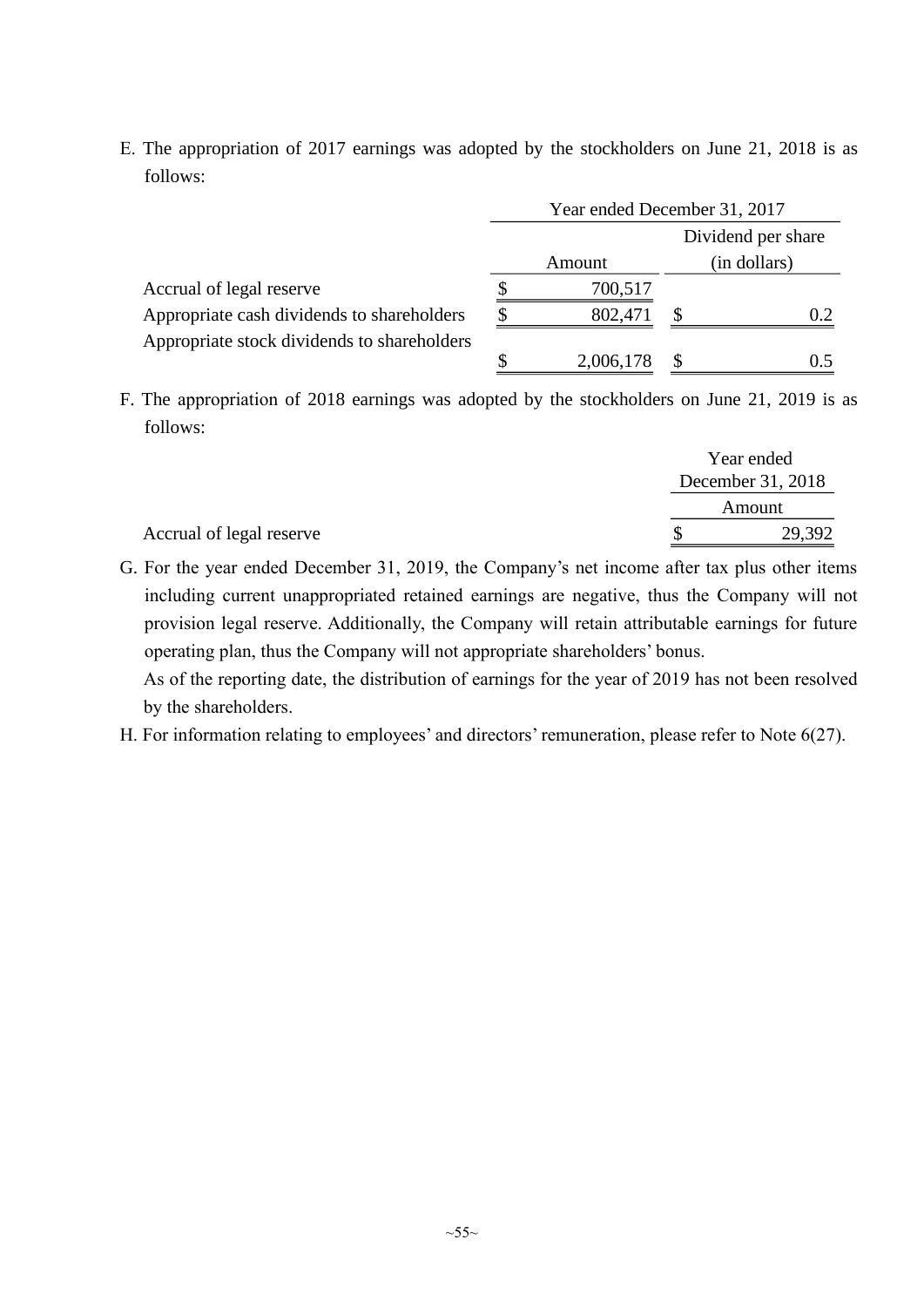E. The appropriation of 2017 earnings was adopted by the stockholders on June 21, 2018 is as follows:

| | Year ended December 31, 2017 | |
|---|---|---|
| | Amount | Dividend per share (in dollars) |
| Accrual of legal reserve | $ 700,517 | |
| Appropriate cash dividends to shareholders | $ 802,471 | $ 0.2 |
| Appropriate stock dividends to shareholders | $ 2,006,178 | $ 0.5 |

F. The appropriation of 2018 earnings was adopted by the stockholders on June 21, 2019 is as follows:

| | Year ended December 31, 2018 |
|---|---|
| | Amount |
| Accrual of legal reserve | $ 29,392 |

G. For the year ended December 31, 2019, the Company's net income after tax plus other items including current unappropriated retained earnings are negative, thus the Company will not provision legal reserve. Additionally, the Company will retain attributable earnings for future operating plan, thus the Company will not appropriate shareholders' bonus.

As of the reporting date, the distribution of earnings for the year of 2019 has not been resolved by the shareholders.

H. For information relating to employees' and directors' remuneration, please refer to Note 6(27).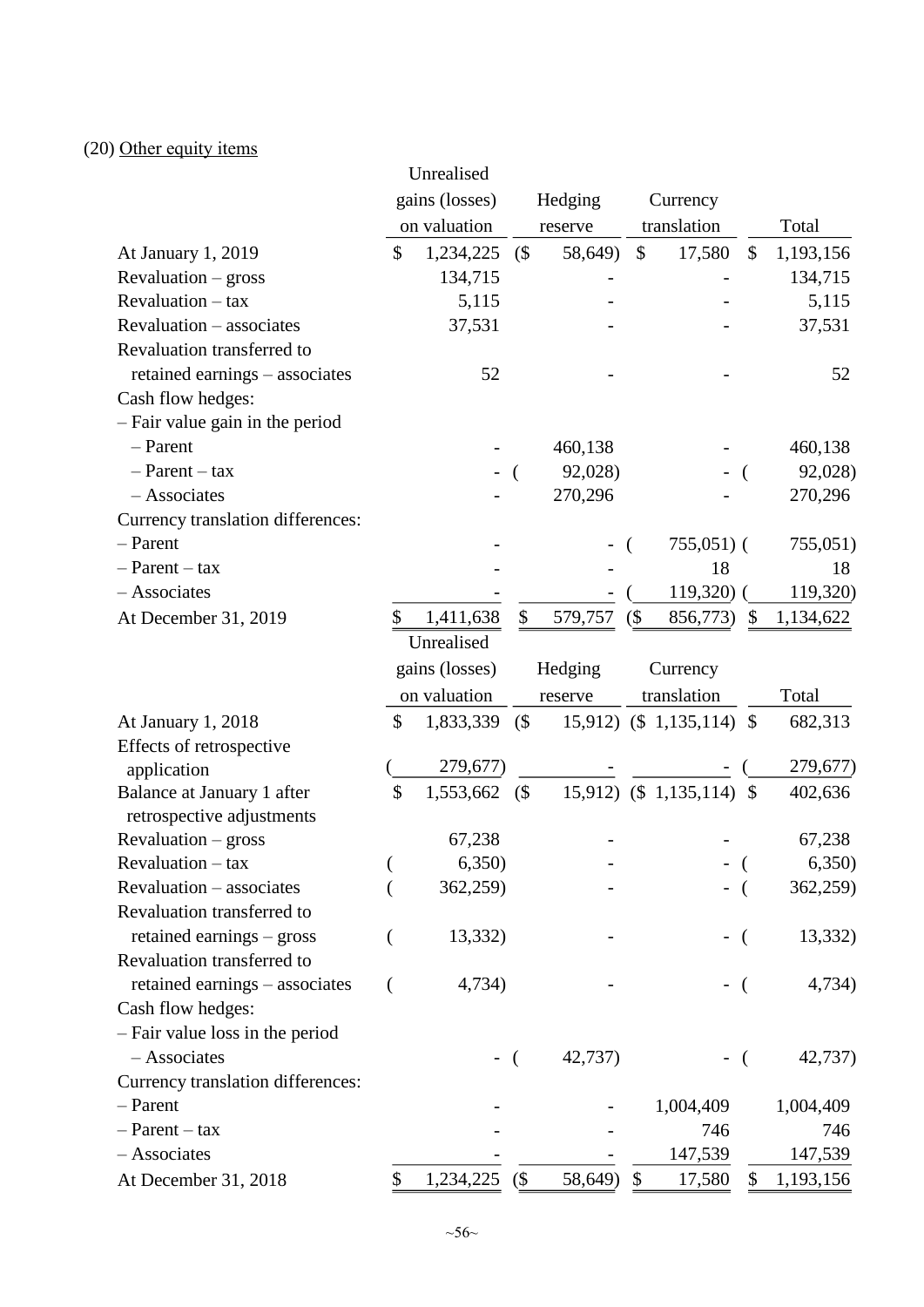(20) Other equity items

| | Unrealised gains (losses) on valuation | Hedging reserve | Currency translation | Total |
|---|---|---|---|---|
| At January 1, 2019 | $ 1,234,225 | ($ 58,649) | $ 17,580 | $ 1,193,156 |
| Revaluation – gross | 134,715 | - | - | 134,715 |
| Revaluation – tax | 5,115 | - | - | 5,115 |
| Revaluation – associates | 37,531 | - | - | 37,531 |
| Revaluation transferred to retained earnings – associates | 52 | - | - | 52 |
| Cash flow hedges: | | | | |
| – Fair value gain in the period | | | | |
| – Parent | - | 460,138 | - | 460,138 |
| – Parent – tax | - | ( 92,028) | - | ( 92,028) |
| – Associates | - | 270,296 | - | 270,296 |
| Currency translation differences: | | | | |
| – Parent | - | - | ( 755,051) | ( 755,051) |
| – Parent – tax | - | - | 18 | 18 |
| – Associates | - | - | ( 119,320) | ( 119,320) |
| At December 31, 2019 | $ 1,411,638 | $ 579,757 | ($ 856,773) | $ 1,134,622 |

| | Unrealised gains (losses) on valuation | Hedging reserve | Currency translation | Total |
|---|---|---|---|---|
| At January 1, 2018 | $ 1,833,339 | ($ 15,912) | ($ 1,135,114) | $ 682,313 |
| Effects of retrospective application | ( 279,677) | - | - | ( 279,677) |
| Balance at January 1 after retrospective adjustments | $ 1,553,662 | ($ 15,912) | ($ 1,135,114) | $ 402,636 |
| Revaluation – gross | 67,238 | - | - | 67,238 |
| Revaluation – tax | ( 6,350) | - | - | ( 6,350) |
| Revaluation – associates | ( 362,259) | - | - | ( 362,259) |
| Revaluation transferred to retained earnings – gross | ( 13,332) | - | - | ( 13,332) |
| Revaluation transferred to retained earnings – associates | ( 4,734) | - | - | ( 4,734) |
| Cash flow hedges: | | | | |
| – Fair value loss in the period | | | | |
| – Associates | - | ( 42,737) | - | ( 42,737) |
| Currency translation differences: | | | | |
| – Parent | - | - | 1,004,409 | 1,004,409 |
| – Parent – tax | - | - | 746 | 746 |
| – Associates | - | - | 147,539 | 147,539 |
| At December 31, 2018 | $ 1,234,225 | ($ 58,649) | $ 17,580 | $ 1,193,156 |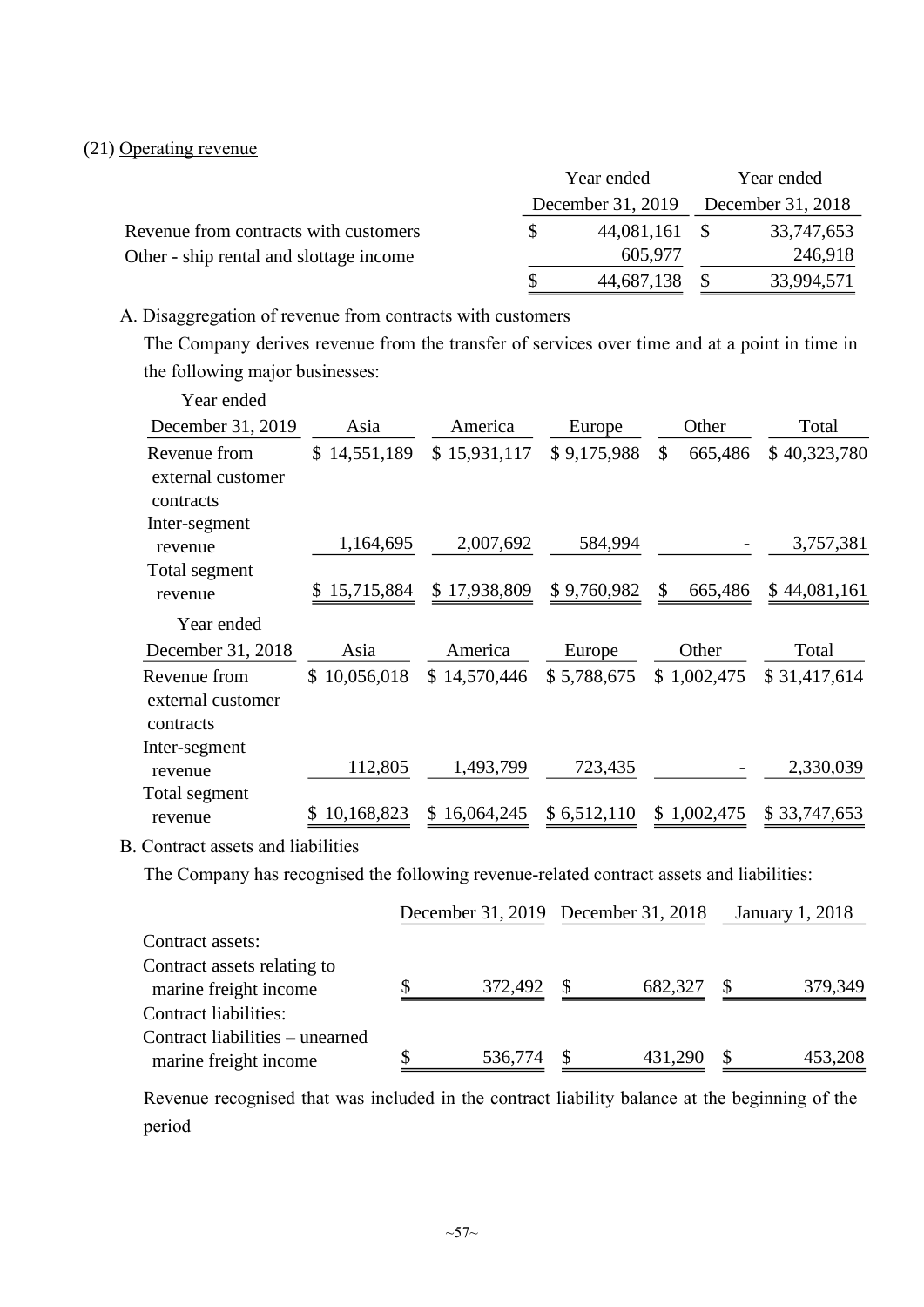(21) Operating revenue

| | Year ended December 31, 2019 | Year ended December 31, 2018 |
|---|---|---|
| Revenue from contracts with customers | $ 44,081,161 | $ 33,747,653 |
| Other - ship rental and slottage income | 605,977 | 246,918 |
| | $ 44,687,138 | $ 33,994,571 |

A. Disaggregation of revenue from contracts with customers

The Company derives revenue from the transfer of services over time and at a point in time in the following major businesses:

| Year ended December 31, 2019 | Asia | America | Europe | Other | Total |
|---|---|---|---|---|---|
| Revenue from external customer contracts | $ 14,551,189 | $ 15,931,117 | $ 9,175,988 | $ 665,486 | $ 40,323,780 |
| Inter-segment revenue | 1,164,695 | 2,007,692 | 584,994 | - | 3,757,381 |
| Total segment revenue | $ 15,715,884 | $ 17,938,809 | $ 9,760,982 | $ 665,486 | $ 44,081,161 |

| Year ended December 31, 2018 | Asia | America | Europe | Other | Total |
|---|---|---|---|---|---|
| Revenue from external customer contracts | $ 10,056,018 | $ 14,570,446 | $ 5,788,675 | $ 1,002,475 | $ 31,417,614 |
| Inter-segment revenue | 112,805 | 1,493,799 | 723,435 | - | 2,330,039 |
| Total segment revenue | $ 10,168,823 | $ 16,064,245 | $ 6,512,110 | $ 1,002,475 | $ 33,747,653 |

B. Contract assets and liabilities

The Company has recognised the following revenue-related contract assets and liabilities:

| | December 31, 2019 | December 31, 2018 | January 1, 2018 |
|---|---|---|---|
| Contract assets: | | | |
| Contract assets relating to marine freight income | $ 372,492 | $ 682,327 | $ 379,349 |
| Contract liabilities: | | | |
| Contract liabilities – unearned marine freight income | $ 536,774 | $ 431,290 | $ 453,208 |

Revenue recognised that was included in the contract liability balance at the beginning of the period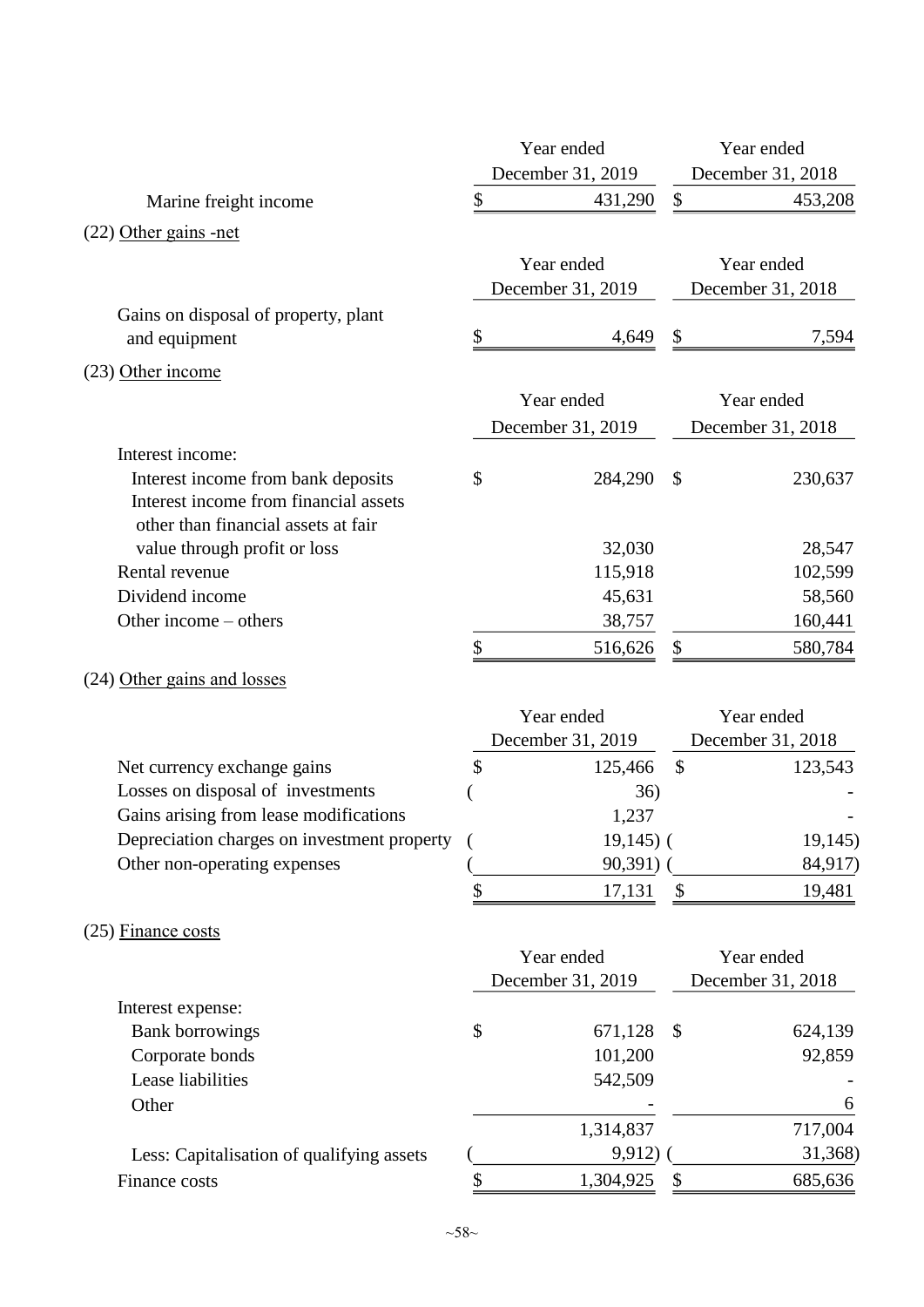| | Year ended December 31, 2019 | Year ended December 31, 2018 |
|---|---|---|
| Marine freight income | $ 431,290 | $ 453,208 |

(22) Other gains -net

| | Year ended December 31, 2019 | Year ended December 31, 2018 |
|---|---|---|
| Gains on disposal of property, plant and equipment | $ 4,649 | $ 7,594 |

(23) Other income

| | Year ended December 31, 2019 | Year ended December 31, 2018 |
|---|---|---|
| Interest income: | | |
| Interest income from bank deposits | $ 284,290 | $ 230,637 |
| Interest income from financial assets other than financial assets at fair value through profit or loss | 32,030 | 28,547 |
| Rental revenue | 115,918 | 102,599 |
| Dividend income | 45,631 | 58,560 |
| Other income – others | 38,757 | 160,441 |
| | $ 516,626 | $ 580,784 |

(24) Other gains and losses

| | Year ended December 31, 2019 | Year ended December 31, 2018 |
|---|---|---|
| Net currency exchange gains | $ 125,466 | $ 123,543 |
| Losses on disposal of investments | ( 36) | - |
| Gains arising from lease modifications | 1,237 | - |
| Depreciation charges on investment property | ( 19,145) | ( 19,145) |
| Other non-operating expenses | ( 90,391) | ( 84,917) |
| | $ 17,131 | $ 19,481 |

(25) Finance costs

| | Year ended December 31, 2019 | Year ended December 31, 2018 |
|---|---|---|
| Interest expense: | | |
| Bank borrowings | $ 671,128 | $ 624,139 |
| Corporate bonds | 101,200 | 92,859 |
| Lease liabilities | 542,509 | - |
| Other | - | 6 |
| | 1,314,837 | 717,004 |
| Less: Capitalisation of qualifying assets | ( 9,912) | ( 31,368) |
| Finance costs | $ 1,304,925 | $ 685,636 |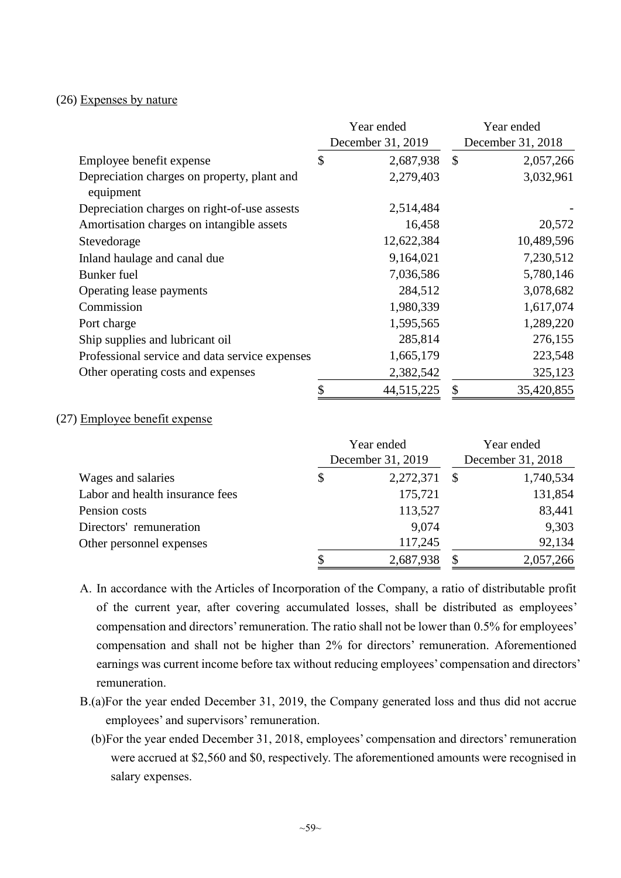(26) Expenses by nature

| | Year ended December 31, 2019 | Year ended December 31, 2018 |
|---|---|---|
| Employee benefit expense | $ 2,687,938 | $ 2,057,266 |
| Depreciation charges on property, plant and equipment | 2,279,403 | 3,032,961 |
| Depreciation charges on right-of-use assests | 2,514,484 | - |
| Amortisation charges on intangible assets | 16,458 | 20,572 |
| Stevedorage | 12,622,384 | 10,489,596 |
| Inland haulage and canal due | 9,164,021 | 7,230,512 |
| Bunker fuel | 7,036,586 | 5,780,146 |
| Operating lease payments | 284,512 | 3,078,682 |
| Commission | 1,980,339 | 1,617,074 |
| Port charge | 1,595,565 | 1,289,220 |
| Ship supplies and lubricant oil | 285,814 | 276,155 |
| Professional service and data service expenses | 1,665,179 | 223,548 |
| Other operating costs and expenses | 2,382,542 | 325,123 |
| | $ 44,515,225 | $ 35,420,855 |

(27) Employee benefit expense

| | Year ended December 31, 2019 | Year ended December 31, 2018 |
|---|---|---|
| Wages and salaries | $ 2,272,371 | $ 1,740,534 |
| Labor and health insurance fees | 175,721 | 131,854 |
| Pension costs | 113,527 | 83,441 |
| Directors' remuneration | 9,074 | 9,303 |
| Other personnel expenses | 117,245 | 92,134 |
| | $ 2,687,938 | $ 2,057,266 |

A. In accordance with the Articles of Incorporation of the Company, a ratio of distributable profit of the current year, after covering accumulated losses, shall be distributed as employees' compensation and directors' remuneration. The ratio shall not be lower than 0.5% for employees' compensation and shall not be higher than 2% for directors' remuneration. Aforementioned earnings was current income before tax without reducing employees' compensation and directors' remuneration.

B.(a)For the year ended December 31, 2019, the Company generated loss and thus did not accrue employees' and supervisors' remuneration.

(b)For the year ended December 31, 2018, employees' compensation and directors' remuneration were accrued at $2,560 and $0, respectively. The aforementioned amounts were recognised in salary expenses.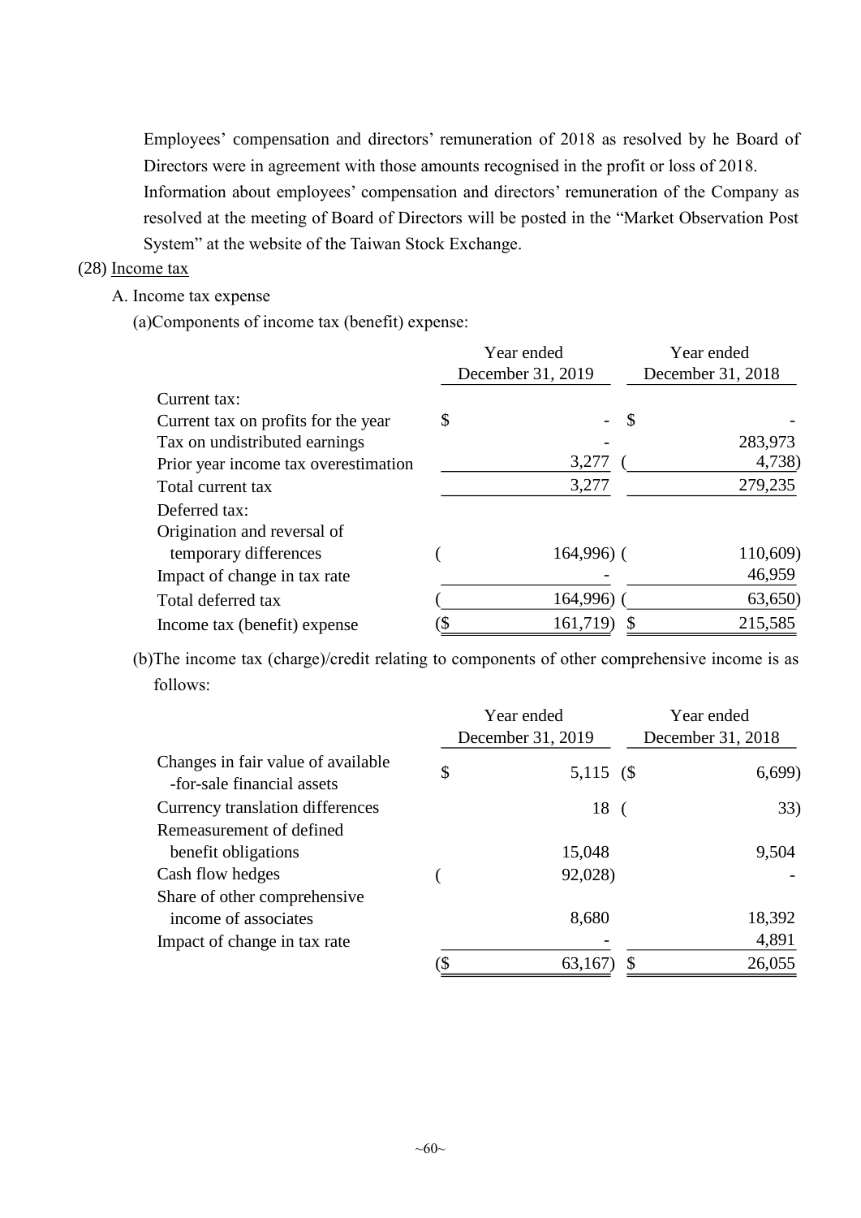Employees' compensation and directors' remuneration of 2018 as resolved by he Board of Directors were in agreement with those amounts recognised in the profit or loss of 2018.

Information about employees' compensation and directors' remuneration of the Company as resolved at the meeting of Board of Directors will be posted in the "Market Observation Post System" at the website of the Taiwan Stock Exchange.

(28) Income tax

A. Income tax expense

(a)Components of income tax (benefit) expense:

| | Year ended December 31, 2019 | Year ended December 31, 2018 |
|---|---|---|
| Current tax: | | |
| Current tax on profits for the year | $ - | $ - |
| Tax on undistributed earnings | - | 283,973 |
| Prior year income tax overestimation | 3,277 | (4,738) |
| Total current tax | 3,277 | 279,235 |
| Deferred tax: | | |
| Origination and reversal of temporary differences | (164,996) | (110,609) |
| Impact of change in tax rate | - | 46,959 |
| Total deferred tax | (164,996) | (63,650) |
| Income tax (benefit) expense | ($ 161,719) | $ 215,585 |

(b)The income tax (charge)/credit relating to components of other comprehensive income is as follows:

| | Year ended December 31, 2019 | Year ended December 31, 2018 |
|---|---|---|
| Changes in fair value of available -for-sale financial assets | $ 5,115 | ($ 6,699) |
| Currency translation differences | 18 | (33) |
| Remeasurement of defined benefit obligations | 15,048 | 9,504 |
| Cash flow hedges | (92,028) | - |
| Share of other comprehensive income of associates | 8,680 | 18,392 |
| Impact of change in tax rate | - | 4,891 |
| | ($ 63,167) | $ 26,055 |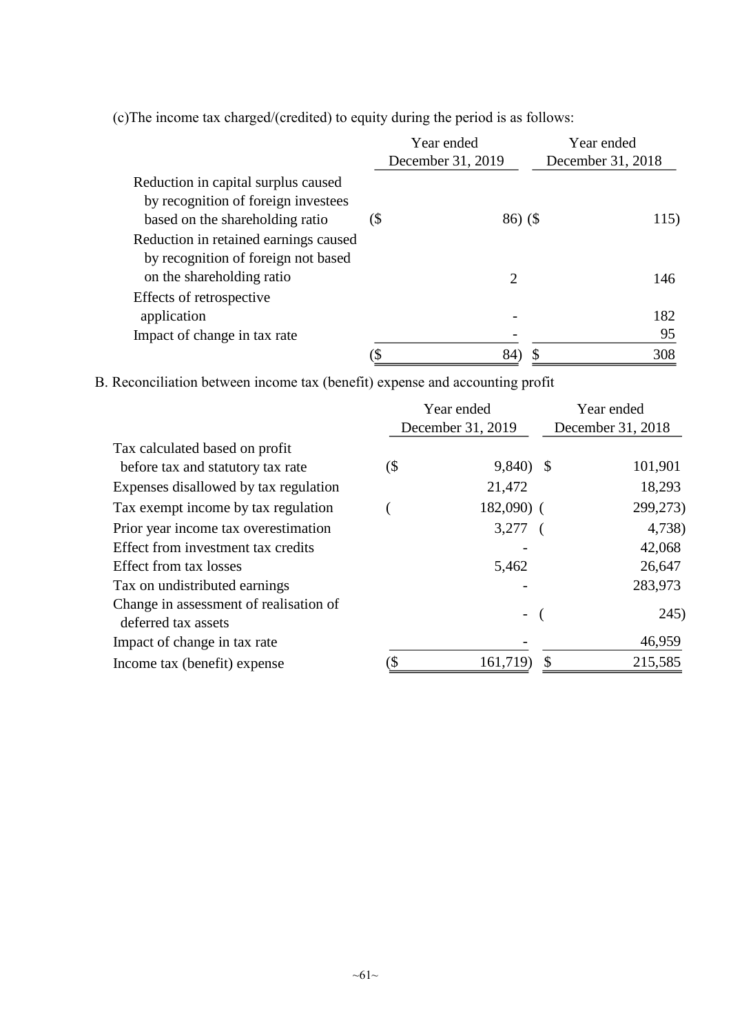(c)The income tax charged/(credited) to equity during the period is as follows:

| | Year ended December 31, 2019 | Year ended December 31, 2018 |
|---|---|---|
| Reduction in capital surplus caused by recognition of foreign investees based on the shareholding ratio | ($ 86) | ($ 115) |
| Reduction in retained earnings caused by recognition of foreign not based on the shareholding ratio | 2 | 146 |
| Effects of retrospective application | - | 182 |
| Impact of change in tax rate | - | 95 |
| | ($ 84) | $ 308 |

B. Reconciliation between income tax (benefit) expense and accounting profit

| | Year ended December 31, 2019 | Year ended December 31, 2018 |
|---|---|---|
| Tax calculated based on profit before tax and statutory tax rate | ($ 9,840) | $ 101,901 |
| Expenses disallowed by tax regulation | 21,472 | 18,293 |
| Tax exempt income by tax regulation | ( 182,090) | ( 299,273) |
| Prior year income tax overestimation | 3,277 | ( 4,738) |
| Effect from investment tax credits | - | 42,068 |
| Effect from tax losses | 5,462 | 26,647 |
| Tax on undistributed earnings | - | 283,973 |
| Change in assessment of realisation of deferred tax assets | - | ( 245) |
| Impact of change in tax rate | - | 46,959 |
| Income tax (benefit) expense | ($ 161,719) | $ 215,585 |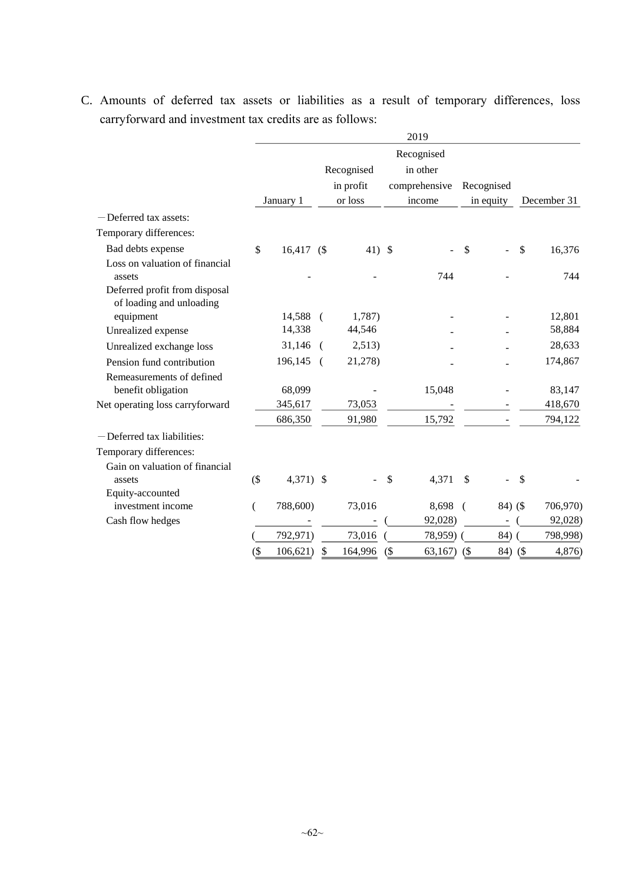C. Amounts of deferred tax assets or liabilities as a result of temporary differences, loss carryforward and investment tax credits are as follows:

| | 2019 | | | | |
|---|---|---|---|---|---|
| | January 1 | Recognised in profit or loss | Recognised in other comprehensive income | Recognised in equity | December 31 |
| －Deferred tax assets: | | | | | |
| Temporary differences: | | | | | |
| Bad debts expense | $ 16,417 | ($ 41) | $ - | $ - | $ 16,376 |
| Loss on valuation of financial assets | - | - | 744 | - | 744 |
| Deferred profit from disposal of loading and unloading equipment | 14,588 | ( 1,787) | - | - | 12,801 |
| Unrealized expense | 14,338 | 44,546 | - | - | 58,884 |
| Unrealized exchange loss | 31,146 | ( 2,513) | - | - | 28,633 |
| Pension fund contribution | 196,145 | ( 21,278) | - | - | 174,867 |
| Remeasurements of defined benefit obligation | 68,099 | - | 15,048 | - | 83,147 |
| Net operating loss carryforward | 345,617 | 73,053 | - | - | 418,670 |
| | 686,350 | 91,980 | 15,792 | - | 794,122 |
| －Deferred tax liabilities: | | | | | |
| Temporary differences: | | | | | |
| Gain on valuation of financial assets | ($ 4,371) | $ - | $ 4,371 | $ - | $ - |
| Equity-accounted investment income | ( 788,600) | 73,016 | 8,698 | ( 84) | ($ 706,970) |
| Cash flow hedges | - | - | ( 92,028) | - | ( 92,028) |
| | ( 792,971) | 73,016 | ( 78,959) | ( 84) | ( 798,998) |
| | ($ 106,621) | $ 164,996 | ($ 63,167) | ($ 84) | ($ 4,876) |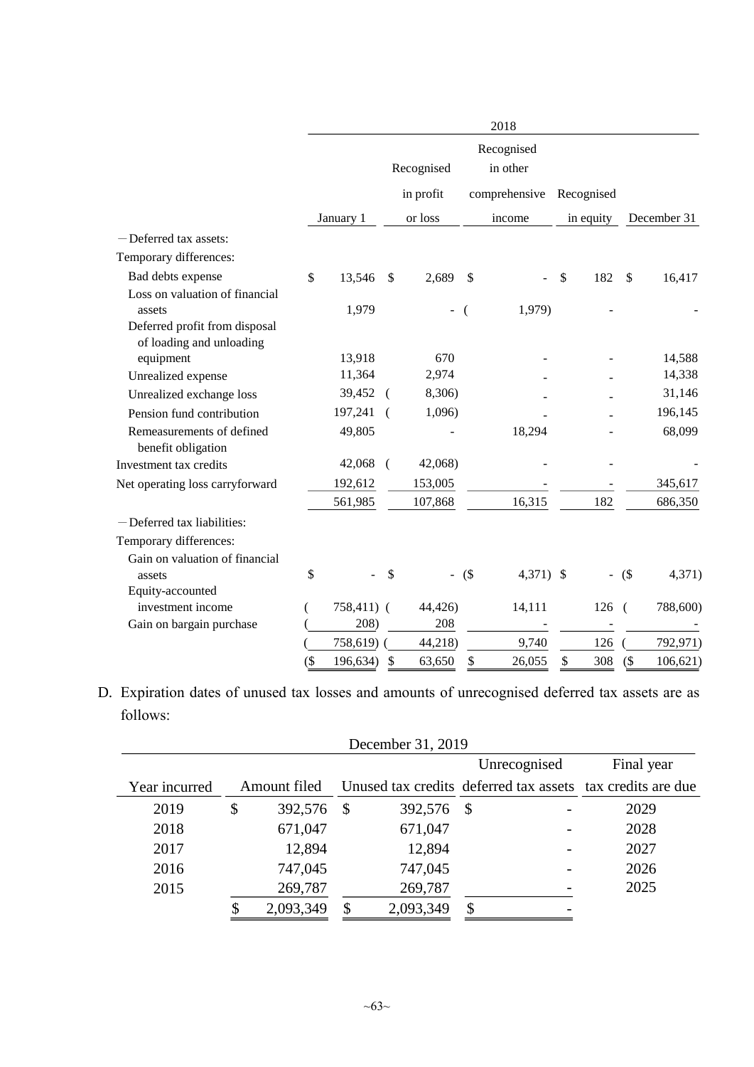| | 2018 | | | | |
|---|---|---|---|---|---|
| | January 1 | Recognised in profit or loss | Recognised in other comprehensive income | Recognised in equity | December 31 |
| －Deferred tax assets: | | | | | |
| Temporary differences: | | | | | |
| Bad debts expense | $ 13,546 | $ 2,689 | $ - | $ 182 | $ 16,417 |
| Loss on valuation of financial assets | 1,979 | - | ( 1,979) | - | - |
| Deferred profit from disposal of loading and unloading equipment | 13,918 | 670 | - | - | 14,588 |
| Unrealized expense | 11,364 | 2,974 | - | - | 14,338 |
| Unrealized exchange loss | 39,452 | ( 8,306) | - | - | 31,146 |
| Pension fund contribution | 197,241 | ( 1,096) | - | - | 196,145 |
| Remeasurements of defined benefit obligation | 49,805 | - | 18,294 | - | 68,099 |
| Investment tax credits | 42,068 | ( 42,068) | - | - | - |
| Net operating loss carryforward | 192,612 | 153,005 | - | - | 345,617 |
| | 561,985 | 107,868 | 16,315 | 182 | 686,350 |
| －Deferred tax liabilities: | | | | | |
| Temporary differences: | | | | | |
| Gain on valuation of financial assets | $ - | $ - | ($ 4,371) | $ - | ($ 4,371) |
| Equity-accounted investment income | ( 758,411) | ( 44,426) | 14,111 | 126 | ( 788,600) |
| Gain on bargain purchase | ( 208) | 208 | - | - | - |
| | ( 758,619) | ( 44,218) | 9,740 | 126 | ( 792,971) |
| | ($ 196,634) | $ 63,650 | $ 26,055 | $ 308 | ($ 106,621) |

D. Expiration dates of unused tax losses and amounts of unrecognised deferred tax assets are as follows:

| December 31, 2019 | | | | |
|---|---|---|---|---|
| Year incurred | Amount filed | Unused tax credits | Unrecognised deferred tax assets | Final year tax credits are due |
| 2019 | $ 392,576 | $ 392,576 | $ - | 2029 |
| 2018 | 671,047 | 671,047 | - | 2028 |
| 2017 | 12,894 | 12,894 | - | 2027 |
| 2016 | 747,045 | 747,045 | - | 2026 |
| 2015 | 269,787 | 269,787 | - | 2025 |
| | $ 2,093,349 | $ 2,093,349 | $ - | |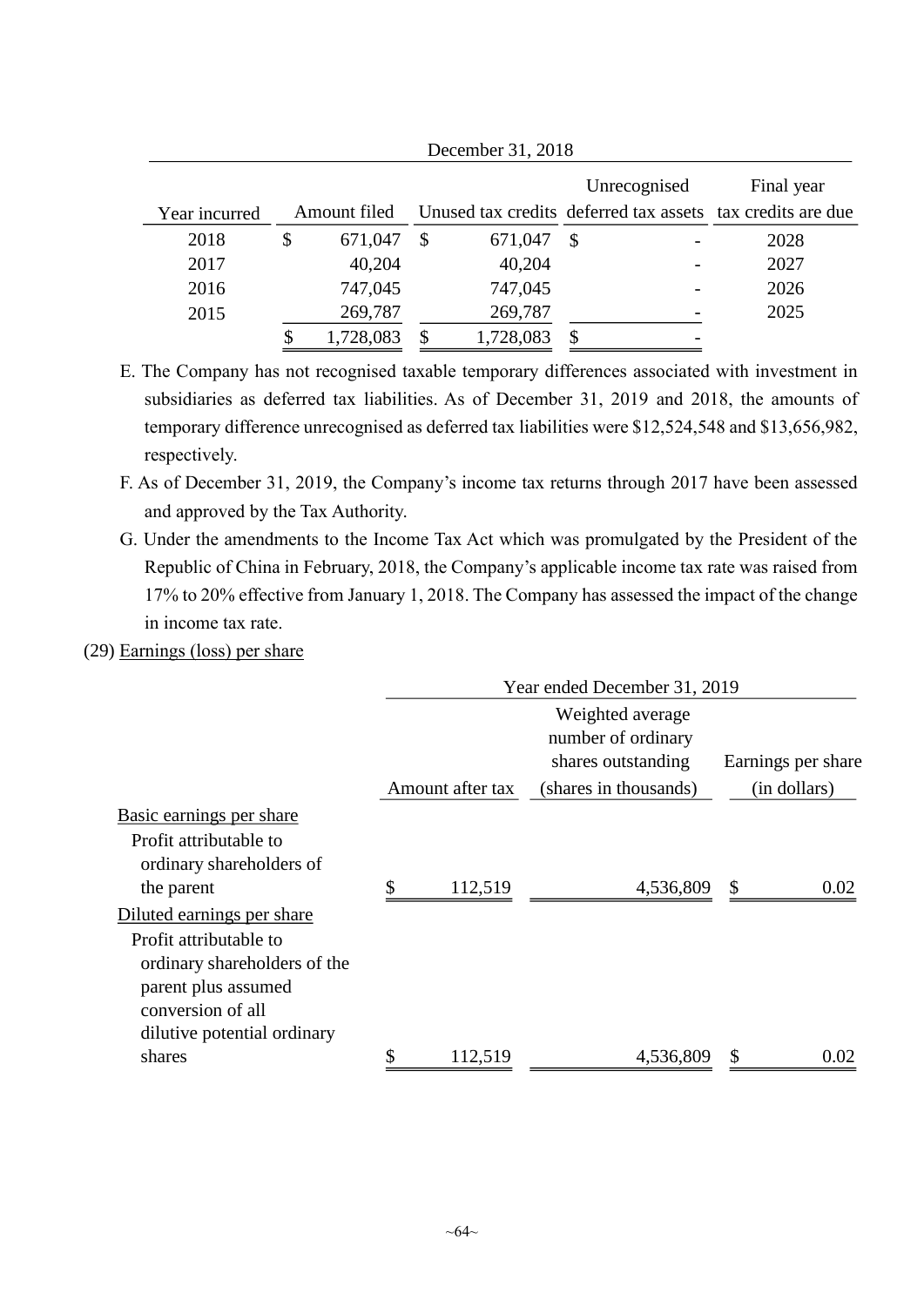| December 31, 2018 | | | | |
|---|---|---|---|---|
| Year incurred | Amount filed | Unused tax credits | Unrecognised deferred tax assets | Final year tax credits are due |
| 2018 | $ 671,047 | $ 671,047 | $ - | 2028 |
| 2017 | 40,204 | 40,204 | - | 2027 |
| 2016 | 747,045 | 747,045 | - | 2026 |
| 2015 | 269,787 | 269,787 | - | 2025 |
| | $ 1,728,083 | $ 1,728,083 | $ - | |

E. The Company has not recognised taxable temporary differences associated with investment in subsidiaries as deferred tax liabilities. As of December 31, 2019 and 2018, the amounts of temporary difference unrecognised as deferred tax liabilities were $12,524,548 and $13,656,982, respectively.

F. As of December 31, 2019, the Company's income tax returns through 2017 have been assessed and approved by the Tax Authority.

G. Under the amendments to the Income Tax Act which was promulgated by the President of the Republic of China in February, 2018, the Company's applicable income tax rate was raised from 17% to 20% effective from January 1, 2018. The Company has assessed the impact of the change in income tax rate.

(29) Earnings (loss) per share

| | Year ended December 31, 2019 | | |
|---|---|---|---|
| | Amount after tax | Weighted average number of ordinary shares outstanding (shares in thousands) | Earnings per share (in dollars) |
| Basic earnings per share | | | |
| Profit attributable to ordinary shareholders of the parent | $ 112,519 | 4,536,809 | $ 0.02 |
| Diluted earnings per share | | | |
| Profit attributable to ordinary shareholders of the parent plus assumed conversion of all dilutive potential ordinary shares | $ 112,519 | 4,536,809 | $ 0.02 |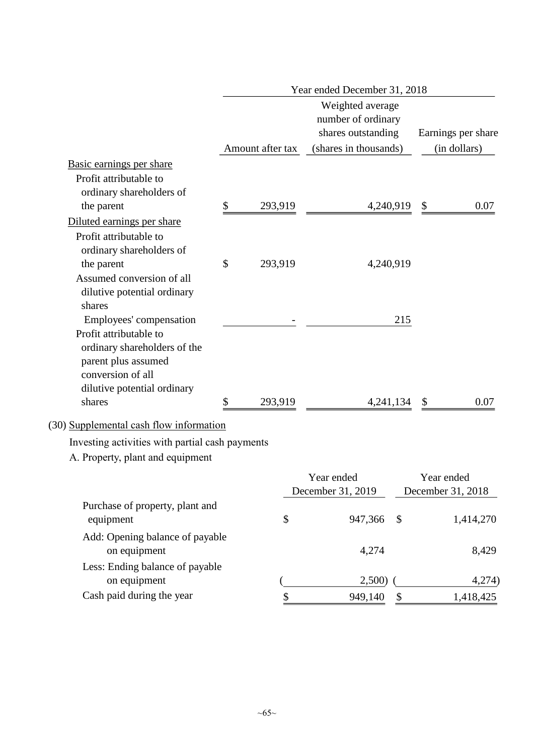| | Year ended December 31, 2018 | | |
|---|---|---|---|
| | Amount after tax | Weighted average number of ordinary shares outstanding (shares in thousands) | Earnings per share (in dollars) |
| Basic earnings per share | | | |
| Profit attributable to ordinary shareholders of the parent | $ 293,919 | 4,240,919 | $ 0.07 |
| Diluted earnings per share | | | |
| Profit attributable to ordinary shareholders of the parent | $ 293,919 | 4,240,919 | |
| Assumed conversion of all dilutive potential ordinary shares | | | |
| Employees' compensation | - | 215 | |
| Profit attributable to ordinary shareholders of the parent plus assumed conversion of all dilutive potential ordinary shares | $ 293,919 | 4,241,134 | $ 0.07 |

(30) Supplemental cash flow information

Investing activities with partial cash payments

A. Property, plant and equipment

| | Year ended December 31, 2019 | Year ended December 31, 2018 |
|---|---|---|
| Purchase of property, plant and equipment | $ 947,366 | $ 1,414,270 |
| Add: Opening balance of payable on equipment | 4,274 | 8,429 |
| Less: Ending balance of payable on equipment | ( 2,500) | ( 4,274) |
| Cash paid during the year | $ 949,140 | $ 1,418,425 |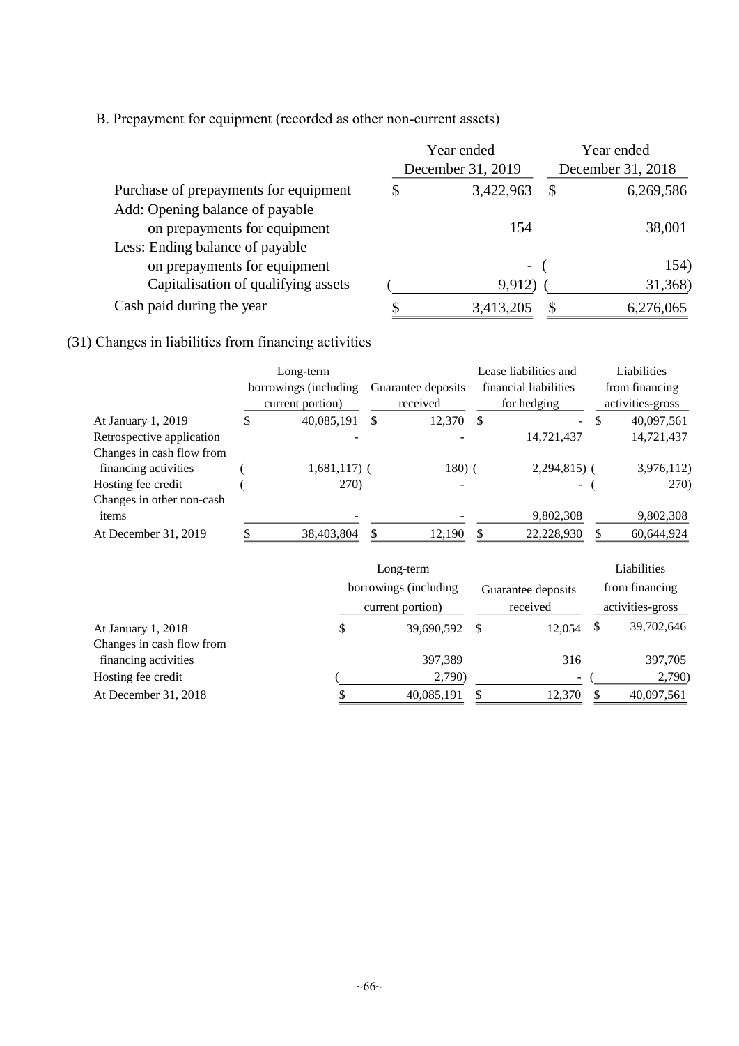B. Prepayment for equipment (recorded as other non-current assets)

| | Year ended December 31, 2019 | Year ended December 31, 2018 |
|---|---|---|
| Purchase of prepayments for equipment | $ 3,422,963 | $ 6,269,586 |
| Add: Opening balance of payable on prepayments for equipment | 154 | 38,001 |
| Less: Ending balance of payable on prepayments for equipment | - | ( 154) |
| Capitalisation of qualifying assets | ( 9,912) | ( 31,368) |
| Cash paid during the year | $ 3,413,205 | $ 6,276,065 |

(31) Changes in liabilities from financing activities

| | Long-term borrowings (including current portion) | Guarantee deposits received | Lease liabilities and financial liabilities for hedging | Liabilities from financing activities-gross |
|---|---|---|---|---|
| At January 1, 2019 | $ 40,085,191 | $ 12,370 | $ - | $ 40,097,561 |
| Retrospective application | - | - | 14,721,437 | 14,721,437 |
| Changes in cash flow from financing activities | ( 1,681,117) | ( 180) | ( 2,294,815) | ( 3,976,112) |
| Hosting fee credit | ( 270) | - | - | ( 270) |
| Changes in other non-cash items | - | - | 9,802,308 | 9,802,308 |
| At December 31, 2019 | $ 38,403,804 | $ 12,190 | $ 22,228,930 | $ 60,644,924 |

| | Long-term borrowings (including current portion) | Guarantee deposits received | Liabilities from financing activities-gross |
|---|---|---|---|
| At January 1, 2018 | $ 39,690,592 | $ 12,054 | $ 39,702,646 |
| Changes in cash flow from financing activities | 397,389 | 316 | 397,705 |
| Hosting fee credit | ( 2,790) | - | ( 2,790) |
| At December 31, 2018 | $ 40,085,191 | $ 12,370 | $ 40,097,561 |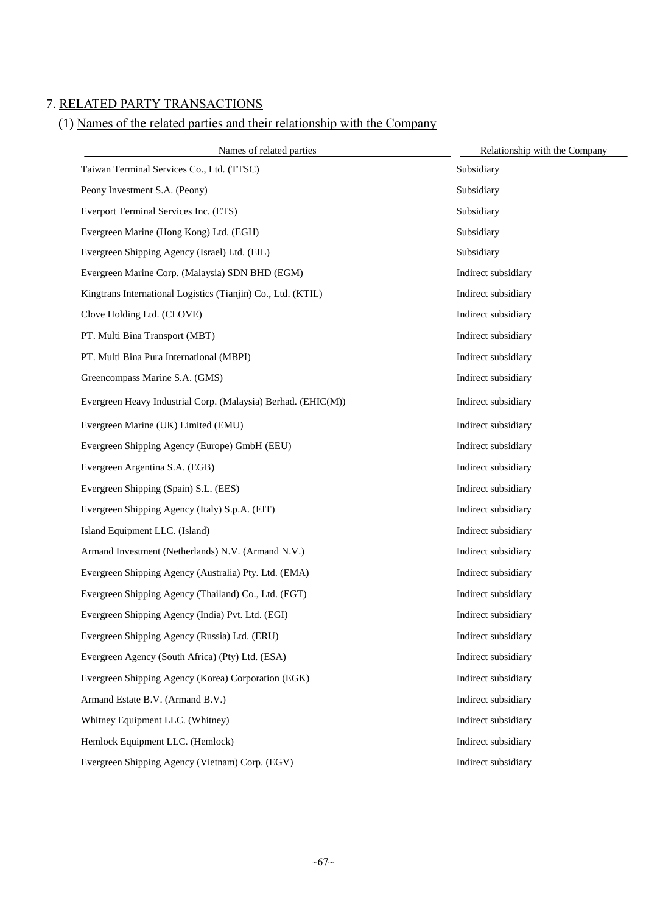## 7. RELATED PARTY TRANSACTIONS

### (1) Names of the related parties and their relationship with the Company

| Names of related parties | Relationship with the Company |
|---|---|
| Taiwan Terminal Services Co., Ltd. (TTSC) | Subsidiary |
| Peony Investment S.A. (Peony) | Subsidiary |
| Everport Terminal Services Inc. (ETS) | Subsidiary |
| Evergreen Marine (Hong Kong) Ltd. (EGH) | Subsidiary |
| Evergreen Shipping Agency (Israel) Ltd. (EIL) | Subsidiary |
| Evergreen Marine Corp. (Malaysia) SDN BHD (EGM) | Indirect subsidiary |
| Kingtrans International Logistics (Tianjin) Co., Ltd. (KTIL) | Indirect subsidiary |
| Clove Holding Ltd. (CLOVE) | Indirect subsidiary |
| PT. Multi Bina Transport (MBT) | Indirect subsidiary |
| PT. Multi Bina Pura International (MBPI) | Indirect subsidiary |
| Greencompass Marine S.A. (GMS) | Indirect subsidiary |
| Evergreen Heavy Industrial Corp. (Malaysia) Berhad. (EHIC(M)) | Indirect subsidiary |
| Evergreen Marine (UK) Limited (EMU) | Indirect subsidiary |
| Evergreen Shipping Agency (Europe) GmbH (EEU) | Indirect subsidiary |
| Evergreen Argentina S.A. (EGB) | Indirect subsidiary |
| Evergreen Shipping (Spain) S.L. (EES) | Indirect subsidiary |
| Evergreen Shipping Agency (Italy) S.p.A. (EIT) | Indirect subsidiary |
| Island Equipment LLC. (Island) | Indirect subsidiary |
| Armand Investment (Netherlands) N.V. (Armand N.V.) | Indirect subsidiary |
| Evergreen Shipping Agency (Australia) Pty. Ltd. (EMA) | Indirect subsidiary |
| Evergreen Shipping Agency (Thailand) Co., Ltd. (EGT) | Indirect subsidiary |
| Evergreen Shipping Agency (India) Pvt. Ltd. (EGI) | Indirect subsidiary |
| Evergreen Shipping Agency (Russia) Ltd. (ERU) | Indirect subsidiary |
| Evergreen Agency (South Africa) (Pty) Ltd. (ESA) | Indirect subsidiary |
| Evergreen Shipping Agency (Korea) Corporation (EGK) | Indirect subsidiary |
| Armand Estate B.V. (Armand B.V.) | Indirect subsidiary |
| Whitney Equipment LLC. (Whitney) | Indirect subsidiary |
| Hemlock Equipment LLC. (Hemlock) | Indirect subsidiary |
| Evergreen Shipping Agency (Vietnam) Corp. (EGV) | Indirect subsidiary |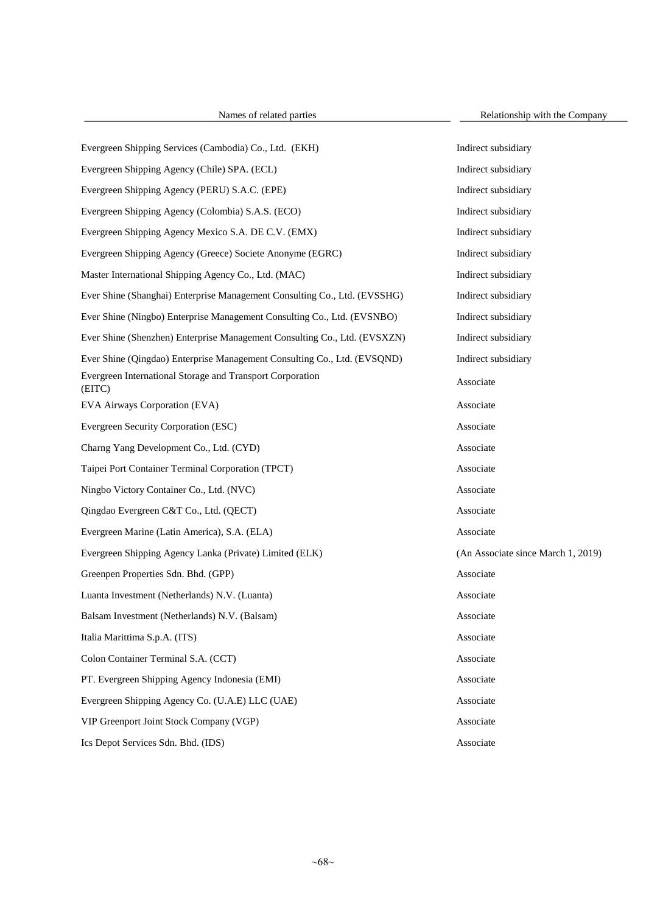| Names of related parties | Relationship with the Company |
| --- | --- |
| Evergreen Shipping Services (Cambodia) Co., Ltd. (EKH) | Indirect subsidiary |
| Evergreen Shipping Agency (Chile) SPA. (ECL) | Indirect subsidiary |
| Evergreen Shipping Agency (PERU) S.A.C. (EPE) | Indirect subsidiary |
| Evergreen Shipping Agency (Colombia) S.A.S. (ECO) | Indirect subsidiary |
| Evergreen Shipping Agency Mexico S.A. DE C.V. (EMX) | Indirect subsidiary |
| Evergreen Shipping Agency (Greece) Societe Anonyme (EGRC) | Indirect subsidiary |
| Master International Shipping Agency Co., Ltd. (MAC) | Indirect subsidiary |
| Ever Shine (Shanghai) Enterprise Management Consulting Co., Ltd. (EVSSHG) | Indirect subsidiary |
| Ever Shine (Ningbo) Enterprise Management Consulting Co., Ltd. (EVSNBO) | Indirect subsidiary |
| Ever Shine (Shenzhen) Enterprise Management Consulting Co., Ltd. (EVSXZN) | Indirect subsidiary |
| Ever Shine (Qingdao) Enterprise Management Consulting Co., Ltd. (EVSQND) | Indirect subsidiary |
| Evergreen International Storage and Transport Corporation (EITC) | Associate |
| EVA Airways Corporation (EVA) | Associate |
| Evergreen Security Corporation (ESC) | Associate |
| Charng Yang Development Co., Ltd. (CYD) | Associate |
| Taipei Port Container Terminal Corporation (TPCT) | Associate |
| Ningbo Victory Container Co., Ltd. (NVC) | Associate |
| Qingdao Evergreen C&T Co., Ltd. (QECT) | Associate |
| Evergreen Marine (Latin America), S.A. (ELA) | Associate |
| Evergreen Shipping Agency Lanka (Private) Limited (ELK) | (An Associate since March 1, 2019) |
| Greenpen Properties Sdn. Bhd. (GPP) | Associate |
| Luanta Investment (Netherlands) N.V. (Luanta) | Associate |
| Balsam Investment (Netherlands) N.V. (Balsam) | Associate |
| Italia Marittima S.p.A. (ITS) | Associate |
| Colon Container Terminal S.A. (CCT) | Associate |
| PT. Evergreen Shipping Agency Indonesia (EMI) | Associate |
| Evergreen Shipping Agency Co. (U.A.E) LLC (UAE) | Associate |
| VIP Greenport Joint Stock Company (VGP) | Associate |
| Ics Depot Services Sdn. Bhd. (IDS) | Associate |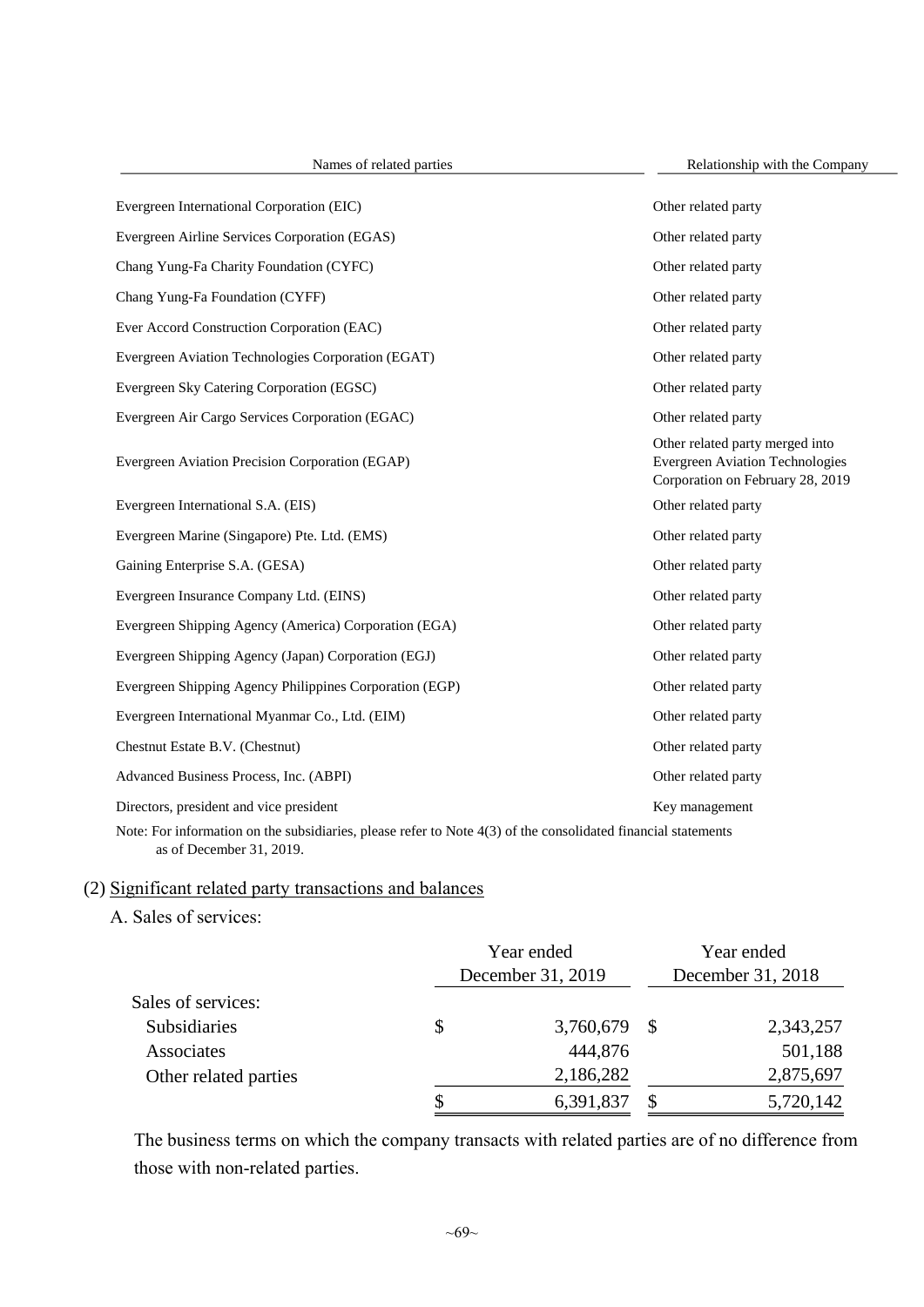| Names of related parties | Relationship with the Company |
|---|---|
| Evergreen International Corporation (EIC) | Other related party |
| Evergreen Airline Services Corporation (EGAS) | Other related party |
| Chang Yung-Fa Charity Foundation (CYFC) | Other related party |
| Chang Yung-Fa Foundation (CYFF) | Other related party |
| Ever Accord Construction Corporation (EAC) | Other related party |
| Evergreen Aviation Technologies Corporation (EGAT) | Other related party |
| Evergreen Sky Catering Corporation (EGSC) | Other related party |
| Evergreen Air Cargo Services Corporation (EGAC) | Other related party |
| Evergreen Aviation Precision Corporation (EGAP) | Other related party merged into Evergreen Aviation Technologies Corporation on February 28, 2019 |
| Evergreen International S.A. (EIS) | Other related party |
| Evergreen Marine (Singapore) Pte. Ltd. (EMS) | Other related party |
| Gaining Enterprise S.A. (GESA) | Other related party |
| Evergreen Insurance Company Ltd. (EINS) | Other related party |
| Evergreen Shipping Agency (America) Corporation (EGA) | Other related party |
| Evergreen Shipping Agency (Japan) Corporation (EGJ) | Other related party |
| Evergreen Shipping Agency Philippines Corporation (EGP) | Other related party |
| Evergreen International Myanmar Co., Ltd. (EIM) | Other related party |
| Chestnut Estate B.V. (Chestnut) | Other related party |
| Advanced Business Process, Inc. (ABPI) | Other related party |
| Directors, president and vice president | Key management |

Note: For information on the subsidiaries, please refer to Note 4(3) of the consolidated financial statements as of December 31, 2019.

(2) Significant related party transactions and balances

A. Sales of services:

| | Year ended December 31, 2019 | Year ended December 31, 2018 |
|---|---|---|
| Sales of services: | | |
| Subsidiaries | $ 3,760,679 | $ 2,343,257 |
| Associates | 444,876 | 501,188 |
| Other related parties | 2,186,282 | 2,875,697 |
| | $ 6,391,837 | $ 5,720,142 |

The business terms on which the company transacts with related parties are of no difference from those with non-related parties.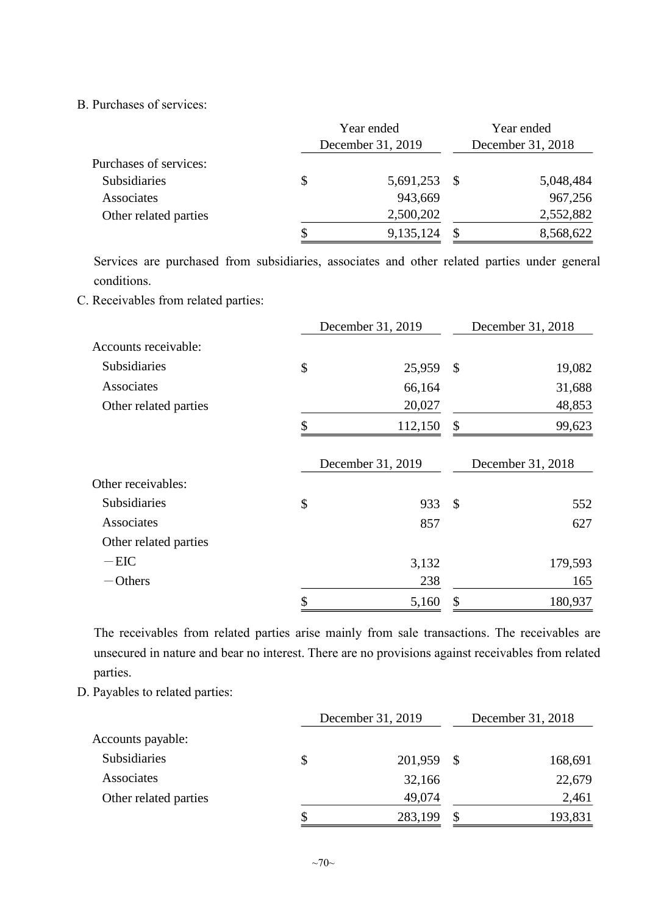B. Purchases of services:

| | Year ended December 31, 2019 | Year ended December 31, 2018 |
|---|---|---|
| Purchases of services: | | |
| Subsidiaries | $ 5,691,253 | $ 5,048,484 |
| Associates | 943,669 | 967,256 |
| Other related parties | 2,500,202 | 2,552,882 |
| | $ 9,135,124 | $ 8,568,622 |

Services are purchased from subsidiaries, associates and other related parties under general conditions.

C. Receivables from related parties:

| | December 31, 2019 | December 31, 2018 |
|---|---|---|
| Accounts receivable: | | |
| Subsidiaries | $ 25,959 | $ 19,082 |
| Associates | 66,164 | 31,688 |
| Other related parties | 20,027 | 48,853 |
| | $ 112,150 | $ 99,623 |

| | December 31, 2019 | December 31, 2018 |
|---|---|---|
| Other receivables: | | |
| Subsidiaries | $ 933 | $ 552 |
| Associates | 857 | 627 |
| Other related parties | | |
| －EIC | 3,132 | 179,593 |
| －Others | 238 | 165 |
| | $ 5,160 | $ 180,937 |

The receivables from related parties arise mainly from sale transactions. The receivables are unsecured in nature and bear no interest. There are no provisions against receivables from related parties.

D. Payables to related parties:

| | December 31, 2019 | December 31, 2018 |
|---|---|---|
| Accounts payable: | | |
| Subsidiaries | $ 201,959 | $ 168,691 |
| Associates | 32,166 | 22,679 |
| Other related parties | 49,074 | 2,461 |
| | $ 283,199 | $ 193,831 |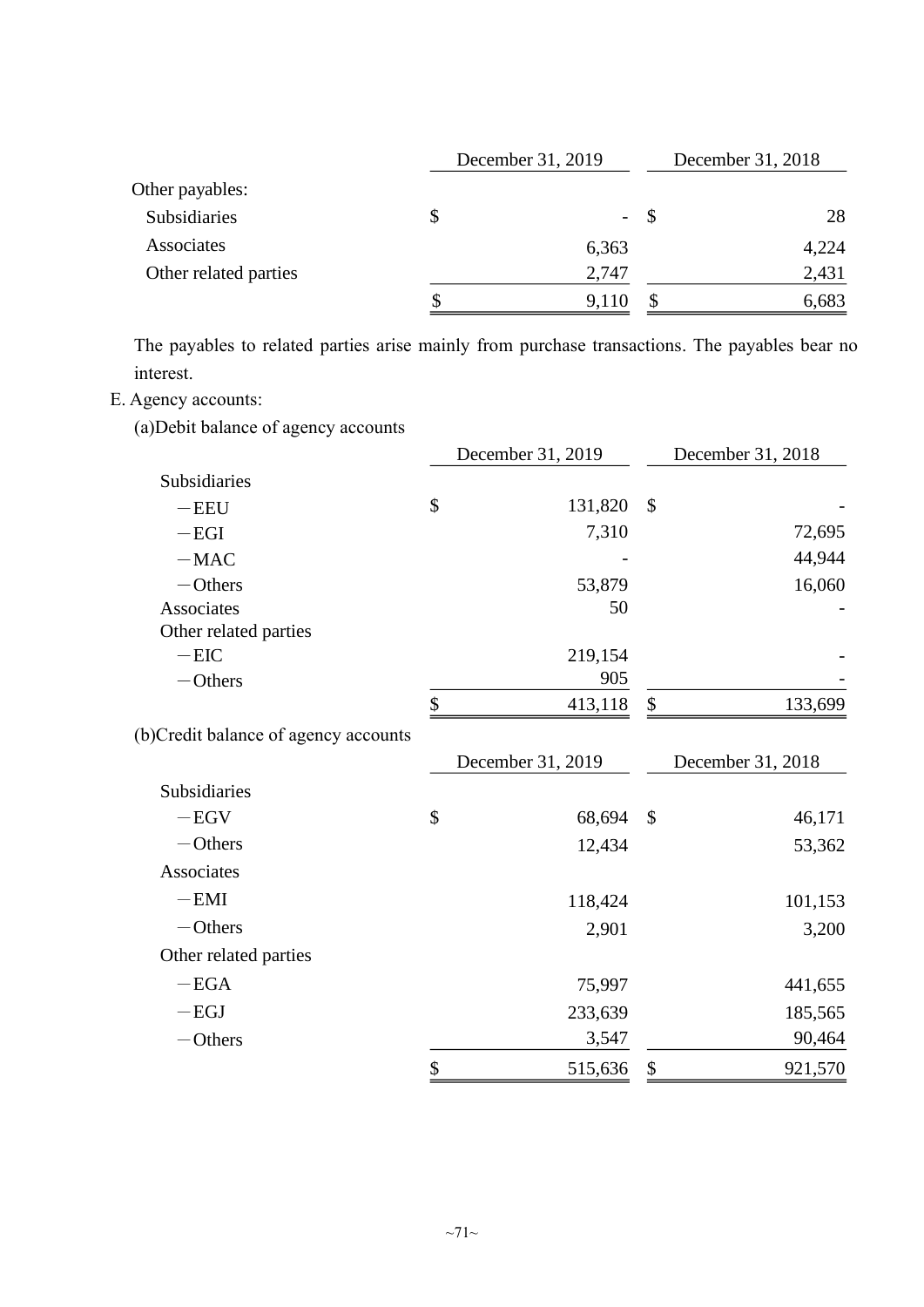| | December 31, 2019 | December 31, 2018 |
|---|---|---|
| Other payables: | | |
| Subsidiaries | $ - | $ 28 |
| Associates | 6,363 | 4,224 |
| Other related parties | 2,747 | 2,431 |
| | $ 9,110 | $ 6,683 |

The payables to related parties arise mainly from purchase transactions. The payables bear no interest.

E. Agency accounts:

(a)Debit balance of agency accounts

| | December 31, 2019 | December 31, 2018 |
|---|---|---|
| Subsidiaries | | |
| －EEU | $ 131,820 | $ - |
| －EGI | 7,310 | 72,695 |
| －MAC | - | 44,944 |
| －Others | 53,879 | 16,060 |
| Associates | 50 | - |
| Other related parties | | |
| －EIC | 219,154 | - |
| －Others | 905 | - |
| | $ 413,118 | $ 133,699 |

(b)Credit balance of agency accounts

| | December 31, 2019 | December 31, 2018 |
|---|---|---|
| Subsidiaries | | |
| －EGV | $ 68,694 | $ 46,171 |
| －Others | 12,434 | 53,362 |
| Associates | | |
| －EMI | 118,424 | 101,153 |
| －Others | 2,901 | 3,200 |
| Other related parties | | |
| －EGA | 75,997 | 441,655 |
| －EGJ | 233,639 | 185,565 |
| －Others | 3,547 | 90,464 |
| | $ 515,636 | $ 921,570 |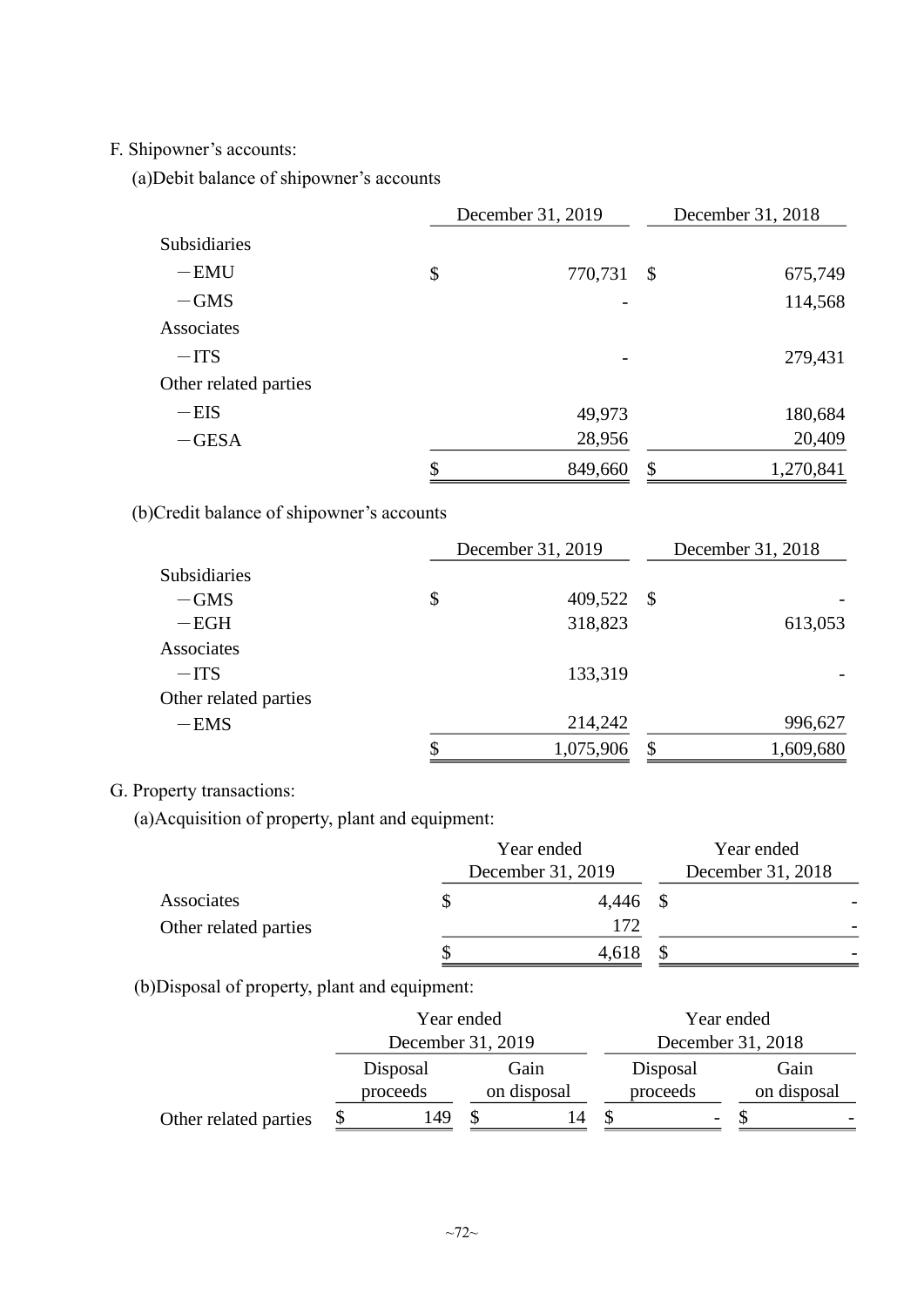F. Shipowner's accounts:

(a)Debit balance of shipowner's accounts

| | December 31, 2019 | December 31, 2018 |
|---|---|---|
| Subsidiaries | | |
| －EMU | $ 770,731 | $ 675,749 |
| －GMS | - | 114,568 |
| Associates | | |
| －ITS | - | 279,431 |
| Other related parties | | |
| －EIS | 49,973 | 180,684 |
| －GESA | 28,956 | 20,409 |
| | $ 849,660 | $ 1,270,841 |

(b)Credit balance of shipowner's accounts

| | December 31, 2019 | December 31, 2018 |
|---|---|---|
| Subsidiaries | | |
| －GMS | $ 409,522 | $ - |
| －EGH | 318,823 | 613,053 |
| Associates | | |
| －ITS | 133,319 | - |
| Other related parties | | |
| －EMS | 214,242 | 996,627 |
| | $ 1,075,906 | $ 1,609,680 |

G. Property transactions:

(a)Acquisition of property, plant and equipment:

| | Year ended December 31, 2019 | Year ended December 31, 2018 |
|---|---|---|
| Associates | $ 4,446 | $ - |
| Other related parties | 172 | - |
| | $ 4,618 | $ - |

(b)Disposal of property, plant and equipment:

| | Year ended December 31, 2019 | | Year ended December 31, 2018 | |
|---|---|---|---|---|
| | Disposal proceeds | Gain on disposal | Disposal proceeds | Gain on disposal |
| Other related parties | $ 149 | $ 14 | $ - | $ - |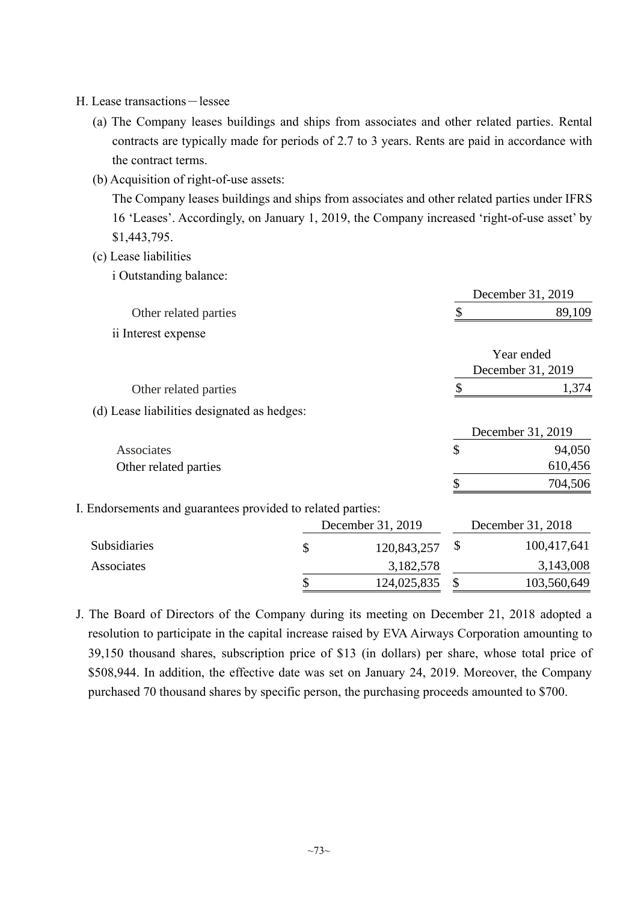H. Lease transactions－lessee

(a) The Company leases buildings and ships from associates and other related parties. Rental contracts are typically made for periods of 2.7 to 3 years. Rents are paid in accordance with the contract terms.

(b) Acquisition of right-of-use assets:

The Company leases buildings and ships from associates and other related parties under IFRS 16 'Leases'. Accordingly, on January 1, 2019, the Company increased 'right-of-use asset' by $1,443,795.

(c) Lease liabilities

i Outstanding balance:

| | December 31, 2019 |
|---|---|
| Other related parties | $ 89,109 |

ii Interest expense

| | Year ended December 31, 2019 |
|---|---|
| Other related parties | $ 1,374 |

(d) Lease liabilities designated as hedges:

| | December 31, 2019 |
|---|---|
| Associates | $ 94,050 |
| Other related parties | 610,456 |
| | $ 704,506 |

I. Endorsements and guarantees provided to related parties:

| | December 31, 2019 | December 31, 2018 |
|---|---|---|
| Subsidiaries | $ 120,843,257 | $ 100,417,641 |
| Associates | 3,182,578 | 3,143,008 |
| | $ 124,025,835 | $ 103,560,649 |

J. The Board of Directors of the Company during its meeting on December 21, 2018 adopted a resolution to participate in the capital increase raised by EVA Airways Corporation amounting to 39,150 thousand shares, subscription price of $13 (in dollars) per share, whose total price of $508,944. In addition, the effective date was set on January 24, 2019. Moreover, the Company purchased 70 thousand shares by specific person, the purchasing proceeds amounted to $700.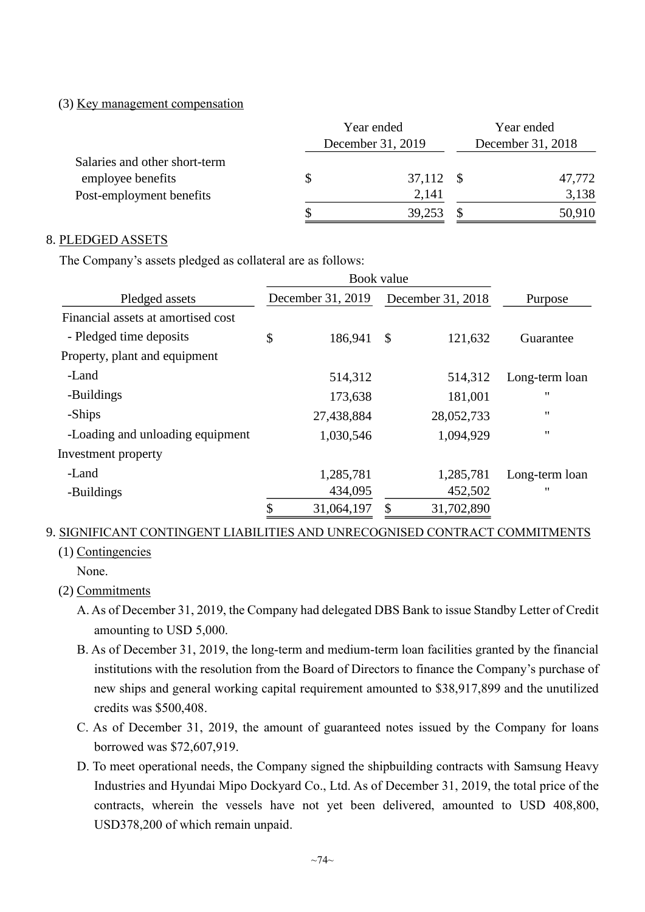(3) Key management compensation

| | Year ended December 31, 2019 | Year ended December 31, 2018 |
|---|---|---|
| Salaries and other short-term employee benefits | $ 37,112 | $ 47,772 |
| Post-employment benefits | 2,141 | 3,138 |
| | $ 39,253 | $ 50,910 |

8. PLEDGED ASSETS

The Company's assets pledged as collateral are as follows:

| Pledged assets | Book value December 31, 2019 | Book value December 31, 2018 | Purpose |
|---|---|---|---|
| Financial assets at amortised cost | | | |
| - Pledged time deposits | $ 186,941 | $ 121,632 | Guarantee |
| Property, plant and equipment | | | |
| -Land | 514,312 | 514,312 | Long-term loan |
| -Buildings | 173,638 | 181,001 | " |
| -Ships | 27,438,884 | 28,052,733 | " |
| -Loading and unloading equipment | 1,030,546 | 1,094,929 | " |
| Investment property | | | |
| -Land | 1,285,781 | 1,285,781 | Long-term loan |
| -Buildings | 434,095 | 452,502 | " |
| | $ 31,064,197 | $ 31,702,890 | |

9. SIGNIFICANT CONTINGENT LIABILITIES AND UNRECOGNISED CONTRACT COMMITMENTS

(1) Contingencies

None.

(2) Commitments

A. As of December 31, 2019, the Company had delegated DBS Bank to issue Standby Letter of Credit amounting to USD 5,000.

B. As of December 31, 2019, the long-term and medium-term loan facilities granted by the financial institutions with the resolution from the Board of Directors to finance the Company's purchase of new ships and general working capital requirement amounted to $38,917,899 and the unutilized credits was $500,408.

C. As of December 31, 2019, the amount of guaranteed notes issued by the Company for loans borrowed was $72,607,919.

D. To meet operational needs, the Company signed the shipbuilding contracts with Samsung Heavy Industries and Hyundai Mipo Dockyard Co., Ltd. As of December 31, 2019, the total price of the contracts, wherein the vessels have not yet been delivered, amounted to USD 408,800, USD378,200 of which remain unpaid.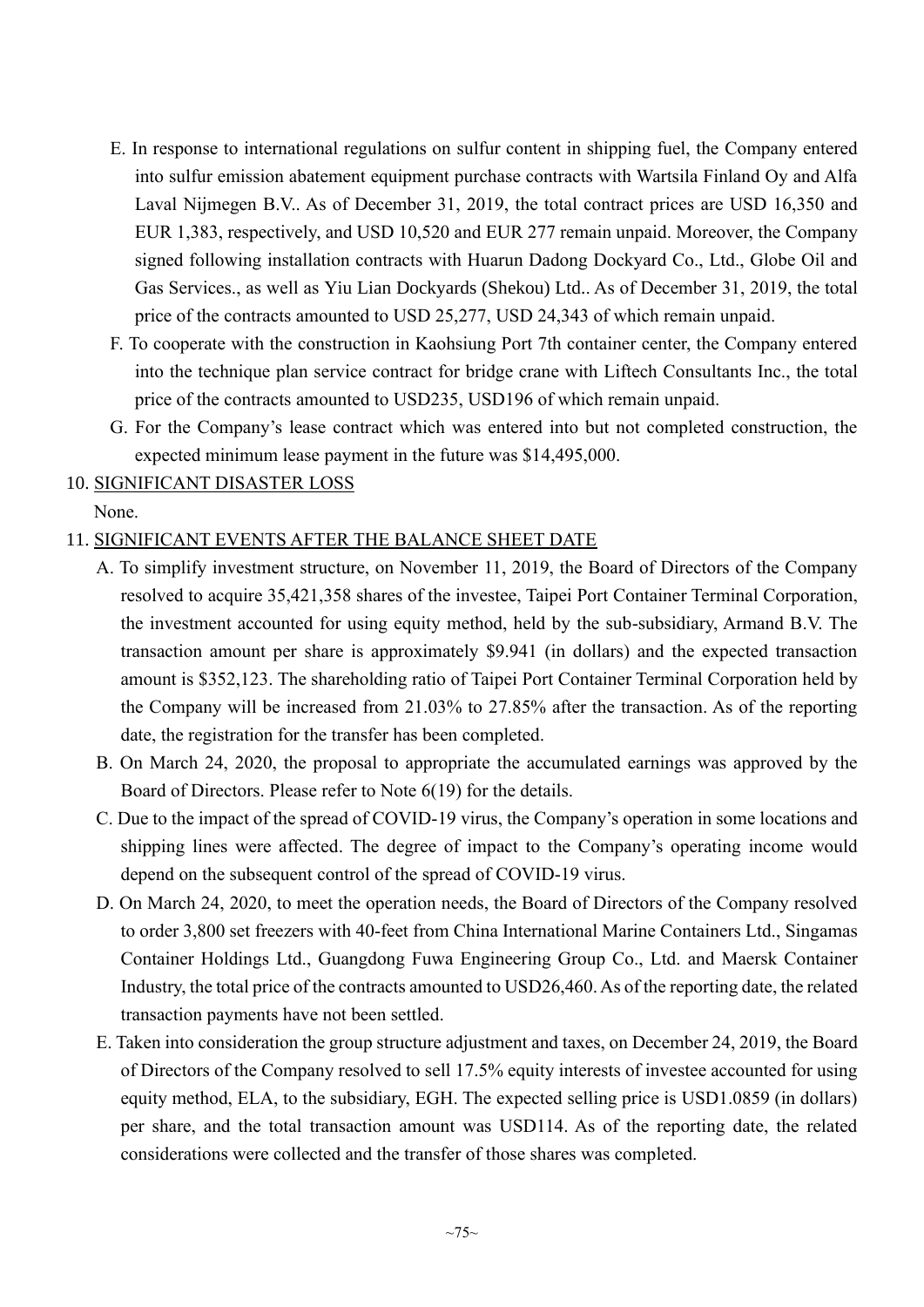E. In response to international regulations on sulfur content in shipping fuel, the Company entered into sulfur emission abatement equipment purchase contracts with Wartsila Finland Oy and Alfa Laval Nijmegen B.V.. As of December 31, 2019, the total contract prices are USD 16,350 and EUR 1,383, respectively, and USD 10,520 and EUR 277 remain unpaid. Moreover, the Company signed following installation contracts with Huarun Dadong Dockyard Co., Ltd., Globe Oil and Gas Services., as well as Yiu Lian Dockyards (Shekou) Ltd.. As of December 31, 2019, the total price of the contracts amounted to USD 25,277, USD 24,343 of which remain unpaid.

F. To cooperate with the construction in Kaohsiung Port 7th container center, the Company entered into the technique plan service contract for bridge crane with Liftech Consultants Inc., the total price of the contracts amounted to USD235, USD196 of which remain unpaid.

G. For the Company's lease contract which was entered into but not completed construction, the expected minimum lease payment in the future was $14,495,000.

10. SIGNIFICANT DISASTER LOSS

None.

11. SIGNIFICANT EVENTS AFTER THE BALANCE SHEET DATE

A. To simplify investment structure, on November 11, 2019, the Board of Directors of the Company resolved to acquire 35,421,358 shares of the investee, Taipei Port Container Terminal Corporation, the investment accounted for using equity method, held by the sub-subsidiary, Armand B.V. The transaction amount per share is approximately $9.941 (in dollars) and the expected transaction amount is $352,123. The shareholding ratio of Taipei Port Container Terminal Corporation held by the Company will be increased from 21.03% to 27.85% after the transaction. As of the reporting date, the registration for the transfer has been completed.

B. On March 24, 2020, the proposal to appropriate the accumulated earnings was approved by the Board of Directors. Please refer to Note 6(19) for the details.

C. Due to the impact of the spread of COVID-19 virus, the Company's operation in some locations and shipping lines were affected. The degree of impact to the Company's operating income would depend on the subsequent control of the spread of COVID-19 virus.

D. On March 24, 2020, to meet the operation needs, the Board of Directors of the Company resolved to order 3,800 set freezers with 40-feet from China International Marine Containers Ltd., Singamas Container Holdings Ltd., Guangdong Fuwa Engineering Group Co., Ltd. and Maersk Container Industry, the total price of the contracts amounted to USD26,460. As of the reporting date, the related transaction payments have not been settled.

E. Taken into consideration the group structure adjustment and taxes, on December 24, 2019, the Board of Directors of the Company resolved to sell 17.5% equity interests of investee accounted for using equity method, ELA, to the subsidiary, EGH. The expected selling price is USD1.0859 (in dollars) per share, and the total transaction amount was USD114. As of the reporting date, the related considerations were collected and the transfer of those shares was completed.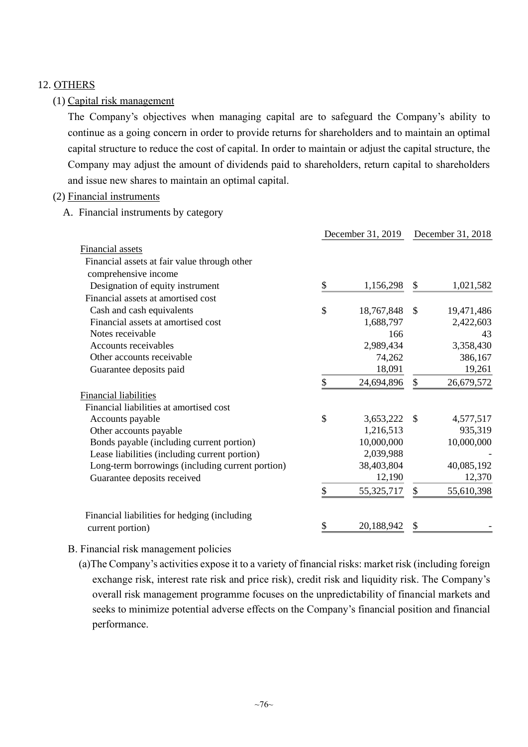12. OTHERS

(1) Capital risk management

The Company's objectives when managing capital are to safeguard the Company's ability to continue as a going concern in order to provide returns for shareholders and to maintain an optimal capital structure to reduce the cost of capital. In order to maintain or adjust the capital structure, the Company may adjust the amount of dividends paid to shareholders, return capital to shareholders and issue new shares to maintain an optimal capital.

(2) Financial instruments

A. Financial instruments by category

| | December 31, 2019 | December 31, 2018 |
|---|---|---|
| Financial assets | | |
| Financial assets at fair value through other comprehensive income | | |
| Designation of equity instrument | $ 1,156,298 | $ 1,021,582 |
| Financial assets at amortised cost | | |
| Cash and cash equivalents | $ 18,767,848 | $ 19,471,486 |
| Financial assets at amortised cost | 1,688,797 | 2,422,603 |
| Notes receivable | 166 | 43 |
| Accounts receivables | 2,989,434 | 3,358,430 |
| Other accounts receivable | 74,262 | 386,167 |
| Guarantee deposits paid | 18,091 | 19,261 |
| | $ 24,694,896 | $ 26,679,572 |
| Financial liabilities | | |
| Financial liabilities at amortised cost | | |
| Accounts payable | $ 3,653,222 | $ 4,577,517 |
| Other accounts payable | 1,216,513 | 935,319 |
| Bonds payable (including current portion) | 10,000,000 | 10,000,000 |
| Lease liabilities (including current portion) | 2,039,988 | - |
| Long-term borrowings (including current portion) | 38,403,804 | 40,085,192 |
| Guarantee deposits received | 12,190 | 12,370 |
| | $ 55,325,717 | $ 55,610,398 |
| Financial liabilities for hedging (including current portion) | $ 20,188,942 | $ - |

B. Financial risk management policies

(a) The Company's activities expose it to a variety of financial risks: market risk (including foreign exchange risk, interest rate risk and price risk), credit risk and liquidity risk. The Company's overall risk management programme focuses on the unpredictability of financial markets and seeks to minimize potential adverse effects on the Company's financial position and financial performance.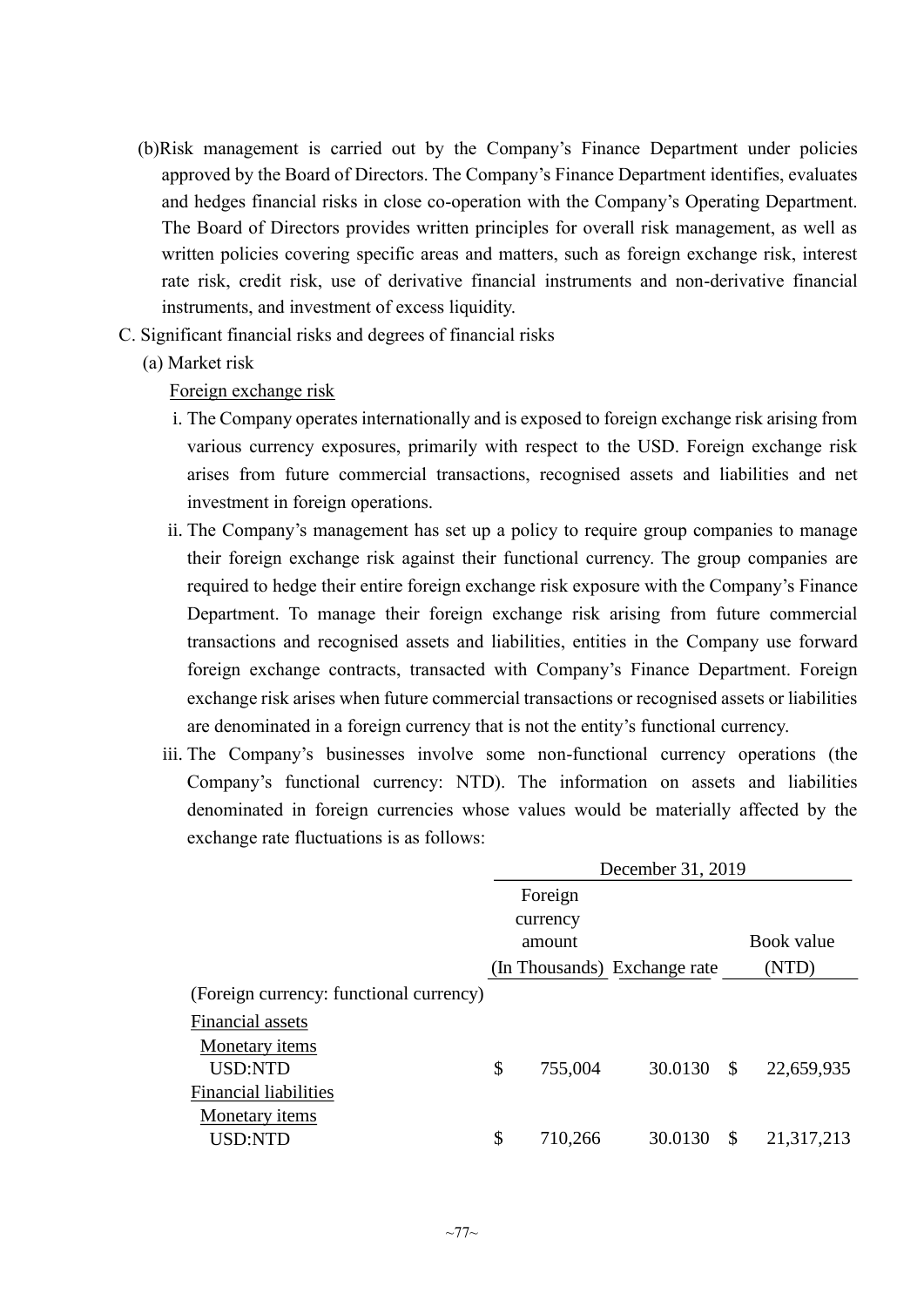(b) Risk management is carried out by the Company's Finance Department under policies approved by the Board of Directors. The Company's Finance Department identifies, evaluates and hedges financial risks in close co-operation with the Company's Operating Department. The Board of Directors provides written principles for overall risk management, as well as written policies covering specific areas and matters, such as foreign exchange risk, interest rate risk, credit risk, use of derivative financial instruments and non-derivative financial instruments, and investment of excess liquidity.

C. Significant financial risks and degrees of financial risks

(a) Market risk

Foreign exchange risk

i. The Company operates internationally and is exposed to foreign exchange risk arising from various currency exposures, primarily with respect to the USD. Foreign exchange risk arises from future commercial transactions, recognised assets and liabilities and net investment in foreign operations.

ii. The Company's management has set up a policy to require group companies to manage their foreign exchange risk against their functional currency. The group companies are required to hedge their entire foreign exchange risk exposure with the Company's Finance Department. To manage their foreign exchange risk arising from future commercial transactions and recognised assets and liabilities, entities in the Company use forward foreign exchange contracts, transacted with Company's Finance Department. Foreign exchange risk arises when future commercial transactions or recognised assets or liabilities are denominated in a foreign currency that is not the entity's functional currency.

iii. The Company's businesses involve some non-functional currency operations (the Company's functional currency: NTD). The information on assets and liabilities denominated in foreign currencies whose values would be materially affected by the exchange rate fluctuations is as follows:

| | December 31, 2019 | | |
|---|---|---|---|
| | Foreign currency amount (In Thousands) | Exchange rate | Book value (NTD) |
| (Foreign currency: functional currency) | | | |
| Financial assets | | | |
| Monetary items | | | |
| USD:NTD | $ 755,004 | 30.0130 | $ 22,659,935 |
| Financial liabilities | | | |
| Monetary items | | | |
| USD:NTD | $ 710,266 | 30.0130 | $ 21,317,213 |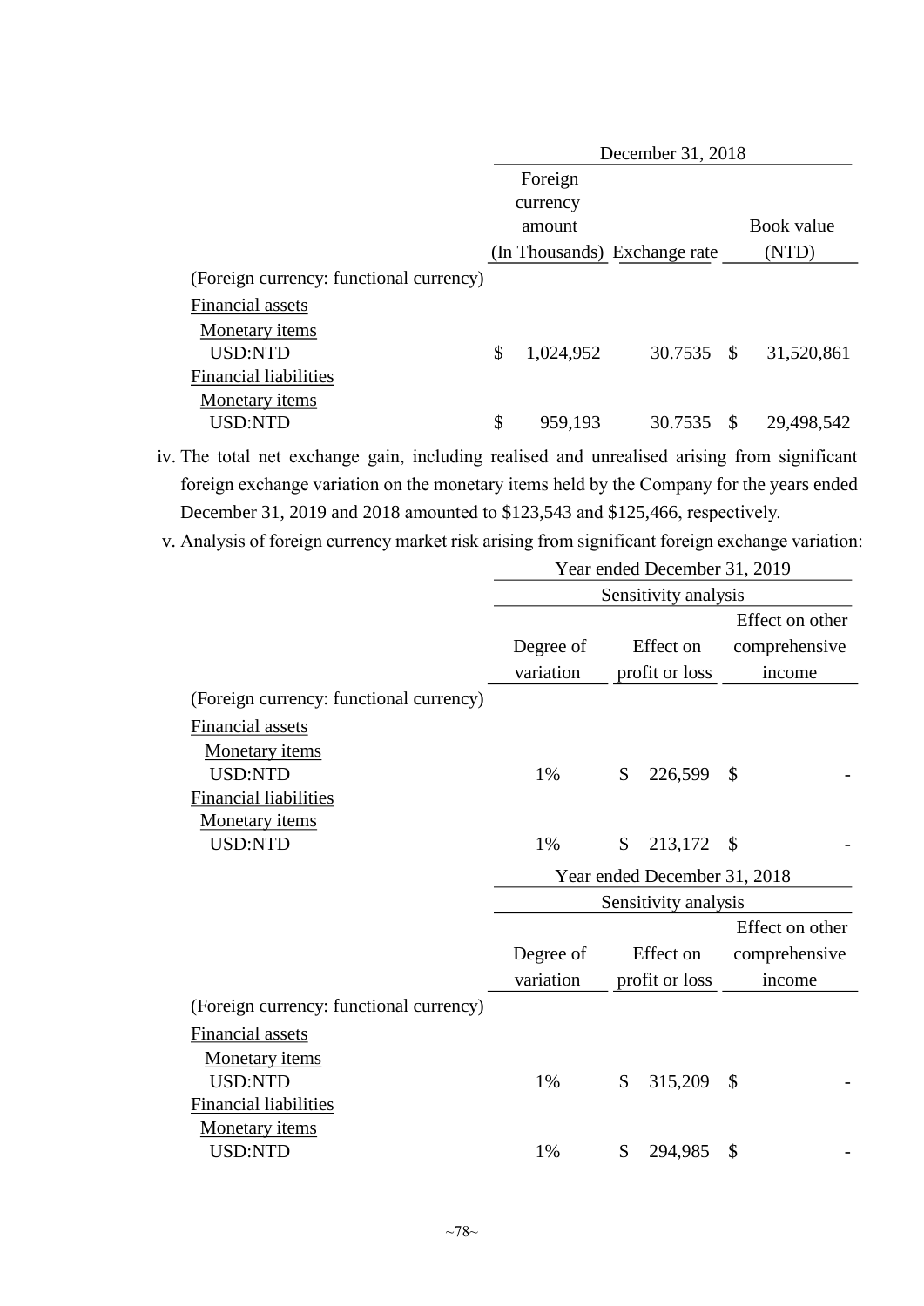| | December 31, 2018 | | |
|---|---|---|---|
| | Foreign currency amount (In Thousands) | Exchange rate | Book value (NTD) |
| (Foreign currency: functional currency) | | | |
| Financial assets | | | |
| Monetary items | | | |
| USD:NTD | $ 1,024,952 | 30.7535 | $ 31,520,861 |
| Financial liabilities | | | |
| Monetary items | | | |
| USD:NTD | $ 959,193 | 30.7535 | $ 29,498,542 |

iv. The total net exchange gain, including realised and unrealised arising from significant foreign exchange variation on the monetary items held by the Company for the years ended December 31, 2019 and 2018 amounted to $123,543 and $125,466, respectively.

v. Analysis of foreign currency market risk arising from significant foreign exchange variation:

| | Year ended December 31, 2019 | | |
|---|---|---|---|
| | Sensitivity analysis | | |
| | Degree of variation | Effect on profit or loss | Effect on other comprehensive income |
| (Foreign currency: functional currency) | | | |
| Financial assets | | | |
| Monetary items | | | |
| USD:NTD | 1% | $ 226,599 | $ - |
| Financial liabilities | | | |
| Monetary items | | | |
| USD:NTD | 1% | $ 213,172 | $ - |

| | Year ended December 31, 2018 | | |
|---|---|---|---|
| | Sensitivity analysis | | |
| | Degree of variation | Effect on profit or loss | Effect on other comprehensive income |
| (Foreign currency: functional currency) | | | |
| Financial assets | | | |
| Monetary items | | | |
| USD:NTD | 1% | $ 315,209 | $ - |
| Financial liabilities | | | |
| Monetary items | | | |
| USD:NTD | 1% | $ 294,985 | $ - |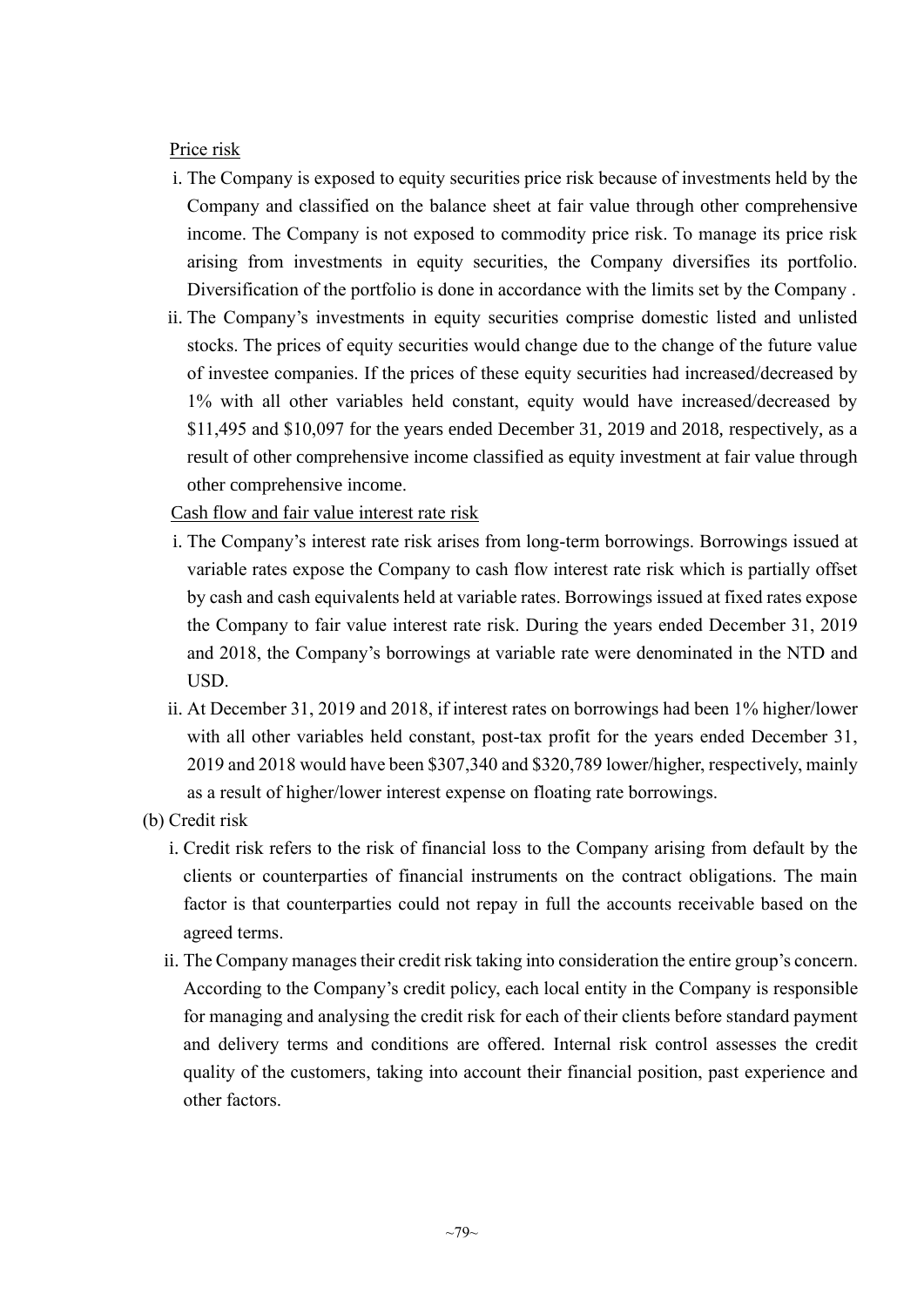Price risk

i. The Company is exposed to equity securities price risk because of investments held by the Company and classified on the balance sheet at fair value through other comprehensive income. The Company is not exposed to commodity price risk. To manage its price risk arising from investments in equity securities, the Company diversifies its portfolio. Diversification of the portfolio is done in accordance with the limits set by the Company .

ii. The Company's investments in equity securities comprise domestic listed and unlisted stocks. The prices of equity securities would change due to the change of the future value of investee companies. If the prices of these equity securities had increased/decreased by 1% with all other variables held constant, equity would have increased/decreased by $11,495 and $10,097 for the years ended December 31, 2019 and 2018, respectively, as a result of other comprehensive income classified as equity investment at fair value through other comprehensive income.

Cash flow and fair value interest rate risk

i. The Company's interest rate risk arises from long-term borrowings. Borrowings issued at variable rates expose the Company to cash flow interest rate risk which is partially offset by cash and cash equivalents held at variable rates. Borrowings issued at fixed rates expose the Company to fair value interest rate risk. During the years ended December 31, 2019 and 2018, the Company's borrowings at variable rate were denominated in the NTD and USD.

ii. At December 31, 2019 and 2018, if interest rates on borrowings had been 1% higher/lower with all other variables held constant, post-tax profit for the years ended December 31, 2019 and 2018 would have been $307,340 and $320,789 lower/higher, respectively, mainly as a result of higher/lower interest expense on floating rate borrowings.

(b) Credit risk

i. Credit risk refers to the risk of financial loss to the Company arising from default by the clients or counterparties of financial instruments on the contract obligations. The main factor is that counterparties could not repay in full the accounts receivable based on the agreed terms.

ii. The Company manages their credit risk taking into consideration the entire group's concern. According to the Company's credit policy, each local entity in the Company is responsible for managing and analysing the credit risk for each of their clients before standard payment and delivery terms and conditions are offered. Internal risk control assesses the credit quality of the customers, taking into account their financial position, past experience and other factors.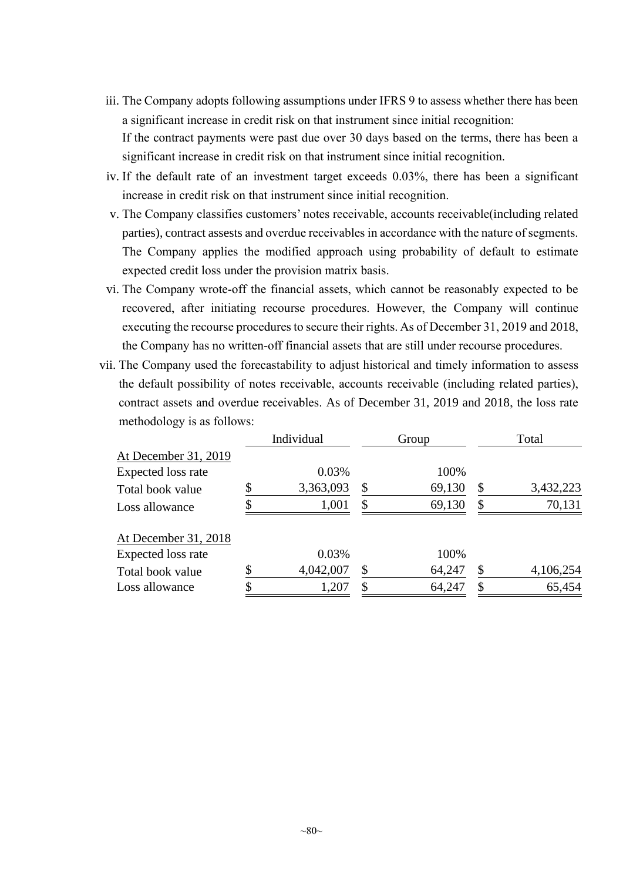iii. The Company adopts following assumptions under IFRS 9 to assess whether there has been a significant increase in credit risk on that instrument since initial recognition:
If the contract payments were past due over 30 days based on the terms, there has been a significant increase in credit risk on that instrument since initial recognition.

iv. If the default rate of an investment target exceeds 0.03%, there has been a significant increase in credit risk on that instrument since initial recognition.

v. The Company classifies customers' notes receivable, accounts receivable(including related parties), contract assets and overdue receivables in accordance with the nature of segments. The Company applies the modified approach using probability of default to estimate expected credit loss under the provision matrix basis.

vi. The Company wrote-off the financial assets, which cannot be reasonably expected to be recovered, after initiating recourse procedures. However, the Company will continue executing the recourse procedures to secure their rights. As of December 31, 2019 and 2018, the Company has no written-off financial assets that are still under recourse procedures.

vii. The Company used the forecastability to adjust historical and timely information to assess the default possibility of notes receivable, accounts receivable (including related parties), contract assets and overdue receivables. As of December 31, 2019 and 2018, the loss rate methodology is as follows:

| | Individual | Group | Total |
|---|---|---|---|
| At December 31, 2019 | | | |
| Expected loss rate | 0.03% | 100% | |
| Total book value | $ 3,363,093 | $ 69,130 | $ 3,432,223 |
| Loss allowance | $ 1,001 | $ 69,130 | $ 70,131 |
| | | | |
| At December 31, 2018 | | | |
| Expected loss rate | 0.03% | 100% | |
| Total book value | $ 4,042,007 | $ 64,247 | $ 4,106,254 |
| Loss allowance | $ 1,207 | $ 64,247 | $ 65,454 |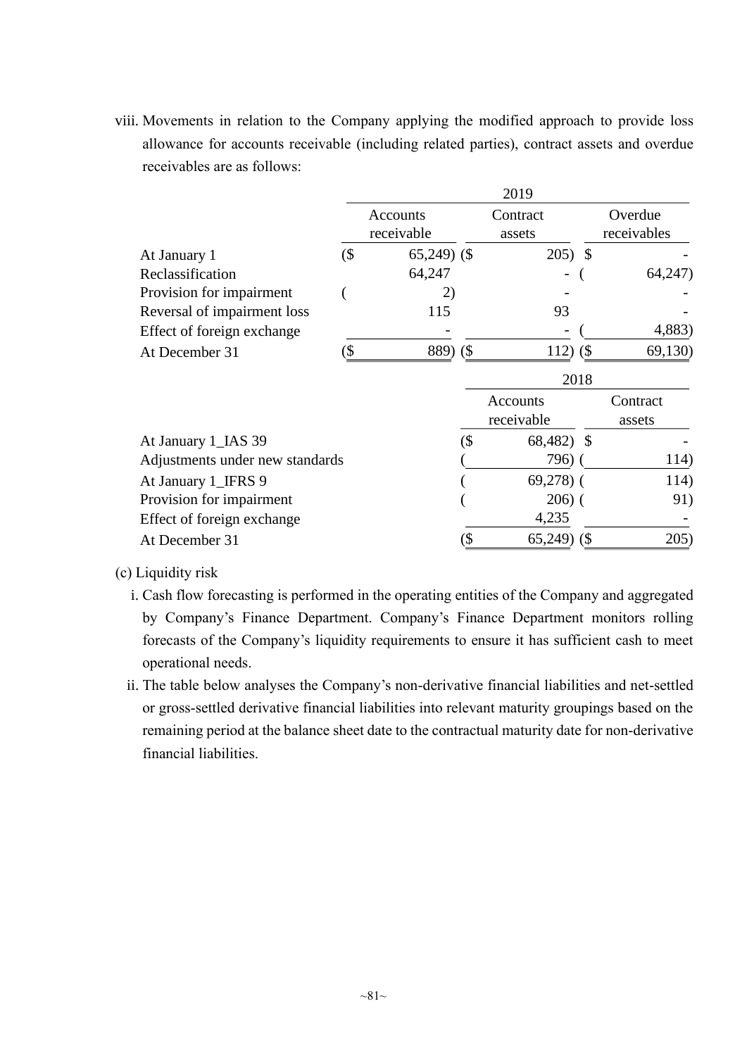viii. Movements in relation to the Company applying the modified approach to provide loss allowance for accounts receivable (including related parties), contract assets and overdue receivables are as follows:

| | 2019 | | |
|---|---|---|---|
| | Accounts receivable | Contract assets | Overdue receivables |
| At January 1 | ($ 65,249) | ($ 205) | $ - |
| Reclassification | 64,247 | - | ( 64,247) |
| Provision for impairment | ( 2) | - | - |
| Reversal of impairment loss | 115 | 93 | - |
| Effect of foreign exchange | - | - | ( 4,883) |
| At December 31 | ($ 889) | ($ 112) | ($ 69,130) |

| | 2018 | |
|---|---|---|
| | Accounts receivable | Contract assets |
| At January 1_IAS 39 | ($ 68,482) | $ - |
| Adjustments under new standards | ( 796) | ( 114) |
| At January 1_IFRS 9 | ( 69,278) | ( 114) |
| Provision for impairment | ( 206) | ( 91) |
| Effect of foreign exchange | 4,235 | - |
| At December 31 | ($ 65,249) | ($ 205) |

(c) Liquidity risk

i. Cash flow forecasting is performed in the operating entities of the Company and aggregated by Company's Finance Department. Company's Finance Department monitors rolling forecasts of the Company's liquidity requirements to ensure it has sufficient cash to meet operational needs.

ii. The table below analyses the Company's non-derivative financial liabilities and net-settled or gross-settled derivative financial liabilities into relevant maturity groupings based on the remaining period at the balance sheet date to the contractual maturity date for non-derivative financial liabilities.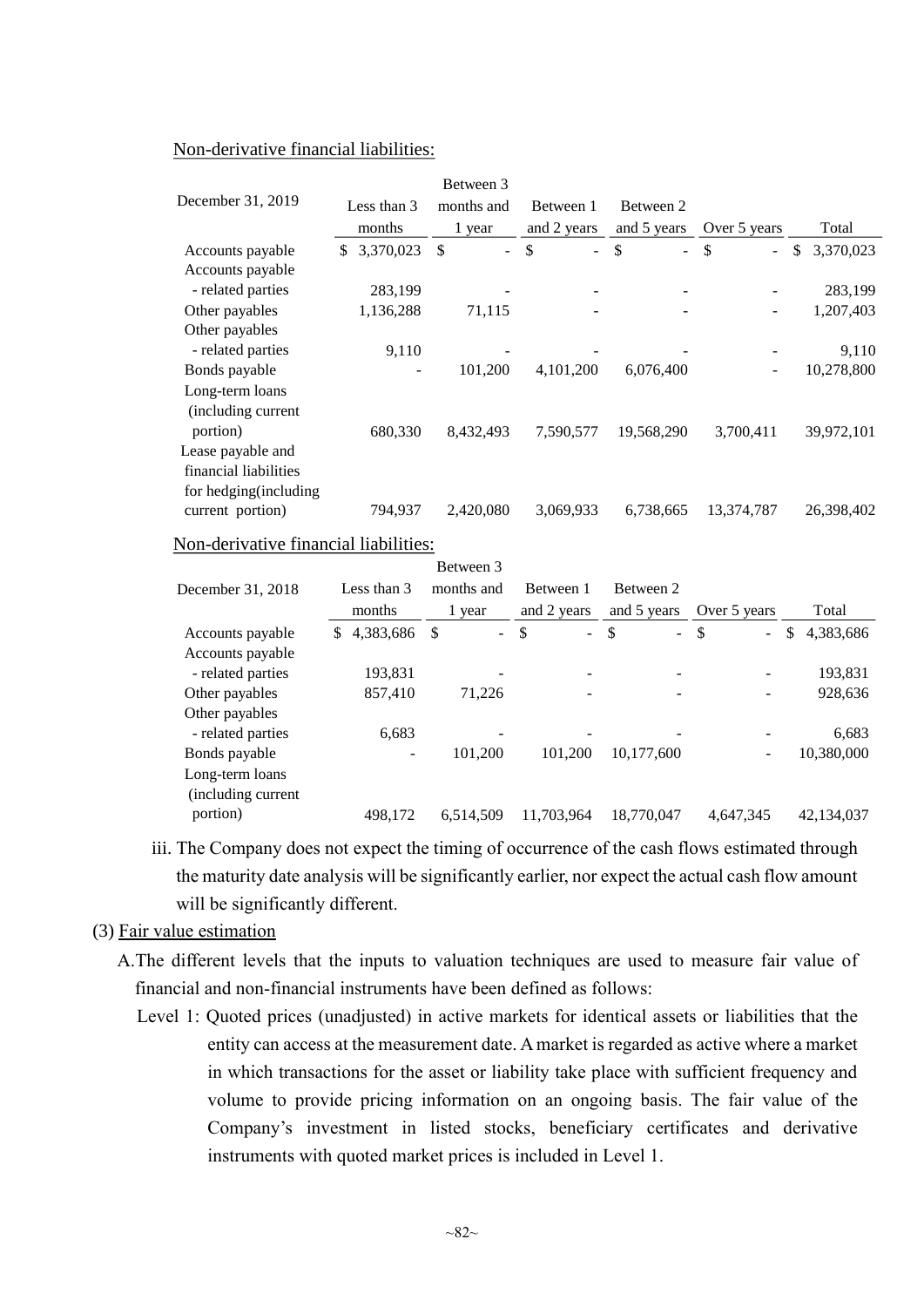Non-derivative financial liabilities:

| December 31, 2019 | Less than 3 months | Between 3 months and 1 year | Between 1 and 2 years | Between 2 and 5 years | Over 5 years | Total |
|---|---|---|---|---|---|---|
| Accounts payable | $ 3,370,023 | $ - | $ - | $ - | $ - | $ 3,370,023 |
| Accounts payable - related parties | 283,199 | - | - | - | - | 283,199 |
| Other payables | 1,136,288 | 71,115 | - | - | - | 1,207,403 |
| Other payables - related parties | 9,110 | - | - | - | - | 9,110 |
| Bonds payable | - | 101,200 | 4,101,200 | 6,076,400 | - | 10,278,800 |
| Long-term loans (including current portion) | 680,330 | 8,432,493 | 7,590,577 | 19,568,290 | 3,700,411 | 39,972,101 |
| Lease payable and financial liabilities for hedging(including current portion) | 794,937 | 2,420,080 | 3,069,933 | 6,738,665 | 13,374,787 | 26,398,402 |

Non-derivative financial liabilities:

| December 31, 2018 | Less than 3 months | Between 3 months and 1 year | Between 1 and 2 years | Between 2 and 5 years | Over 5 years | Total |
|---|---|---|---|---|---|---|
| Accounts payable | $ 4,383,686 | $ - | $ - | $ - | $ - | $ 4,383,686 |
| Accounts payable - related parties | 193,831 | - | - | - | - | 193,831 |
| Other payables | 857,410 | 71,226 | - | - | - | 928,636 |
| Other payables - related parties | 6,683 | - | - | - | - | 6,683 |
| Bonds payable | - | 101,200 | 101,200 | 10,177,600 | - | 10,380,000 |
| Long-term loans (including current portion) | 498,172 | 6,514,509 | 11,703,964 | 18,770,047 | 4,647,345 | 42,134,037 |

iii. The Company does not expect the timing of occurrence of the cash flows estimated through the maturity date analysis will be significantly earlier, nor expect the actual cash flow amount will be significantly different.

(3) Fair value estimation

A.The different levels that the inputs to valuation techniques are used to measure fair value of financial and non-financial instruments have been defined as follows:

Level 1: Quoted prices (unadjusted) in active markets for identical assets or liabilities that the entity can access at the measurement date. A market is regarded as active where a market in which transactions for the asset or liability take place with sufficient frequency and volume to provide pricing information on an ongoing basis. The fair value of the Company's investment in listed stocks, beneficiary certificates and derivative instruments with quoted market prices is included in Level 1.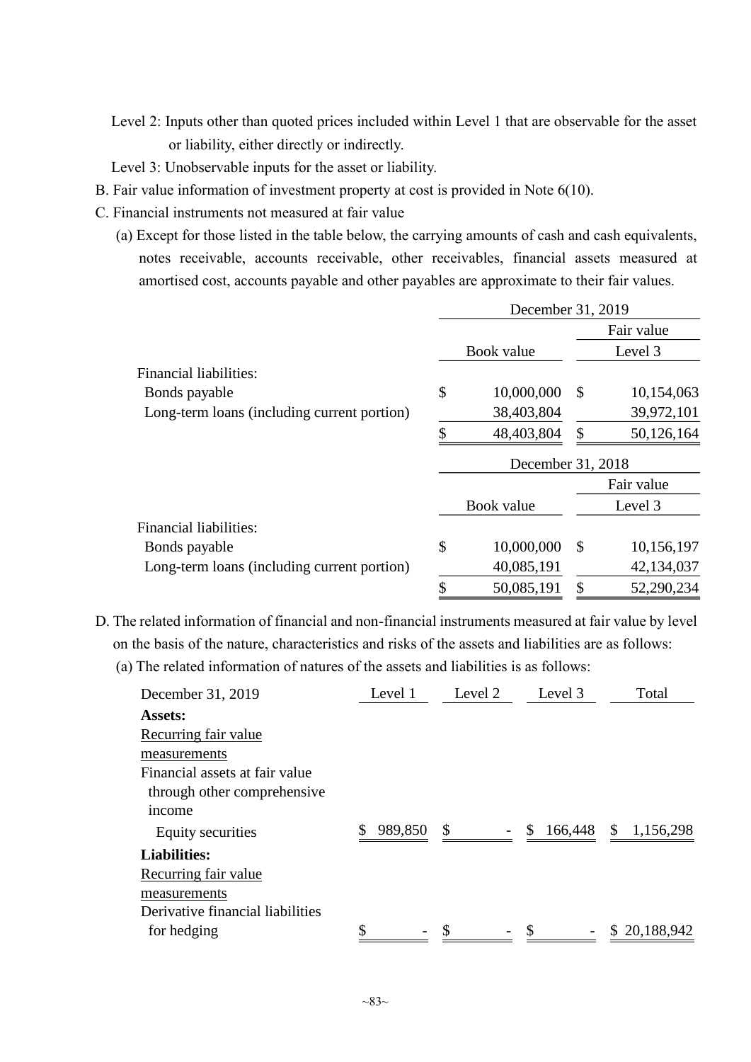Level 2: Inputs other than quoted prices included within Level 1 that are observable for the asset or liability, either directly or indirectly.

Level 3: Unobservable inputs for the asset or liability.

B. Fair value information of investment property at cost is provided in Note 6(10).

C. Financial instruments not measured at fair value

(a) Except for those listed in the table below, the carrying amounts of cash and cash equivalents, notes receivable, accounts receivable, other receivables, financial assets measured at amortised cost, accounts payable and other payables are approximate to their fair values.

| | December 31, 2019 | |
|---|---|---|
| | | Fair value |
| | Book value | Level 3 |
| Financial liabilities: | | |
| Bonds payable | $ 10,000,000 | $ 10,154,063 |
| Long-term loans (including current portion) | 38,403,804 | 39,972,101 |
| | $ 48,403,804 | $ 50,126,164 |

| | December 31, 2018 | |
|---|---|---|
| | | Fair value |
| | Book value | Level 3 |
| Financial liabilities: | | |
| Bonds payable | $ 10,000,000 | $ 10,156,197 |
| Long-term loans (including current portion) | 40,085,191 | 42,134,037 |
| | $ 50,085,191 | $ 52,290,234 |

D. The related information of financial and non-financial instruments measured at fair value by level on the basis of the nature, characteristics and risks of the assets and liabilities are as follows:

(a) The related information of natures of the assets and liabilities is as follows:

| December 31, 2019 | Level 1 | Level 2 | Level 3 | Total |
|---|---|---|---|---|
| **Assets:** | | | | |
| Recurring fair value measurements | | | | |
| Financial assets at fair value through other comprehensive income | | | | |
| Equity securities | $ 989,850 | $ - | $ 166,448 | $ 1,156,298 |
| **Liabilities:** | | | | |
| Recurring fair value measurements | | | | |
| Derivative financial liabilities for hedging | $ - | $ - | $ - | $ 20,188,942 |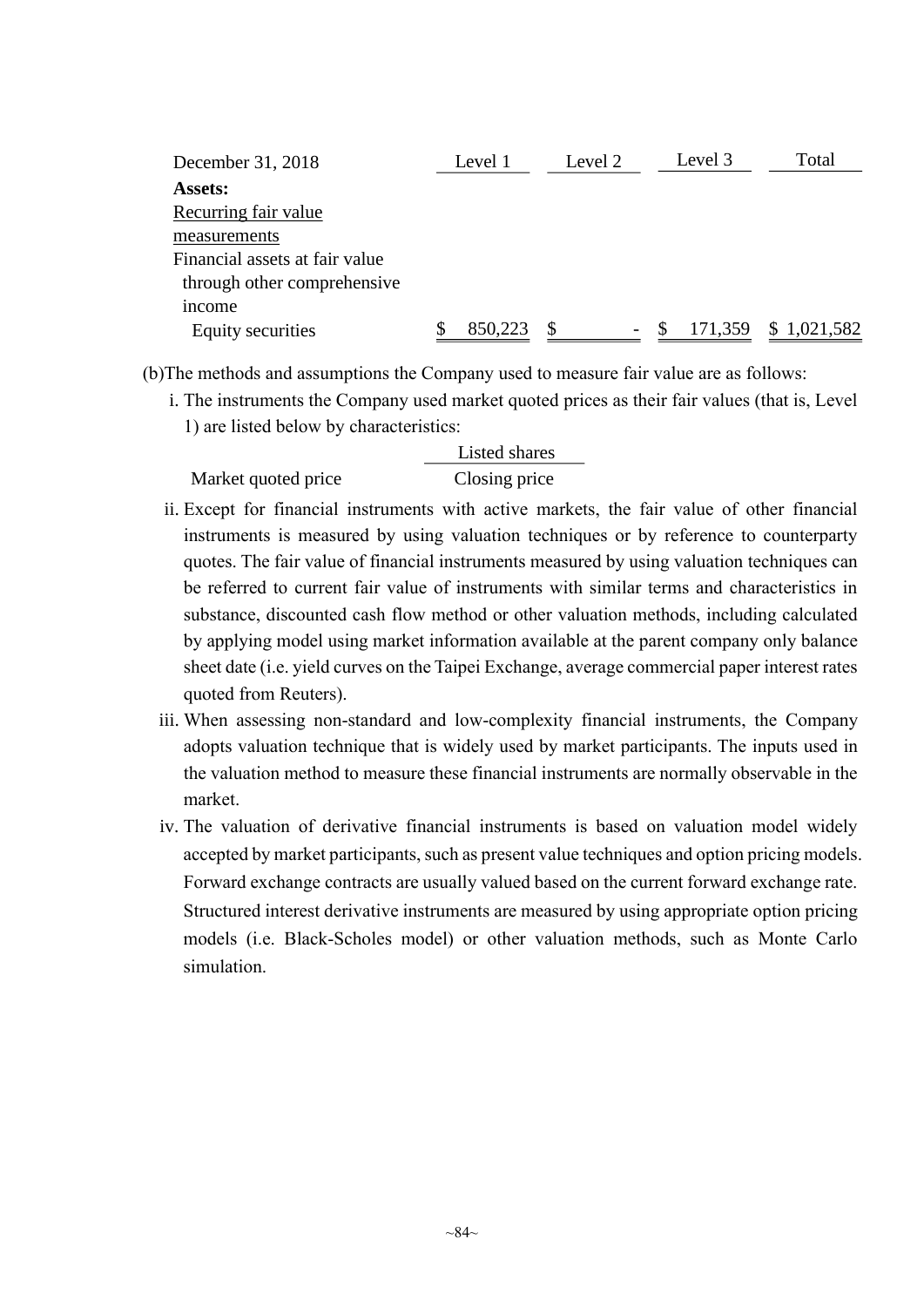| December 31, 2018 | Level 1 | Level 2 | Level 3 | Total |
|---|---|---|---|---|
| **Assets:** | | | | |
| Recurring fair value measurements | | | | |
| Financial assets at fair value through other comprehensive income | | | | |
| Equity securities | $ 850,223 | $ - | $ 171,359 | $ 1,021,582 |

(b)The methods and assumptions the Company used to measure fair value are as follows:

i. The instruments the Company used market quoted prices as their fair values (that is, Level 1) are listed below by characteristics:

| | Listed shares |
|---|---|
| Market quoted price | Closing price |

ii. Except for financial instruments with active markets, the fair value of other financial instruments is measured by using valuation techniques or by reference to counterparty quotes. The fair value of financial instruments measured by using valuation techniques can be referred to current fair value of instruments with similar terms and characteristics in substance, discounted cash flow method or other valuation methods, including calculated by applying model using market information available at the parent company only balance sheet date (i.e. yield curves on the Taipei Exchange, average commercial paper interest rates quoted from Reuters).

iii. When assessing non-standard and low-complexity financial instruments, the Company adopts valuation technique that is widely used by market participants. The inputs used in the valuation method to measure these financial instruments are normally observable in the market.

iv. The valuation of derivative financial instruments is based on valuation model widely accepted by market participants, such as present value techniques and option pricing models. Forward exchange contracts are usually valued based on the current forward exchange rate. Structured interest derivative instruments are measured by using appropriate option pricing models (i.e. Black-Scholes model) or other valuation methods, such as Monte Carlo simulation.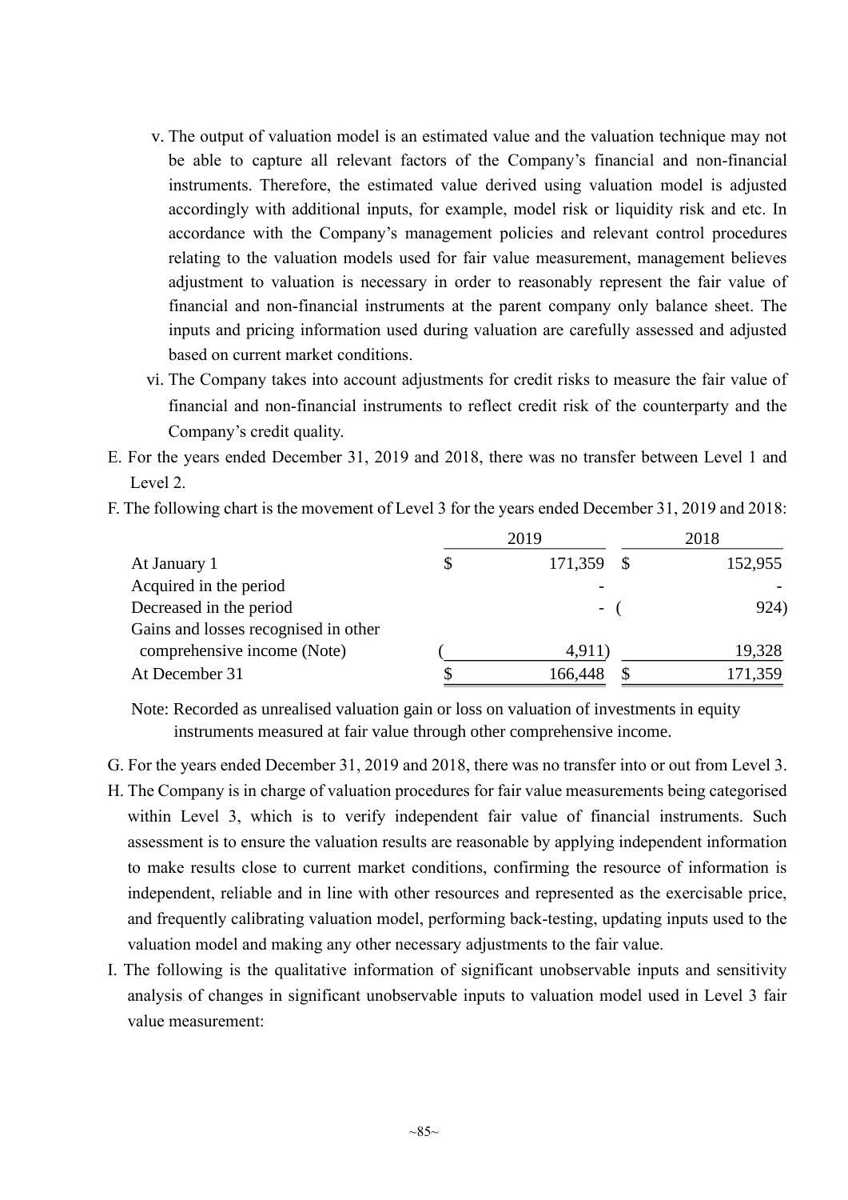v. The output of valuation model is an estimated value and the valuation technique may not be able to capture all relevant factors of the Company's financial and non-financial instruments. Therefore, the estimated value derived using valuation model is adjusted accordingly with additional inputs, for example, model risk or liquidity risk and etc. In accordance with the Company's management policies and relevant control procedures relating to the valuation models used for fair value measurement, management believes adjustment to valuation is necessary in order to reasonably represent the fair value of financial and non-financial instruments at the parent company only balance sheet. The inputs and pricing information used during valuation are carefully assessed and adjusted based on current market conditions.

vi. The Company takes into account adjustments for credit risks to measure the fair value of financial and non-financial instruments to reflect credit risk of the counterparty and the Company's credit quality.

E. For the years ended December 31, 2019 and 2018, there was no transfer between Level 1 and Level 2.

F. The following chart is the movement of Level 3 for the years ended December 31, 2019 and 2018:

| | 2019 | 2018 |
|---|---|---|
| At January 1 | $ 171,359 | $ 152,955 |
| Acquired in the period | - | - |
| Decreased in the period | - | ( 924) |
| Gains and losses recognised in other comprehensive income (Note) | ( 4,911) | 19,328 |
| At December 31 | $ 166,448 | $ 171,359 |

Note: Recorded as unrealised valuation gain or loss on valuation of investments in equity instruments measured at fair value through other comprehensive income.

G. For the years ended December 31, 2019 and 2018, there was no transfer into or out from Level 3.

H. The Company is in charge of valuation procedures for fair value measurements being categorised within Level 3, which is to verify independent fair value of financial instruments. Such assessment is to ensure the valuation results are reasonable by applying independent information to make results close to current market conditions, confirming the resource of information is independent, reliable and in line with other resources and represented as the exercisable price, and frequently calibrating valuation model, performing back-testing, updating inputs used to the valuation model and making any other necessary adjustments to the fair value.

I. The following is the qualitative information of significant unobservable inputs and sensitivity analysis of changes in significant unobservable inputs to valuation model used in Level 3 fair value measurement: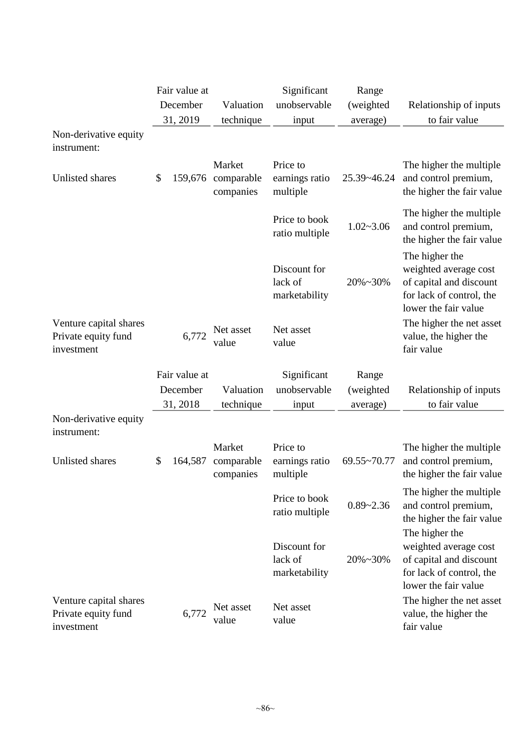| | Fair value at December 31, 2019 | Valuation technique | Significant unobservable input | Range (weighted average) | Relationship of inputs to fair value |
|---|---|---|---|---|---|
| Non-derivative equity instrument: | | | | | |
| Unlisted shares | $ 159,676 | Market comparable companies | Price to earnings ratio multiple | 25.39~46.24 | The higher the multiple and control premium, the higher the fair value |
| | | | Price to book ratio multiple | 1.02~3.06 | The higher the multiple and control premium, the higher the fair value |
| | | | Discount for lack of marketability | 20%~30% | The higher the weighted average cost of capital and discount for lack of control, the lower the fair value |
| Venture capital shares Private equity fund investment | 6,772 | Net asset value | Net asset value | | The higher the net asset value, the higher the fair value |

| | Fair value at December 31, 2018 | Valuation technique | Significant unobservable input | Range (weighted average) | Relationship of inputs to fair value |
|---|---|---|---|---|---|
| Non-derivative equity instrument: | | | | | |
| Unlisted shares | $ 164,587 | Market comparable companies | Price to earnings ratio multiple | 69.55~70.77 | The higher the multiple and control premium, the higher the fair value |
| | | | Price to book ratio multiple | 0.89~2.36 | The higher the multiple and control premium, the higher the fair value |
| | | | Discount for lack of marketability | 20%~30% | The higher the weighted average cost of capital and discount for lack of control, the lower the fair value |
| Venture capital shares Private equity fund investment | 6,772 | Net asset value | Net asset value | | The higher the net asset value, the higher the fair value |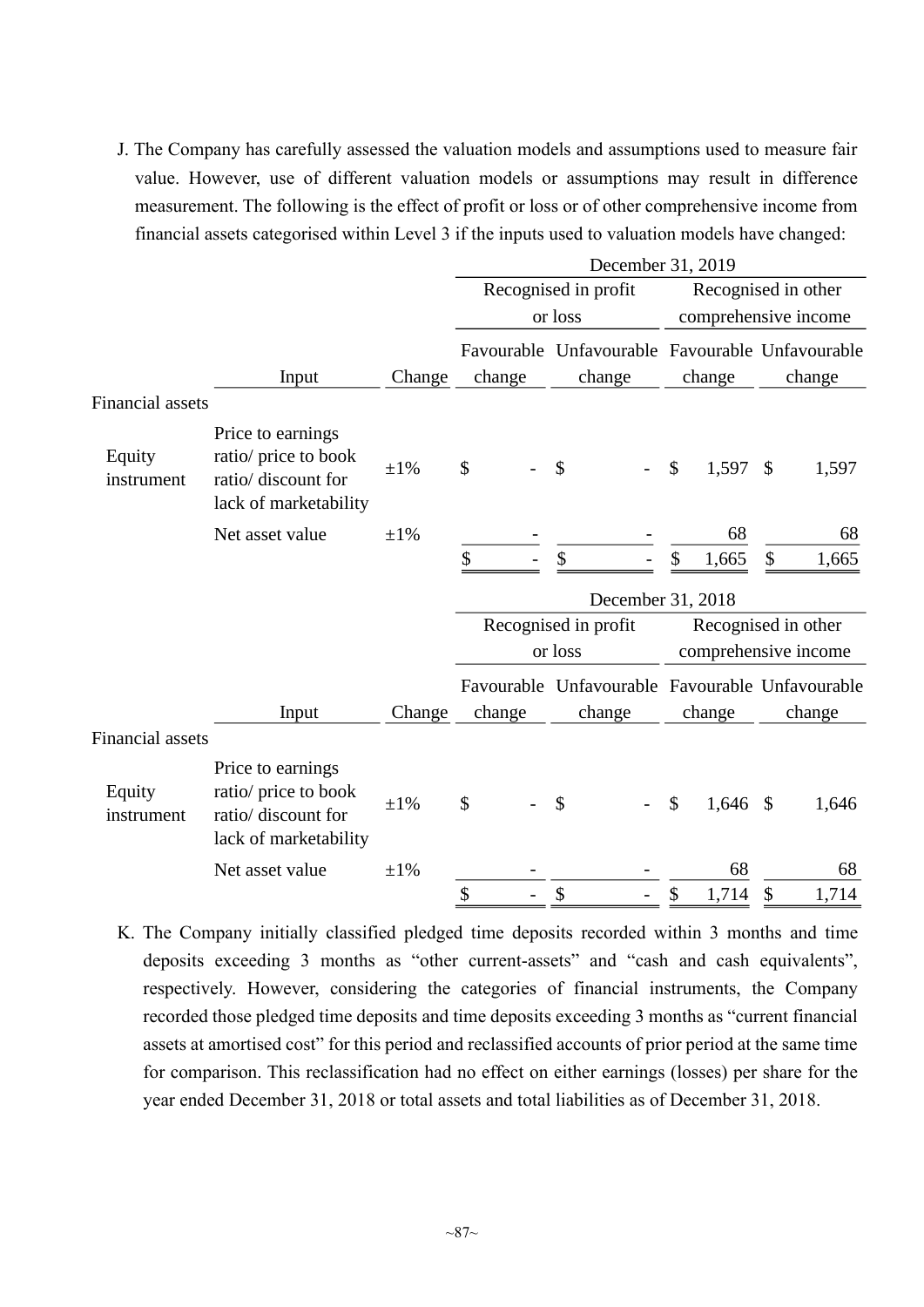J. The Company has carefully assessed the valuation models and assumptions used to measure fair value. However, use of different valuation models or assumptions may result in difference measurement. The following is the effect of profit or loss or of other comprehensive income from financial assets categorised within Level 3 if the inputs used to valuation models have changed:

| | | | December 31, 2019 | | | |
|---|---|---|---|---|---|---|
| | | | Recognised in profit or loss | | Recognised in other comprehensive income | |
| | Input | Change | Favourable change | Unfavourable change | Favourable change | Unfavourable change |
| Financial assets | | | | | | |
| Equity instrument | Price to earnings ratio/ price to book ratio/ discount for lack of marketability | ±1% | $ - | $ - | $ 1,597 | $ 1,597 |
| | Net asset value | ±1% | - | - | 68 | 68 |
| | | | $ - | $ - | $ 1,665 | $ 1,665 |

| | | | December 31, 2018 | | | |
|---|---|---|---|---|---|---|
| | | | Recognised in profit or loss | | Recognised in other comprehensive income | |
| | Input | Change | Favourable change | Unfavourable change | Favourable change | Unfavourable change |
| Financial assets | | | | | | |
| Equity instrument | Price to earnings ratio/ price to book ratio/ discount for lack of marketability | ±1% | $ - | $ - | $ 1,646 | $ 1,646 |
| | Net asset value | ±1% | - | - | 68 | 68 |
| | | | $ - | $ - | $ 1,714 | $ 1,714 |

K. The Company initially classified pledged time deposits recorded within 3 months and time deposits exceeding 3 months as "other current-assets" and "cash and cash equivalents", respectively. However, considering the categories of financial instruments, the Company recorded those pledged time deposits and time deposits exceeding 3 months as "current financial assets at amortised cost" for this period and reclassified accounts of prior period at the same time for comparison. This reclassification had no effect on either earnings (losses) per share for the year ended December 31, 2018 or total assets and total liabilities as of December 31, 2018.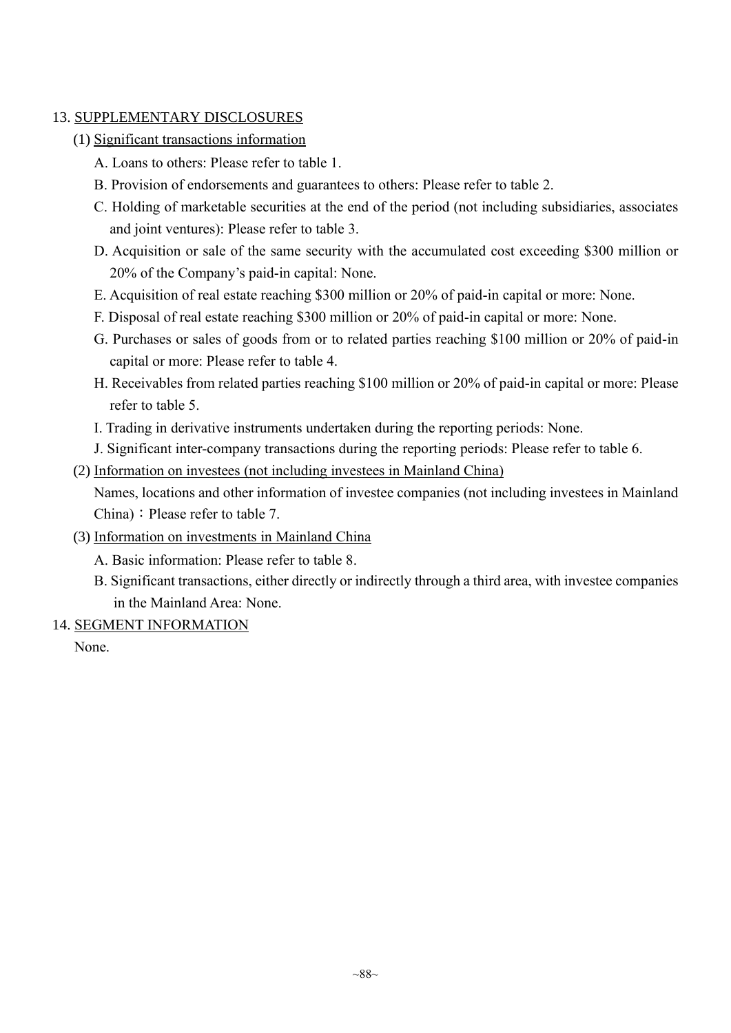13. SUPPLEMENTARY DISCLOSURES

(1) Significant transactions information

A. Loans to others: Please refer to table 1.

B. Provision of endorsements and guarantees to others: Please refer to table 2.

C. Holding of marketable securities at the end of the period (not including subsidiaries, associates and joint ventures): Please refer to table 3.

D. Acquisition or sale of the same security with the accumulated cost exceeding $300 million or 20% of the Company’s paid-in capital: None.

E. Acquisition of real estate reaching $300 million or 20% of paid-in capital or more: None.

F. Disposal of real estate reaching $300 million or 20% of paid-in capital or more: None.

G. Purchases or sales of goods from or to related parties reaching $100 million or 20% of paid-in capital or more: Please refer to table 4.

H. Receivables from related parties reaching $100 million or 20% of paid-in capital or more: Please refer to table 5.

I. Trading in derivative instruments undertaken during the reporting periods: None.

J. Significant inter-company transactions during the reporting periods: Please refer to table 6.

(2) Information on investees (not including investees in Mainland China)

Names, locations and other information of investee companies (not including investees in Mainland China)：Please refer to table 7.

(3) Information on investments in Mainland China

A. Basic information: Please refer to table 8.

B. Significant transactions, either directly or indirectly through a third area, with investee companies in the Mainland Area: None.

14. SEGMENT INFORMATION

None.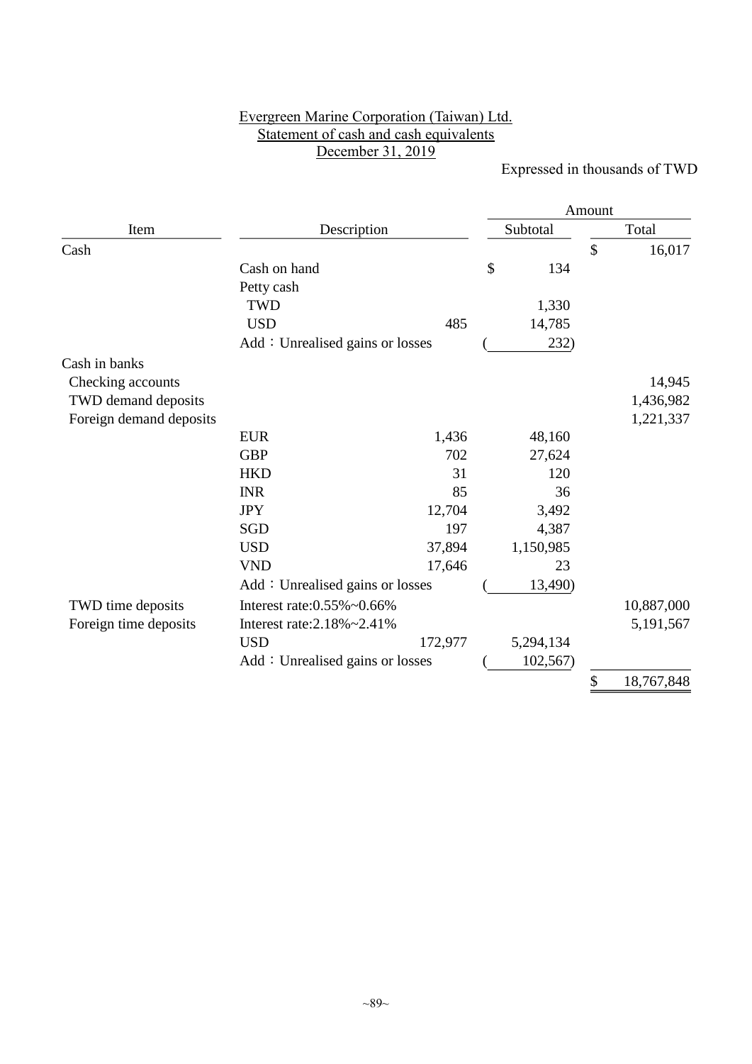Evergreen Marine Corporation (Taiwan) Ltd.
Statement of cash and cash equivalents
December 31, 2019

Expressed in thousands of TWD

| Item | Description | | Amount | |
|---|---|---|---|---|
| | | | Subtotal | Total |
| Cash | | | | $ 16,017 |
| | Cash on hand | | $ 134 | |
| | Petty cash | | | |
| | TWD | | 1,330 | |
| | USD | 485 | 14,785 | |
| | Add：Unrealised gains or losses | | ( 232) | |
| Cash in banks | | | | |
| Checking accounts | | | | 14,945 |
| TWD demand deposits | | | | 1,436,982 |
| Foreign demand deposits | | | | 1,221,337 |
| | EUR | 1,436 | 48,160 | |
| | GBP | 702 | 27,624 | |
| | HKD | 31 | 120 | |
| | INR | 85 | 36 | |
| | JPY | 12,704 | 3,492 | |
| | SGD | 197 | 4,387 | |
| | USD | 37,894 | 1,150,985 | |
| | VND | 17,646 | 23 | |
| | Add：Unrealised gains or losses | | ( 13,490) | |
| TWD time deposits | Interest rate:0.55%~0.66% | | | 10,887,000 |
| Foreign time deposits | Interest rate:2.18%~2.41% | | | 5,191,567 |
| | USD | 172,977 | 5,294,134 | |
| | Add：Unrealised gains or losses | | ( 102,567) | |
| | | | | $ 18,767,848 |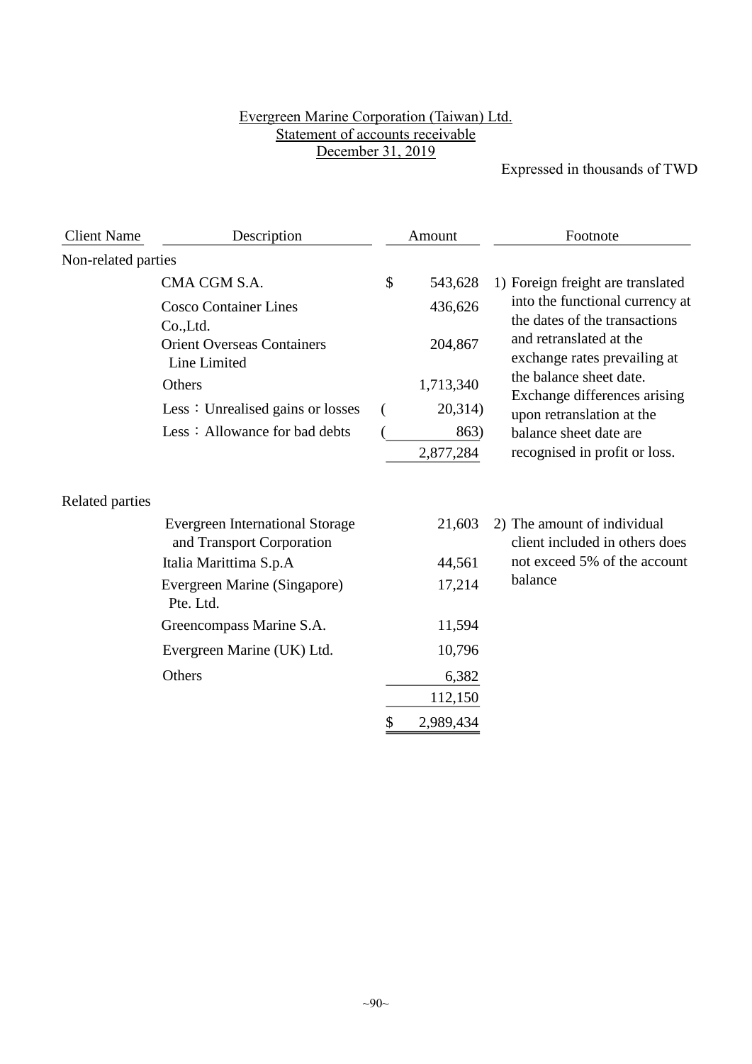# Evergreen Marine Corporation (Taiwan) Ltd.
## Statement of accounts receivable
## December 31, 2019

Expressed in thousands of TWD

| Client Name | Description | Amount | Footnote |
|---|---|---|---|
| Non-related parties | | | |
| | CMA CGM S.A. | $ 543,628 | 1) Foreign freight are translated into the functional currency at the dates of the transactions and retranslated at the exchange rates prevailing at the balance sheet date. Exchange differences arising upon retranslation at the balance sheet date are recognised in profit or loss. |
| | Cosco Container Lines Co.,Ltd. | 436,626 | |
| | Orient Overseas Containers Line Limited | 204,867 | |
| | Others | 1,713,340 | |
| | Less：Unrealised gains or losses | ( 20,314) | |
| | Less：Allowance for bad debts | ( 863) | |
| | | 2,877,284 | |
| Related parties | | | |
| | Evergreen International Storage and Transport Corporation | 21,603 | 2) The amount of individual client included in others does not exceed 5% of the account balance |
| | Italia Marittima S.p.A | 44,561 | |
| | Evergreen Marine (Singapore) Pte. Ltd. | 17,214 | |
| | Greencompass Marine S.A. | 11,594 | |
| | Evergreen Marine (UK) Ltd. | 10,796 | |
| | Others | 6,382 | |
| | | 112,150 | |
| | | $ 2,989,434 | |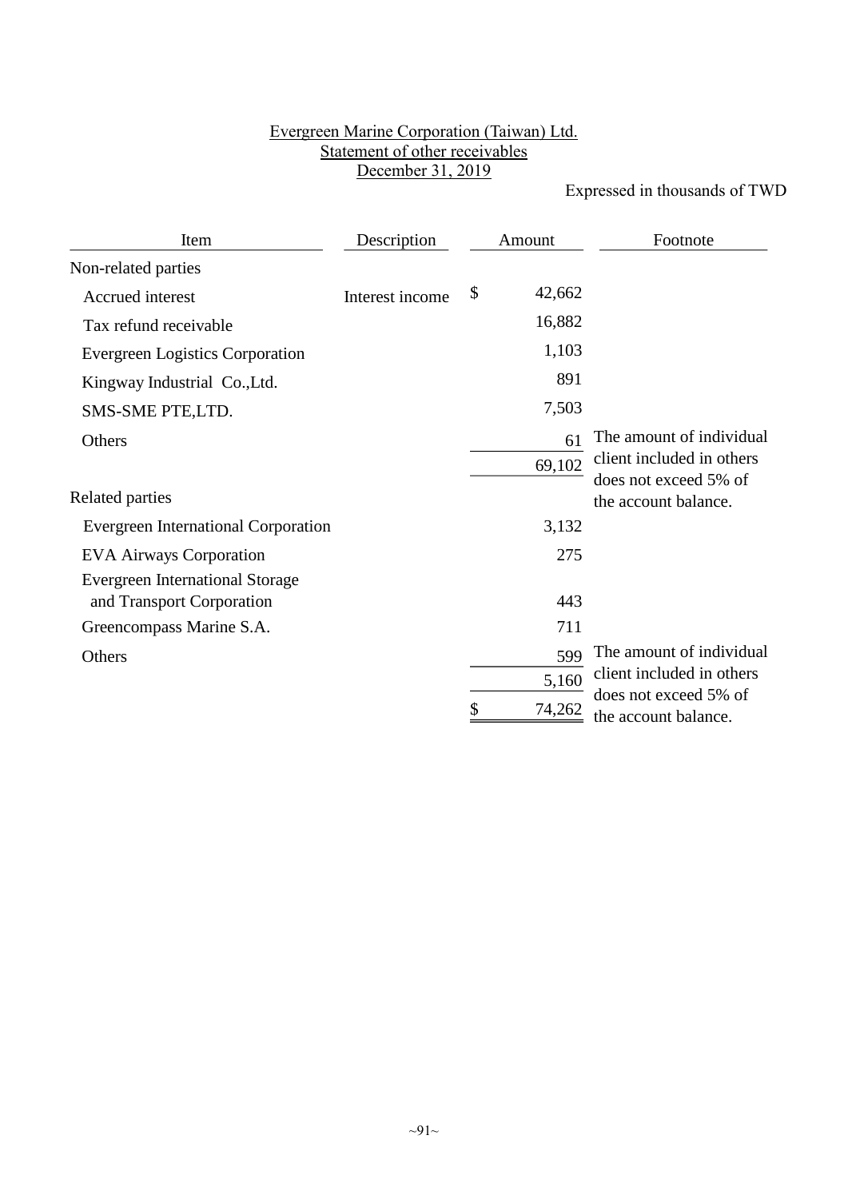Evergreen Marine Corporation (Taiwan) Ltd.
Statement of other receivables
December 31, 2019

Expressed in thousands of TWD

| Item | Description | Amount | Footnote |
|---|---|---|---|
| Non-related parties | | | |
| Accrued interest | Interest income | $ 42,662 | |
| Tax refund receivable | | 16,882 | |
| Evergreen Logistics Corporation | | 1,103 | |
| Kingway Industrial Co.,Ltd. | | 891 | |
| SMS-SME PTE,LTD. | | 7,503 | |
| Others | | 61 | The amount of individual client included in others does not exceed 5% of the account balance. |
| | | 69,102 | |
| Related parties | | | |
| Evergreen International Corporation | | 3,132 | |
| EVA Airways Corporation | | 275 | |
| Evergreen International Storage and Transport Corporation | | 443 | |
| Greencompass Marine S.A. | | 711 | |
| Others | | 599 | The amount of individual client included in others does not exceed 5% of the account balance. |
| | | 5,160 | |
| | | $ 74,262 | |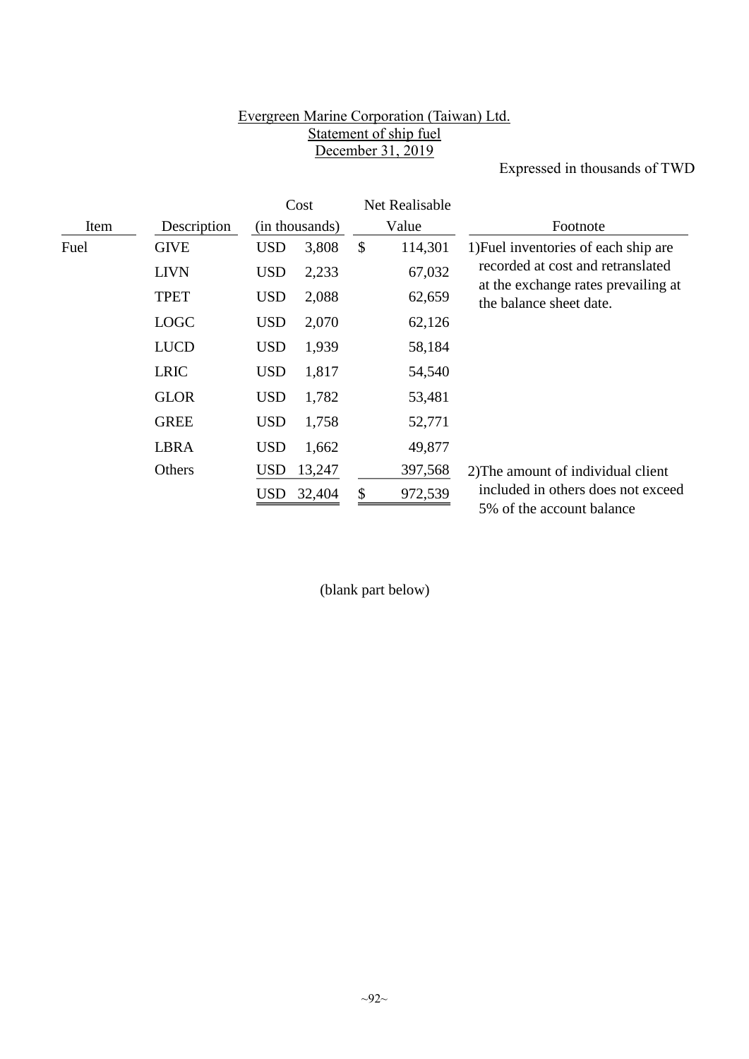# Evergreen Marine Corporation (Taiwan) Ltd.
## Statement of ship fuel
## December 31, 2019

Expressed in thousands of TWD

| Item | Description | Cost (in thousands) | Net Realisable Value | Footnote |
|---|---|---|---|---|
| Fuel | GIVE | USD 3,808 | $ 114,301 | 1)Fuel inventories of each ship are recorded at cost and retranslated at the exchange rates prevailing at the balance sheet date. |
| | LIVN | USD 2,233 | 67,032 | |
| | TPET | USD 2,088 | 62,659 | |
| | LOGC | USD 2,070 | 62,126 | |
| | LUCD | USD 1,939 | 58,184 | |
| | LRIC | USD 1,817 | 54,540 | |
| | GLOR | USD 1,782 | 53,481 | |
| | GREE | USD 1,758 | 52,771 | |
| | LBRA | USD 1,662 | 49,877 | |
| | Others | USD 13,247 | 397,568 | 2)The amount of individual client included in others does not exceed 5% of the account balance |
| | | USD 32,404 | $ 972,539 | |

(blank part below)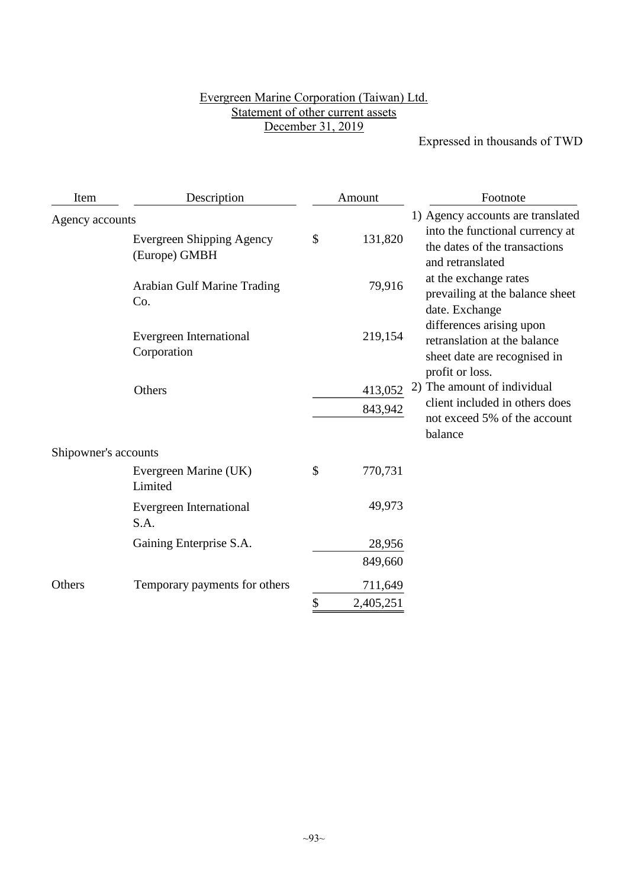# Evergreen Marine Corporation (Taiwan) Ltd.
## Statement of other current assets
## December 31, 2019

Expressed in thousands of TWD

| Item | Description | Amount | Footnote |
|---|---|---|---|
| Agency accounts | | | 1) Agency accounts are translated into the functional currency at the dates of the transactions and retranslated at the exchange rates prevailing at the balance sheet date. Exchange differences arising upon retranslation at the balance sheet date are recognised in profit or loss. |
| | Evergreen Shipping Agency (Europe) GMBH | $ 131,820 | |
| | Arabian Gulf Marine Trading Co. | 79,916 | |
| | Evergreen International Corporation | 219,154 | |
| | Others | 413,052 | 2) The amount of individual client included in others does not exceed 5% of the account balance |
| | | 843,942 | |
| Shipowner's accounts | | | |
| | Evergreen Marine (UK) Limited | $ 770,731 | |
| | Evergreen International S.A. | 49,973 | |
| | Gaining Enterprise S.A. | 28,956 | |
| | | 849,660 | |
| Others | Temporary payments for others | 711,649 | |
| | | $ 2,405,251 | |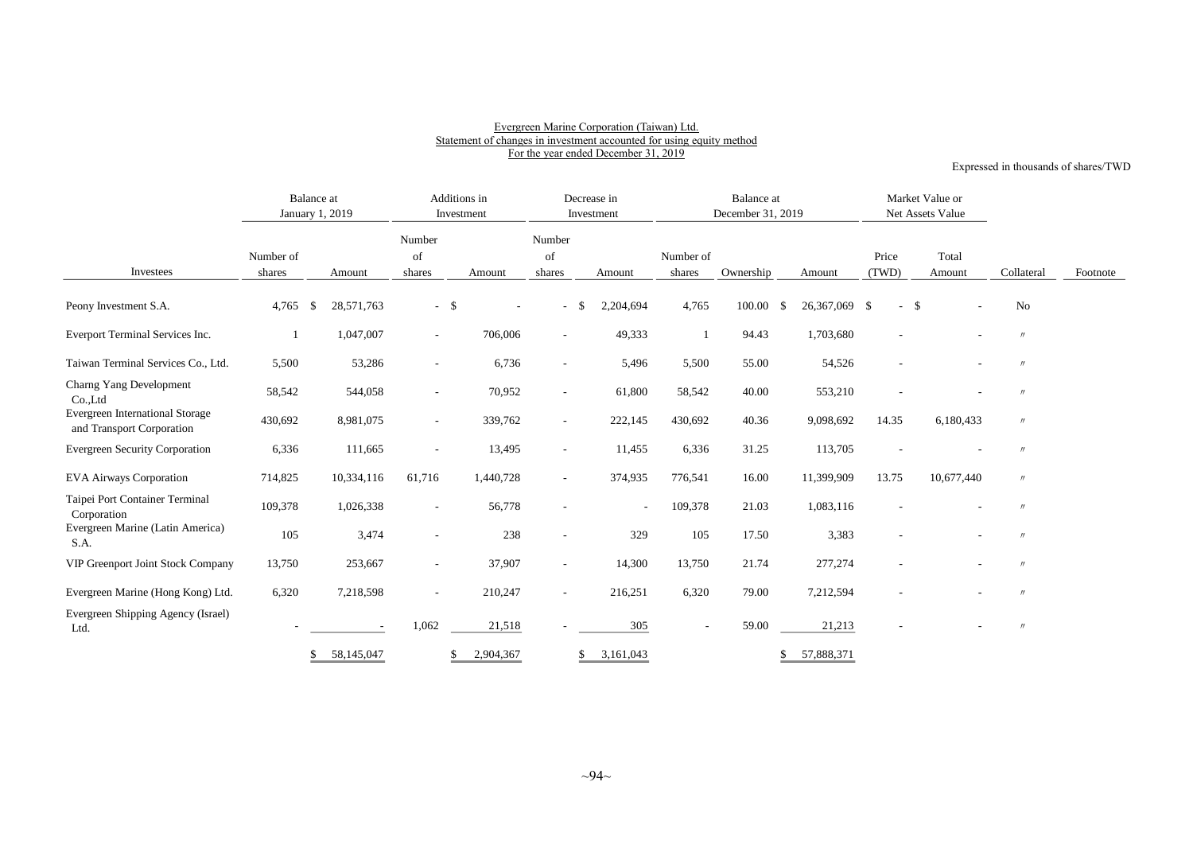Evergreen Marine Corporation (Taiwan) Ltd.
Statement of changes in investment accounted for using equity method
For the year ended December 31, 2019

Expressed in thousands of shares/TWD

| | Balance at January 1, 2019 | | Additions in Investment | | Decrease in Investment | | Balance at December 31, 2019 | | | Market Value or Net Assets Value | | | |
|---|---|---|---|---|---|---|---|---|---|---|---|---|---|
| Investees | Number of shares | Amount | Number of shares | Amount | Number of shares | Amount | Number of shares | Ownership | Amount | Price (TWD) | Total Amount | Collateral | Footnote |
| Peony Investment S.A. | 4,765 | $ 28,571,763 | - | $ - | - | $ 2,204,694 | 4,765 | 100.00 | $ 26,367,069 | $ - | $ - | No | |
| Everport Terminal Services Inc. | 1 | 1,047,007 | - | 706,006 | - | 49,333 | 1 | 94.43 | 1,703,680 | - | - | 〃 | |
| Taiwan Terminal Services Co., Ltd. | 5,500 | 53,286 | - | 6,736 | - | 5,496 | 5,500 | 55.00 | 54,526 | - | - | 〃 | |
| Charng Yang Development Co.,Ltd | 58,542 | 544,058 | - | 70,952 | - | 61,800 | 58,542 | 40.00 | 553,210 | - | - | 〃 | |
| Evergreen International Storage and Transport Corporation | 430,692 | 8,981,075 | - | 339,762 | - | 222,145 | 430,692 | 40.36 | 9,098,692 | 14.35 | 6,180,433 | 〃 | |
| Evergreen Security Corporation | 6,336 | 111,665 | - | 13,495 | - | 11,455 | 6,336 | 31.25 | 113,705 | - | - | 〃 | |
| EVA Airways Corporation | 714,825 | 10,334,116 | 61,716 | 1,440,728 | - | 374,935 | 776,541 | 16.00 | 11,399,909 | 13.75 | 10,677,440 | 〃 | |
| Taipei Port Container Terminal Corporation | 109,378 | 1,026,338 | - | 56,778 | - | - | 109,378 | 21.03 | 1,083,116 | - | - | 〃 | |
| Evergreen Marine (Latin America) S.A. | 105 | 3,474 | - | 238 | - | 329 | 105 | 17.50 | 3,383 | - | - | 〃 | |
| VIP Greenport Joint Stock Company | 13,750 | 253,667 | - | 37,907 | - | 14,300 | 13,750 | 21.74 | 277,274 | - | - | 〃 | |
| Evergreen Marine (Hong Kong) Ltd. | 6,320 | 7,218,598 | - | 210,247 | - | 216,251 | 6,320 | 79.00 | 7,212,594 | - | - | 〃 | |
| Evergreen Shipping Agency (Israel) Ltd. | - | - | 1,062 | 21,518 | - | 305 | - | 59.00 | 21,213 | - | - | 〃 | |
| | | $ 58,145,047 | | $ 2,904,367 | | $ 3,161,043 | | | $ 57,888,371 | | | | |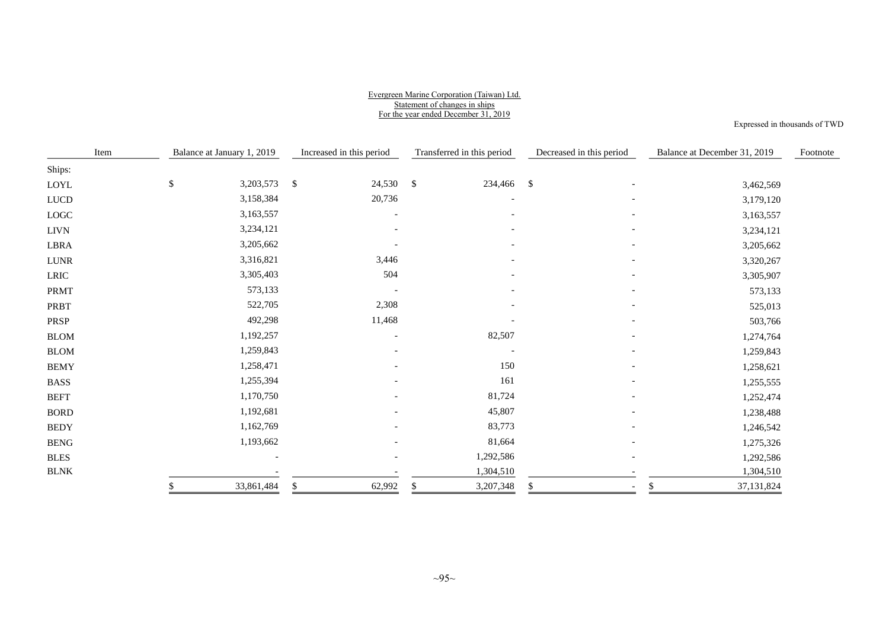Evergreen Marine Corporation (Taiwan) Ltd.
Statement of changes in ships
For the year ended December 31, 2019

Expressed in thousands of TWD

| Item | Balance at January 1, 2019 | Increased in this period | Transferred in this period | Decreased in this period | Balance at December 31, 2019 | Footnote |
|---|---|---|---|---|---|---|
| Ships: | | | | | | |
| LOYL | $ 3,203,573 | $ 24,530 | $ 234,466 | $ - | 3,462,569 | |
| LUCD | 3,158,384 | 20,736 | - | - | 3,179,120 | |
| LOGC | 3,163,557 | - | - | - | 3,163,557 | |
| LIVN | 3,234,121 | - | - | - | 3,234,121 | |
| LBRA | 3,205,662 | - | - | - | 3,205,662 | |
| LUNR | 3,316,821 | 3,446 | - | - | 3,320,267 | |
| LRIC | 3,305,403 | 504 | - | - | 3,305,907 | |
| PRMT | 573,133 | - | - | - | 573,133 | |
| PRBT | 522,705 | 2,308 | - | - | 525,013 | |
| PRSP | 492,298 | 11,468 | - | - | 503,766 | |
| BLOM | 1,192,257 | - | 82,507 | - | 1,274,764 | |
| BLOM | 1,259,843 | - | - | - | 1,259,843 | |
| BEMY | 1,258,471 | - | 150 | - | 1,258,621 | |
| BASS | 1,255,394 | - | 161 | - | 1,255,555 | |
| BEFT | 1,170,750 | - | 81,724 | - | 1,252,474 | |
| BORD | 1,192,681 | - | 45,807 | - | 1,238,488 | |
| BEDY | 1,162,769 | - | 83,773 | - | 1,246,542 | |
| BENG | 1,193,662 | - | 81,664 | - | 1,275,326 | |
| BLES | - | - | 1,292,586 | - | 1,292,586 | |
| BLNK | - | - | 1,304,510 | - | 1,304,510 | |
| | $ 33,861,484 | $ 62,992 | $ 3,207,348 | $ - | $ 37,131,824 | |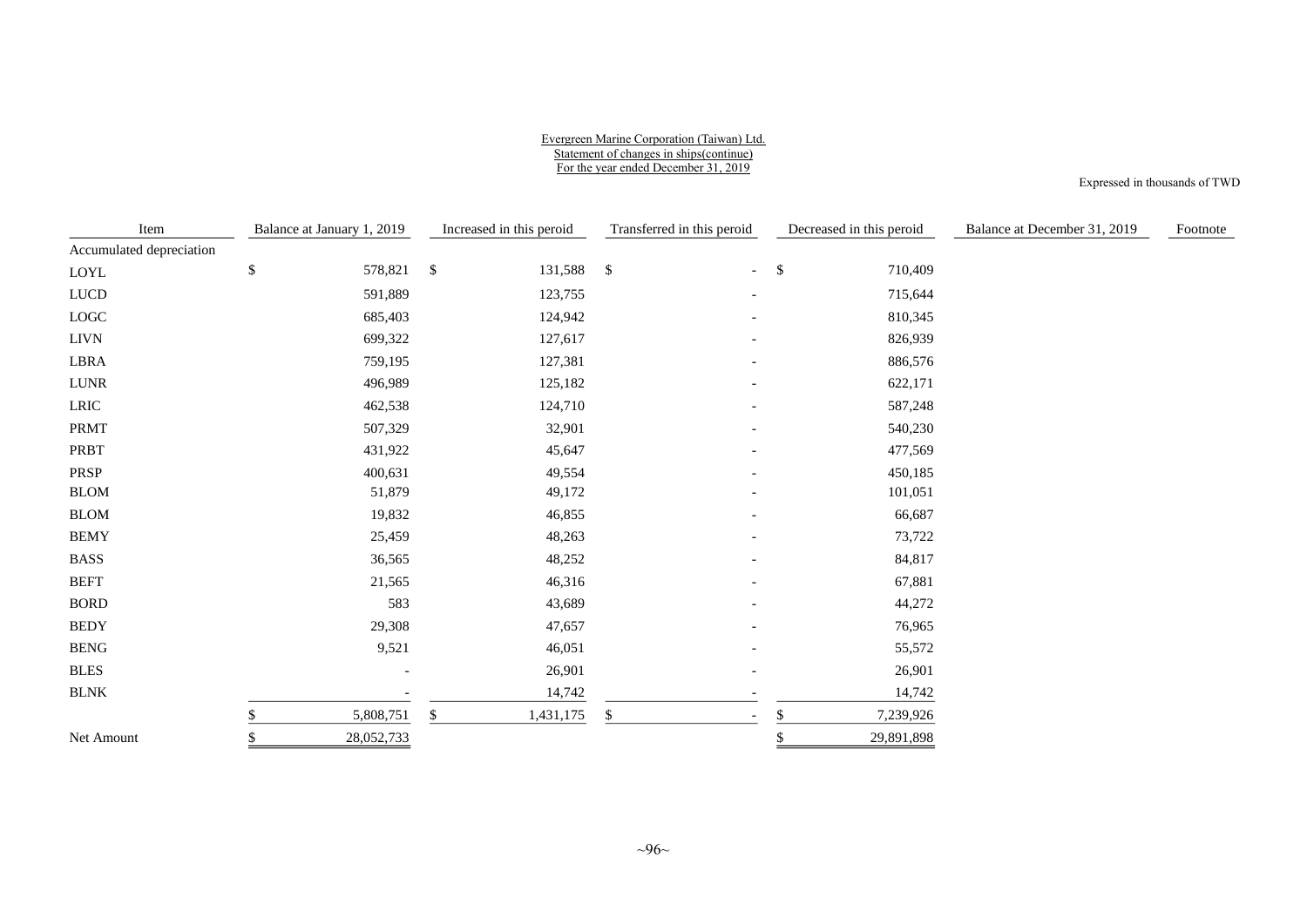Evergreen Marine Corporation (Taiwan) Ltd.
Statement of changes in ships(continue)
For the year ended December 31, 2019

Expressed in thousands of TWD

| Item | Balance at January 1, 2019 | Increased in this peroid | Transferred in this peroid | Decreased in this peroid | Balance at December 31, 2019 | Footnote |
|---|---|---|---|---|---|---|
| Accumulated depreciation | | | | | | |
| LOYL | $ 578,821 | $ 131,588 | $ - | $ 710,409 | | |
| LUCD | 591,889 | 123,755 | - | 715,644 | | |
| LOGC | 685,403 | 124,942 | - | 810,345 | | |
| LIVN | 699,322 | 127,617 | - | 826,939 | | |
| LBRA | 759,195 | 127,381 | - | 886,576 | | |
| LUNR | 496,989 | 125,182 | - | 622,171 | | |
| LRIC | 462,538 | 124,710 | - | 587,248 | | |
| PRMT | 507,329 | 32,901 | - | 540,230 | | |
| PRBT | 431,922 | 45,647 | - | 477,569 | | |
| PRSP | 400,631 | 49,554 | - | 450,185 | | |
| BLOM | 51,879 | 49,172 | - | 101,051 | | |
| BLOM | 19,832 | 46,855 | - | 66,687 | | |
| BEMY | 25,459 | 48,263 | - | 73,722 | | |
| BASS | 36,565 | 48,252 | - | 84,817 | | |
| BEFT | 21,565 | 46,316 | - | 67,881 | | |
| BORD | 583 | 43,689 | - | 44,272 | | |
| BEDY | 29,308 | 47,657 | - | 76,965 | | |
| BENG | 9,521 | 46,051 | - | 55,572 | | |
| BLES | - | 26,901 | - | 26,901 | | |
| BLNK | - | 14,742 | - | 14,742 | | |
| | $ 5,808,751 | $ 1,431,175 | $ - | $ 7,239,926 | | |
| Net Amount | $ 28,052,733 | | | $ 29,891,898 | | |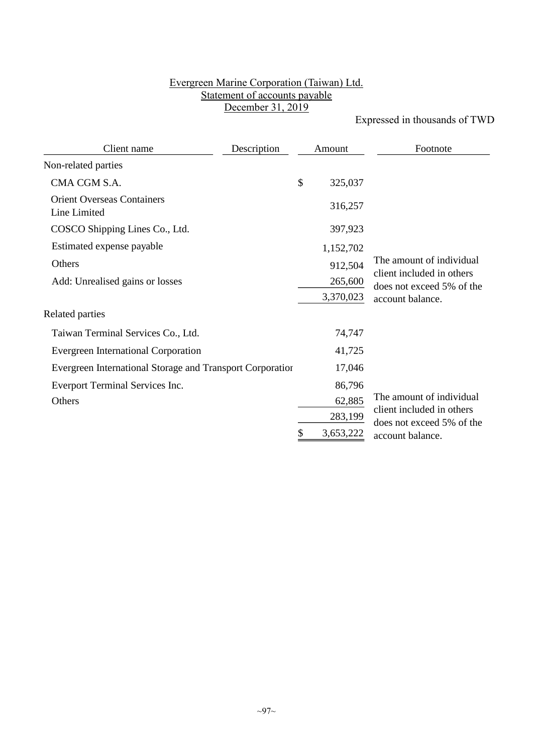# Evergreen Marine Corporation (Taiwan) Ltd.
## Statement of accounts payable
## December 31, 2019

Expressed in thousands of TWD

| Client name | Description | Amount | Footnote |
|---|---|---|---|
| Non-related parties | | | |
| CMA CGM S.A. | | $ 325,037 | |
| Orient Overseas Containers Line Limited | | 316,257 | |
| COSCO Shipping Lines Co., Ltd. | | 397,923 | |
| Estimated expense payable | | 1,152,702 | |
| Others | | 912,504 | The amount of individual client included in others does not exceed 5% of the account balance. |
| Add: Unrealised gains or losses | | 265,600 | |
| | | 3,370,023 | |
| Related parties | | | |
| Taiwan Terminal Services Co., Ltd. | | 74,747 | |
| Evergreen International Corporation | | 41,725 | |
| Evergreen International Storage and Transport Corporation | | 17,046 | |
| Everport Terminal Services Inc. | | 86,796 | |
| Others | | 62,885 | The amount of individual client included in others does not exceed 5% of the account balance. |
| | | 283,199 | |
| | | $ 3,653,222 | |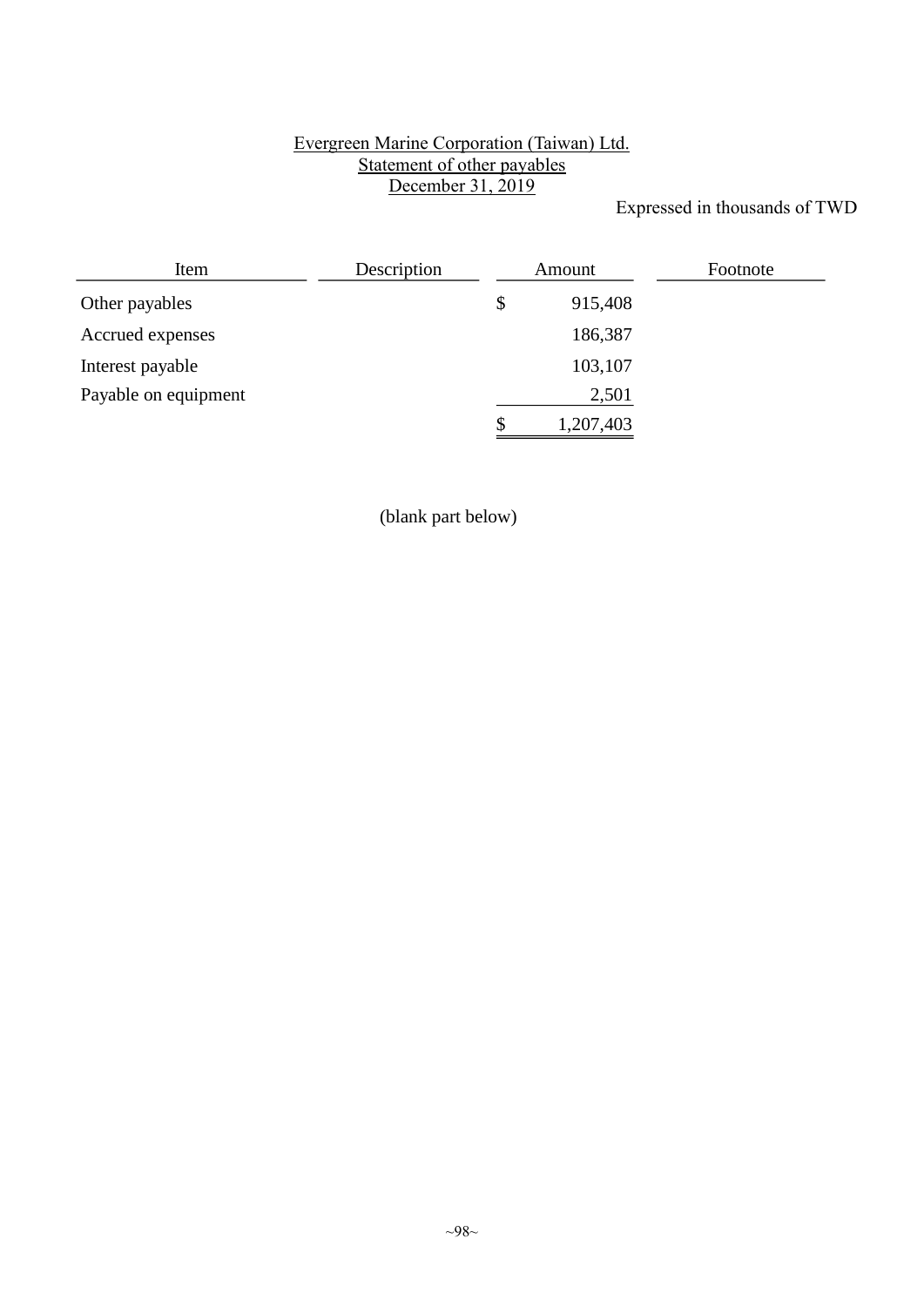# Evergreen Marine Corporation (Taiwan) Ltd.
## Statement of other payables
## December 31, 2019

Expressed in thousands of TWD

| Item | Description | Amount | Footnote |
|---|---|---|---|
| Other payables | | $ 915,408 | |
| Accrued expenses | | 186,387 | |
| Interest payable | | 103,107 | |
| Payable on equipment | | 2,501 | |
| | | $ 1,207,403 | |

(blank part below)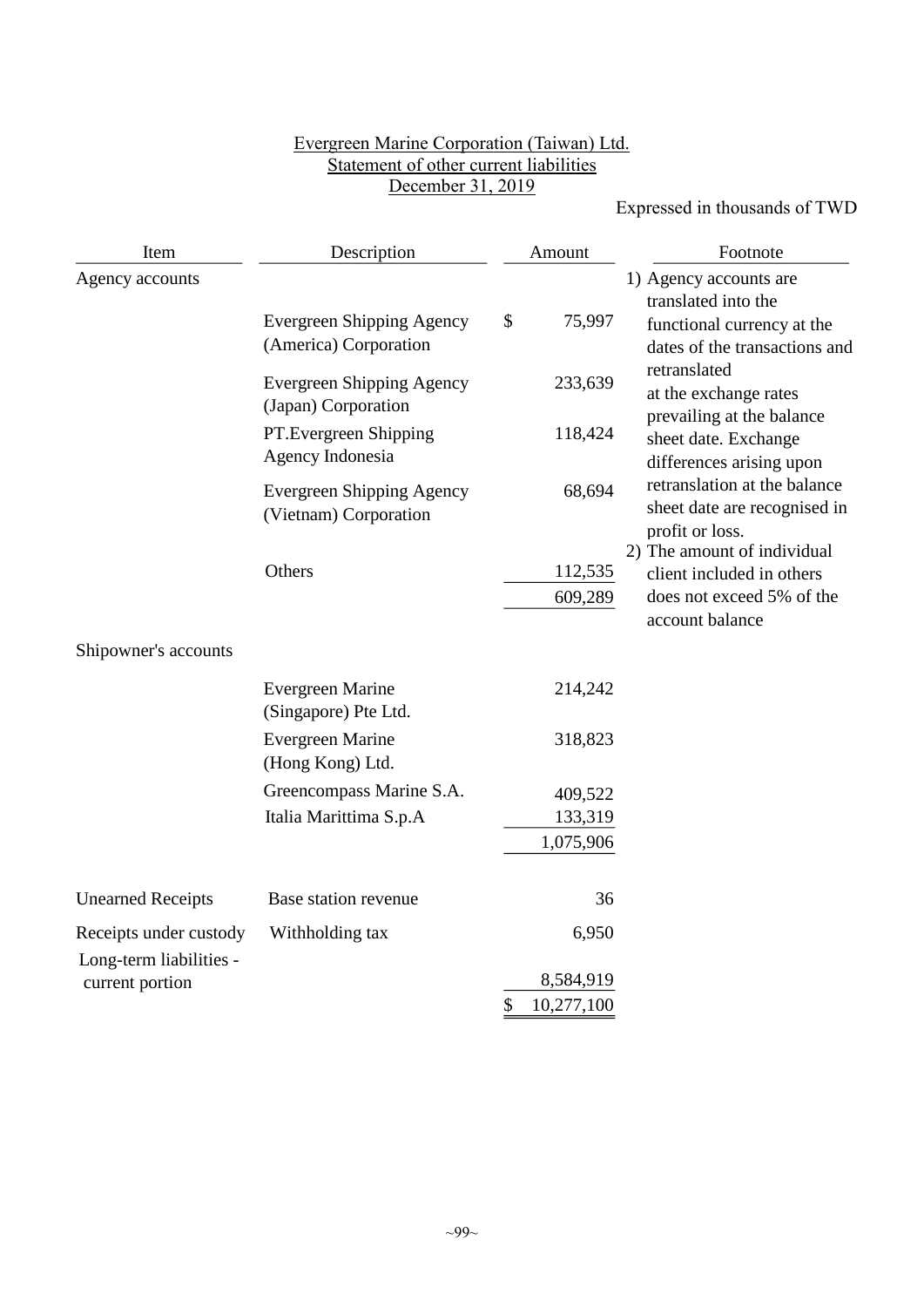Evergreen Marine Corporation (Taiwan) Ltd.
Statement of other current liabilities
December 31, 2019

Expressed in thousands of TWD

| Item | Description | Amount | Footnote |
|---|---|---|---|
| Agency accounts | | | 1) Agency accounts are translated into the functional currency at the dates of the transactions and retranslated at the exchange rates prevailing at the balance sheet date. Exchange differences arising upon retranslation at the balance sheet date are recognised in profit or loss. 2) The amount of individual client included in others does not exceed 5% of the account balance |
| | Evergreen Shipping Agency (America) Corporation | $ 75,997 | |
| | Evergreen Shipping Agency (Japan) Corporation | 233,639 | |
| | PT.Evergreen Shipping Agency Indonesia | 118,424 | |
| | Evergreen Shipping Agency (Vietnam) Corporation | 68,694 | |
| | Others | 112,535 | |
| | | 609,289 | |
| Shipowner's accounts | | | |
| | Evergreen Marine (Singapore) Pte Ltd. | 214,242 | |
| | Evergreen Marine (Hong Kong) Ltd. | 318,823 | |
| | Greencompass Marine S.A. | 409,522 | |
| | Italia Marittima S.p.A | 133,319 | |
| | | 1,075,906 | |
| Unearned Receipts | Base station revenue | 36 | |
| Receipts under custody | Withholding tax | 6,950 | |
| Long-term liabilities - current portion | | 8,584,919 | |
| | | $ 10,277,100 | |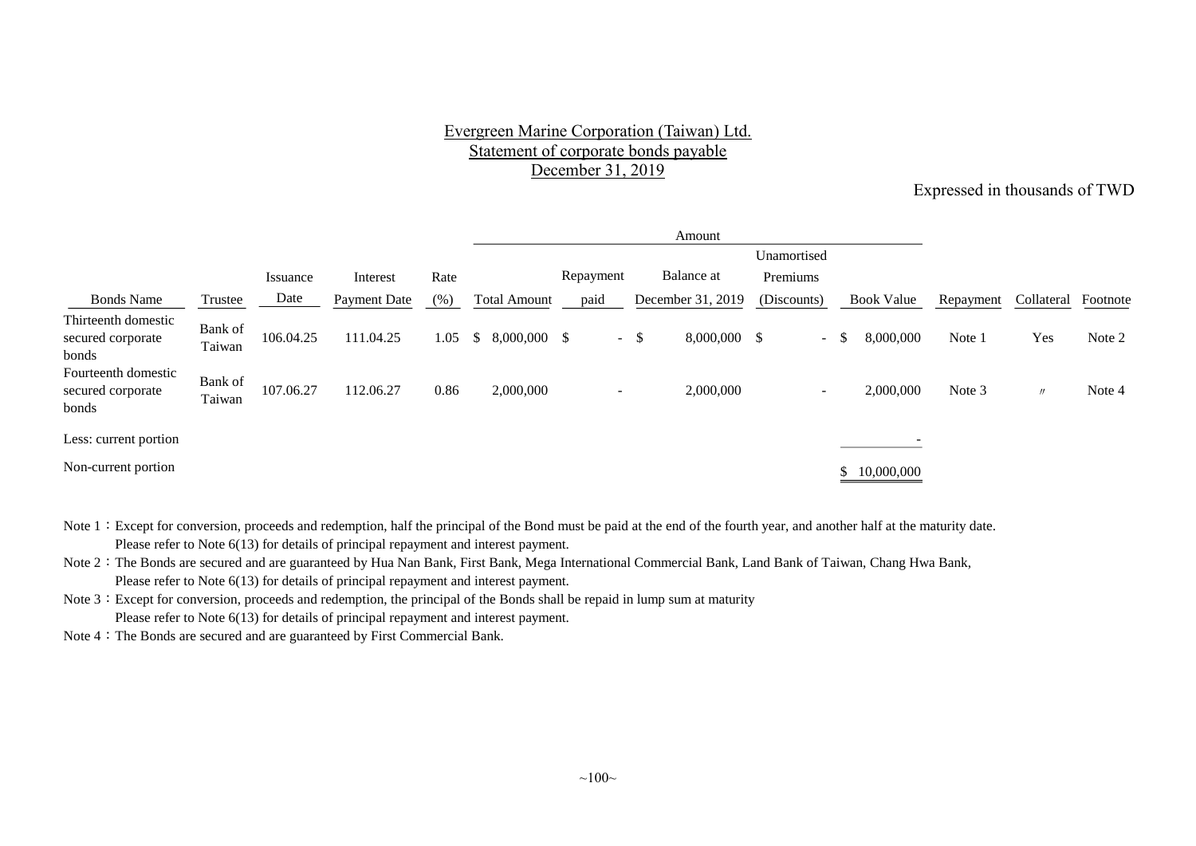Evergreen Marine Corporation (Taiwan) Ltd.
Statement of corporate bonds payable
December 31, 2019

Expressed in thousands of TWD

| | | | | | Amount | | | | | | | |
|---|---|---|---|---|---|---|---|---|---|---|---|---|
| Bonds Name | Trustee | Issuance Date | Interest Payment Date | Rate (%) | Total Amount | Repayment paid | Balance at December 31, 2019 | Unamortised Premiums (Discounts) | Book Value | Repayment | Collateral | Footnote |
| Thirteenth domestic secured corporate bonds | Bank of Taiwan | 106.04.25 | 111.04.25 | 1.05 | $ 8,000,000 | $ - | $ 8,000,000 | $ - | $ 8,000,000 | Note 1 | Yes | Note 2 |
| Fourteenth domestic secured corporate bonds | Bank of Taiwan | 107.06.27 | 112.06.27 | 0.86 | 2,000,000 | - | 2,000,000 | - | 2,000,000 | Note 3 | 〃 | Note 4 |
| Less: current portion | | | | | | | | | - | | | |
| Non-current portion | | | | | | | | | $ 10,000,000 | | | |

Note 1：Except for conversion, proceeds and redemption, half the principal of the Bond must be paid at the end of the fourth year, and another half at the maturity date.
Please refer to Note 6(13) for details of principal repayment and interest payment.

Note 2：The Bonds are secured and are guaranteed by Hua Nan Bank, First Bank, Mega International Commercial Bank, Land Bank of Taiwan, Chang Hwa Bank,
Please refer to Note 6(13) for details of principal repayment and interest payment.

Note 3：Except for conversion, proceeds and redemption, the principal of the Bonds shall be repaid in lump sum at maturity
Please refer to Note 6(13) for details of principal repayment and interest payment.

Note 4：The Bonds are secured and are guaranteed by First Commercial Bank.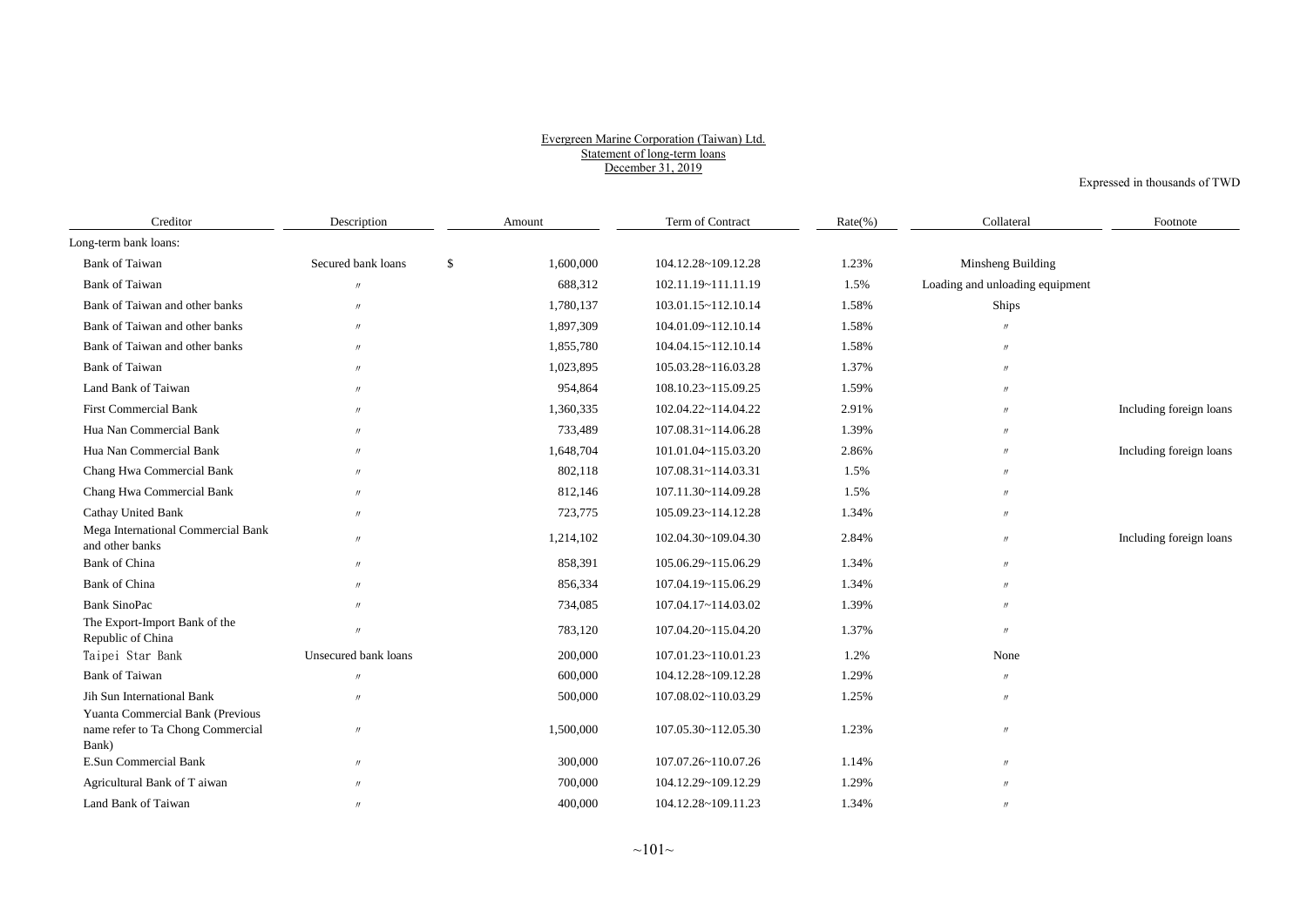Evergreen Marine Corporation (Taiwan) Ltd.
Statement of long-term loans
December 31, 2019

Expressed in thousands of TWD

| Creditor | Description | Amount | Term of Contract | Rate(%) | Collateral | Footnote |
|---|---|---|---|---|---|---|
| Long-term bank loans: | | | | | | |
| Bank of Taiwan | Secured bank loans | $ 1,600,000 | 104.12.28~109.12.28 | 1.23% | Minsheng Building | |
| Bank of Taiwan | 〃 | 688,312 | 102.11.19~111.11.19 | 1.5% | Loading and unloading equipment | |
| Bank of Taiwan and other banks | 〃 | 1,780,137 | 103.01.15~112.10.14 | 1.58% | Ships | |
| Bank of Taiwan and other banks | 〃 | 1,897,309 | 104.01.09~112.10.14 | 1.58% | 〃 | |
| Bank of Taiwan and other banks | 〃 | 1,855,780 | 104.04.15~112.10.14 | 1.58% | 〃 | |
| Bank of Taiwan | 〃 | 1,023,895 | 105.03.28~116.03.28 | 1.37% | 〃 | |
| Land Bank of Taiwan | 〃 | 954,864 | 108.10.23~115.09.25 | 1.59% | 〃 | |
| First Commercial Bank | 〃 | 1,360,335 | 102.04.22~114.04.22 | 2.91% | 〃 | Including foreign loans |
| Hua Nan Commercial Bank | 〃 | 733,489 | 107.08.31~114.06.28 | 1.39% | 〃 | |
| Hua Nan Commercial Bank | 〃 | 1,648,704 | 101.01.04~115.03.20 | 2.86% | 〃 | Including foreign loans |
| Chang Hwa Commercial Bank | 〃 | 802,118 | 107.08.31~114.03.31 | 1.5% | 〃 | |
| Chang Hwa Commercial Bank | 〃 | 812,146 | 107.11.30~114.09.28 | 1.5% | 〃 | |
| Cathay United Bank | 〃 | 723,775 | 105.09.23~114.12.28 | 1.34% | 〃 | |
| Mega International Commercial Bank and other banks | 〃 | 1,214,102 | 102.04.30~109.04.30 | 2.84% | 〃 | Including foreign loans |
| Bank of China | 〃 | 858,391 | 105.06.29~115.06.29 | 1.34% | 〃 | |
| Bank of China | 〃 | 856,334 | 107.04.19~115.06.29 | 1.34% | 〃 | |
| Bank SinoPac | 〃 | 734,085 | 107.04.17~114.03.02 | 1.39% | 〃 | |
| The Export-Import Bank of the Republic of China | 〃 | 783,120 | 107.04.20~115.04.20 | 1.37% | 〃 | |
| Taipei Star Bank | Unsecured bank loans | 200,000 | 107.01.23~110.01.23 | 1.2% | None | |
| Bank of Taiwan | 〃 | 600,000 | 104.12.28~109.12.28 | 1.29% | 〃 | |
| Jih Sun International Bank | 〃 | 500,000 | 107.08.02~110.03.29 | 1.25% | 〃 | |
| Yuanta Commercial Bank (Previous name refer to Ta Chong Commercial Bank) | 〃 | 1,500,000 | 107.05.30~112.05.30 | 1.23% | 〃 | |
| E.Sun Commercial Bank | 〃 | 300,000 | 107.07.26~110.07.26 | 1.14% | 〃 | |
| Agricultural Bank of T aiwan | 〃 | 700,000 | 104.12.29~109.12.29 | 1.29% | 〃 | |
| Land Bank of Taiwan | 〃 | 400,000 | 104.12.28~109.11.23 | 1.34% | 〃 | |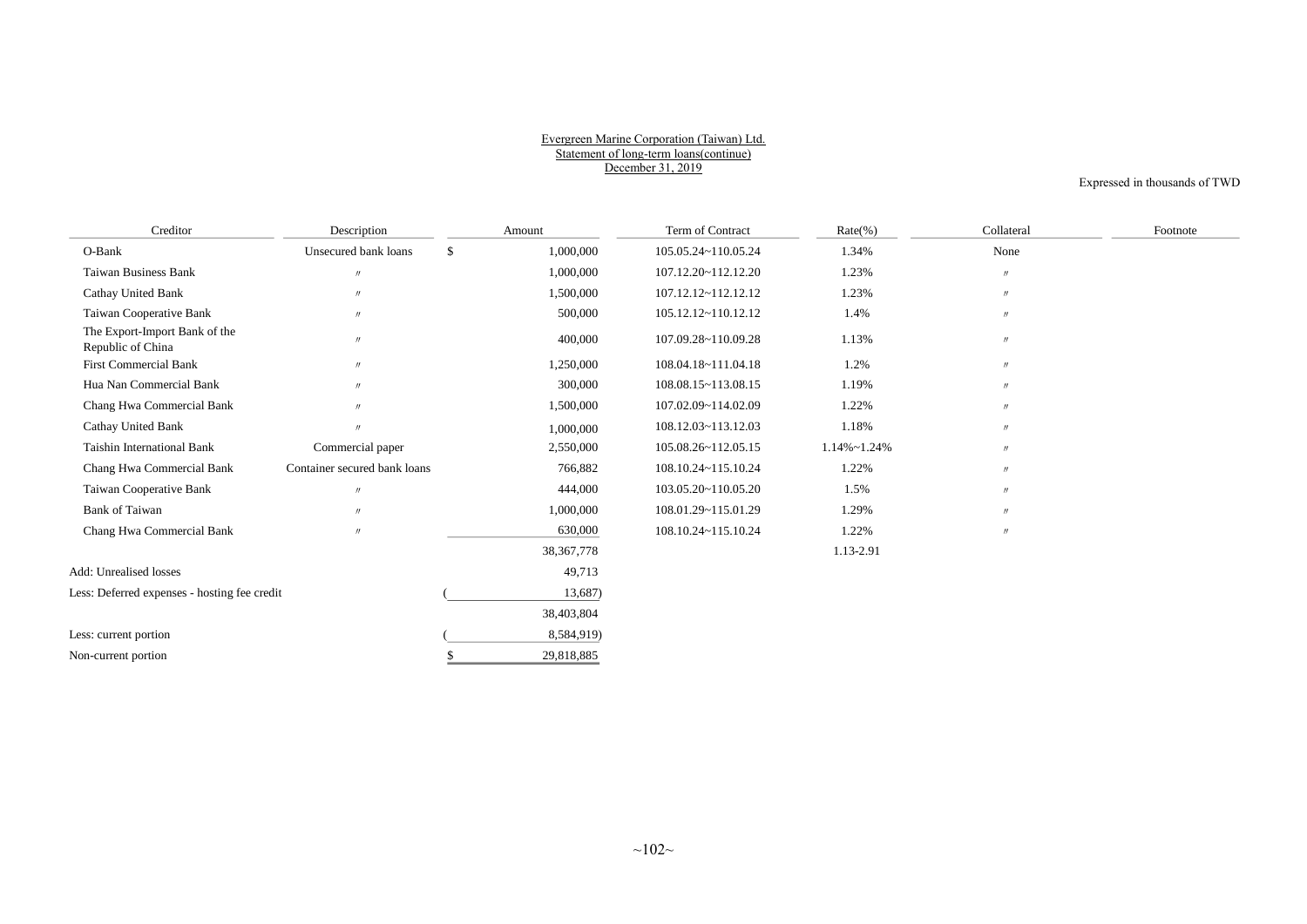Evergreen Marine Corporation (Taiwan) Ltd.
Statement of long-term loans(continue)
December 31, 2019

Expressed in thousands of TWD

| Creditor | Description | Amount | Term of Contract | Rate(%) | Collateral | Footnote |
|---|---|---|---|---|---|---|
| O-Bank | Unsecured bank loans | $ 1,000,000 | 105.05.24~110.05.24 | 1.34% | None | |
| Taiwan Business Bank | 〃 | 1,000,000 | 107.12.20~112.12.20 | 1.23% | 〃 | |
| Cathay United Bank | 〃 | 1,500,000 | 107.12.12~112.12.12 | 1.23% | 〃 | |
| Taiwan Cooperative Bank | 〃 | 500,000 | 105.12.12~110.12.12 | 1.4% | 〃 | |
| The Export-Import Bank of the Republic of China | 〃 | 400,000 | 107.09.28~110.09.28 | 1.13% | 〃 | |
| First Commercial Bank | 〃 | 1,250,000 | 108.04.18~111.04.18 | 1.2% | 〃 | |
| Hua Nan Commercial Bank | 〃 | 300,000 | 108.08.15~113.08.15 | 1.19% | 〃 | |
| Chang Hwa Commercial Bank | 〃 | 1,500,000 | 107.02.09~114.02.09 | 1.22% | 〃 | |
| Cathay United Bank | 〃 | 1,000,000 | 108.12.03~113.12.03 | 1.18% | 〃 | |
| Taishin International Bank | Commercial paper | 2,550,000 | 105.08.26~112.05.15 | 1.14%~1.24% | 〃 | |
| Chang Hwa Commercial Bank | Container secured bank loans | 766,882 | 108.10.24~115.10.24 | 1.22% | 〃 | |
| Taiwan Cooperative Bank | 〃 | 444,000 | 103.05.20~110.05.20 | 1.5% | 〃 | |
| Bank of Taiwan | 〃 | 1,000,000 | 108.01.29~115.01.29 | 1.29% | 〃 | |
| Chang Hwa Commercial Bank | 〃 | 630,000 | 108.10.24~115.10.24 | 1.22% | 〃 | |
| | | 38,367,778 | | 1.13-2.91 | | |
| Add: Unrealised losses | | 49,713 | | | | |
| Less: Deferred expenses - hosting fee credit | | ( 13,687) | | | | |
| | | 38,403,804 | | | | |
| Less: current portion | | ( 8,584,919) | | | | |
| Non-current portion | | $ 29,818,885 | | | | |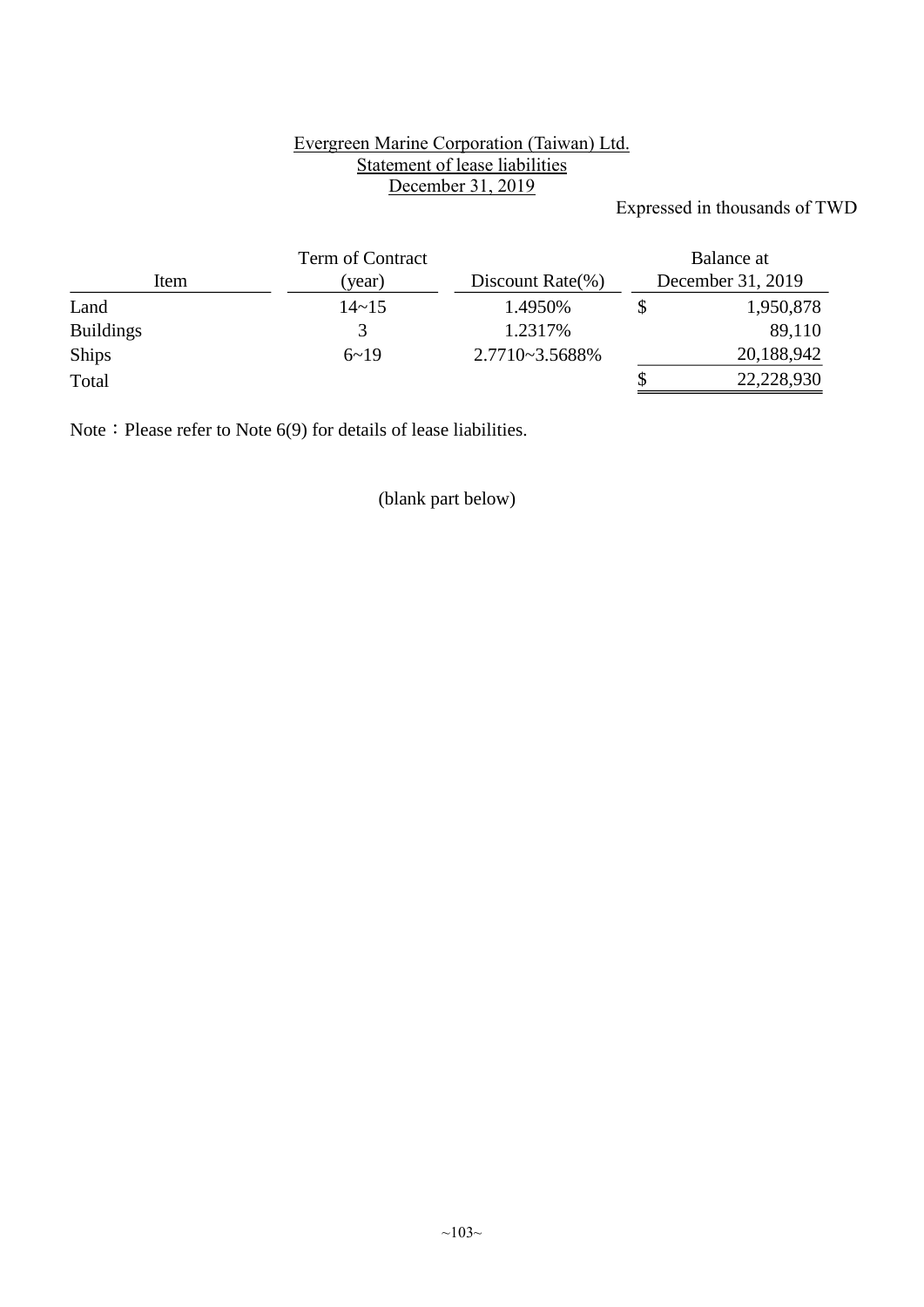Evergreen Marine Corporation (Taiwan) Ltd.
Statement of lease liabilities
December 31, 2019

Expressed in thousands of TWD

| Item | Term of Contract (year) | Discount Rate(%) | Balance at December 31, 2019 |
|---|---|---|---|
| Land | 14~15 | 1.4950% | $ 1,950,878 |
| Buildings | 3 | 1.2317% | 89,110 |
| Ships | 6~19 | 2.7710~3.5688% | 20,188,942 |
| Total | | | $ 22,228,930 |

Note：Please refer to Note 6(9) for details of lease liabilities.

(blank part below)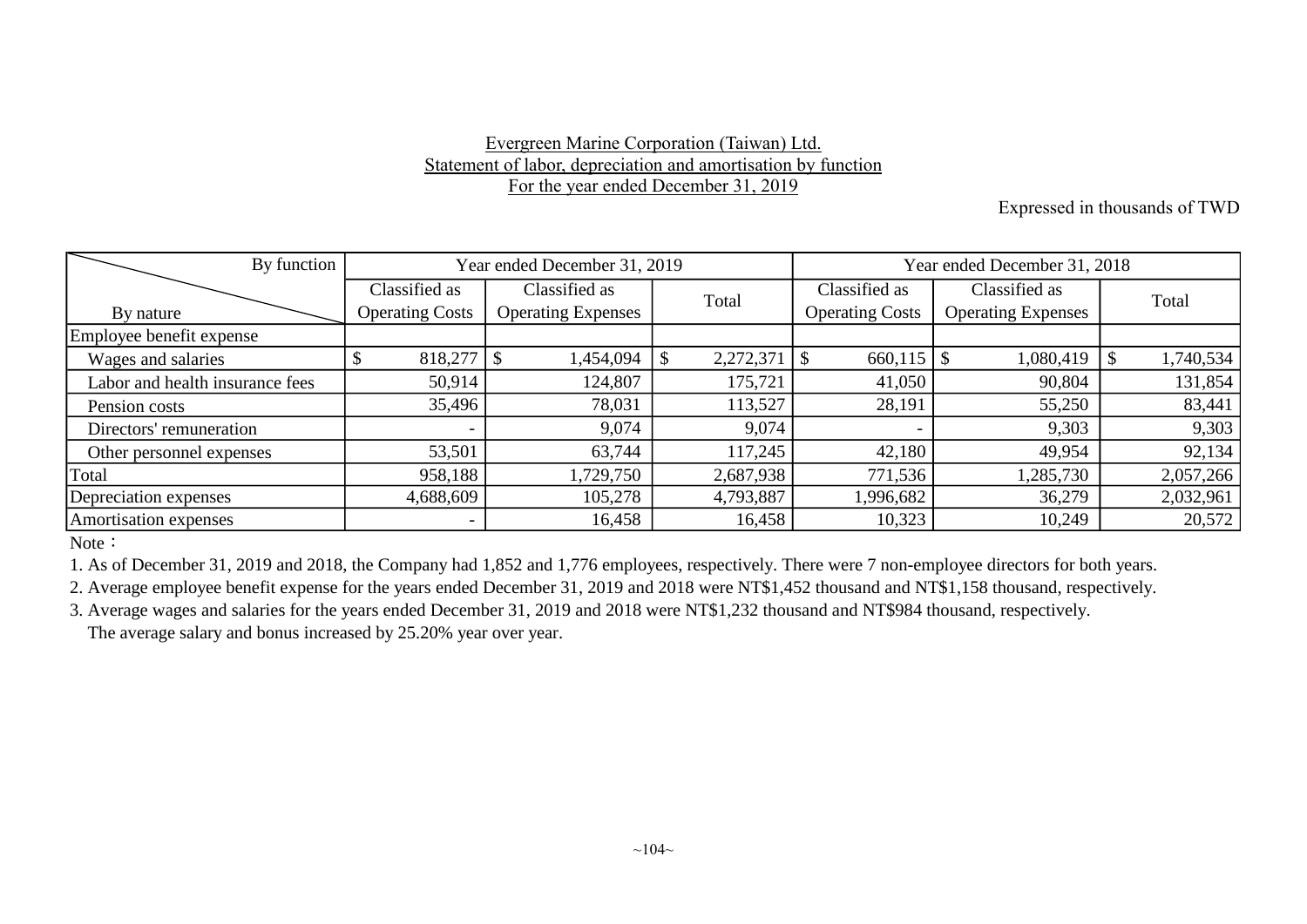Evergreen Marine Corporation (Taiwan) Ltd.
Statement of labor, depreciation and amortisation by function
For the year ended December 31, 2019

Expressed in thousands of TWD

| By function / By nature | Year ended December 31, 2019 | | | Year ended December 31, 2018 | | |
|---|---|---|---|---|---|---|
| | Classified as Operating Costs | Classified as Operating Expenses | Total | Classified as Operating Costs | Classified as Operating Expenses | Total |
| Employee benefit expense | | | | | | |
| Wages and salaries | $ 818,277 | $ 1,454,094 | $ 2,272,371 | $ 660,115 | $ 1,080,419 | $ 1,740,534 |
| Labor and health insurance fees | 50,914 | 124,807 | 175,721 | 41,050 | 90,804 | 131,854 |
| Pension costs | 35,496 | 78,031 | 113,527 | 28,191 | 55,250 | 83,441 |
| Directors' remuneration | - | 9,074 | 9,074 | - | 9,303 | 9,303 |
| Other personnel expenses | 53,501 | 63,744 | 117,245 | 42,180 | 49,954 | 92,134 |
| Total | 958,188 | 1,729,750 | 2,687,938 | 771,536 | 1,285,730 | 2,057,266 |
| Depreciation expenses | 4,688,609 | 105,278 | 4,793,887 | 1,996,682 | 36,279 | 2,032,961 |
| Amortisation expenses | - | 16,458 | 16,458 | 10,323 | 10,249 | 20,572 |

Note：

1. As of December 31, 2019 and 2018, the Company had 1,852 and 1,776 employees, respectively. There were 7 non-employee directors for both years.
2. Average employee benefit expense for the years ended December 31, 2019 and 2018 were NT$1,452 thousand and NT$1,158 thousand, respectively.
3. Average wages and salaries for the years ended December 31, 2019 and 2018 were NT$1,232 thousand and NT$984 thousand, respectively.
   The average salary and bonus increased by 25.20% year over year.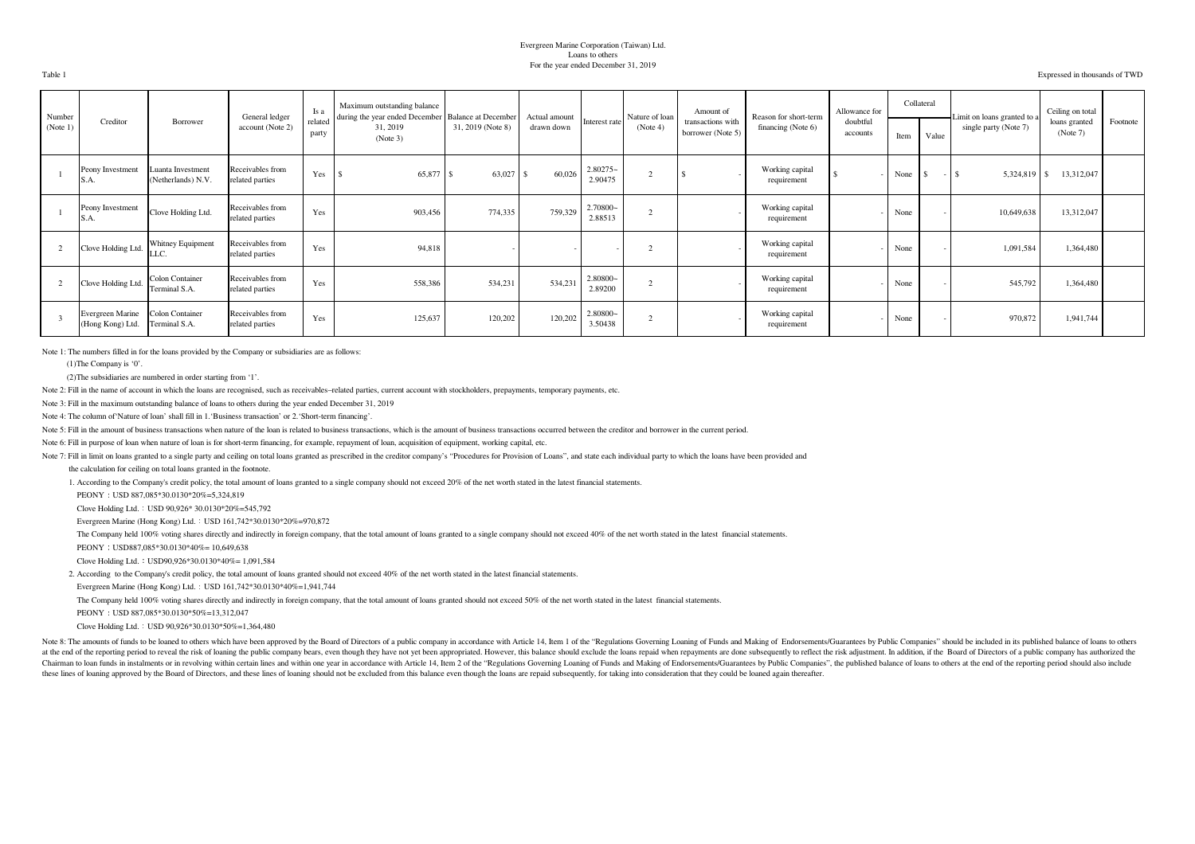Evergreen Marine Corporation (Taiwan) Ltd.
Loans to others
For the year ended December 31, 2019

Table 1

Expressed in thousands of TWD

| Number (Note 1) | Creditor | Borrower | General ledger account (Note 2) | Is a related party | Maximum outstanding balance during the year ended December 31, 2019 (Note 3) | Balance at December 31, 2019 (Note 8) | Actual amount drawn down | Interest rate | Nature of loan (Note 4) | Amount of transactions with borrower (Note 5) | Reason for short-term financing (Note 6) | Allowance for doubtful accounts | Collateral | | Limit on loans granted to a single party (Note 7) | Ceiling on total loans granted (Note 7) | Footnote |
|---|---|---|---|---|---|---|---|---|---|---|---|---|---|---|---|---|---|
| | | | | | | | | | | | | | Item | Value | | | |
| 1 | Peony Investment S.A. | Luanta Investment (Netherlands) N.V. | Receivables from related parties | Yes | $ 65,877 | $ 63,027 | $ 60,026 | 2.80275~2.90475 | 2 | $ - | Working capital requirement | $ - | None | $ - | $ 5,324,819 | $ 13,312,047 | |
| 1 | Peony Investment S.A. | Clove Holding Ltd. | Receivables from related parties | Yes | 903,456 | 774,335 | 759,329 | 2.70800~2.88513 | 2 | - | Working capital requirement | - | None | - | 10,649,638 | 13,312,047 | |
| 2 | Clove Holding Ltd. | Whitney Equipment LLC. | Receivables from related parties | Yes | 94,818 | - | - | - | 2 | - | Working capital requirement | - | None | - | 1,091,584 | 1,364,480 | |
| 2 | Clove Holding Ltd. | Colon Container Terminal S.A. | Receivables from related parties | Yes | 558,386 | 534,231 | 534,231 | 2.80800~2.89200 | 2 | - | Working capital requirement | - | None | - | 545,792 | 1,364,480 | |
| 3 | Evergreen Marine (Hong Kong) Ltd. | Colon Container Terminal S.A. | Receivables from related parties | Yes | 125,637 | 120,202 | 120,202 | 2.80800~3.50438 | 2 | - | Working capital requirement | - | None | - | 970,872 | 1,941,744 | |

Note 1: The numbers filled in for the loans provided by the Company or subsidiaries are as follows:

(1)The Company is '0'.

(2)The subsidiaries are numbered in order starting from '1'.

Note 2: Fill in the name of account in which the loans are recognised, such as receivables–related parties, current account with stockholders, prepayments, temporary payments, etc.

Note 3: Fill in the maximum outstanding balance of loans to others during the year ended December 31, 2019

Note 4: The column of'Nature of loan' shall fill in 1.'Business transaction' or 2.'Short-term financing'.

Note 5: Fill in the amount of business transactions when nature of the loan is related to business transactions, which is the amount of business transactions occurred between the creditor and borrower in the current period.

Note 6: Fill in purpose of loan when nature of loan is for short-term financing, for example, repayment of loan, acquisition of equipment, working capital, etc.

Note 7: Fill in limit on loans granted to a single party and ceiling on total loans granted as prescribed in the creditor company's "Procedures for Provision of Loans", and state each individual party to which the loans have been provided and the calculation for ceiling on total loans granted in the footnote.

1. According to the Company's credit policy, the total amount of loans granted to a single company should not exceed 20% of the net worth stated in the latest financial statements.

PEONY：USD 887,085*30.0130*20%=5,324,819

Clove Holding Ltd.：USD 90,926* 30.0130*20%=545,792

Evergreen Marine (Hong Kong) Ltd.：USD 161,742*30.0130*20%=970,872

The Company held 100% voting shares directly and indirectly in foreign company, that the total amount of loans granted to a single company should not exceed 40% of the net worth stated in the latest financial statements.

PEONY：USD887,085*30.0130*40%= 10,649,638

Clove Holding Ltd.：USD90,926*30.0130*40%= 1,091,584

2. According to the Company's credit policy, the total amount of loans granted should not exceed 40% of the net worth stated in the latest financial statements.

Evergreen Marine (Hong Kong) Ltd.：USD 161,742*30.0130*40%=1,941,744

The Company held 100% voting shares directly and indirectly in foreign company, that the total amount of loans granted should not exceed 50% of the net worth stated in the latest financial statements.

PEONY：USD 887,085*30.0130*50%=13,312,047

Clove Holding Ltd.：USD 90,926*30.0130*50%=1,364,480

Note 8: The amounts of funds to be loaned to others which have been approved by the Board of Directors of a public company in accordance with Article 14, Item 1 of the "Regulations Governing Loaning of Funds and Making of Endorsements/Guarantees by Public Companies" should be included in its published balance of loans to others at the end of the reporting period to reveal the risk of loaning the public company bears, even though they have not yet been appropriated. However, this balance should exclude the loans repaid when repayments are done subsequently to reflect the risk adjustment. In addition, if the Board of Directors of a public company has authorized the Chairman to loan funds in instalments or in revolving within certain lines and within one year in accordance with Article 14, Item 2 of the "Regulations Governing Loaning of Funds and Making of Endorsements/Guarantees by Public Companies", the published balance of loans to others at the end of the reporting period should also include these lines of loaning approved by the Board of Directors, and these lines of loaning should not be excluded from this balance even though the loans are repaid subsequently, for taking into consideration that they could be loaned again thereafter.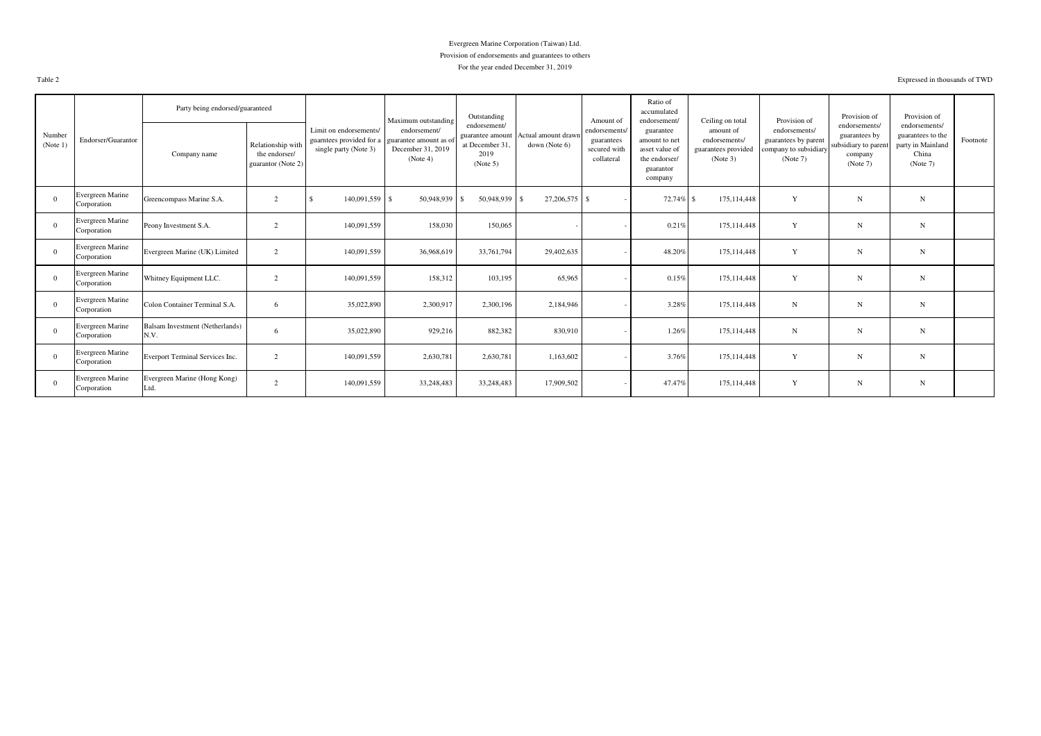Evergreen Marine Corporation (Taiwan) Ltd.

Provision of endorsements and guarantees to others

For the year ended December 31, 2019

Table 2

Expressed in thousands of TWD

| Number (Note 1) | Endorser/Guarantor | Party being endorsed/guaranteed | | Limit on endorsements/ guarntees provided for a single party (Note 3) | Maximum outstanding endorsement/ guarantee amount as of December 31, 2019 (Note 4) | Outstanding endorsement/ guarantee amount at December 31, 2019 (Note 5) | Actual amount drawn down (Note 6) | Amount of endorsements/ guarantees secured with collateral | Ratio of accumulated endorsement/ guarantee amount to net asset value of the endorser/ guarantor company | Ceiling on total amount of endorsements/ guarantees provided (Note 3) | Provision of endorsements/ guarantees by parent company to subsidiary (Note 7) | Provision of endorsements/ guarantees by subsidiary to parent company (Note 7) | Provision of endorsements/ guarantees to the party in Mainland China (Note 7) | Footnote |
|---|---|---|---|---|---|---|---|---|---|---|---|---|---|---|
| | | Company name | Relationship with the endorser/ guarantor (Note 2) | | | | | | | | | | | |
| 0 | Evergreen Marine Corporation | Greencompass Marine S.A. | 2 | $ 140,091,559 | $ 50,948,939 | $ 50,948,939 | $ 27,206,575 | $ - | 72.74% | $ 175,114,448 | Y | N | N | |
| 0 | Evergreen Marine Corporation | Peony Investment S.A. | 2 | 140,091,559 | 158,030 | 150,065 | - | - | 0.21% | 175,114,448 | Y | N | N | |
| 0 | Evergreen Marine Corporation | Evergreen Marine (UK) Limited | 2 | 140,091,559 | 36,968,619 | 33,761,794 | 29,402,635 | - | 48.20% | 175,114,448 | Y | N | N | |
| 0 | Evergreen Marine Corporation | Whitney Equipment LLC. | 2 | 140,091,559 | 158,312 | 103,195 | 65,965 | - | 0.15% | 175,114,448 | Y | N | N | |
| 0 | Evergreen Marine Corporation | Colon Container Terminal S.A. | 6 | 35,022,890 | 2,300,917 | 2,300,196 | 2,184,946 | - | 3.28% | 175,114,448 | N | N | N | |
| 0 | Evergreen Marine Corporation | Balsam Investment (Netherlands) N.V. | 6 | 35,022,890 | 929,216 | 882,382 | 830,910 | - | 1.26% | 175,114,448 | N | N | N | |
| 0 | Evergreen Marine Corporation | Everport Terminal Services Inc. | 2 | 140,091,559 | 2,630,781 | 2,630,781 | 1,163,602 | - | 3.76% | 175,114,448 | Y | N | N | |
| 0 | Evergreen Marine Corporation | Evergreen Marine (Hong Kong) Ltd. | 2 | 140,091,559 | 33,248,483 | 33,248,483 | 17,909,502 | - | 47.47% | 175,114,448 | Y | N | N | |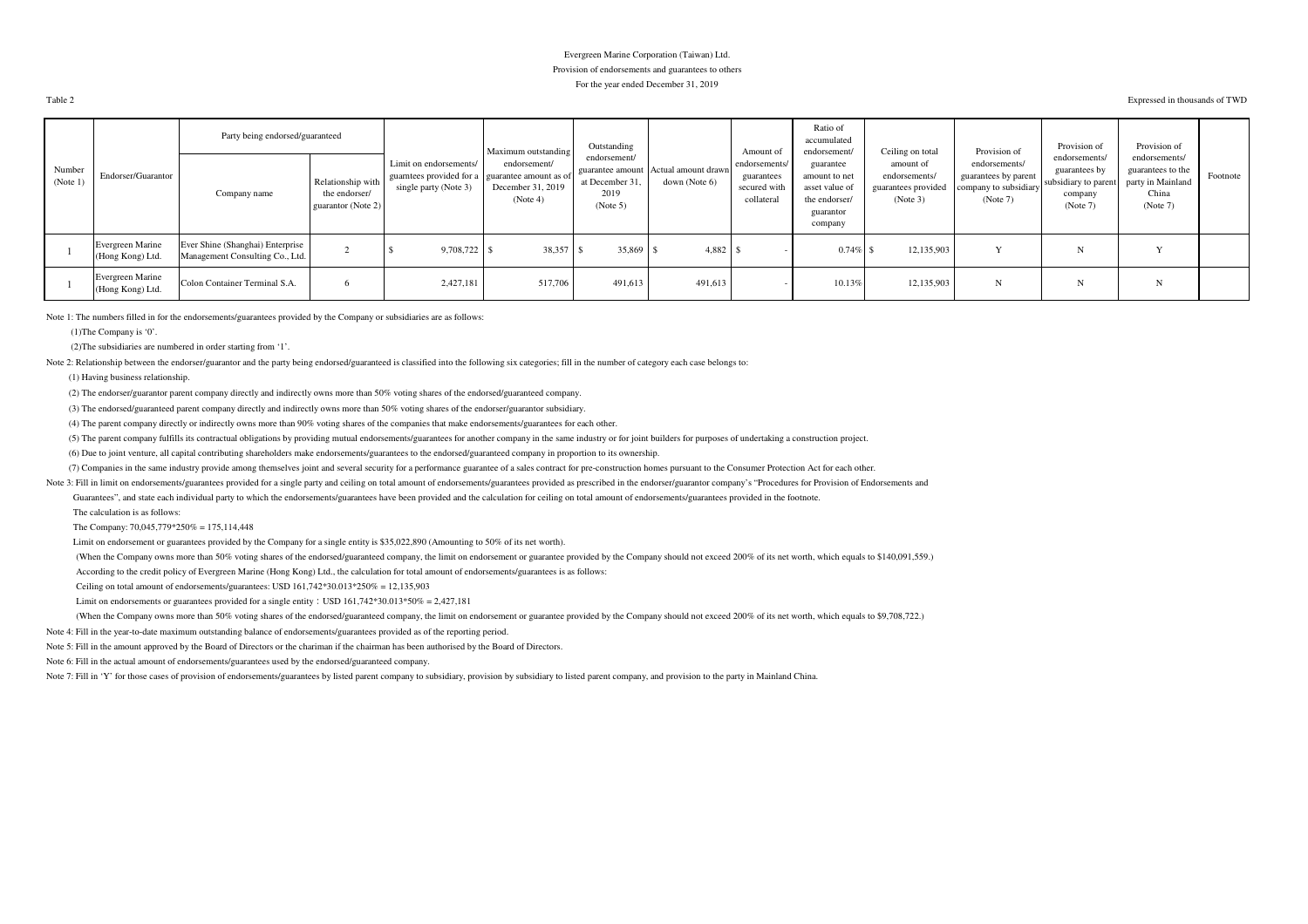Evergreen Marine Corporation (Taiwan) Ltd.

Provision of endorsements and guarantees to others

For the year ended December 31, 2019

Table 2

Expressed in thousands of TWD

| Number (Note 1) | Endorser/Guarantor | Party being endorsed/guaranteed | | Limit on endorsements/ guarntees provided for a single party (Note 3) | Maximum outstanding endorsement/ guarantee amount as of December 31, 2019 (Note 4) | Outstanding endorsement/ guarantee amount at December 31, 2019 (Note 5) | Actual amount drawn down (Note 6) | Amount of endorsements/ guarantees secured with collateral | Ratio of accumulated endorsement/ guarantee amount to net asset value of the endorser/ guarantor company | Ceiling on total amount of endorsements/ guarantees provided (Note 3) | Provision of endorsements/ guarantees by parent company to subsidiary (Note 7) | Provision of endorsements/ guarantees by subsidiary to parent company (Note 7) | Provision of endorsements/ guarantees to the party in Mainland China (Note 7) | Footnote |
|---|---|---|---|---|---|---|---|---|---|---|---|---|---|---|
| | | Company name | Relationship with the endorser/ guarantor (Note 2) | | | | | | | | | | | |
| 1 | Evergreen Marine (Hong Kong) Ltd. | Ever Shine (Shanghai) Enterprise Management Consulting Co., Ltd. | 2 | $ 9,708,722 | $ 38,357 | $ 35,869 | $ 4,882 | $ - | 0.74% | $ 12,135,903 | Y | N | Y | |
| 1 | Evergreen Marine (Hong Kong) Ltd. | Colon Container Terminal S.A. | 6 | 2,427,181 | 517,706 | 491,613 | 491,613 | - | 10.13% | 12,135,903 | N | N | N | |

Note 1: The numbers filled in for the endorsements/guarantees provided by the Company or subsidiaries are as follows:

(1)The Company is '0'.

(2)The subsidiaries are numbered in order starting from '1'.

Note 2: Relationship between the endorser/guarantor and the party being endorsed/guaranteed is classified into the following six categories; fill in the number of category each case belongs to:

(1) Having business relationship.

(2) The endorser/guarantor parent company directly and indirectly owns more than 50% voting shares of the endorsed/guaranteed company.

(3) The endorsed/guaranteed parent company directly and indirectly owns more than 50% voting shares of the endorser/guarantor subsidiary.

(4) The parent company directly or indirectly owns more than 90% voting shares of the companies that make endorsements/guarantees for each other.

(5) The parent company fulfills its contractual obligations by providing mutual endorsements/guarantees for another company in the same industry or for joint builders for purposes of undertaking a construction project.

(6) Due to joint venture, all capital contributing shareholders make endorsements/guarantees to the endorsed/guaranteed company in proportion to its ownership.

(7) Companies in the same industry provide among themselves joint and several security for a performance guarantee of a sales contract for pre-construction homes pursuant to the Consumer Protection Act for each other.

Note 3: Fill in limit on endorsements/guarantees provided for a single party and ceiling on total amount of endorsements/guarantees provided as prescribed in the endorser/guarantor company's "Procedures for Provision of Endorsements and Guarantees", and state each individual party to which the endorsements/guarantees have been provided and the calculation for ceiling on total amount of endorsements/guarantees provided in the footnote.

The calculation is as follows:

The Company: 70,045,779*250% = 175,114,448

Limit on endorsement or guarantees provided by the Company for a single entity is $35,022,890 (Amounting to 50% of its net worth).

(When the Company owns more than 50% voting shares of the endorsed/guaranteed company, the limit on endorsement or guarantee provided by the Company should not exceed 200% of its net worth, which equals to $140,091,559.)

According to the credit policy of Evergreen Marine (Hong Kong) Ltd., the calculation for total amount of endorsements/guarantees is as follows:

Ceiling on total amount of endorsements/guarantees: USD 161,742*30.013*250% = 12,135,903

Limit on endorsements or guarantees provided for a single entity：USD 161,742*30.013*50% = 2,427,181

(When the Company owns more than 50% voting shares of the endorsed/guaranteed company, the limit on endorsement or guarantee provided by the Company should not exceed 200% of its net worth, which equals to $9,708,722.)

Note 4: Fill in the year-to-date maximum outstanding balance of endorsements/guarantees provided as of the reporting period.

Note 5: Fill in the amount approved by the Board of Directors or the chariman if the chairman has been authorised by the Board of Directors.

Note 6: Fill in the actual amount of endorsements/guarantees used by the endorsed/guaranteed company.

Note 7: Fill in 'Y' for those cases of provision of endorsements/guarantees by listed parent company to subsidiary, provision by subsidiary to listed parent company, and provision to the party in Mainland China.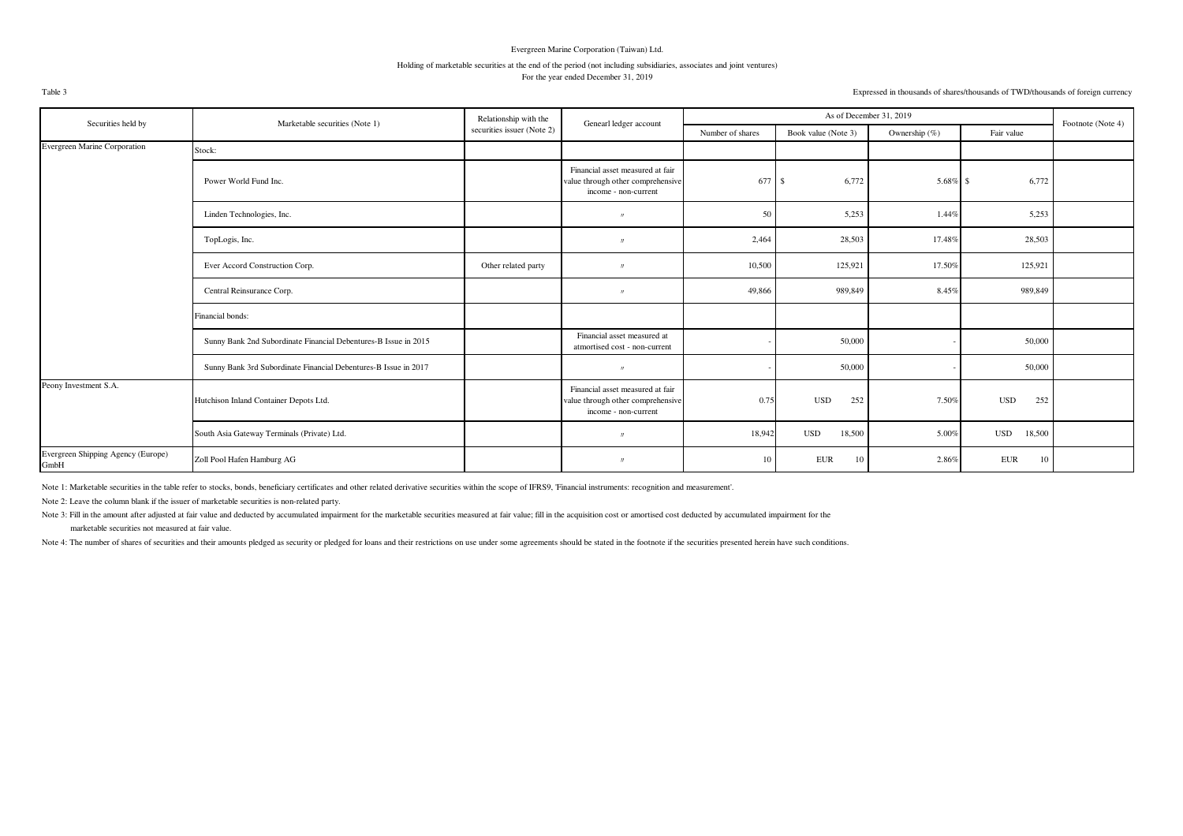Evergreen Marine Corporation (Taiwan) Ltd.

Holding of marketable securities at the end of the period (not including subsidiaries, associates and joint ventures)

For the year ended December 31, 2019

Table 3

Expressed in thousands of shares/thousands of TWD/thousands of foreign currency

| Securities held by | Marketable securities (Note 1) | Relationship with the securities issuer (Note 2) | Genearl ledger account | As of December 31, 2019 | | | | Footnote (Note 4) |
|---|---|---|---|---|---|---|---|---|
| | | | | Number of shares | Book value (Note 3) | Ownership (%) | Fair value | |
| Evergreen Marine Corporation | Stock: | | | | | | | |
| | Power World Fund Inc. | | Financial asset measured at fair value through other comprehensive income - non-current | 677 | $ 6,772 | 5.68% | $ 6,772 | |
| | Linden Technologies, Inc. | | 〃 | 50 | 5,253 | 1.44% | 5,253 | |
| | TopLogis, Inc. | | 〃 | 2,464 | 28,503 | 17.48% | 28,503 | |
| | Ever Accord Construction Corp. | Other related party | 〃 | 10,500 | 125,921 | 17.50% | 125,921 | |
| | Central Reinsurance Corp. | | 〃 | 49,866 | 989,849 | 8.45% | 989,849 | |
| | Financial bonds: | | | | | | | |
| | Sunny Bank 2nd Subordinate Financial Debentures-B Issue in 2015 | | Financial asset measured at atmortised cost - non-current | - | 50,000 | - | 50,000 | |
| | Sunny Bank 3rd Subordinate Financial Debentures-B Issue in 2017 | | 〃 | - | 50,000 | - | 50,000 | |
| Peony Investment S.A. | Hutchison Inland Container Depots Ltd. | | Financial asset measured at fair value through other comprehensive income - non-current | 0.75 | USD 252 | 7.50% | USD 252 | |
| | South Asia Gateway Terminals (Private) Ltd. | | 〃 | 18,942 | USD 18,500 | 5.00% | USD 18,500 | |
| Evergreen Shipping Agency (Europe) GmbH | Zoll Pool Hafen Hamburg AG | | 〃 | 10 | EUR 10 | 2.86% | EUR 10 | |

Note 1: Marketable securities in the table refer to stocks, bonds, beneficiary certificates and other related derivative securities within the scope of IFRS9, 'Financial instruments: recognition and measurement'.

Note 2: Leave the column blank if the issuer of marketable securities is non-related party.

Note 3: Fill in the amount after adjusted at fair value and deducted by accumulated impairment for the marketable securities measured at fair value; fill in the acquisition cost or amortised cost deducted by accumulated impairment for the marketable securities not measured at fair value.

Note 4: The number of shares of securities and their amounts pledged as security or pledged for loans and their restrictions on use under some agreements should be stated in the footnote if the securities presented herein have such conditions.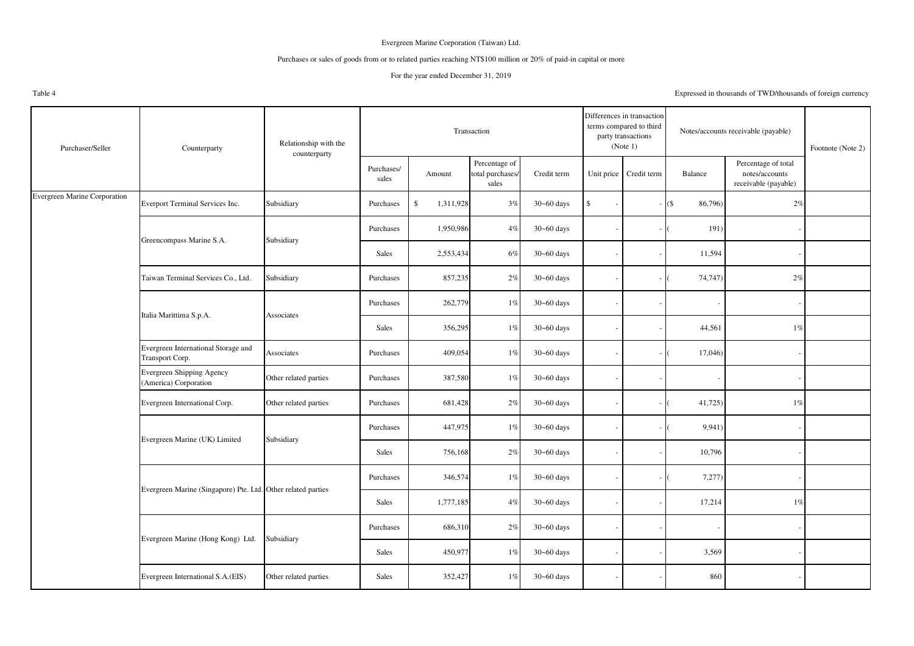Evergreen Marine Corporation (Taiwan) Ltd.

Purchases or sales of goods from or to related parties reaching NT$100 million or 20% of paid-in capital or more

For the year ended December 31, 2019

Table 4

Expressed in thousands of TWD/thousands of foreign currency

| Purchaser/Seller | Counterparty | Relationship with the counterparty | Transaction | | | | Differences in transaction terms compared to third party transactions (Note 1) | | Notes/accounts receivable (payable) | | Footnote (Note 2) |
|---|---|---|---|---|---|---|---|---|---|---|---|
| | | | Purchases/ sales | Amount | Percentage of total purchases/ sales | Credit term | Unit price | Credit term | Balance | Percentage of total notes/accounts receivable (payable) | |
| Evergreen Marine Corporation | Everport Terminal Services Inc. | Subsidiary | Purchases | $ 1,311,928 | 3% | 30~60 days | $ - | - | ($ 86,796) | 2% | |
| | Greencompass Marine S.A. | Subsidiary | Purchases | 1,950,986 | 4% | 30~60 days | - | - | ( 191) | - | |
| | | | Sales | 2,553,434 | 6% | 30~60 days | - | - | 11,594 | - | |
| | Taiwan Terminal Services Co., Ltd. | Subsidiary | Purchases | 857,235 | 2% | 30~60 days | - | - | ( 74,747) | 2% | |
| | Italia Marittima S.p.A. | Associates | Purchases | 262,779 | 1% | 30~60 days | - | - | - | - | |
| | | | Sales | 356,295 | 1% | 30~60 days | - | - | 44,561 | 1% | |
| | Evergreen International Storage and Transport Corp. | Associates | Purchases | 409,054 | 1% | 30~60 days | - | - | ( 17,046) | - | |
| | Evergreen Shipping Agency (America) Corporation | Other related parties | Purchases | 387,580 | 1% | 30~60 days | - | - | - | - | |
| | Evergreen International Corp. | Other related parties | Purchases | 681,428 | 2% | 30~60 days | - | - | ( 41,725) | 1% | |
| | Evergreen Marine (UK) Limited | Subsidiary | Purchases | 447,975 | 1% | 30~60 days | - | - | ( 9,941) | - | |
| | | | Sales | 756,168 | 2% | 30~60 days | - | - | 10,796 | - | |
| | Evergreen Marine (Singapore) Pte. Ltd. | Other related parties | Purchases | 346,574 | 1% | 30~60 days | - | - | ( 7,277) | - | |
| | | | Sales | 1,777,185 | 4% | 30~60 days | - | - | 17,214 | 1% | |
| | Evergreen Marine (Hong Kong) Ltd. | Subsidiary | Purchases | 686,310 | 2% | 30~60 days | - | - | - | - | |
| | | | Sales | 450,977 | 1% | 30~60 days | - | - | 3,569 | - | |
| | Evergreen International S.A.(EIS) | Other related parties | Sales | 352,427 | 1% | 30~60 days | - | - | 860 | - | |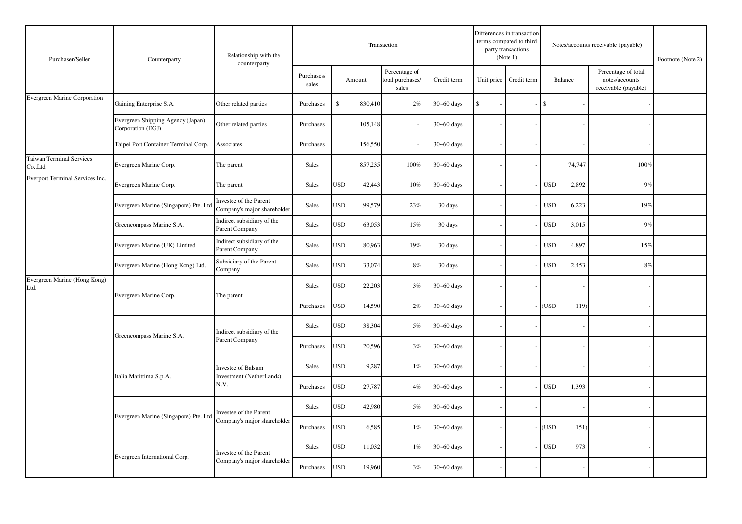| Purchaser/Seller | Counterparty | Relationship with the counterparty | Transaction | | | | Differences in transaction terms compared to third party transactions (Note 1) | | Notes/accounts receivable (payable) | | Footnote (Note 2) |
|---|---|---|---|---|---|---|---|---|---|---|---|
| | | | Purchases/ sales | Amount | Percentage of total purchases/ sales | Credit term | Unit price | Credit term | Balance | Percentage of total notes/accounts receivable (payable) | |
| Evergreen Marine Corporation | Gaining Enterprise S.A. | Other related parties | Purchases | $ 830,410 | 2% | 30~60 days | $ - | - | $ - | - | |
| | Evergreen Shipping Agency (Japan) Corporation (EGJ) | Other related parties | Purchases | 105,148 | - | 30~60 days | - | - | - | - | |
| | Taipei Port Container Terminal Corp. | Associates | Purchases | 156,550 | - | 30~60 days | - | - | - | - | |
| Taiwan Terminal Services Co.,Ltd. | Evergreen Marine Corp. | The parent | Sales | 857,235 | 100% | 30~60 days | - | - | 74,747 | 100% | |
| Everport Terminal Services Inc. | Evergreen Marine Corp. | The parent | Sales | USD 42,443 | 10% | 30~60 days | - | - | USD 2,892 | 9% | |
| | Evergreen Marine (Singapore) Pte. Ltd. | Investee of the Parent Company's major shareholder | Sales | USD 99,579 | 23% | 30 days | - | - | USD 6,223 | 19% | |
| | Greencompass Marine S.A. | Indirect subsidiary of the Parent Company | Sales | USD 63,053 | 15% | 30 days | - | - | USD 3,015 | 9% | |
| | Evergreen Marine (UK) Limited | Indirect subsidiary of the Parent Company | Sales | USD 80,963 | 19% | 30 days | - | - | USD 4,897 | 15% | |
| | Evergreen Marine (Hong Kong) Ltd. | Subsidiary of the Parent Company | Sales | USD 33,074 | 8% | 30 days | - | - | USD 2,453 | 8% | |
| Evergreen Marine (Hong Kong) Ltd. | Evergreen Marine Corp. | The parent | Sales | USD 22,203 | 3% | 30~60 days | - | - | - | - | |
| | | | Purchases | USD 14,590 | 2% | 30~60 days | - | - | (USD 119) | - | |
| | Greencompass Marine S.A. | Indirect subsidiary of the Parent Company | Sales | USD 38,304 | 5% | 30~60 days | - | - | - | - | |
| | | | Purchases | USD 20,596 | 3% | 30~60 days | - | - | - | - | |
| | Italia Marittima S.p.A. | Investee of Balsam Investment (NetherLands) N.V. | Sales | USD 9,287 | 1% | 30~60 days | - | - | - | - | |
| | | | Purchases | USD 27,787 | 4% | 30~60 days | - | - | USD 1,393 | - | |
| | Evergreen Marine (Singapore) Pte. Ltd. | Investee of the Parent Company's major shareholder | Sales | USD 42,980 | 5% | 30~60 days | - | - | - | - | |
| | | | Purchases | USD 6,585 | 1% | 30~60 days | - | - | (USD 151) | - | |
| | Evergreen International Corp. | Investee of the Parent Company's major shareholder | Sales | USD 11,032 | 1% | 30~60 days | - | - | USD 973 | - | |
| | | | Purchases | USD 19,960 | 3% | 30~60 days | - | - | - | - | |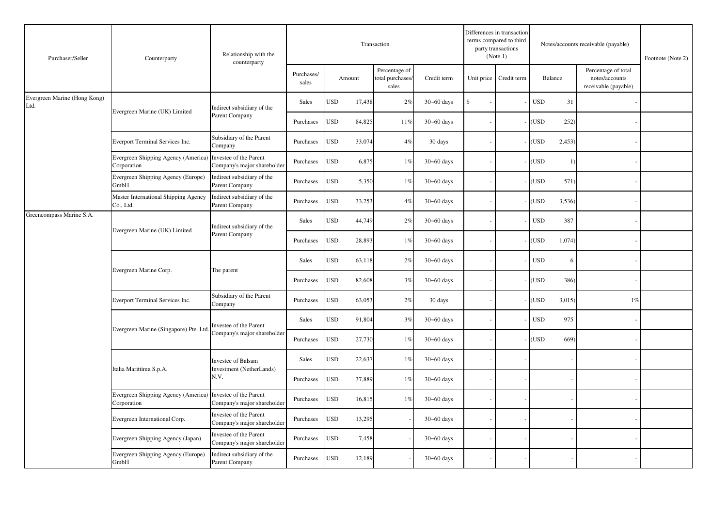| Purchaser/Seller | Counterparty | Relationship with the counterparty | Transaction | | | | Differences in transaction terms compared to third party transactions (Note 1) | | Notes/accounts receivable (payable) | | Footnote (Note 2) |
|---|---|---|---|---|---|---|---|---|---|---|---|
| | | | Purchases/ sales | Amount | Percentage of total purchases/ sales | Credit term | Unit price | Credit term | Balance | Percentage of total notes/accounts receivable (payable) | |
| Evergreen Marine (Hong Kong) Ltd. | Evergreen Marine (UK) Limited | Indirect subsidiary of the Parent Company | Sales | USD 17,438 | 2% | 30~60 days | $ - | - | USD 31 | - | |
| | | | Purchases | USD 84,825 | 11% | 30~60 days | - | - | (USD 252) | - | |
| | Everport Terminal Services Inc. | Subsidiary of the Parent Company | Purchases | USD 33,074 | 4% | 30 days | - | - | (USD 2,453) | - | |
| | Evergreen Shipping Agency (America) Corporation | Investee of the Parent Company's major shareholder | Purchases | USD 6,875 | 1% | 30~60 days | - | - | (USD 1) | - | |
| | Evergreen Shipping Agency (Europe) GmbH | Indirect subsidiary of the Parent Company | Purchases | USD 5,350 | 1% | 30~60 days | - | - | (USD 571) | - | |
| | Master International Shipping Agency Co., Ltd. | Indirect subsidiary of the Parent Company | Purchases | USD 33,253 | 4% | 30~60 days | - | - | (USD 3,536) | - | |
| Greencompass Marine S.A. | Evergreen Marine (UK) Limited | Indirect subsidiary of the Parent Company | Sales | USD 44,749 | 2% | 30~60 days | - | - | USD 387 | - | |
| | | | Purchases | USD 28,893 | 1% | 30~60 days | - | - | (USD 1,074) | - | |
| | Evergreen Marine Corp. | The parent | Sales | USD 63,118 | 2% | 30~60 days | - | - | USD 6 | - | |
| | | | Purchases | USD 82,608 | 3% | 30~60 days | - | - | (USD 386) | - | |
| | Everport Terminal Services Inc. | Subsidiary of the Parent Company | Purchases | USD 63,053 | 2% | 30 days | - | - | (USD 3,015) | 1% | |
| | Evergreen Marine (Singapore) Pte. Ltd. | Investee of the Parent Company's major shareholder | Sales | USD 91,804 | 3% | 30~60 days | - | - | USD 975 | - | |
| | | | Purchases | USD 27,730 | 1% | 30~60 days | - | - | (USD 669) | - | |
| | Italia Marittima S.p.A. | Investee of Balsam Investment (NetherLands) N.V. | Sales | USD 22,637 | 1% | 30~60 days | - | - | - | - | |
| | | | Purchases | USD 37,889 | 1% | 30~60 days | - | - | - | - | |
| | Evergreen Shipping Agency (America) Corporation | Investee of the Parent Company's major shareholder | Purchases | USD 16,815 | 1% | 30~60 days | - | - | - | - | |
| | Evergreen International Corp. | Investee of the Parent Company's major shareholder | Purchases | USD 13,295 | - | 30~60 days | - | - | - | - | |
| | Evergreen Shipping Agency (Japan) | Investee of the Parent Company's major shareholder | Purchases | USD 7,458 | - | 30~60 days | - | - | - | - | |
| | Evergreen Shipping Agency (Europe) GmbH | Indirect subsidiary of the Parent Company | Purchases | USD 12,189 | - | 30~60 days | - | - | - | - | |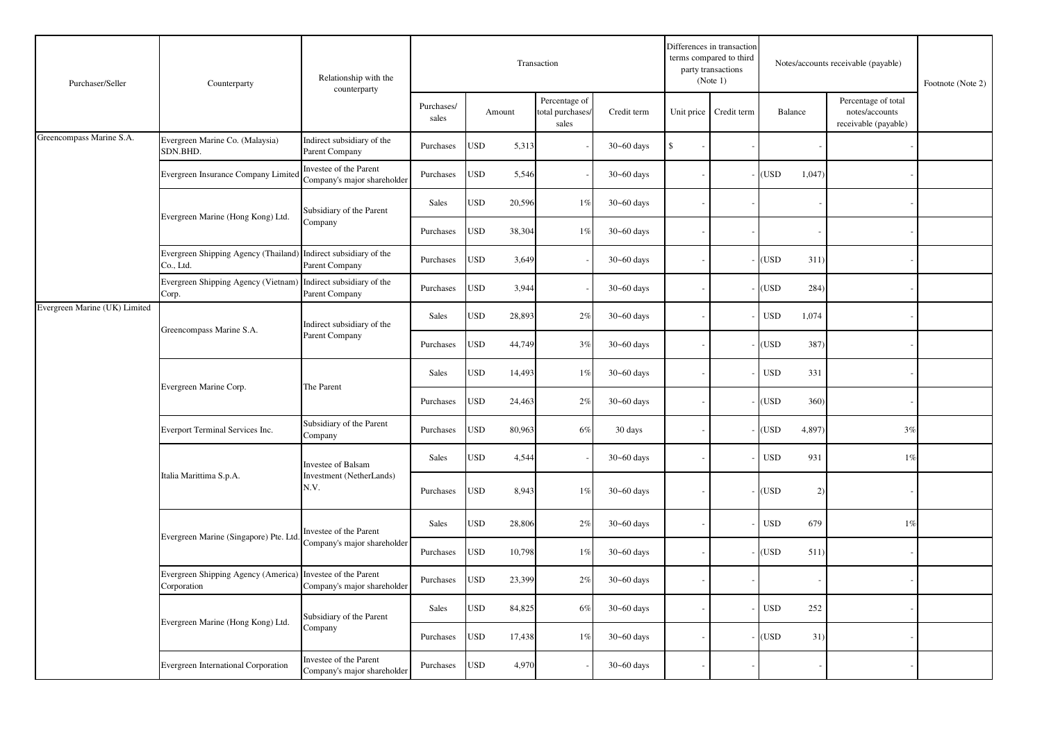| Purchaser/Seller | Counterparty | Relationship with the counterparty | Transaction | | | | Differences in transaction terms compared to third party transactions (Note 1) | | Notes/accounts receivable (payable) | | Footnote (Note 2) |
|---|---|---|---|---|---|---|---|---|---|---|---|
| | | | Purchases/ sales | Amount | Percentage of total purchases/ sales | Credit term | Unit price | Credit term | Balance | Percentage of total notes/accounts receivable (payable) | |
| Greencompass Marine S.A. | Evergreen Marine Co. (Malaysia) SDN.BHD. | Indirect subsidiary of the Parent Company | Purchases | USD 5,313 | - | 30~60 days | $ - | - | - | - | |
| | Evergreen Insurance Company Limited | Investee of the Parent Company's major shareholder | Purchases | USD 5,546 | - | 30~60 days | - | - | (USD 1,047) | - | |
| | Evergreen Marine (Hong Kong) Ltd. | Subsidiary of the Parent Company | Sales | USD 20,596 | 1% | 30~60 days | - | - | - | - | |
| | | | Purchases | USD 38,304 | 1% | 30~60 days | - | - | - | - | |
| | Evergreen Shipping Agency (Thailand) Co., Ltd. | Indirect subsidiary of the Parent Company | Purchases | USD 3,649 | - | 30~60 days | - | - | (USD 311) | - | |
| | Evergreen Shipping Agency (Vietnam) Corp. | Indirect subsidiary of the Parent Company | Purchases | USD 3,944 | - | 30~60 days | - | - | (USD 284) | - | |
| Evergreen Marine (UK) Limited | Greencompass Marine S.A. | Indirect subsidiary of the Parent Company | Sales | USD 28,893 | 2% | 30~60 days | - | - | USD 1,074 | - | |
| | | | Purchases | USD 44,749 | 3% | 30~60 days | - | - | (USD 387) | - | |
| | Evergreen Marine Corp. | The Parent | Sales | USD 14,493 | 1% | 30~60 days | - | - | USD 331 | - | |
| | | | Purchases | USD 24,463 | 2% | 30~60 days | - | - | (USD 360) | - | |
| | Everport Terminal Services Inc. | Subsidiary of the Parent Company | Purchases | USD 80,963 | 6% | 30 days | - | - | (USD 4,897) | 3% | |
| | Italia Marittima S.p.A. | Investee of Balsam Investment (NetherLands) N.V. | Sales | USD 4,544 | - | 30~60 days | - | - | USD 931 | 1% | |
| | | | Purchases | USD 8,943 | 1% | 30~60 days | - | - | (USD 2) | - | |
| | Evergreen Marine (Singapore) Pte. Ltd. | Investee of the Parent Company's major shareholder | Sales | USD 28,806 | 2% | 30~60 days | - | - | USD 679 | 1% | |
| | | | Purchases | USD 10,798 | 1% | 30~60 days | - | - | (USD 511) | - | |
| | Evergreen Shipping Agency (America) Corporation | Investee of the Parent Company's major shareholder | Purchases | USD 23,399 | 2% | 30~60 days | - | - | - | - | |
| | Evergreen Marine (Hong Kong) Ltd. | Subsidiary of the Parent Company | Sales | USD 84,825 | 6% | 30~60 days | - | - | USD 252 | - | |
| | | | Purchases | USD 17,438 | 1% | 30~60 days | - | - | (USD 31) | - | |
| | Evergreen International Corporation | Investee of the Parent Company's major shareholder | Purchases | USD 4,970 | - | 30~60 days | - | - | - | - | |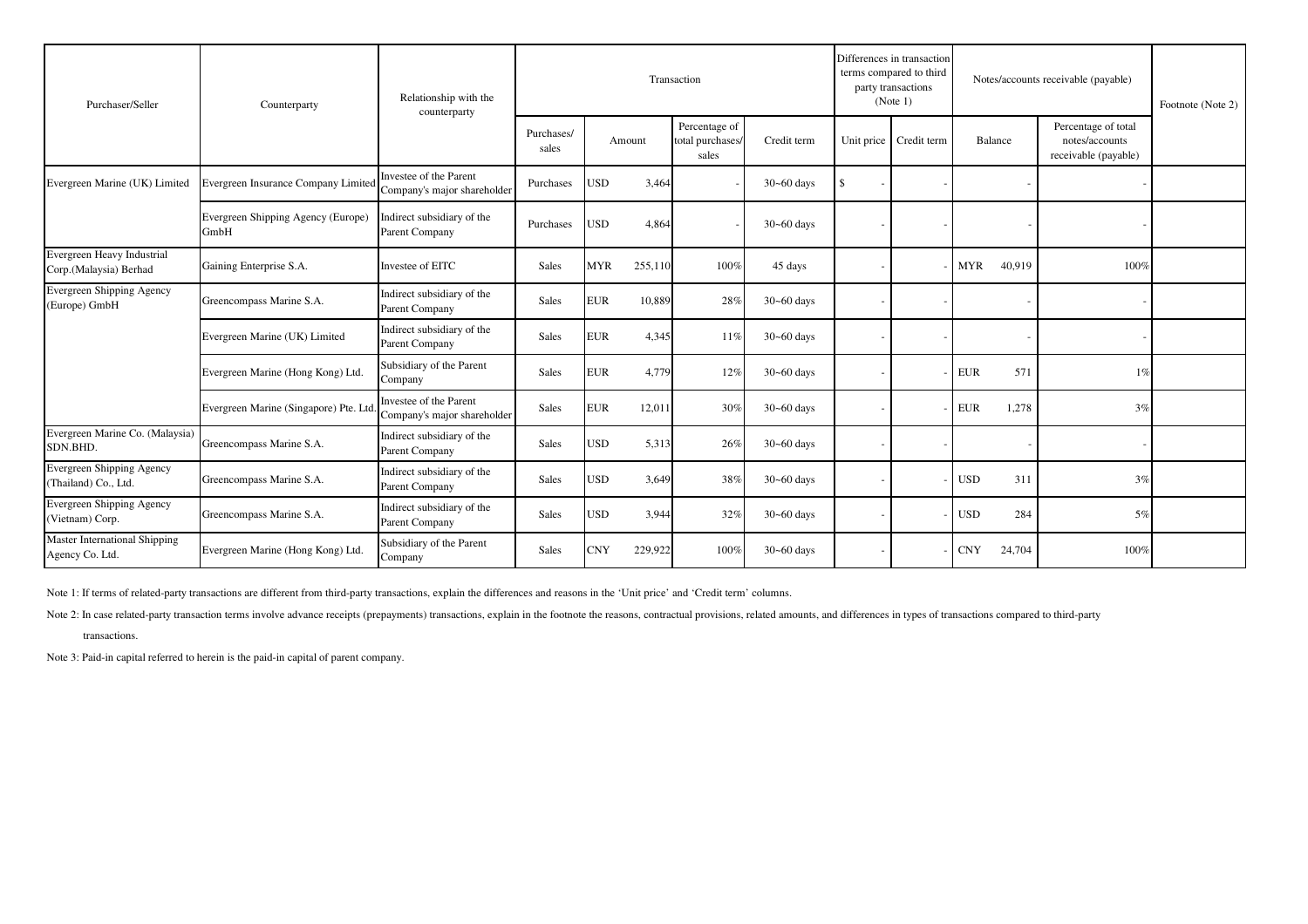| Purchaser/Seller | Counterparty | Relationship with the counterparty | Transaction | | | | Differences in transaction terms compared to third party transactions (Note 1) | | Notes/accounts receivable (payable) | | Footnote (Note 2) |
|---|---|---|---|---|---|---|---|---|---|---|---|
| | | | Purchases/ sales | Amount | Percentage of total purchases/ sales | Credit term | Unit price | Credit term | Balance | Percentage of total notes/accounts receivable (payable) | |
| Evergreen Marine (UK) Limited | Evergreen Insurance Company Limited | Investee of the Parent Company's major shareholder | Purchases | USD 3,464 | - | 30~60 days | $ - | - | - | - | |
| | Evergreen Shipping Agency (Europe) GmbH | Indirect subsidiary of the Parent Company | Purchases | USD 4,864 | - | 30~60 days | - | - | - | - | |
| Evergreen Heavy Industrial Corp.(Malaysia) Berhad | Gaining Enterprise S.A. | Investee of EITC | Sales | MYR 255,110 | 100% | 45 days | - | - | MYR 40,919 | 100% | |
| Evergreen Shipping Agency (Europe) GmbH | Greencompass Marine S.A. | Indirect subsidiary of the Parent Company | Sales | EUR 10,889 | 28% | 30~60 days | - | - | - | - | |
| | Evergreen Marine (UK) Limited | Indirect subsidiary of the Parent Company | Sales | EUR 4,345 | 11% | 30~60 days | - | - | - | - | |
| | Evergreen Marine (Hong Kong) Ltd. | Subsidiary of the Parent Company | Sales | EUR 4,779 | 12% | 30~60 days | - | - | EUR 571 | 1% | |
| | Evergreen Marine (Singapore) Pte. Ltd. | Investee of the Parent Company's major shareholder | Sales | EUR 12,011 | 30% | 30~60 days | - | - | EUR 1,278 | 3% | |
| Evergreen Marine Co. (Malaysia) SDN.BHD. | Greencompass Marine S.A. | Indirect subsidiary of the Parent Company | Sales | USD 5,313 | 26% | 30~60 days | - | - | - | - | |
| Evergreen Shipping Agency (Thailand) Co., Ltd. | Greencompass Marine S.A. | Indirect subsidiary of the Parent Company | Sales | USD 3,649 | 38% | 30~60 days | - | - | USD 311 | 3% | |
| Evergreen Shipping Agency (Vietnam) Corp. | Greencompass Marine S.A. | Indirect subsidiary of the Parent Company | Sales | USD 3,944 | 32% | 30~60 days | - | - | USD 284 | 5% | |
| Master International Shipping Agency Co. Ltd. | Evergreen Marine (Hong Kong) Ltd. | Subsidiary of the Parent Company | Sales | CNY 229,922 | 100% | 30~60 days | - | - | CNY 24,704 | 100% | |

Note 1: If terms of related-party transactions are different from third-party transactions, explain the differences and reasons in the 'Unit price' and 'Credit term' columns.

Note 2: In case related-party transaction terms involve advance receipts (prepayments) transactions, explain in the footnote the reasons, contractual provisions, related amounts, and differences in types of transactions compared to third-party transactions.

Note 3: Paid-in capital referred to herein is the paid-in capital of parent company.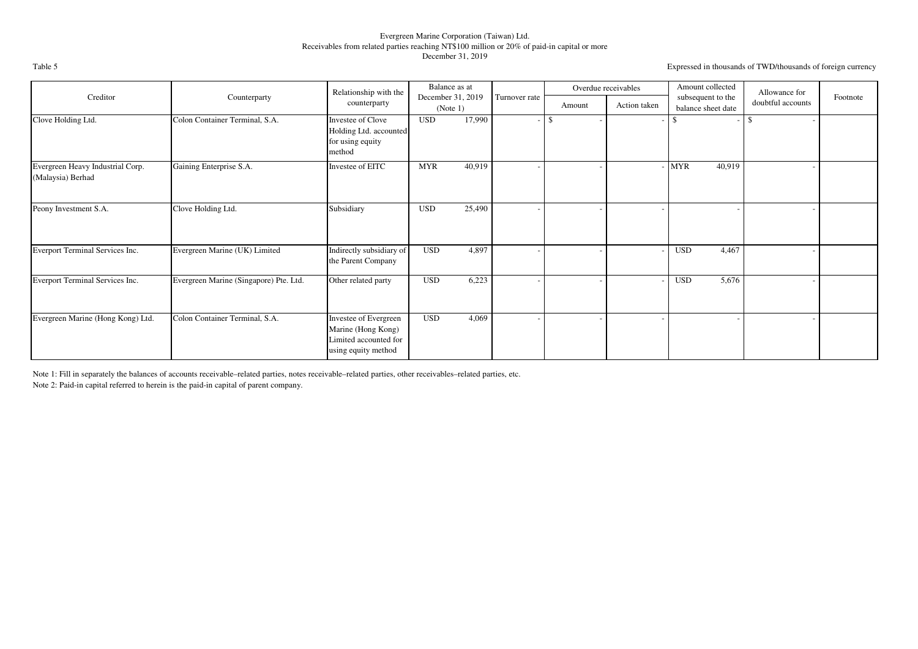Evergreen Marine Corporation (Taiwan) Ltd.
Receivables from related parties reaching NT$100 million or 20% of paid-in capital or more
December 31, 2019

Table 5

Expressed in thousands of TWD/thousands of foreign currency

| Creditor | Counterparty | Relationship with the counterparty | Balance as at December 31, 2019 (Note 1) | | Turnover rate | Overdue receivables | | Amount collected subsequent to the balance sheet date | | Allowance for doubtful accounts | Footnote |
|---|---|---|---|---|---|---|---|---|---|---|---|
| | | | | | | Amount | Action taken | | | | |
| Clove Holding Ltd. | Colon Container Terminal, S.A. | Investee of Clove Holding Ltd. accounted for using equity method | USD | 17,990 | - | $ - | - | $ | - | $ - | |
| Evergreen Heavy Industrial Corp. (Malaysia) Berhad | Gaining Enterprise S.A. | Investee of EITC | MYR | 40,919 | - | - | - | MYR | 40,919 | - | |
| Peony Investment S.A. | Clove Holding Ltd. | Subsidiary | USD | 25,490 | - | - | - | | - | - | |
| Everport Terminal Services Inc. | Evergreen Marine (UK) Limited | Indirectly subsidiary of the Parent Company | USD | 4,897 | - | - | - | USD | 4,467 | - | |
| Everport Terminal Services Inc. | Evergreen Marine (Singapore) Pte. Ltd. | Other related party | USD | 6,223 | - | - | - | USD | 5,676 | - | |
| Evergreen Marine (Hong Kong) Ltd. | Colon Container Terminal, S.A. | Investee of Evergreen Marine (Hong Kong) Limited accounted for using equity method | USD | 4,069 | - | - | - | | - | - | |

Note 1: Fill in separately the balances of accounts receivable–related parties, notes receivable–related parties, other receivables–related parties, etc.

Note 2: Paid-in capital referred to herein is the paid-in capital of parent company.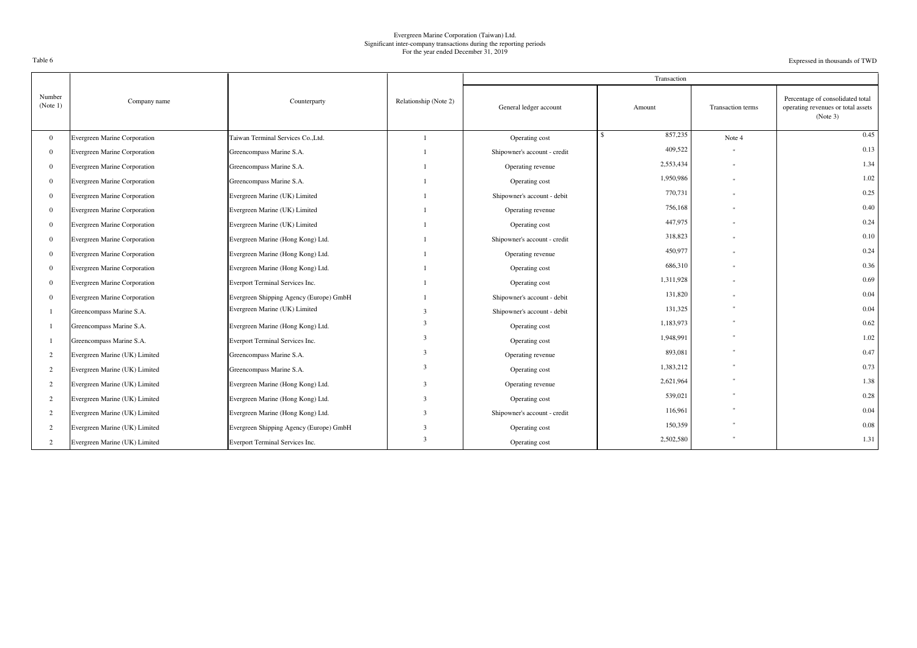Evergreen Marine Corporation (Taiwan) Ltd.
Significant inter-company transactions during the reporting periods
For the year ended December 31, 2019

Table 6

Expressed in thousands of TWD

| Number (Note 1) | Company name | Counterparty | Relationship (Note 2) | Transaction | | | |
|---|---|---|---|---|---|---|---|
| | | | | General ledger account | Amount | Transaction terms | Percentage of consolidated total operating revenues or total assets (Note 3) |
| 0 | Evergreen Marine Corporation | Taiwan Terminal Services Co.,Ltd. | 1 | Operating cost | $ 857,235 | Note 4 | 0.45 |
| 0 | Evergreen Marine Corporation | Greencompass Marine S.A. | 1 | Shipowner's account - credit | 409,522 | " | 0.13 |
| 0 | Evergreen Marine Corporation | Greencompass Marine S.A. | 1 | Operating revenue | 2,553,434 | " | 1.34 |
| 0 | Evergreen Marine Corporation | Greencompass Marine S.A. | 1 | Operating cost | 1,950,986 | " | 1.02 |
| 0 | Evergreen Marine Corporation | Evergreen Marine (UK) Limited | 1 | Shipowner's account - debit | 770,731 | " | 0.25 |
| 0 | Evergreen Marine Corporation | Evergreen Marine (UK) Limited | 1 | Operating revenue | 756,168 | " | 0.40 |
| 0 | Evergreen Marine Corporation | Evergreen Marine (UK) Limited | 1 | Operating cost | 447,975 | " | 0.24 |
| 0 | Evergreen Marine Corporation | Evergreen Marine (Hong Kong) Ltd. | 1 | Shipowner's account - credit | 318,823 | " | 0.10 |
| 0 | Evergreen Marine Corporation | Evergreen Marine (Hong Kong) Ltd. | 1 | Operating revenue | 450,977 | " | 0.24 |
| 0 | Evergreen Marine Corporation | Evergreen Marine (Hong Kong) Ltd. | 1 | Operating cost | 686,310 | " | 0.36 |
| 0 | Evergreen Marine Corporation | Everport Terminal Services Inc. | 1 | Operating cost | 1,311,928 | " | 0.69 |
| 0 | Evergreen Marine Corporation | Evergreen Shipping Agency (Europe) GmbH | 1 | Shipowner's account - debit | 131,820 | " | 0.04 |
| 1 | Greencompass Marine S.A. | Evergreen Marine (UK) Limited | 3 | Shipowner's account - debit | 131,325 | " | 0.04 |
| 1 | Greencompass Marine S.A. | Evergreen Marine (Hong Kong) Ltd. | 3 | Operating cost | 1,183,973 | " | 0.62 |
| 1 | Greencompass Marine S.A. | Everport Terminal Services Inc. | 3 | Operating cost | 1,948,991 | " | 1.02 |
| 2 | Evergreen Marine (UK) Limited | Greencompass Marine S.A. | 3 | Operating revenue | 893,081 | " | 0.47 |
| 2 | Evergreen Marine (UK) Limited | Greencompass Marine S.A. | 3 | Operating cost | 1,383,212 | " | 0.73 |
| 2 | Evergreen Marine (UK) Limited | Evergreen Marine (Hong Kong) Ltd. | 3 | Operating revenue | 2,621,964 | " | 1.38 |
| 2 | Evergreen Marine (UK) Limited | Evergreen Marine (Hong Kong) Ltd. | 3 | Operating cost | 539,021 | " | 0.28 |
| 2 | Evergreen Marine (UK) Limited | Evergreen Marine (Hong Kong) Ltd. | 3 | Shipowner's account - credit | 116,961 | " | 0.04 |
| 2 | Evergreen Marine (UK) Limited | Evergreen Shipping Agency (Europe) GmbH | 3 | Operating cost | 150,359 | " | 0.08 |
| 2 | Evergreen Marine (UK) Limited | Everport Terminal Services Inc. | 3 | Operating cost | 2,502,580 | " | 1.31 |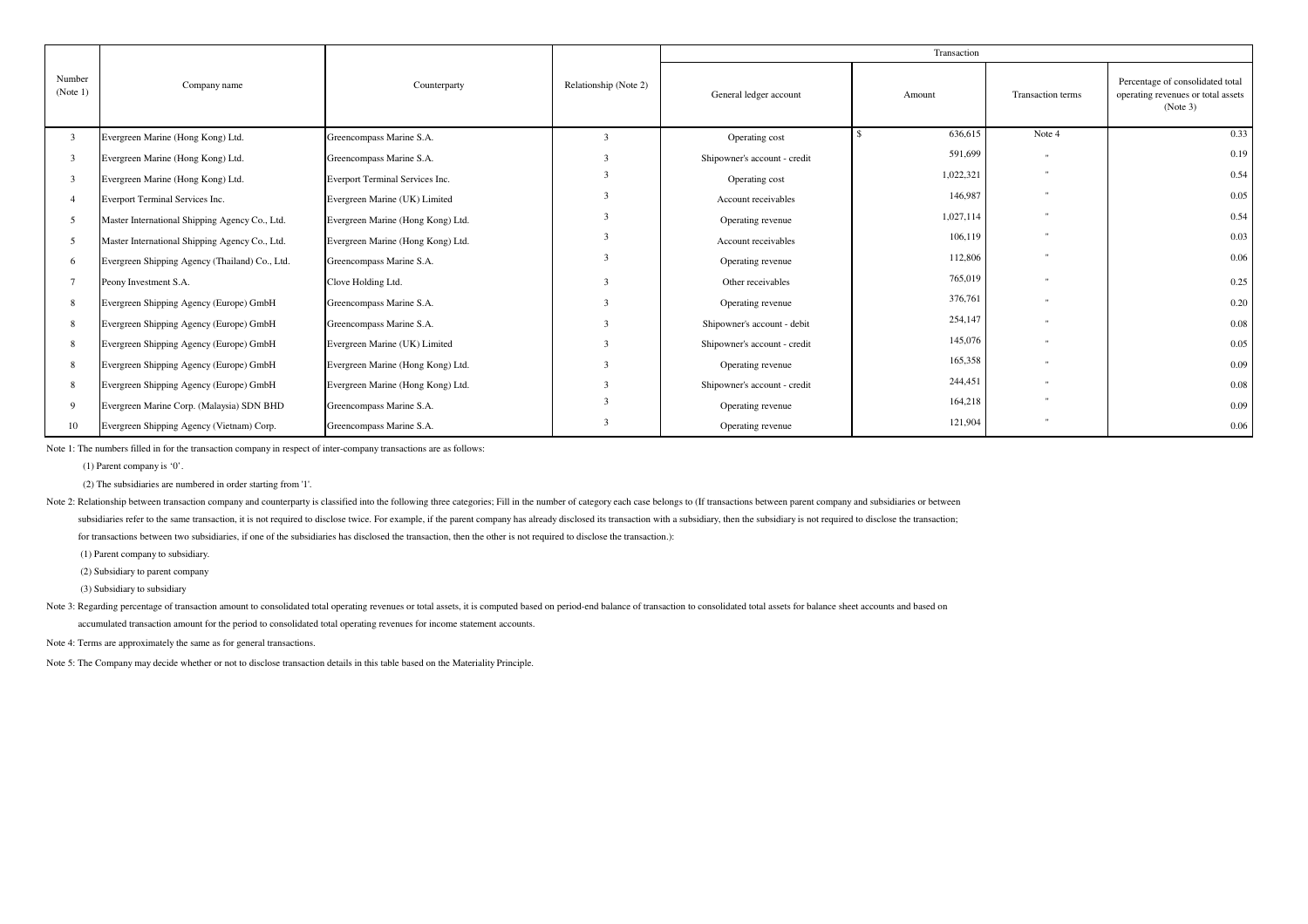| Number (Note 1) | Company name | Counterparty | Relationship (Note 2) | Transaction | | | |
|---|---|---|---|---|---|---|---|
| | | | | General ledger account | Amount | Transaction terms | Percentage of consolidated total operating revenues or total assets (Note 3) |
| 3 | Evergreen Marine (Hong Kong) Ltd. | Greencompass Marine S.A. | 3 | Operating cost | $ 636,615 | Note 4 | 0.33 |
| 3 | Evergreen Marine (Hong Kong) Ltd. | Greencompass Marine S.A. | 3 | Shipowner's account - credit | 591,699 | " | 0.19 |
| 3 | Evergreen Marine (Hong Kong) Ltd. | Everport Terminal Services Inc. | 3 | Operating cost | 1,022,321 | " | 0.54 |
| 4 | Everport Terminal Services Inc. | Evergreen Marine (UK) Limited | 3 | Account receivables | 146,987 | " | 0.05 |
| 5 | Master International Shipping Agency Co., Ltd. | Evergreen Marine (Hong Kong) Ltd. | 3 | Operating revenue | 1,027,114 | " | 0.54 |
| 5 | Master International Shipping Agency Co., Ltd. | Evergreen Marine (Hong Kong) Ltd. | 3 | Account receivables | 106,119 | " | 0.03 |
| 6 | Evergreen Shipping Agency (Thailand) Co., Ltd. | Greencompass Marine S.A. | 3 | Operating revenue | 112,806 | " | 0.06 |
| 7 | Peony Investment S.A. | Clove Holding Ltd. | 3 | Other receivables | 765,019 | " | 0.25 |
| 8 | Evergreen Shipping Agency (Europe) GmbH | Greencompass Marine S.A. | 3 | Operating revenue | 376,761 | " | 0.20 |
| 8 | Evergreen Shipping Agency (Europe) GmbH | Greencompass Marine S.A. | 3 | Shipowner's account - debit | 254,147 | " | 0.08 |
| 8 | Evergreen Shipping Agency (Europe) GmbH | Evergreen Marine (UK) Limited | 3 | Shipowner's account - credit | 145,076 | " | 0.05 |
| 8 | Evergreen Shipping Agency (Europe) GmbH | Evergreen Marine (Hong Kong) Ltd. | 3 | Operating revenue | 165,358 | " | 0.09 |
| 8 | Evergreen Shipping Agency (Europe) GmbH | Evergreen Marine (Hong Kong) Ltd. | 3 | Shipowner's account - credit | 244,451 | " | 0.08 |
| 9 | Evergreen Marine Corp. (Malaysia) SDN BHD | Greencompass Marine S.A. | 3 | Operating revenue | 164,218 | " | 0.09 |
| 10 | Evergreen Shipping Agency (Vietnam) Corp. | Greencompass Marine S.A. | 3 | Operating revenue | 121,904 | " | 0.06 |

Note 1: The numbers filled in for the transaction company in respect of inter-company transactions are as follows:

(1) Parent company is '0'.

(2) The subsidiaries are numbered in order starting from '1'.

Note 2: Relationship between transaction company and counterparty is classified into the following three categories; Fill in the number of category each case belongs to (If transactions between parent company and subsidiaries or between subsidiaries refer to the same transaction, it is not required to disclose twice. For example, if the parent company has already disclosed its transaction with a subsidiary, then the subsidiary is not required to disclose the transaction; for transactions between two subsidiaries, if one of the subsidiaries has disclosed the transaction, then the other is not required to disclose the transaction.):

(1) Parent company to subsidiary.

(2) Subsidiary to parent company

(3) Subsidiary to subsidiary

Note 3: Regarding percentage of transaction amount to consolidated total operating revenues or total assets, it is computed based on period-end balance of transaction to consolidated total assets for balance sheet accounts and based on accumulated transaction amount for the period to consolidated total operating revenues for income statement accounts.

Note 4: Terms are approximately the same as for general transactions.

Note 5: The Company may decide whether or not to disclose transaction details in this table based on the Materiality Principle.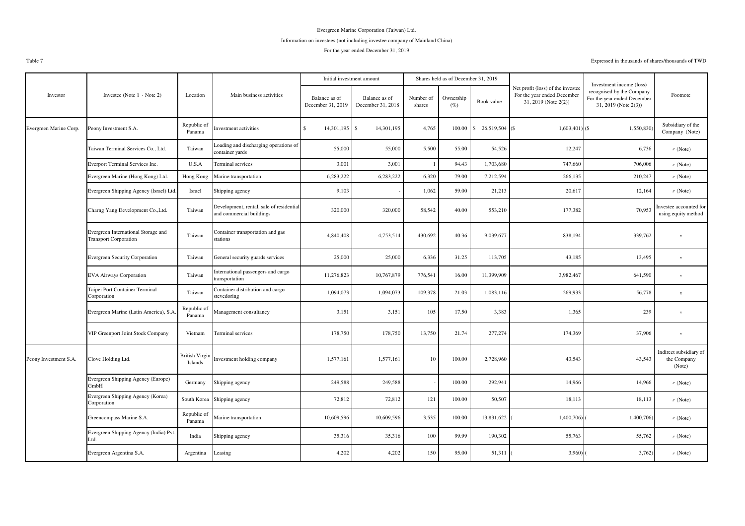Evergreen Marine Corporation (Taiwan) Ltd.

Information on investees (not including investee company of Mainland China)

For the year ended December 31, 2019

Table 7

Expressed in thousands of shares/thousands of TWD

| Investor | Investee (Note 1、Note 2) | Location | Main business activities | Initial investment amount | | Shares held as of December 31, 2019 | | | Net profit (loss) of the investee For the year ended December 31, 2019 (Note 2(2)) | Investment income (loss) recognised by the Company For the year ended December 31, 2019 (Note 2(3)) | Footnote |
|---|---|---|---|---|---|---|---|---|---|---|---|
| | | | | Balance as of December 31, 2019 | Balance as of December 31, 2018 | Number of shares | Ownership (%) | Book value | | | |
| Evergreen Marine Corp. | Peony Investment S.A. | Republic of Panama | Investment activities | $ 14,301,195 | $ 14,301,195 | 4,765 | 100.00 | $ 26,519,504 | ($ 1,603,401) | ($ 1,550,830) | Subsidiary of the Company (Note) |
| | Taiwan Terminal Services Co., Ltd. | Taiwan | Loading and discharging operations of container yards | 55,000 | 55,000 | 5,500 | 55.00 | 54,526 | 12,247 | 6,736 | 〃 (Note) |
| | Everport Terminal Services Inc. | U.S.A | Terminal services | 3,001 | 3,001 | 1 | 94.43 | 1,703,680 | 747,660 | 706,006 | 〃 (Note) |
| | Evergreen Marine (Hong Kong) Ltd. | Hong Kong | Marine transportation | 6,283,222 | 6,283,222 | 6,320 | 79.00 | 7,212,594 | 266,135 | 210,247 | 〃 (Note) |
| | Evergreen Shipping Agency (Israel) Ltd. | Israel | Shipping agency | 9,103 | - | 1,062 | 59.00 | 21,213 | 20,617 | 12,164 | 〃 (Note) |
| | Charng Yang Development Co.,Ltd. | Taiwan | Development, rental, sale of residential and commercial buildings | 320,000 | 320,000 | 58,542 | 40.00 | 553,210 | 177,382 | 70,953 | Investee accounted for using equity method |
| | Evergreen International Storage and Transport Corporation | Taiwan | Container transportation and gas stations | 4,840,408 | 4,753,514 | 430,692 | 40.36 | 9,039,677 | 838,194 | 339,762 | 〃 |
| | Evergreen Security Corporation | Taiwan | General security guards services | 25,000 | 25,000 | 6,336 | 31.25 | 113,705 | 43,185 | 13,495 | 〃 |
| | EVA Airways Corporation | Taiwan | International passengers and cargo transportation | 11,276,823 | 10,767,879 | 776,541 | 16.00 | 11,399,909 | 3,982,467 | 641,590 | 〃 |
| | Taipei Port Container Terminal Corporation | Taiwan | Container distribution and cargo stevedoring | 1,094,073 | 1,094,073 | 109,378 | 21.03 | 1,083,116 | 269,933 | 56,778 | 〃 |
| | Evergreen Marine (Latin America), S.A. | Republic of Panama | Management consultancy | 3,151 | 3,151 | 105 | 17.50 | 3,383 | 1,365 | 239 | 〃 |
| | VIP Greenport Joint Stock Company | Vietnam | Terminal services | 178,750 | 178,750 | 13,750 | 21.74 | 277,274 | 174,369 | 37,906 | 〃 |
| Peony Investment S.A. | Clove Holding Ltd. | British Virgin Islands | Investment holding company | 1,577,161 | 1,577,161 | 10 | 100.00 | 2,728,960 | 43,543 | 43,543 | Indirect subsidiary of the Company (Note) |
| | Evergreen Shipping Agency (Europe) GmbH | Germany | Shipping agency | 249,588 | 249,588 | - | 100.00 | 292,941 | 14,966 | 14,966 | 〃 (Note) |
| | Evergreen Shipping Agency (Korea) Corporation | South Korea | Shipping agency | 72,812 | 72,812 | 121 | 100.00 | 50,507 | 18,113 | 18,113 | 〃 (Note) |
| | Greencompass Marine S.A. | Republic of Panama | Marine transportation | 10,609,596 | 10,609,596 | 3,535 | 100.00 | 13,831,622 | ( 1,400,706) | ( 1,400,706) | 〃 (Note) |
| | Evergreen Shipping Agency (India) Pvt. Ltd. | India | Shipping agency | 35,316 | 35,316 | 100 | 99.99 | 190,302 | 55,763 | 55,762 | 〃 (Note) |
| | Evergreen Argentina S.A. | Argentina | Leasing | 4,202 | 4,202 | 150 | 95.00 | 51,311 | ( 3,960) | ( 3,762) | 〃 (Note) |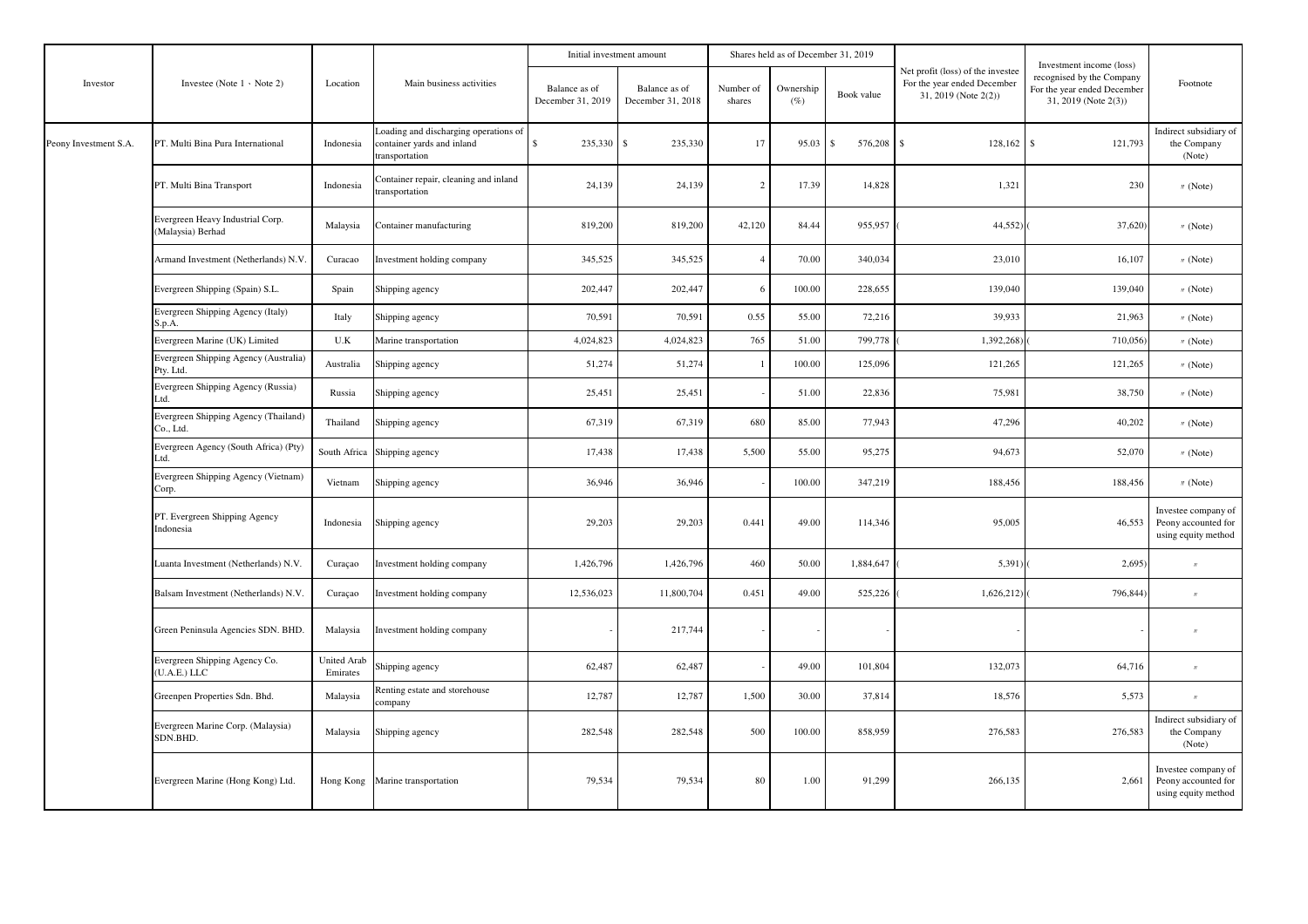| Investor | Investee (Note 1、Note 2) | Location | Main business activities | Initial investment amount | | Shares held as of December 31, 2019 | | | Net profit (loss) of the investee For the year ended December 31, 2019 (Note 2(2)) | Investment income (loss) recognised by the Company For the year ended December 31, 2019 (Note 2(3)) | Footnote |
|---|---|---|---|---|---|---|---|---|---|---|---|
| | | | | Balance as of December 31, 2019 | Balance as of December 31, 2018 | Number of shares | Ownership (%) | Book value | | | |
| Peony Investment S.A. | PT. Multi Bina Pura International | Indonesia | Loading and discharging operations of container yards and inland transportation | $ 235,330 | $ 235,330 | 17 | 95.03 | $ 576,208 | $ 128,162 | $ 121,793 | Indirect subsidiary of the Company (Note) |
| | PT. Multi Bina Transport | Indonesia | Container repair, cleaning and inland transportation | 24,139 | 24,139 | 2 | 17.39 | 14,828 | 1,321 | 230 | 〃 (Note) |
| | Evergreen Heavy Industrial Corp. (Malaysia) Berhad | Malaysia | Container manufacturing | 819,200 | 819,200 | 42,120 | 84.44 | 955,957 | ( 44,552) | ( 37,620) | 〃 (Note) |
| | Armand Investment (Netherlands) N.V. | Curacao | Investment holding company | 345,525 | 345,525 | 4 | 70.00 | 340,034 | 23,010 | 16,107 | 〃 (Note) |
| | Evergreen Shipping (Spain) S.L. | Spain | Shipping agency | 202,447 | 202,447 | 6 | 100.00 | 228,655 | 139,040 | 139,040 | 〃 (Note) |
| | Evergreen Shipping Agency (Italy) S.p.A. | Italy | Shipping agency | 70,591 | 70,591 | 0.55 | 55.00 | 72,216 | 39,933 | 21,963 | 〃 (Note) |
| | Evergreen Marine (UK) Limited | U.K | Marine transportation | 4,024,823 | 4,024,823 | 765 | 51.00 | 799,778 | ( 1,392,268) | ( 710,056) | 〃 (Note) |
| | Evergreen Shipping Agency (Australia) Pty. Ltd. | Australia | Shipping agency | 51,274 | 51,274 | 1 | 100.00 | 125,096 | 121,265 | 121,265 | 〃 (Note) |
| | Evergreen Shipping Agency (Russia) Ltd. | Russia | Shipping agency | 25,451 | 25,451 | - | 51.00 | 22,836 | 75,981 | 38,750 | 〃 (Note) |
| | Evergreen Shipping Agency (Thailand) Co., Ltd. | Thailand | Shipping agency | 67,319 | 67,319 | 680 | 85.00 | 77,943 | 47,296 | 40,202 | 〃 (Note) |
| | Evergreen Agency (South Africa) (Pty) Ltd. | South Africa | Shipping agency | 17,438 | 17,438 | 5,500 | 55.00 | 95,275 | 94,673 | 52,070 | 〃 (Note) |
| | Evergreen Shipping Agency (Vietnam) Corp. | Vietnam | Shipping agency | 36,946 | 36,946 | - | 100.00 | 347,219 | 188,456 | 188,456 | 〃 (Note) |
| | PT. Evergreen Shipping Agency Indonesia | Indonesia | Shipping agency | 29,203 | 29,203 | 0.441 | 49.00 | 114,346 | 95,005 | 46,553 | Investee company of Peony accounted for using equity method |
| | Luanta Investment (Netherlands) N.V. | Curaçao | Investment holding company | 1,426,796 | 1,426,796 | 460 | 50.00 | 1,884,647 | ( 5,391) | ( 2,695) | 〃 |
| | Balsam Investment (Netherlands) N.V. | Curaçao | Investment holding company | 12,536,023 | 11,800,704 | 0.451 | 49.00 | 525,226 | ( 1,626,212) | ( 796,844) | 〃 |
| | Green Peninsula Agencies SDN. BHD. | Malaysia | Investment holding company | - | 217,744 | - | - | - | - | - | 〃 |
| | Evergreen Shipping Agency Co. (U.A.E.) LLC | United Arab Emirates | Shipping agency | 62,487 | 62,487 | - | 49.00 | 101,804 | 132,073 | 64,716 | 〃 |
| | Greenpen Properties Sdn. Bhd. | Malaysia | Renting estate and storehouse company | 12,787 | 12,787 | 1,500 | 30.00 | 37,814 | 18,576 | 5,573 | 〃 |
| | Evergreen Marine Corp. (Malaysia) SDN.BHD. | Malaysia | Shipping agency | 282,548 | 282,548 | 500 | 100.00 | 858,959 | 276,583 | 276,583 | Indirect subsidiary of the Company (Note) |
| | Evergreen Marine (Hong Kong) Ltd. | Hong Kong | Marine transportation | 79,534 | 79,534 | 80 | 1.00 | 91,299 | 266,135 | 2,661 | Investee company of Peony accounted for using equity method |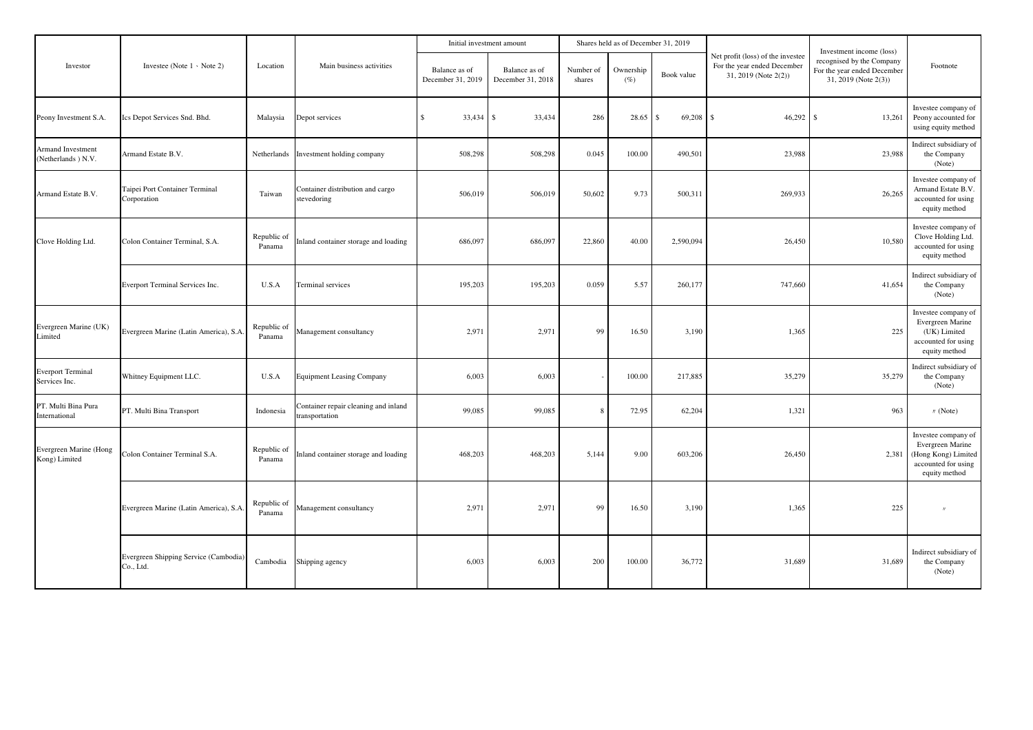| Investor | Investee (Note 1、Note 2) | Location | Main business activities | Initial investment amount | | Shares held as of December 31, 2019 | | | Net profit (loss) of the investee For the year ended December 31, 2019 (Note 2(2)) | Investment income (loss) recognised by the Company For the year ended December 31, 2019 (Note 2(3)) | Footnote |
|---|---|---|---|---|---|---|---|---|---|---|---|
| | | | | Balance as of December 31, 2019 | Balance as of December 31, 2018 | Number of shares | Ownership (%) | Book value | | | |
| Peony Investment S.A. | Ics Depot Services Snd. Bhd. | Malaysia | Depot services | $ 33,434 | $ 33,434 | 286 | 28.65 | $ 69,208 | $ 46,292 | $ 13,261 | Investee company of Peony accounted for using equity method |
| Armand Investment (Netherlands ) N.V. | Armand Estate B.V. | Netherlands | Investment holding company | 508,298 | 508,298 | 0.045 | 100.00 | 490,501 | 23,988 | 23,988 | Indirect subsidiary of the Company (Note) |
| Armand Estate B.V. | Taipei Port Container Terminal Corporation | Taiwan | Container distribution and cargo stevedoring | 506,019 | 506,019 | 50,602 | 9.73 | 500,311 | 269,933 | 26,265 | Investee company of Armand Estate B.V. accounted for using equity method |
| Clove Holding Ltd. | Colon Container Terminal, S.A. | Republic of Panama | Inland container storage and loading | 686,097 | 686,097 | 22,860 | 40.00 | 2,590,094 | 26,450 | 10,580 | Investee company of Clove Holding Ltd. accounted for using equity method |
| | Everport Terminal Services Inc. | U.S.A | Terminal services | 195,203 | 195,203 | 0.059 | 5.57 | 260,177 | 747,660 | 41,654 | Indirect subsidiary of the Company (Note) |
| Evergreen Marine (UK) Limited | Evergreen Marine (Latin America), S.A. | Republic of Panama | Management consultancy | 2,971 | 2,971 | 99 | 16.50 | 3,190 | 1,365 | 225 | Investee company of Evergreen Marine (UK) Limited accounted for using equity method |
| Everport Terminal Services Inc. | Whitney Equipment LLC. | U.S.A | Equipment Leasing Company | 6,003 | 6,003 | - | 100.00 | 217,885 | 35,279 | 35,279 | Indirect subsidiary of the Company (Note) |
| PT. Multi Bina Pura International | PT. Multi Bina Transport | Indonesia | Container repair cleaning and inland transportation | 99,085 | 99,085 | 8 | 72.95 | 62,204 | 1,321 | 963 | 〃 (Note) |
| Evergreen Marine (Hong Kong) Limited | Colon Container Terminal S.A. | Republic of Panama | Inland container storage and loading | 468,203 | 468,203 | 5,144 | 9.00 | 603,206 | 26,450 | 2,381 | Investee company of Evergreen Marine (Hong Kong) Limited accounted for using equity method |
| | Evergreen Marine (Latin America), S.A. | Republic of Panama | Management consultancy | 2,971 | 2,971 | 99 | 16.50 | 3,190 | 1,365 | 225 | 〃 |
| | Evergreen Shipping Service (Cambodia) Co., Ltd. | Cambodia | Shipping agency | 6,003 | 6,003 | 200 | 100.00 | 36,772 | 31,689 | 31,689 | Indirect subsidiary of the Company (Note) |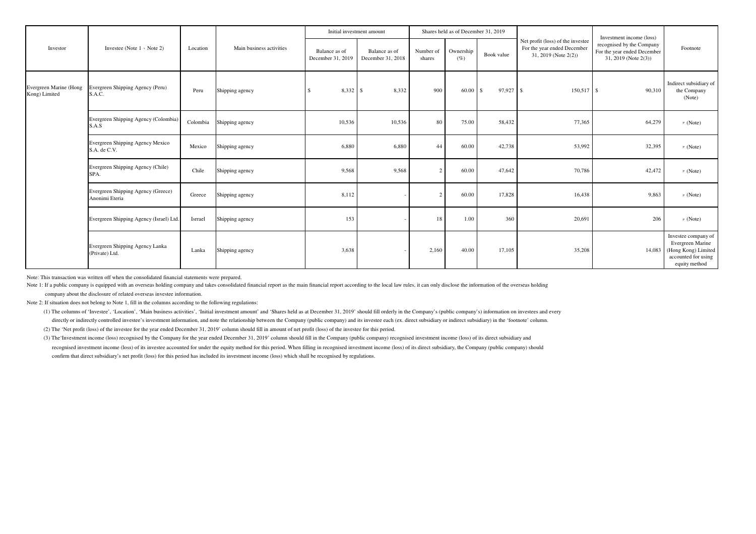| Investor | Investee (Note 1、Note 2) | Location | Main business activities | Initial investment amount | | Shares held as of December 31, 2019 | | | Net profit (loss) of the investee For the year ended December 31, 2019 (Note 2(2)) | Investment income (loss) recognised by the Company For the year ended December 31, 2019 (Note 2(3)) | Footnote |
|---|---|---|---|---|---|---|---|---|---|---|---|
| | | | | Balance as of December 31, 2019 | Balance as of December 31, 2018 | Number of shares | Ownership (%) | Book value | | | |
| Evergreen Marine (Hong Kong) Limited | Evergreen Shipping Agency (Peru) S.A.C. | Peru | Shipping agency | $ 8,332 | $ 8,332 | 900 | 60.00 | $ 97,927 | $ 150,517 | $ 90,310 | Indirect subsidiary of the Company (Note) |
| | Evergreen Shipping Agency (Colombia) S.A.S | Colombia | Shipping agency | 10,536 | 10,536 | 80 | 75.00 | 58,432 | 77,365 | 64,279 | 〃 (Note) |
| | Evergreen Shipping Agency Mexico S.A. de C.V. | Mexico | Shipping agency | 6,880 | 6,880 | 44 | 60.00 | 42,738 | 53,992 | 32,395 | 〃 (Note) |
| | Evergreen Shipping Agency (Chile) SPA. | Chile | Shipping agency | 9,568 | 9,568 | 2 | 60.00 | 47,642 | 70,786 | 42,472 | 〃 (Note) |
| | Evergreen Shipping Agency (Greece) Anonimi Eteria | Greece | Shipping agency | 8,112 | - | 2 | 60.00 | 17,828 | 16,438 | 9,863 | 〃 (Note) |
| | Evergreen Shipping Agency (Israel) Ltd. | Isrrael | Shipping agency | 153 | - | 18 | 1.00 | 360 | 20,691 | 206 | 〃 (Note) |
| | Evergreen Shipping Agency Lanka (Private) Ltd. | Lanka | Shipping agency | 3,638 | - | 2,160 | 40.00 | 17,105 | 35,208 | 14,083 | Investee company of Evergreen Marine (Hong Kong) Limited accounted for using equity method |

Note: This transaction was written off when the consolidated financial statements were prepared.

Note 1: If a public company is equipped with an overseas holding company and takes consolidated financial report as the main financial report according to the local law rules, it can only disclose the information of the overseas holding company about the disclosure of related overseas investee information.

Note 2: If situation does not belong to Note 1, fill in the columns according to the following regulations:

(1) The columns of 'Investee', 'Location', 'Main business activities', 'Initial investment amount' and 'Shares held as at December 31, 2019' should fill orderly in the Company's (public company's) information on investees and every directly or indirectly controlled investee's investment information, and note the relationship between the Company (public company) and its investee each (ex. direct subsidiary or indirect subsidiary) in the 'footnote' column.

(2) The 'Net profit (loss) of the investee for the year ended December 31, 2019' column should fill in amount of net profit (loss) of the investee for this period.

(3) The'Investment income (loss) recognised by the Company for the year ended December 31, 2019' column should fill in the Company (public company) recognised investment income (loss) of its direct subsidiary and recognised investment income (loss) of its investee accounted for under the equity method for this period. When filling in recognised investment income (loss) of its direct subsidiary, the Company (public company) should confirm that direct subsidiary's net profit (loss) for this period has included its investment income (loss) which shall be recognised by regulations.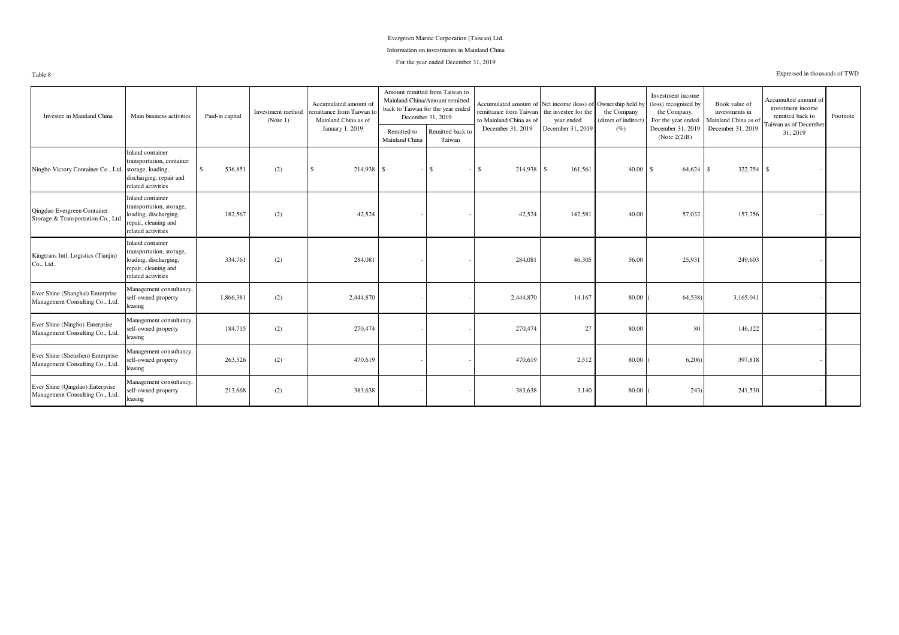Evergreen Marine Corporation (Taiwan) Ltd.

Information on investments in Mainland China

For the year ended December 31, 2019

Table 8

Expressed in thousands of TWD

| Investee in Mainland China | Main business activities | Paid-in capital | Investment method (Note 1) | Accumulated amount of remittance from Taiwan to Mainland China as of January 1, 2019 | Amount remitted from Taiwan to Mainland China/Amount remitted back to Taiwan for the year ended December 31, 2019 | | Accumulated amount of remittance from Taiwan to Mainland China as of December 31, 2019 | Net income (loss) of the investee for the year ended December 31, 2019 | Ownership held by the Company (direct of indirect) (%) | Investment income (loss) recognised by the Company. For the year ended December 31, 2019 (Note 2(2)B) | Book value of investments in Mainland China as of December 31, 2019 | Accumulted amount of investment income remitted back to Taiwan as of December 31, 2019 | Footnote |
|---|---|---|---|---|---|---|---|---|---|---|---|---|---|
| | | | | | Remitted to Mainland China | Remitted back to Taiwan | | | | | | | |
| Ningbo Victory Container Co., Ltd. | Inland container transportation, container storage, loading, discharging, repair and related activities | $ 536,851 | (2) | $ 214,938 | $ - | $ - | $ 214,938 | $ 161,561 | 40.00 | $ 64,624 | $ 322,754 | $ - | |
| Qingdao Evergreen Container Storage & Transportation Co., Ltd. | Inland container transportation, storage, loading, discharging, repair, cleaning and related activities | 182,567 | (2) | 42,524 | - | - | 42,524 | 142,581 | 40.00 | 57,032 | 157,756 | - | |
| Kingtrans Intl. Logistics (Tianjin) Co., Ltd. | Inland container transportation, storage, loading, discharging, repair, cleaning and related activities | 334,761 | (2) | 284,081 | - | - | 284,081 | 46,305 | 56.00 | 25,931 | 249,603 | - | |
| Ever Shine (Shanghai) Enterprise Management Consulting Co., Ltd. | Management consultancy, self-owned property leasing | 1,866,381 | (2) | 2,444,870 | - | - | 2,444,870 | 14,167 | 80.00 | ( 64,538) | 3,165,041 | - | |
| Ever Shine (Ningbo) Enterprise Management Consulting Co., Ltd. | Management consultancy, self-owned property leasing | 184,715 | (2) | 270,474 | - | - | 270,474 | 27 | 80.00 | 80 | 146,122 | - | |
| Ever Shine (Shenzhen) Enterprise Management Consulting Co., Ltd. | Management consultancy, self-owned property leasing | 263,526 | (2) | 470,619 | - | - | 470,619 | 2,512 | 80.00 | ( 6,206) | 397,818 | - | |
| Ever Shine (Qingdao) Enterprise Management Consulting Co., Ltd. | Management consultancy, self-owned property leasing | 213,668 | (2) | 383,638 | - | - | 383,638 | 3,140 | 80.00 | ( 243) | 241,530 | - | |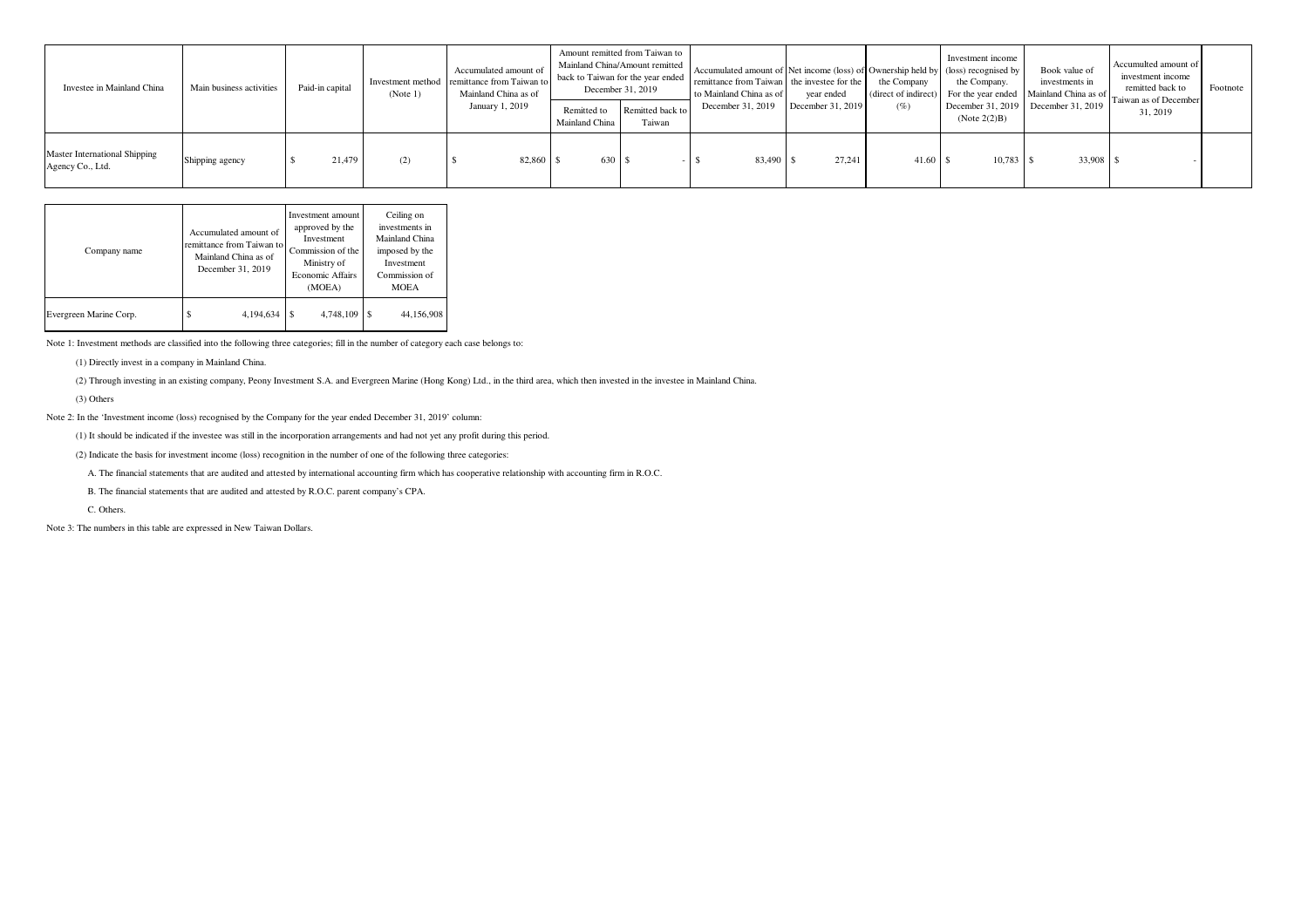| Investee in Mainland China | Main business activities | Paid-in capital | Investment method (Note 1) | Accumulated amount of remittance from Taiwan to Mainland China as of January 1, 2019 | Amount remitted from Taiwan to Mainland China/Amount remitted back to Taiwan for the year ended December 31, 2019 | | Accumulated amount of remittance from Taiwan to Mainland China as of December 31, 2019 | Net income (loss) of the investee for the year ended December 31, 2019 | Ownership held by the Company (direct of indirect) (%) | Investment income (loss) recognised by the Company. For the year ended December 31, 2019 (Note 2(2)B) | Book value of investments in Mainland China as of December 31, 2019 | Accumulted amount of investment income remitted back to Taiwan as of December 31, 2019 | Footnote |
|---|---|---|---|---|---|---|---|---|---|---|---|---|---|
| | | | | | Remitted to Mainland China | Remitted back to Taiwan | | | | | | | |
| Master International Shipping Agency Co., Ltd. | Shipping agency | $ 21,479 | (2) | $ 82,860 | $ 630 | $ - | $ 83,490 | $ 27,241 | 41.60 | $ 10,783 | $ 33,908 | $ - | |

| Company name | Accumulated amount of remittance from Taiwan to Mainland China as of December 31, 2019 | Investment amount approved by the Investment Commission of the Ministry of Economic Affairs (MOEA) | Ceiling on investments in Mainland China imposed by the Investment Commission of MOEA |
|---|---|---|---|
| Evergreen Marine Corp. | $ 4,194,634 | $ 4,748,109 | $ 44,156,908 |

Note 1: Investment methods are classified into the following three categories; fill in the number of category each case belongs to:

(1) Directly invest in a company in Mainland China.

(2) Through investing in an existing company, Peony Investment S.A. and Evergreen Marine (Hong Kong) Ltd., in the third area, which then invested in the investee in Mainland China.

(3) Others

Note 2: In the 'Investment income (loss) recognised by the Company for the year ended December 31, 2019' column:

(1) It should be indicated if the investee was still in the incorporation arrangements and had not yet any profit during this period.

(2) Indicate the basis for investment income (loss) recognition in the number of one of the following three categories:

A. The financial statements that are audited and attested by international accounting firm which has cooperative relationship with accounting firm in R.O.C.

B. The financial statements that are audited and attested by R.O.C. parent company's CPA.

C. Others.

Note 3: The numbers in this table are expressed in New Taiwan Dollars.